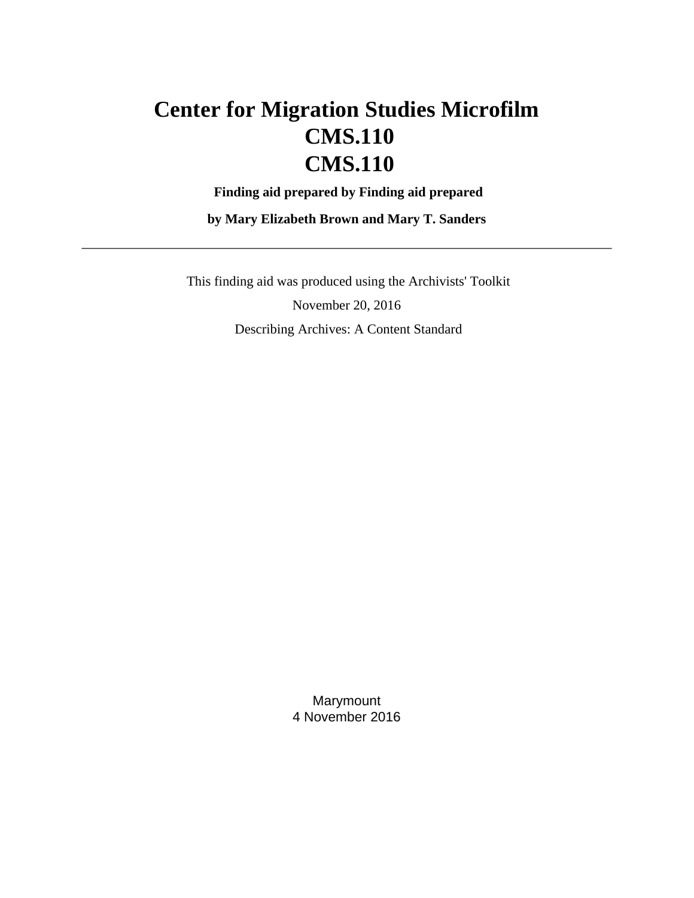# Center for Migration Studies Microfilm
# CMS.110
# CMS.110

**Finding aid prepared by Finding aid prepared**

**by Mary Elizabeth Brown and Mary T. Sanders**

---

This finding aid was produced using the Archivists' Toolkit

November 20, 2016

Describing Archives: A Content Standard

Marymount
4 November 2016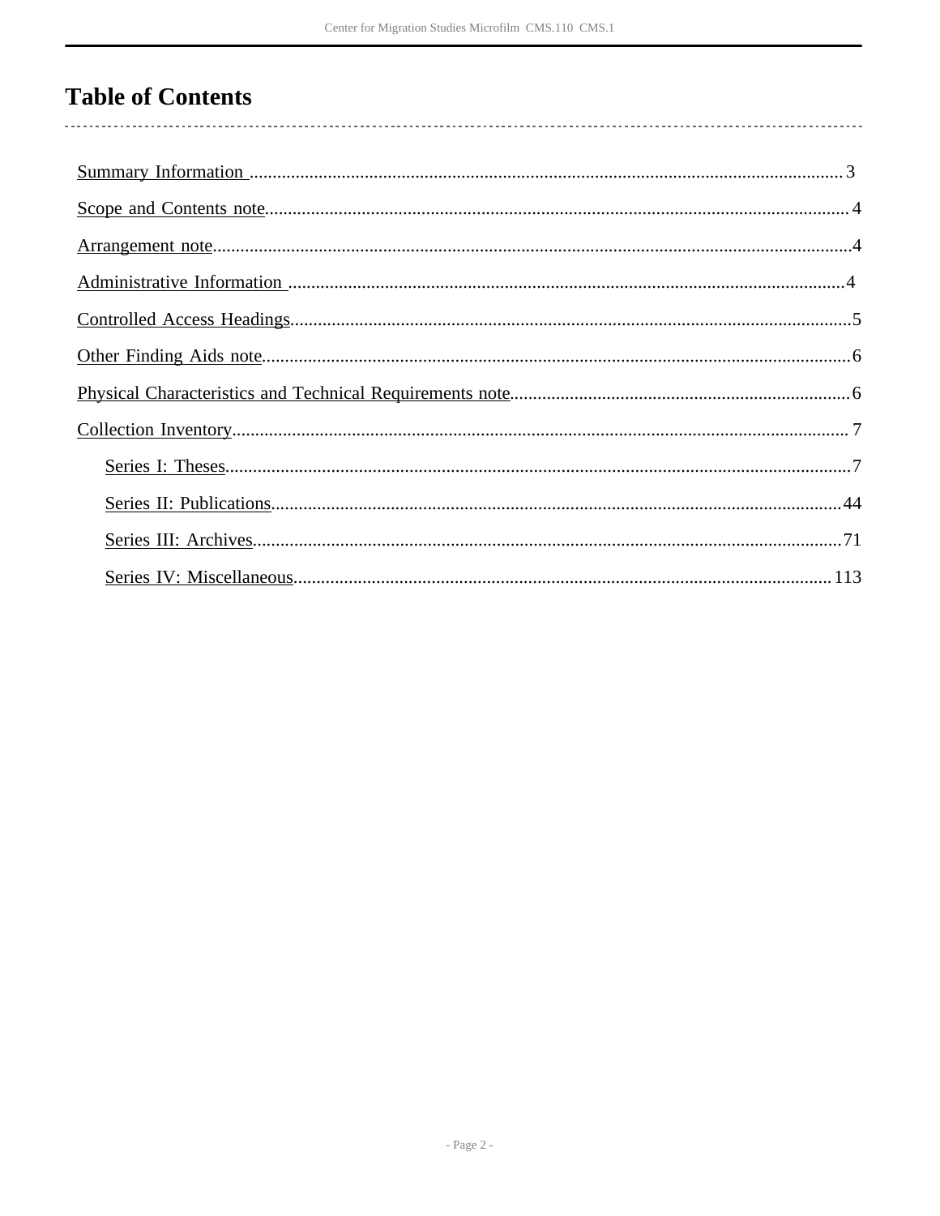# Table of Contents

- Summary Information ..... 3
- Scope and Contents note..... 4
- Arrangement note..... 4
- Administrative Information ..... 4
- Controlled Access Headings..... 5
- Other Finding Aids note..... 6
- Physical Characteristics and Technical Requirements note..... 6
- Collection Inventory..... 7
    - Series I: Theses..... 7
    - Series II: Publications..... 44
    - Series III: Archives..... 71
    - Series IV: Miscellaneous..... 113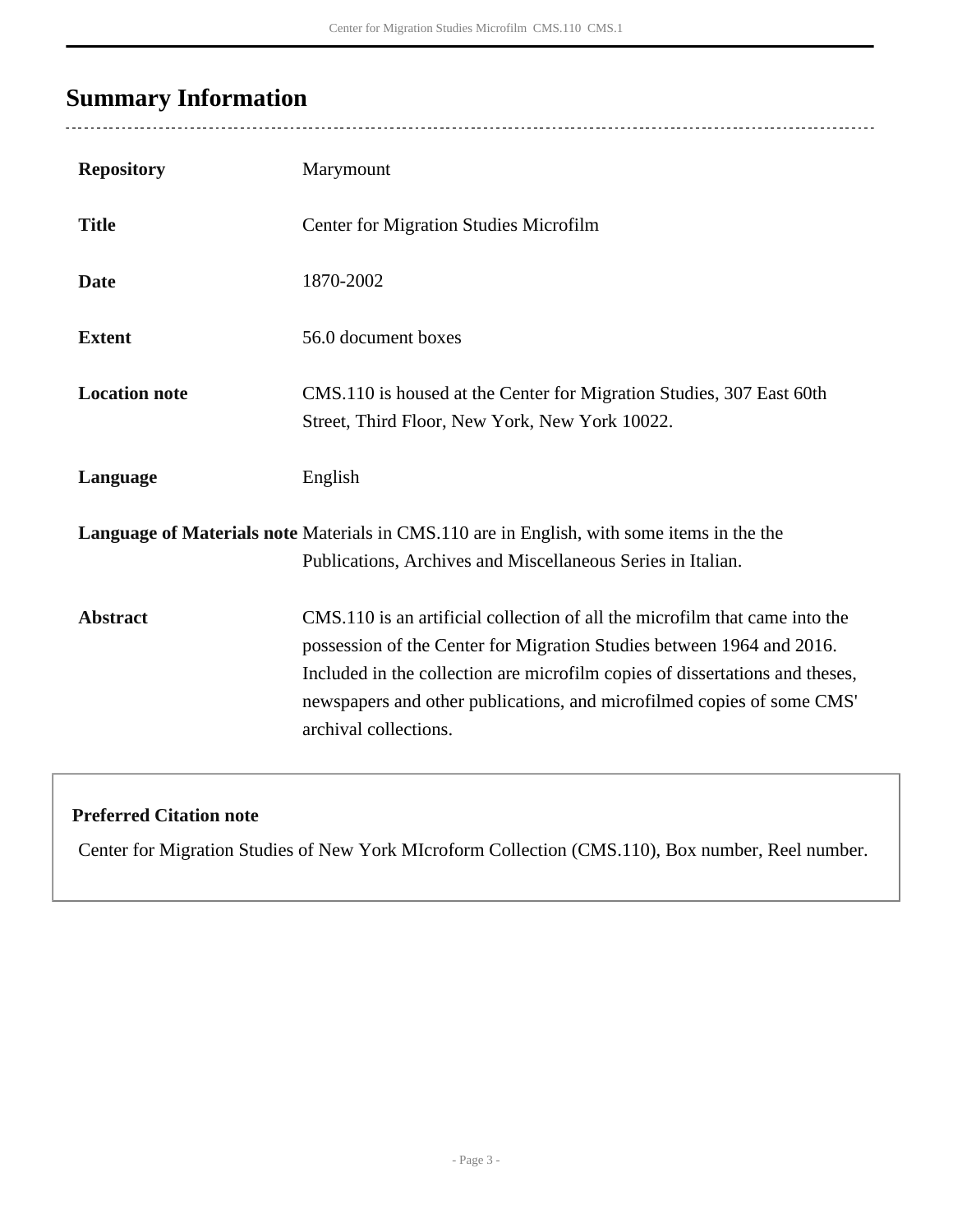## Summary Information

| | |
|---|---|
| **Repository** | Marymount |
| **Title** | Center for Migration Studies Microfilm |
| **Date** | 1870-2002 |
| **Extent** | 56.0 document boxes |
| **Location note** | CMS.110 is housed at the Center for Migration Studies, 307 East 60th Street, Third Floor, New York, New York 10022. |
| **Language** | English |
| **Language of Materials note** | Materials in CMS.110 are in English, with some items in the the Publications, Archives and Miscellaneous Series in Italian. |
| **Abstract** | CMS.110 is an artificial collection of all the microfilm that came into the possession of the Center for Migration Studies between 1964 and 2016. Included in the collection are microfilm copies of dissertations and theses, newspapers and other publications, and microfilmed copies of some CMS' archival collections. |

**Preferred Citation note**

Center for Migration Studies of New York MIcroform Collection (CMS.110), Box number, Reel number.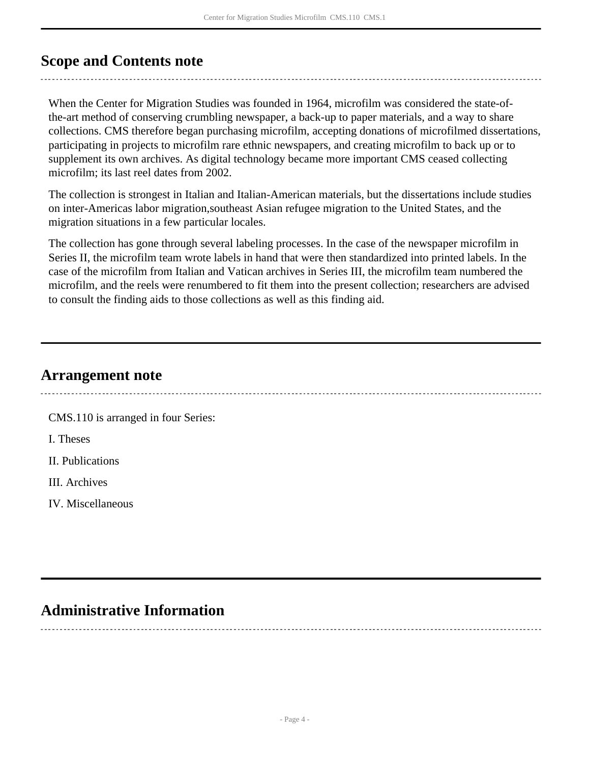## Scope and Contents note

When the Center for Migration Studies was founded in 1964, microfilm was considered the state-of-the-art method of conserving crumbling newspaper, a back-up to paper materials, and a way to share collections. CMS therefore began purchasing microfilm, accepting donations of microfilmed dissertations, participating in projects to microfilm rare ethnic newspapers, and creating microfilm to back up or to supplement its own archives. As digital technology became more important CMS ceased collecting microfilm; its last reel dates from 2002.

The collection is strongest in Italian and Italian-American materials, but the dissertations include studies on inter-Americas labor migration,southeast Asian refugee migration to the United States, and the migration situations in a few particular locales.

The collection has gone through several labeling processes. In the case of the newspaper microfilm in Series II, the microfilm team wrote labels in hand that were then standardized into printed labels. In the case of the microfilm from Italian and Vatican archives in Series III, the microfilm team numbered the microfilm, and the reels were renumbered to fit them into the present collection; researchers are advised to consult the finding aids to those collections as well as this finding aid.

## Arrangement note

CMS.110 is arranged in four Series:

I. Theses

II. Publications

III. Archives

IV. Miscellaneous

## Administrative Information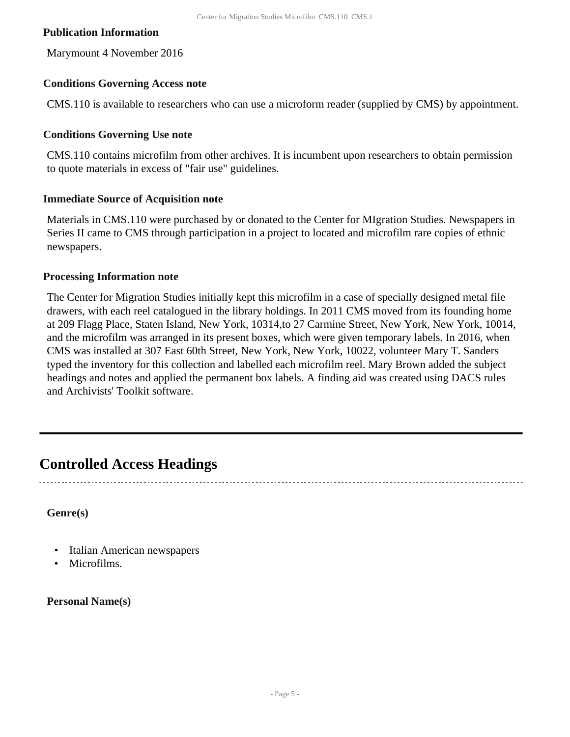**Publication Information**

Marymount 4 November 2016

**Conditions Governing Access note**

CMS.110 is available to researchers who can use a microform reader (supplied by CMS) by appointment.

**Conditions Governing Use note**

CMS.110 contains microfilm from other archives. It is incumbent upon researchers to obtain permission to quote materials in excess of "fair use" guidelines.

**Immediate Source of Acquisition note**

Materials in CMS.110 were purchased by or donated to the Center for MIgration Studies. Newspapers in Series II came to CMS through participation in a project to located and microfilm rare copies of ethnic newspapers.

**Processing Information note**

The Center for Migration Studies initially kept this microfilm in a case of specially designed metal file drawers, with each reel catalogued in the library holdings. In 2011 CMS moved from its founding home at 209 Flagg Place, Staten Island, New York, 10314,to 27 Carmine Street, New York, New York, 10014, and the microfilm was arranged in its present boxes, which were given temporary labels. In 2016, when CMS was installed at 307 East 60th Street, New York, New York, 10022, volunteer Mary T. Sanders typed the inventory for this collection and labelled each microfilm reel. Mary Brown added the subject headings and notes and applied the permanent box labels. A finding aid was created using DACS rules and Archivists' Toolkit software.

## Controlled Access Headings

**Genre(s)**

- Italian American newspapers
- Microfilms.

**Personal Name(s)**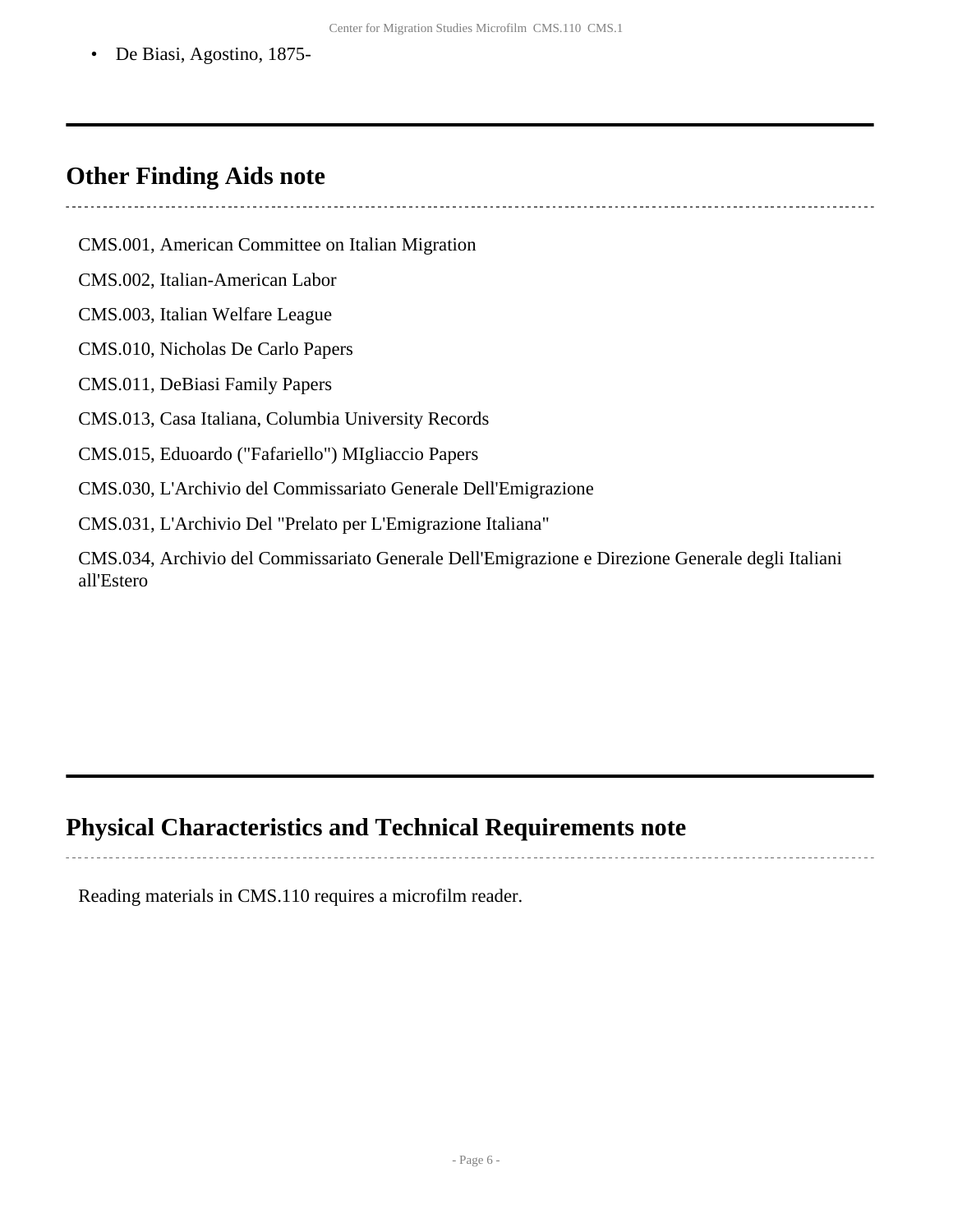- De Biasi, Agostino, 1875-

## Other Finding Aids note

CMS.001, American Committee on Italian Migration

CMS.002, Italian-American Labor

CMS.003, Italian Welfare League

CMS.010, Nicholas De Carlo Papers

CMS.011, DeBiasi Family Papers

CMS.013, Casa Italiana, Columbia University Records

CMS.015, Eduoardo ("Fafariello") MIgliaccio Papers

CMS.030, L'Archivio del Commissariato Generale Dell'Emigrazione

CMS.031, L'Archivio Del "Prelato per L'Emigrazione Italiana"

CMS.034, Archivio del Commissariato Generale Dell'Emigrazione e Direzione Generale degli Italiani all'Estero

## Physical Characteristics and Technical Requirements note

Reading materials in CMS.110 requires a microfilm reader.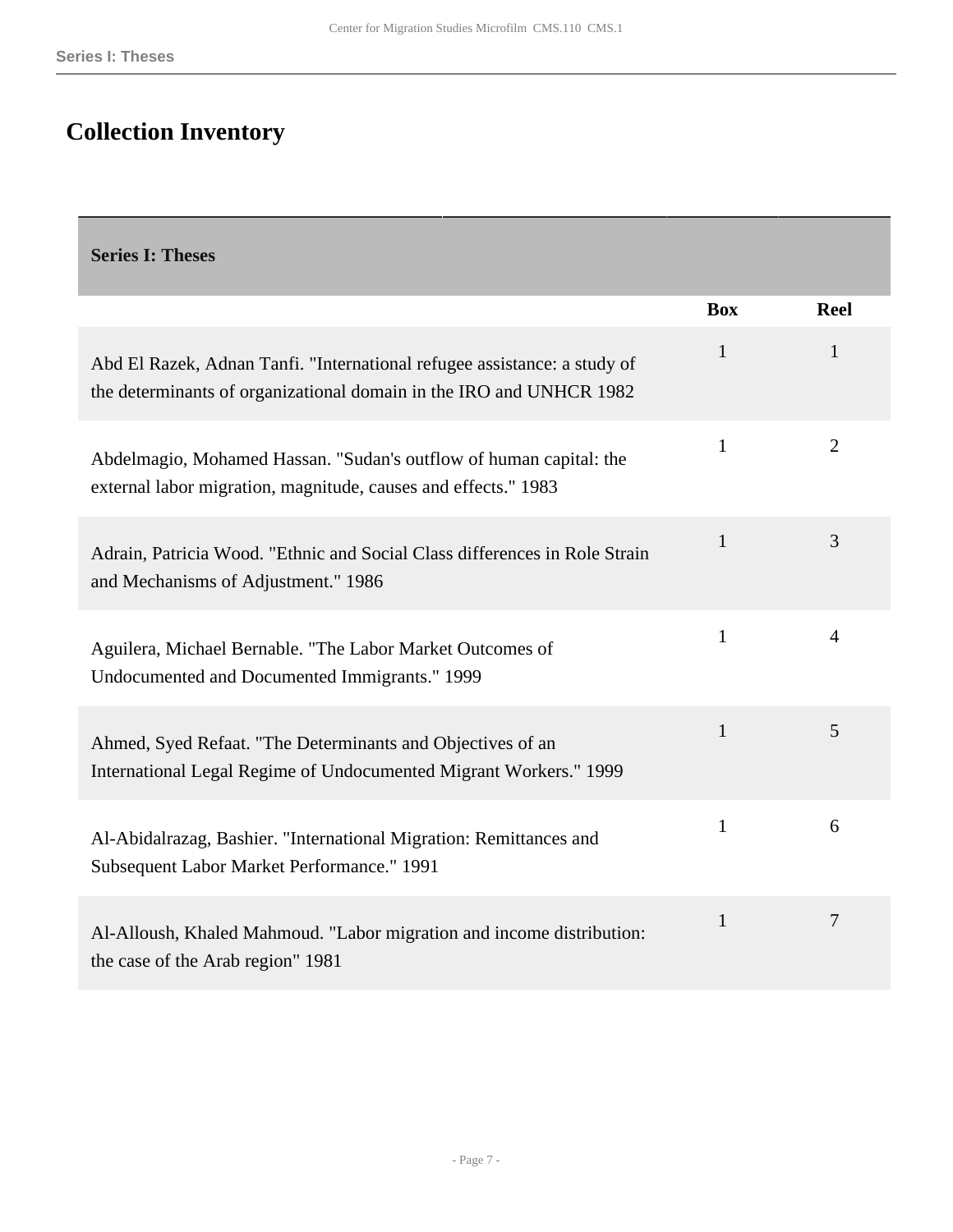# Collection Inventory

| Series I: Theses | Box | Reel |
|---|---|---|
| Abd El Razek, Adnan Tanfi. "International refugee assistance: a study of the determinants of organizational domain in the IRO and UNHCR 1982 | 1 | 1 |
| Abdelmagio, Mohamed Hassan. "Sudan's outflow of human capital: the external labor migration, magnitude, causes and effects." 1983 | 1 | 2 |
| Adrain, Patricia Wood. "Ethnic and Social Class differences in Role Strain and Mechanisms of Adjustment." 1986 | 1 | 3 |
| Aguilera, Michael Bernable. "The Labor Market Outcomes of Undocumented and Documented Immigrants." 1999 | 1 | 4 |
| Ahmed, Syed Refaat. "The Determinants and Objectives of an International Legal Regime of Undocumented Migrant Workers." 1999 | 1 | 5 |
| Al-Abidalrazag, Bashier. "International Migration: Remittances and Subsequent Labor Market Performance." 1991 | 1 | 6 |
| Al-Alloush, Khaled Mahmoud. "Labor migration and income distribution: the case of the Arab region" 1981 | 1 | 7 |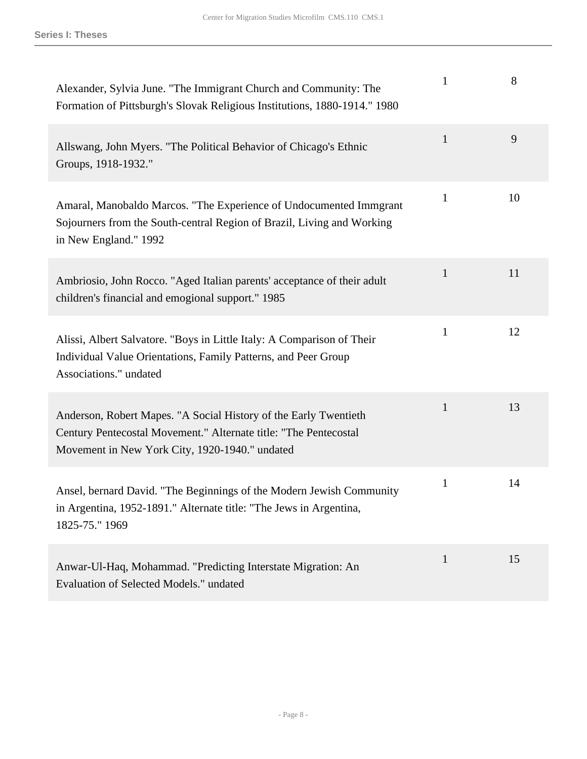| | | |
|---|---|---|
| Alexander, Sylvia June. "The Immigrant Church and Community: The Formation of Pittsburgh's Slovak Religious Institutions, 1880-1914." 1980 | 1 | 8 |
| Allswang, John Myers. "The Political Behavior of Chicago's Ethnic Groups, 1918-1932." | 1 | 9 |
| Amaral, Manobaldo Marcos. "The Experience of Undocumented Immgrant Sojourners from the South-central Region of Brazil, Living and Working in New England." 1992 | 1 | 10 |
| Ambriosio, John Rocco. "Aged Italian parents' acceptance of their adult children's financial and emogional support." 1985 | 1 | 11 |
| Alissi, Albert Salvatore. "Boys in Little Italy: A Comparison of Their Individual Value Orientations, Family Patterns, and Peer Group Associations." undated | 1 | 12 |
| Anderson, Robert Mapes. "A Social History of the Early Twentieth Century Pentecostal Movement." Alternate title: "The Pentecostal Movement in New York City, 1920-1940." undated | 1 | 13 |
| Ansel, bernard David. "The Beginnings of the Modern Jewish Community in Argentina, 1952-1891." Alternate title: "The Jews in Argentina, 1825-75." 1969 | 1 | 14 |
| Anwar-Ul-Haq, Mohammad. "Predicting Interstate Migration: An Evaluation of Selected Models." undated | 1 | 15 |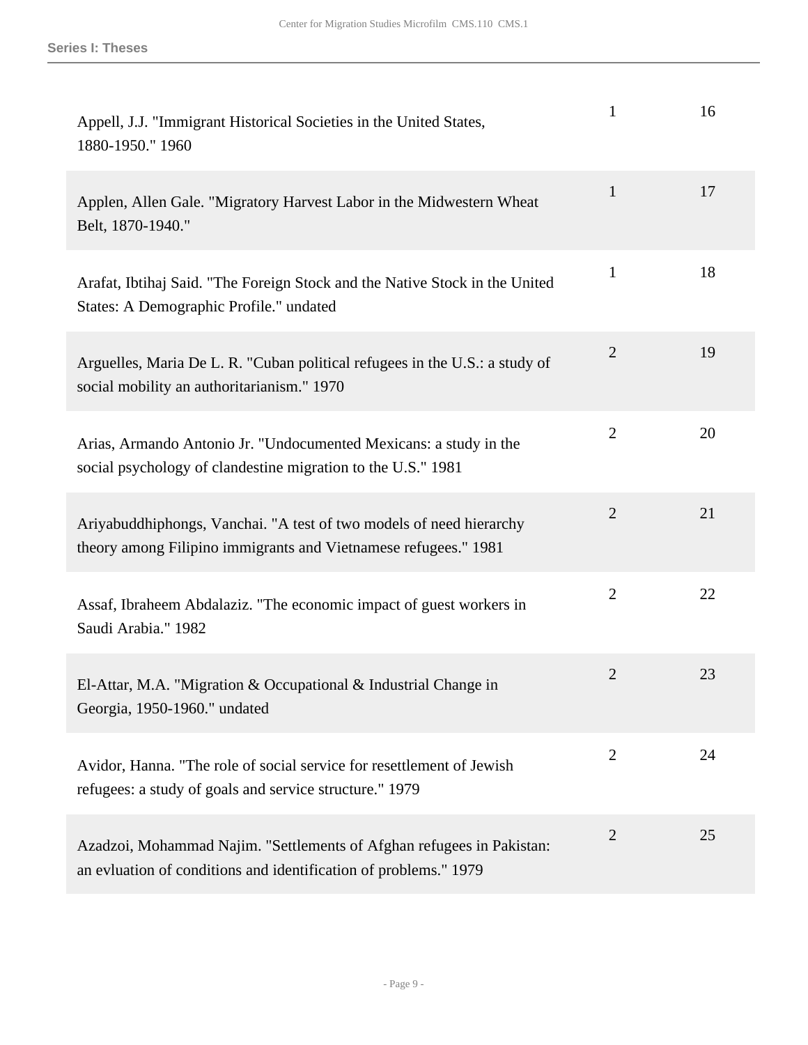| | | |
|---|---|---|
| Appell, J.J. "Immigrant Historical Societies in the United States, 1880-1950." 1960 | 1 | 16 |
| Applen, Allen Gale. "Migratory Harvest Labor in the Midwestern Wheat Belt, 1870-1940." | 1 | 17 |
| Arafat, Ibtihaj Said. "The Foreign Stock and the Native Stock in the United States: A Demographic Profile." undated | 1 | 18 |
| Arguelles, Maria De L. R. "Cuban political refugees in the U.S.: a study of social mobility an authoritarianism." 1970 | 2 | 19 |
| Arias, Armando Antonio Jr. "Undocumented Mexicans: a study in the social psychology of clandestine migration to the U.S." 1981 | 2 | 20 |
| Ariyabuddhiphongs, Vanchai. "A test of two models of need hierarchy theory among Filipino immigrants and Vietnamese refugees." 1981 | 2 | 21 |
| Assaf, Ibraheem Abdalaziz. "The economic impact of guest workers in Saudi Arabia." 1982 | 2 | 22 |
| El-Attar, M.A. "Migration & Occupational & Industrial Change in Georgia, 1950-1960." undated | 2 | 23 |
| Avidor, Hanna. "The role of social service for resettlement of Jewish refugees: a study of goals and service structure." 1979 | 2 | 24 |
| Azadzoi, Mohammad Najim. "Settlements of Afghan refugees in Pakistan: an evluation of conditions and identification of problems." 1979 | 2 | 25 |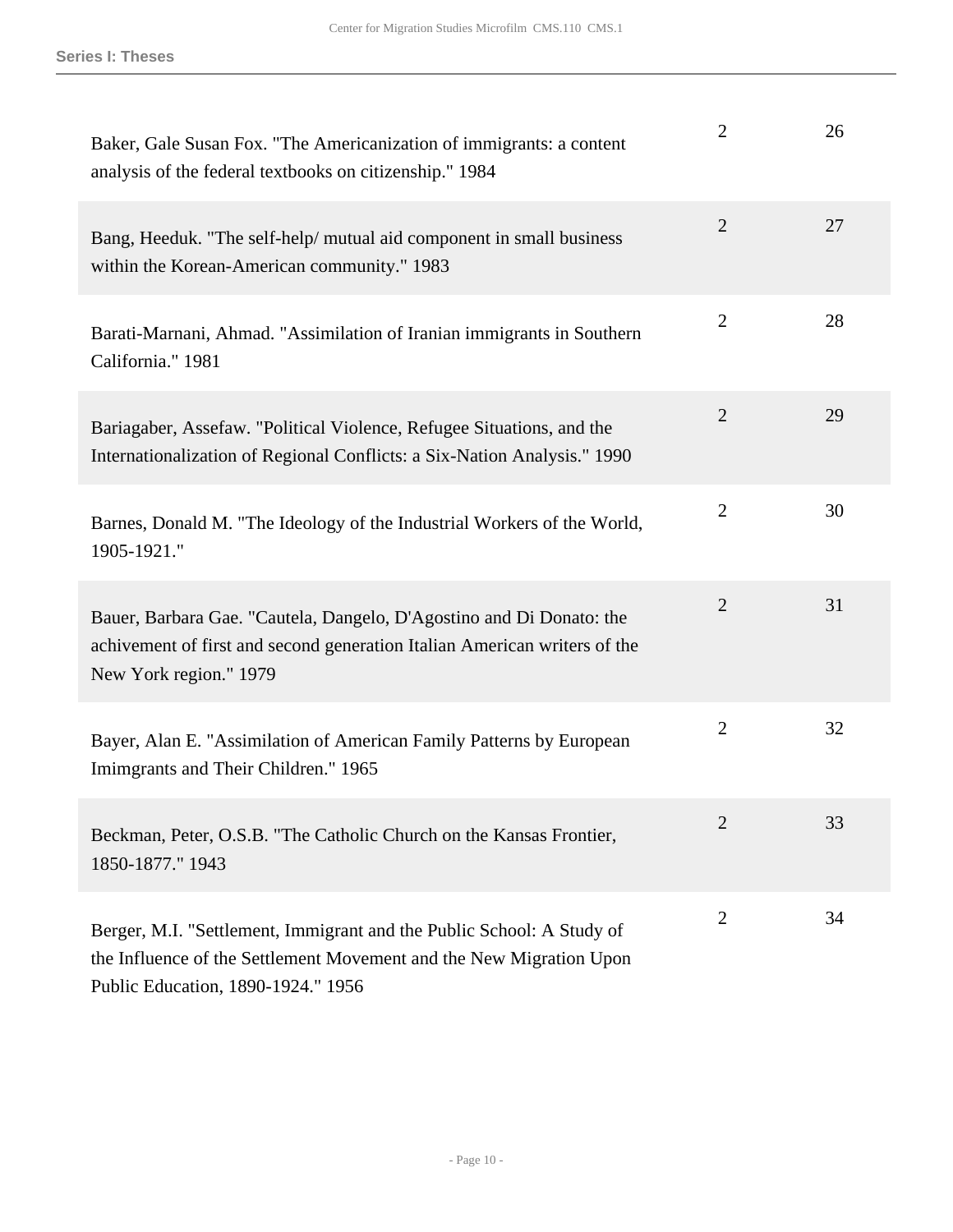| | | |
|---|---|---|
| Baker, Gale Susan Fox. "The Americanization of immigrants: a content analysis of the federal textbooks on citizenship." 1984 | 2 | 26 |
| Bang, Heeduk. "The self-help/ mutual aid component in small business within the Korean-American community." 1983 | 2 | 27 |
| Barati-Marnani, Ahmad. "Assimilation of Iranian immigrants in Southern California." 1981 | 2 | 28 |
| Bariagaber, Assefaw. "Political Violence, Refugee Situations, and the Internationalization of Regional Conflicts: a Six-Nation Analysis." 1990 | 2 | 29 |
| Barnes, Donald M. "The Ideology of the Industrial Workers of the World, 1905-1921." | 2 | 30 |
| Bauer, Barbara Gae. "Cautela, Dangelo, D'Agostino and Di Donato: the achivement of first and second generation Italian American writers of the New York region." 1979 | 2 | 31 |
| Bayer, Alan E. "Assimilation of American Family Patterns by European Imimgrants and Their Children." 1965 | 2 | 32 |
| Beckman, Peter, O.S.B. "The Catholic Church on the Kansas Frontier, 1850-1877." 1943 | 2 | 33 |
| Berger, M.I. "Settlement, Immigrant and the Public School: A Study of the Influence of the Settlement Movement and the New Migration Upon Public Education, 1890-1924." 1956 | 2 | 34 |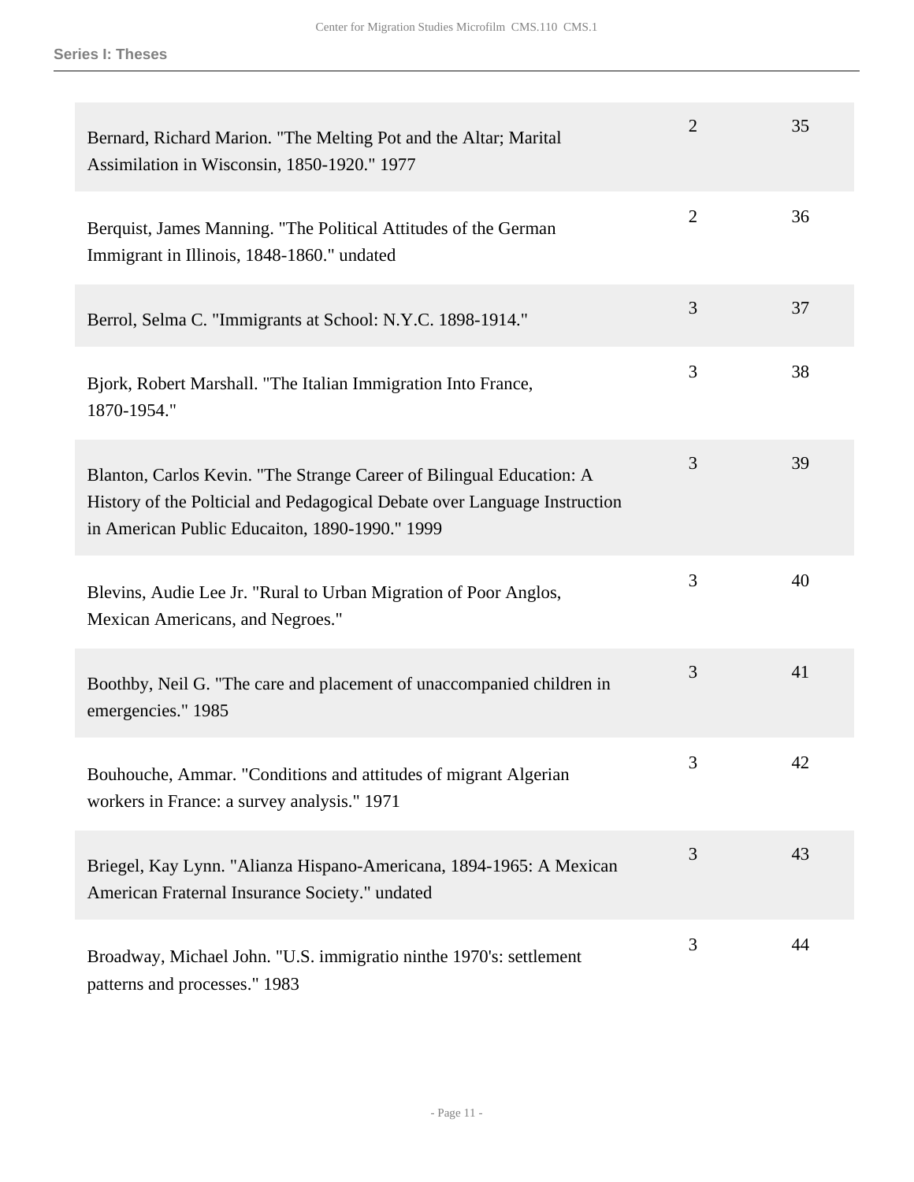| | | |
|---|---|---|
| Bernard, Richard Marion. "The Melting Pot and the Altar; Marital Assimilation in Wisconsin, 1850-1920." 1977 | 2 | 35 |
| Berquist, James Manning. "The Political Attitudes of the German Immigrant in Illinois, 1848-1860." undated | 2 | 36 |
| Berrol, Selma C. "Immigrants at School: N.Y.C. 1898-1914." | 3 | 37 |
| Bjork, Robert Marshall. "The Italian Immigration Into France, 1870-1954." | 3 | 38 |
| Blanton, Carlos Kevin. "The Strange Career of Bilingual Education: A History of the Polticial and Pedagogical Debate over Language Instruction in American Public Educaiton, 1890-1990." 1999 | 3 | 39 |
| Blevins, Audie Lee Jr. "Rural to Urban Migration of Poor Anglos, Mexican Americans, and Negroes." | 3 | 40 |
| Boothby, Neil G. "The care and placement of unaccompanied children in emergencies." 1985 | 3 | 41 |
| Bouhouche, Ammar. "Conditions and attitudes of migrant Algerian workers in France: a survey analysis." 1971 | 3 | 42 |
| Briegel, Kay Lynn. "Alianza Hispano-Americana, 1894-1965: A Mexican American Fraternal Insurance Society." undated | 3 | 43 |
| Broadway, Michael John. "U.S. immigratio ninthe 1970's: settlement patterns and processes." 1983 | 3 | 44 |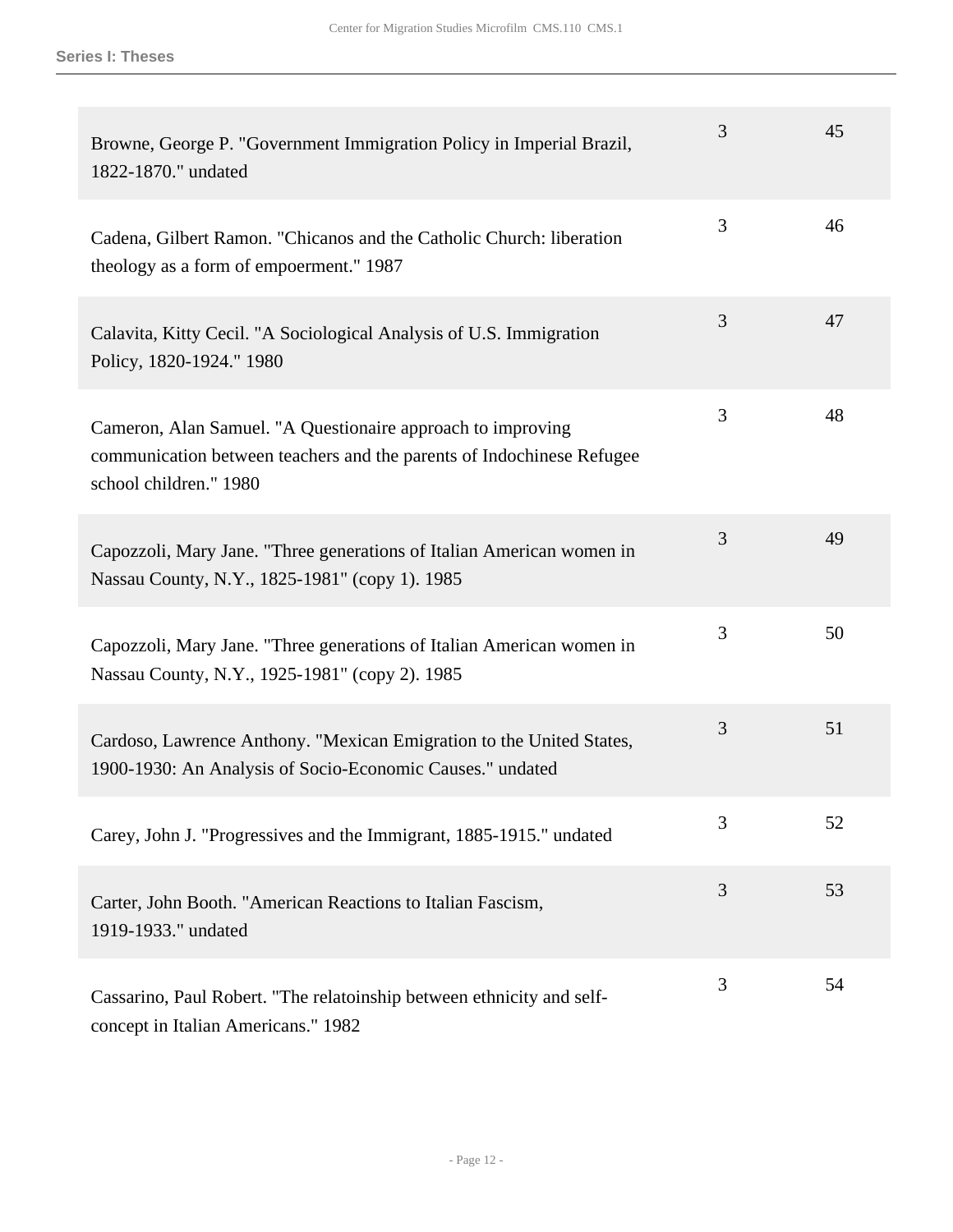| | | |
|---|---|---|
| Browne, George P. "Government Immigration Policy in Imperial Brazil, 1822-1870." undated | 3 | 45 |
| Cadena, Gilbert Ramon. "Chicanos and the Catholic Church: liberation theology as a form of empoerment." 1987 | 3 | 46 |
| Calavita, Kitty Cecil. "A Sociological Analysis of U.S. Immigration Policy, 1820-1924." 1980 | 3 | 47 |
| Cameron, Alan Samuel. "A Questionaire approach to improving communication between teachers and the parents of Indochinese Refugee school children." 1980 | 3 | 48 |
| Capozzoli, Mary Jane. "Three generations of Italian American women in Nassau County, N.Y., 1825-1981" (copy 1). 1985 | 3 | 49 |
| Capozzoli, Mary Jane. "Three generations of Italian American women in Nassau County, N.Y., 1925-1981" (copy 2). 1985 | 3 | 50 |
| Cardoso, Lawrence Anthony. "Mexican Emigration to the United States, 1900-1930: An Analysis of Socio-Economic Causes." undated | 3 | 51 |
| Carey, John J. "Progressives and the Immigrant, 1885-1915." undated | 3 | 52 |
| Carter, John Booth. "American Reactions to Italian Fascism, 1919-1933." undated | 3 | 53 |
| Cassarino, Paul Robert. "The relatoinship between ethnicity and self-concept in Italian Americans." 1982 | 3 | 54 |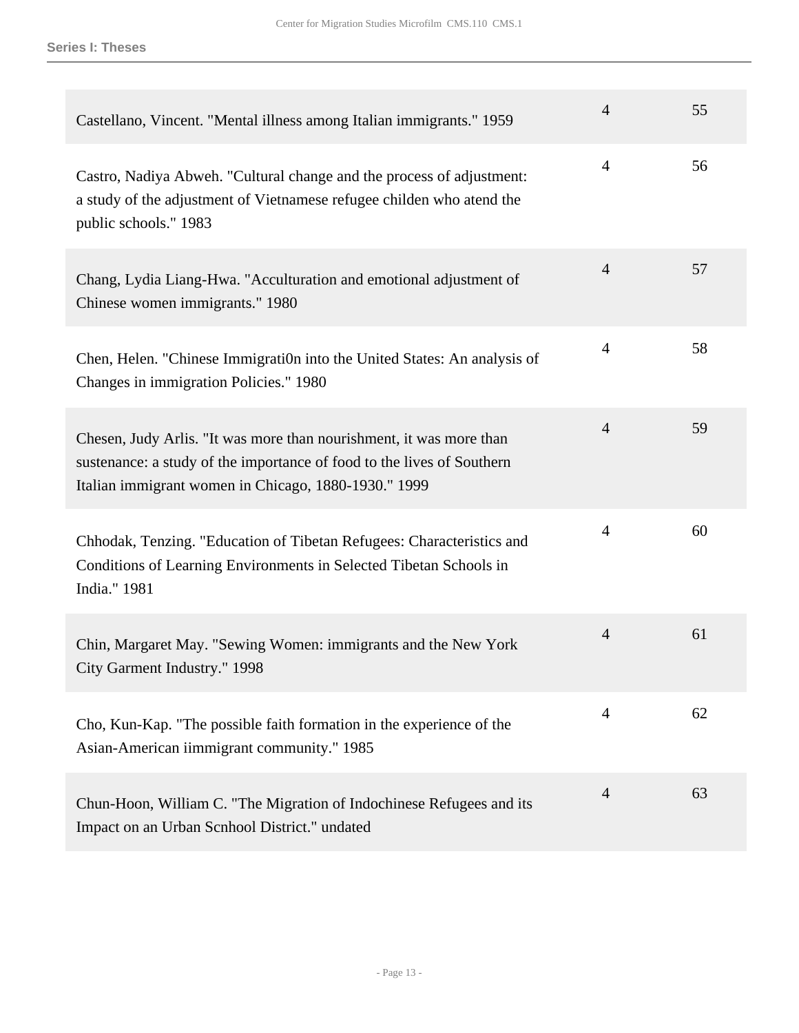| | | |
|---|---|---|
| Castellano, Vincent. "Mental illness among Italian immigrants." 1959 | 4 | 55 |
| Castro, Nadiya Abweh. "Cultural change and the process of adjustment: a study of the adjustment of Vietnamese refugee childen who atend the public schools." 1983 | 4 | 56 |
| Chang, Lydia Liang-Hwa. "Acculturation and emotional adjustment of Chinese women immigrants." 1980 | 4 | 57 |
| Chen, Helen. "Chinese Immigrati0n into the United States: An analysis of Changes in immigration Policies." 1980 | 4 | 58 |
| Chesen, Judy Arlis. "It was more than nourishment, it was more than sustenance: a study of the importance of food to the lives of Southern Italian immigrant women in Chicago, 1880-1930." 1999 | 4 | 59 |
| Chhodak, Tenzing. "Education of Tibetan Refugees: Characteristics and Conditions of Learning Environments in Selected Tibetan Schools in India." 1981 | 4 | 60 |
| Chin, Margaret May. "Sewing Women: immigrants and the New York City Garment Industry." 1998 | 4 | 61 |
| Cho, Kun-Kap. "The possible faith formation in the experience of the Asian-American iimmigrant community." 1985 | 4 | 62 |
| Chun-Hoon, William C. "The Migration of Indochinese Refugees and its Impact on an Urban Scnhool District." undated | 4 | 63 |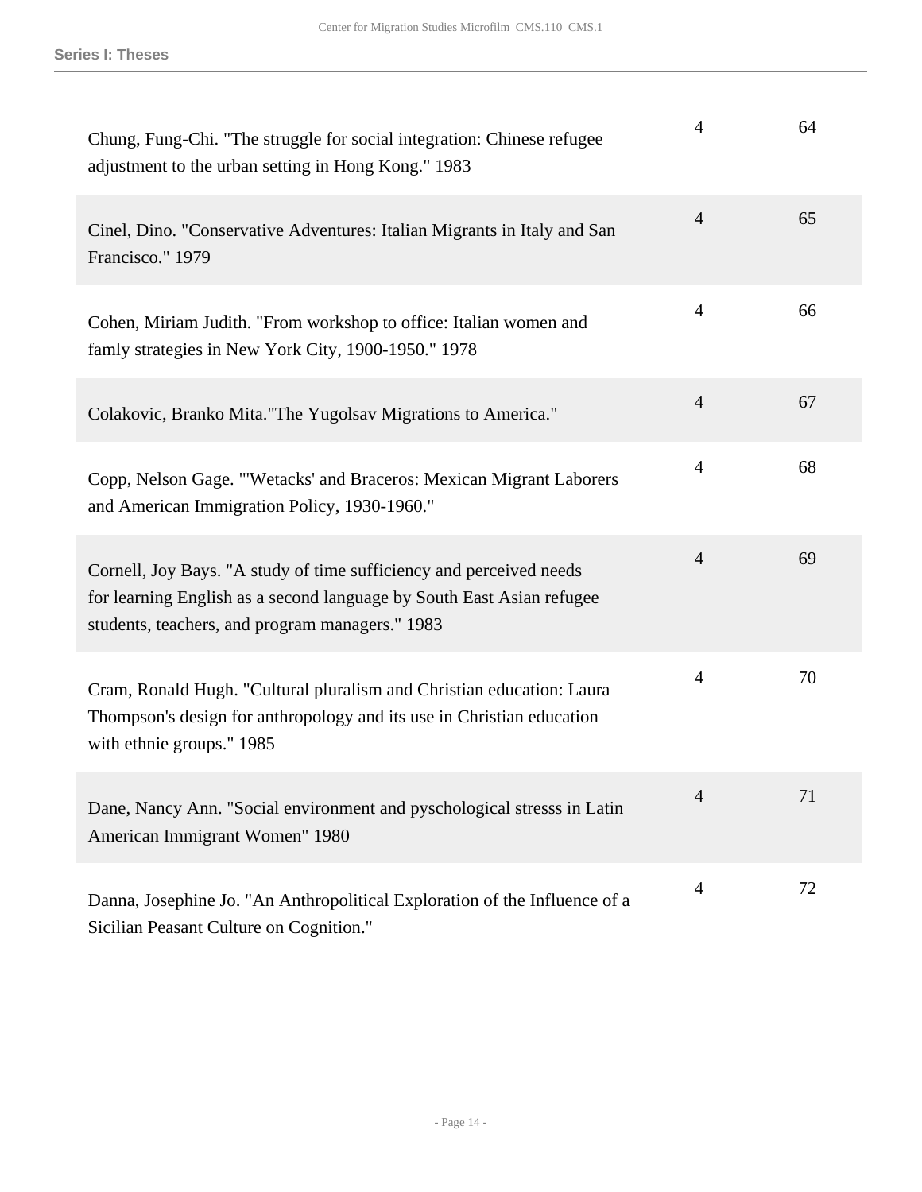| | | |
|---|---|---|
| Chung, Fung-Chi. "The struggle for social integration: Chinese refugee adjustment to the urban setting in Hong Kong." 1983 | 4 | 64 |
| Cinel, Dino. "Conservative Adventures: Italian Migrants in Italy and San Francisco." 1979 | 4 | 65 |
| Cohen, Miriam Judith. "From workshop to office: Italian women and famly strategies in New York City, 1900-1950." 1978 | 4 | 66 |
| Colakovic, Branko Mita."The Yugolsav Migrations to America." | 4 | 67 |
| Copp, Nelson Gage. "'Wetacks' and Braceros: Mexican Migrant Laborers and American Immigration Policy, 1930-1960." | 4 | 68 |
| Cornell, Joy Bays. "A study of time sufficiency and perceived needs for learning English as a second language by South East Asian refugee students, teachers, and program managers." 1983 | 4 | 69 |
| Cram, Ronald Hugh. "Cultural pluralism and Christian education: Laura Thompson's design for anthropology and its use in Christian education with ethnie groups." 1985 | 4 | 70 |
| Dane, Nancy Ann. "Social environment and pyschological stresss in Latin American Immigrant Women" 1980 | 4 | 71 |
| Danna, Josephine Jo. "An Anthropolitical Exploration of the Influence of a Sicilian Peasant Culture on Cognition." | 4 | 72 |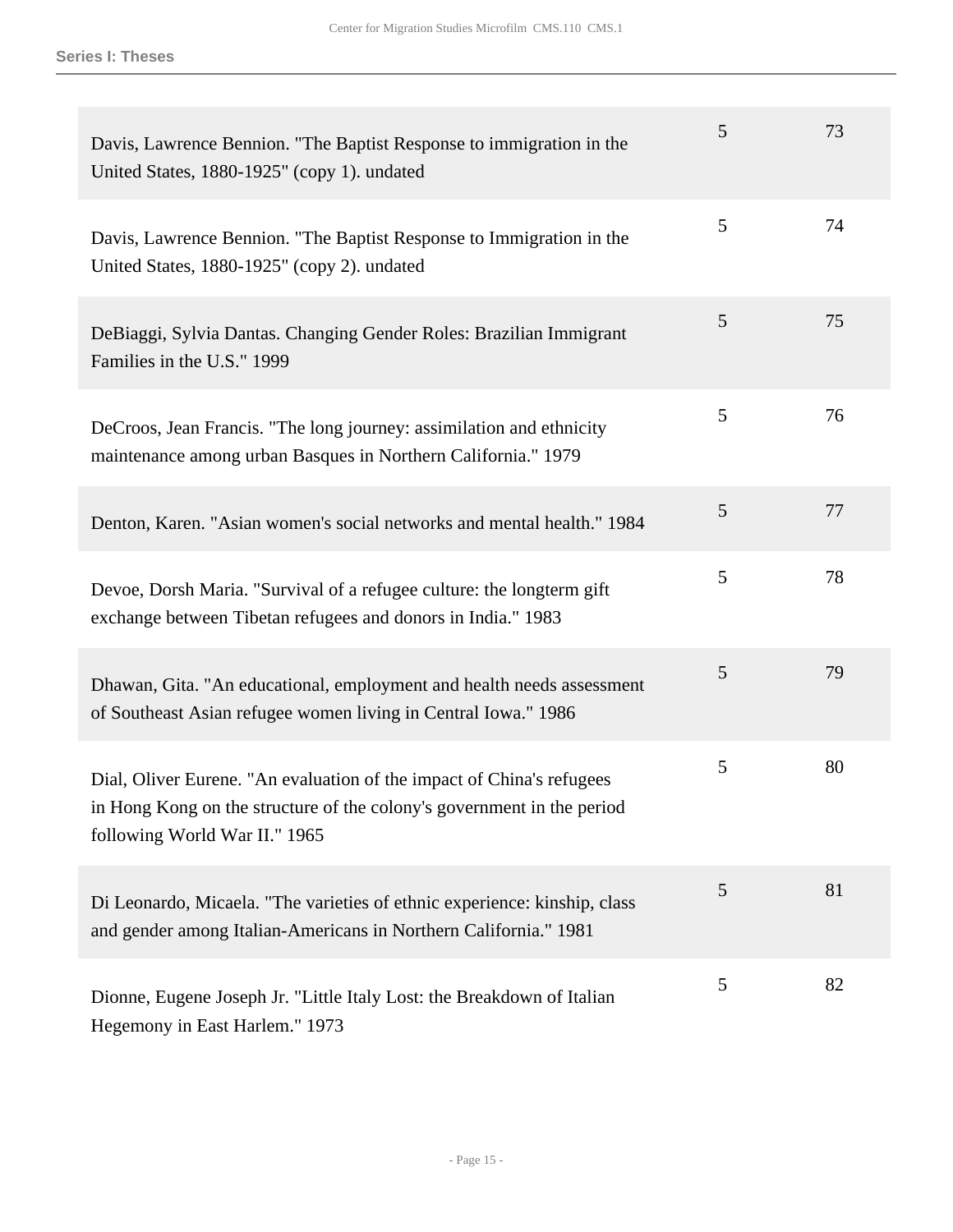| | | |
|---|---|---|
| Davis, Lawrence Bennion. "The Baptist Response to immigration in the United States, 1880-1925" (copy 1). undated | 5 | 73 |
| Davis, Lawrence Bennion. "The Baptist Response to Immigration in the United States, 1880-1925" (copy 2). undated | 5 | 74 |
| DeBiaggi, Sylvia Dantas. Changing Gender Roles: Brazilian Immigrant Families in the U.S." 1999 | 5 | 75 |
| DeCroos, Jean Francis. "The long journey: assimilation and ethnicity maintenance among urban Basques in Northern California." 1979 | 5 | 76 |
| Denton, Karen. "Asian women's social networks and mental health." 1984 | 5 | 77 |
| Devoe, Dorsh Maria. "Survival of a refugee culture: the longterm gift exchange between Tibetan refugees and donors in India." 1983 | 5 | 78 |
| Dhawan, Gita. "An educational, employment and health needs assessment of Southeast Asian refugee women living in Central Iowa." 1986 | 5 | 79 |
| Dial, Oliver Eurene. "An evaluation of the impact of China's refugees in Hong Kong on the structure of the colony's government in the period following World War II." 1965 | 5 | 80 |
| Di Leonardo, Micaela. "The varieties of ethnic experience: kinship, class and gender among Italian-Americans in Northern California." 1981 | 5 | 81 |
| Dionne, Eugene Joseph Jr. "Little Italy Lost: the Breakdown of Italian Hegemony in East Harlem." 1973 | 5 | 82 |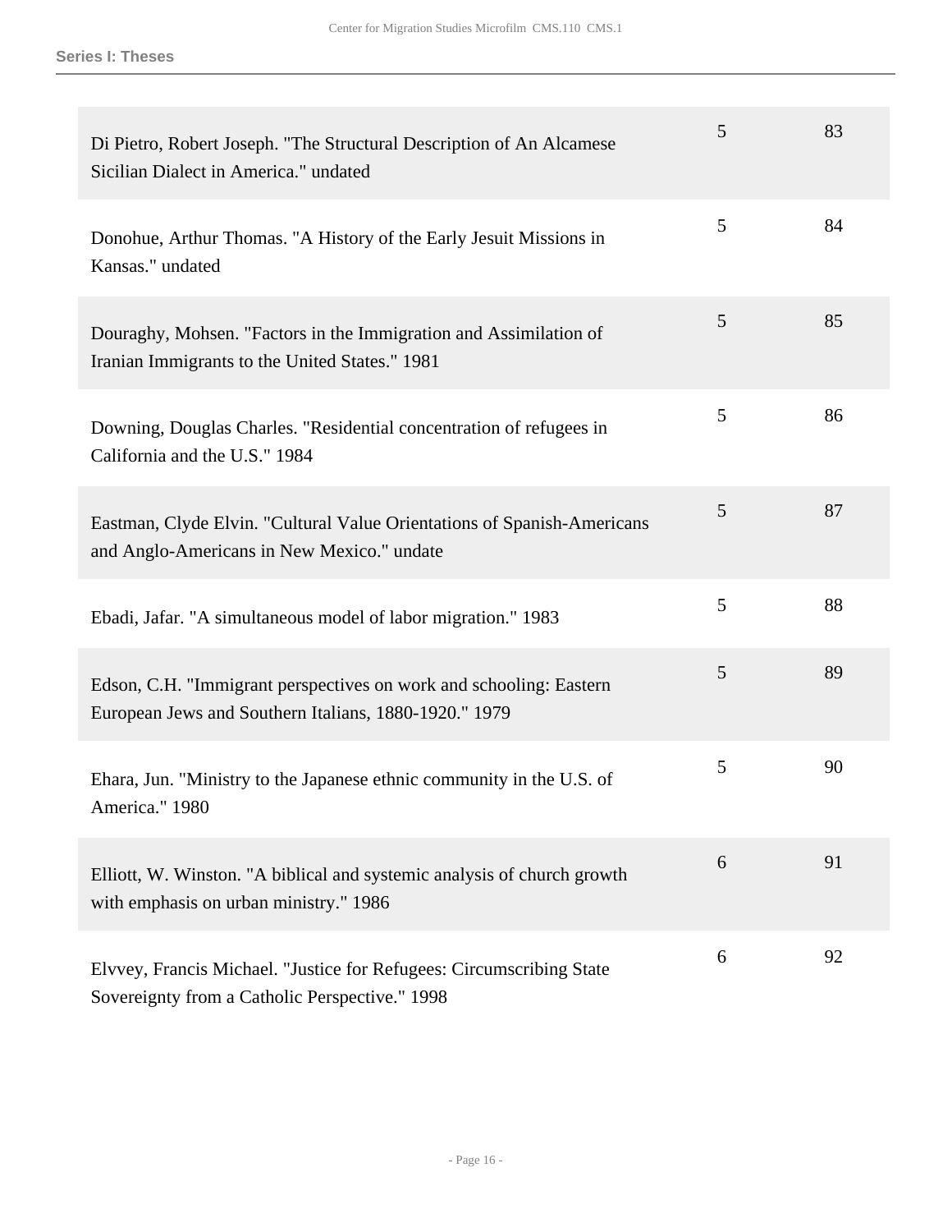| | | |
|---|---|---|
| Di Pietro, Robert Joseph. "The Structural Description of An Alcamese Sicilian Dialect in America." undated | 5 | 83 |
| Donohue, Arthur Thomas. "A History of the Early Jesuit Missions in Kansas." undated | 5 | 84 |
| Douraghy, Mohsen. "Factors in the Immigration and Assimilation of Iranian Immigrants to the United States." 1981 | 5 | 85 |
| Downing, Douglas Charles. "Residential concentration of refugees in California and the U.S." 1984 | 5 | 86 |
| Eastman, Clyde Elvin. "Cultural Value Orientations of Spanish-Americans and Anglo-Americans in New Mexico." undate | 5 | 87 |
| Ebadi, Jafar. "A simultaneous model of labor migration." 1983 | 5 | 88 |
| Edson, C.H. "Immigrant perspectives on work and schooling: Eastern European Jews and Southern Italians, 1880-1920." 1979 | 5 | 89 |
| Ehara, Jun. "Ministry to the Japanese ethnic community in the U.S. of America." 1980 | 5 | 90 |
| Elliott, W. Winston. "A biblical and systemic analysis of church growth with emphasis on urban ministry." 1986 | 6 | 91 |
| Elvvey, Francis Michael. "Justice for Refugees: Circumscribing State Sovereignty from a Catholic Perspective." 1998 | 6 | 92 |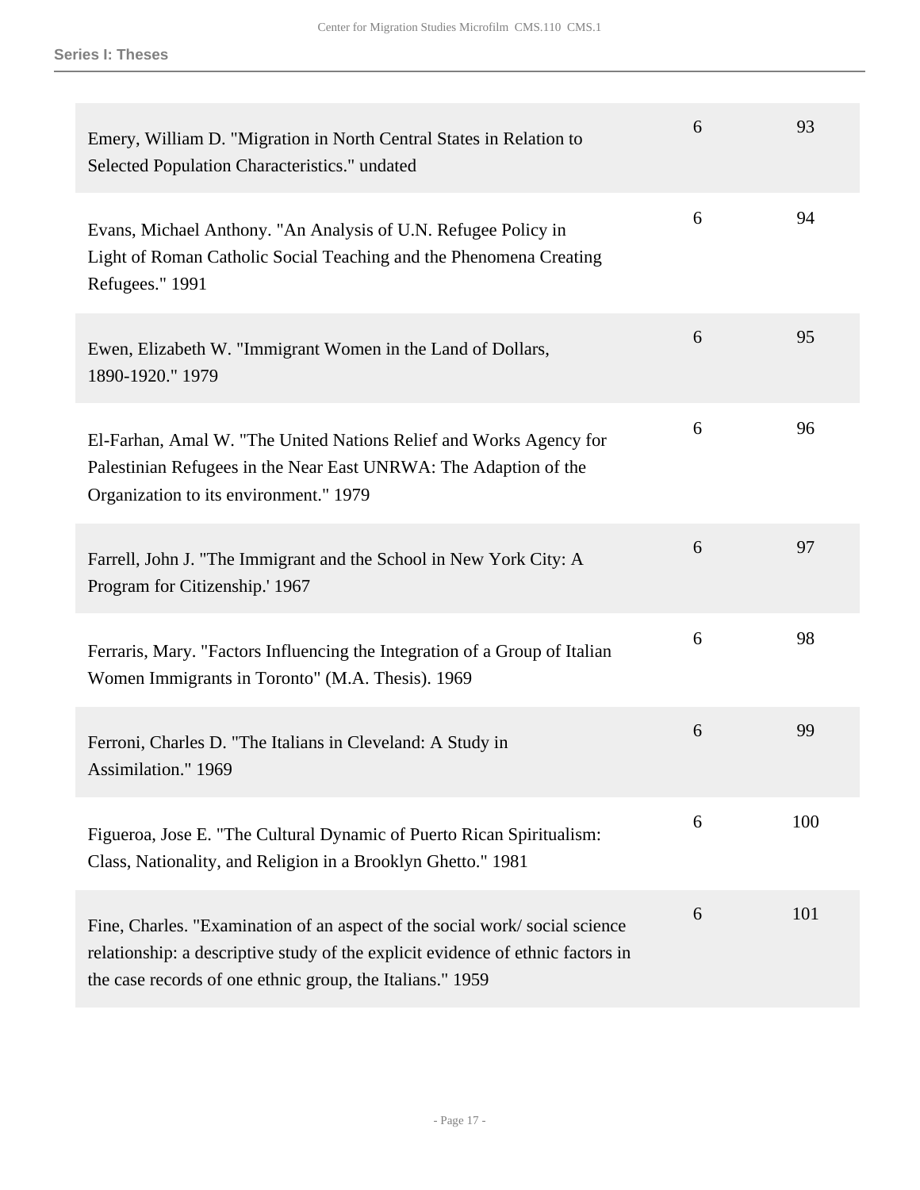| | | |
|---|---|---|
| Emery, William D. "Migration in North Central States in Relation to Selected Population Characteristics." undated | 6 | 93 |
| Evans, Michael Anthony. "An Analysis of U.N. Refugee Policy in Light of Roman Catholic Social Teaching and the Phenomena Creating Refugees." 1991 | 6 | 94 |
| Ewen, Elizabeth W. "Immigrant Women in the Land of Dollars, 1890-1920." 1979 | 6 | 95 |
| El-Farhan, Amal W. "The United Nations Relief and Works Agency for Palestinian Refugees in the Near East UNRWA: The Adaption of the Organization to its environment." 1979 | 6 | 96 |
| Farrell, John J. "The Immigrant and the School in New York City: A Program for Citizenship.' 1967 | 6 | 97 |
| Ferraris, Mary. "Factors Influencing the Integration of a Group of Italian Women Immigrants in Toronto" (M.A. Thesis). 1969 | 6 | 98 |
| Ferroni, Charles D. "The Italians in Cleveland: A Study in Assimilation." 1969 | 6 | 99 |
| Figueroa, Jose E. "The Cultural Dynamic of Puerto Rican Spiritualism: Class, Nationality, and Religion in a Brooklyn Ghetto." 1981 | 6 | 100 |
| Fine, Charles. "Examination of an aspect of the social work/ social science relationship: a descriptive study of the explicit evidence of ethnic factors in the case records of one ethnic group, the Italians." 1959 | 6 | 101 |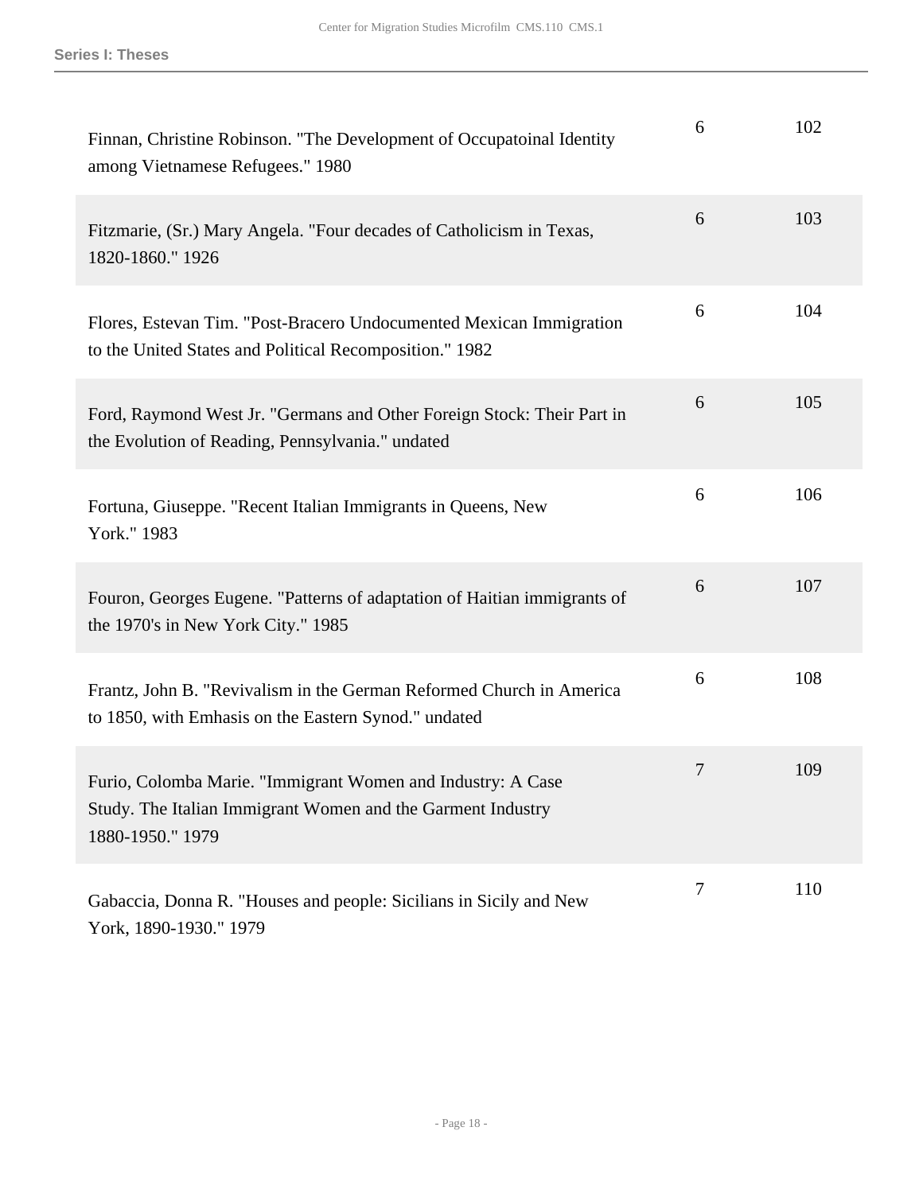| | | |
|---|---|---|
| Finnan, Christine Robinson. "The Development of Occupatoinal Identity among Vietnamese Refugees." 1980 | 6 | 102 |
| Fitzmarie, (Sr.) Mary Angela. "Four decades of Catholicism in Texas, 1820-1860." 1926 | 6 | 103 |
| Flores, Estevan Tim. "Post-Bracero Undocumented Mexican Immigration to the United States and Political Recomposition." 1982 | 6 | 104 |
| Ford, Raymond West Jr. "Germans and Other Foreign Stock: Their Part in the Evolution of Reading, Pennsylvania." undated | 6 | 105 |
| Fortuna, Giuseppe. "Recent Italian Immigrants in Queens, New York." 1983 | 6 | 106 |
| Fouron, Georges Eugene. "Patterns of adaptation of Haitian immigrants of the 1970's in New York City." 1985 | 6 | 107 |
| Frantz, John B. "Revivalism in the German Reformed Church in America to 1850, with Emhasis on the Eastern Synod." undated | 6 | 108 |
| Furio, Colomba Marie. "Immigrant Women and Industry: A Case Study. The Italian Immigrant Women and the Garment Industry 1880-1950." 1979 | 7 | 109 |
| Gabaccia, Donna R. "Houses and people: Sicilians in Sicily and New York, 1890-1930." 1979 | 7 | 110 |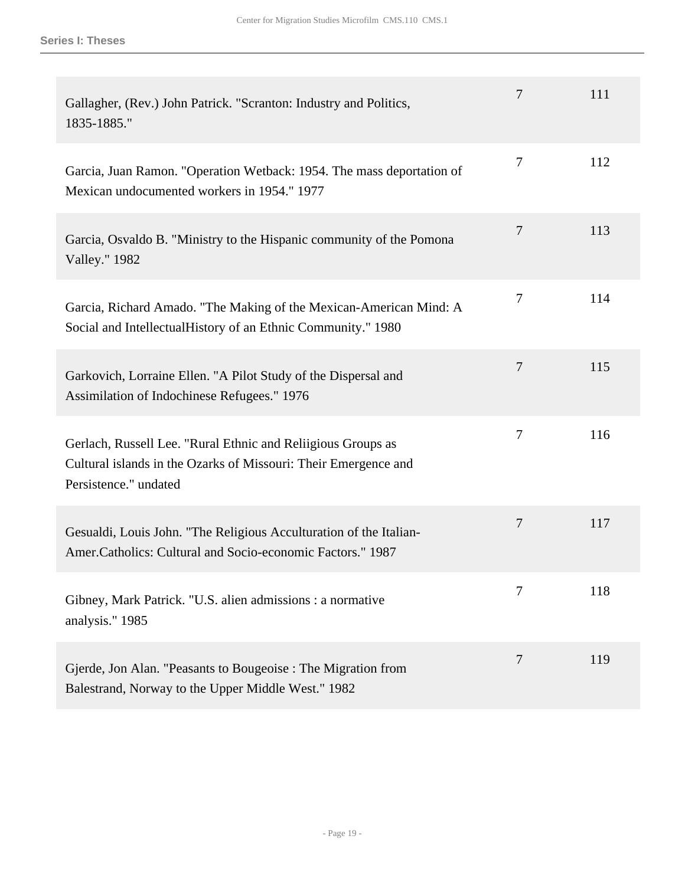**Series I: Theses**

| | | |
|---|---|---|
| Gallagher, (Rev.) John Patrick. "Scranton: Industry and Politics, 1835-1885." | 7 | 111 |
| Garcia, Juan Ramon. "Operation Wetback: 1954. The mass deportation of Mexican undocumented workers in 1954." 1977 | 7 | 112 |
| Garcia, Osvaldo B. "Ministry to the Hispanic community of the Pomona Valley." 1982 | 7 | 113 |
| Garcia, Richard Amado. "The Making of the Mexican-American Mind: A Social and IntellectualHistory of an Ethnic Community." 1980 | 7 | 114 |
| Garkovich, Lorraine Ellen. "A Pilot Study of the Dispersal and Assimilation of Indochinese Refugees." 1976 | 7 | 115 |
| Gerlach, Russell Lee. "Rural Ethnic and Reliigious Groups as Cultural islands in the Ozarks of Missouri: Their Emergence and Persistence." undated | 7 | 116 |
| Gesualdi, Louis John. "The Religious Acculturation of the Italian-Amer.Catholics: Cultural and Socio-economic Factors." 1987 | 7 | 117 |
| Gibney, Mark Patrick. "U.S. alien admissions : a normative analysis." 1985 | 7 | 118 |
| Gjerde, Jon Alan. "Peasants to Bougeoise : The Migration from Balestrand, Norway to the Upper Middle West." 1982 | 7 | 119 |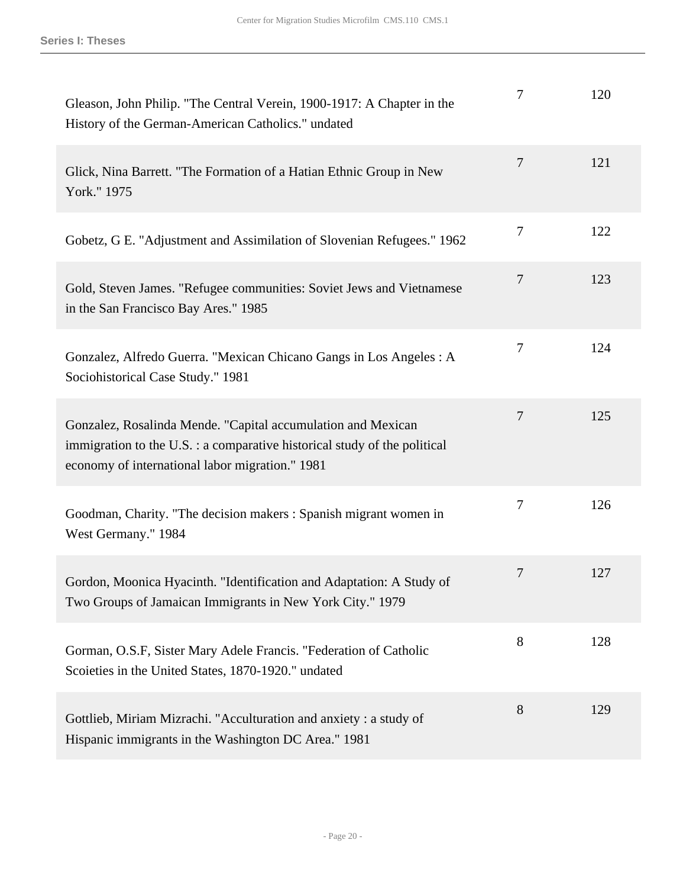| | | |
|---|---|---|
| Gleason, John Philip. "The Central Verein, 1900-1917: A Chapter in the History of the German-American Catholics." undated | 7 | 120 |
| Glick, Nina Barrett. "The Formation of a Hatian Ethnic Group in New York." 1975 | 7 | 121 |
| Gobetz, G E. "Adjustment and Assimilation of Slovenian Refugees." 1962 | 7 | 122 |
| Gold, Steven James. "Refugee communities: Soviet Jews and Vietnamese in the San Francisco Bay Ares." 1985 | 7 | 123 |
| Gonzalez, Alfredo Guerra. "Mexican Chicano Gangs in Los Angeles : A Sociohistorical Case Study." 1981 | 7 | 124 |
| Gonzalez, Rosalinda Mende. "Capital accumulation and Mexican immigration to the U.S. : a comparative historical study of the political economy of international labor migration." 1981 | 7 | 125 |
| Goodman, Charity. "The decision makers : Spanish migrant women in West Germany." 1984 | 7 | 126 |
| Gordon, Moonica Hyacinth. "Identification and Adaptation: A Study of Two Groups of Jamaican Immigrants in New York City." 1979 | 7 | 127 |
| Gorman, O.S.F, Sister Mary Adele Francis. "Federation of Catholic Scoieties in the United States, 1870-1920." undated | 8 | 128 |
| Gottlieb, Miriam Mizrachi. "Acculturation and anxiety : a study of Hispanic immigrants in the Washington DC Area." 1981 | 8 | 129 |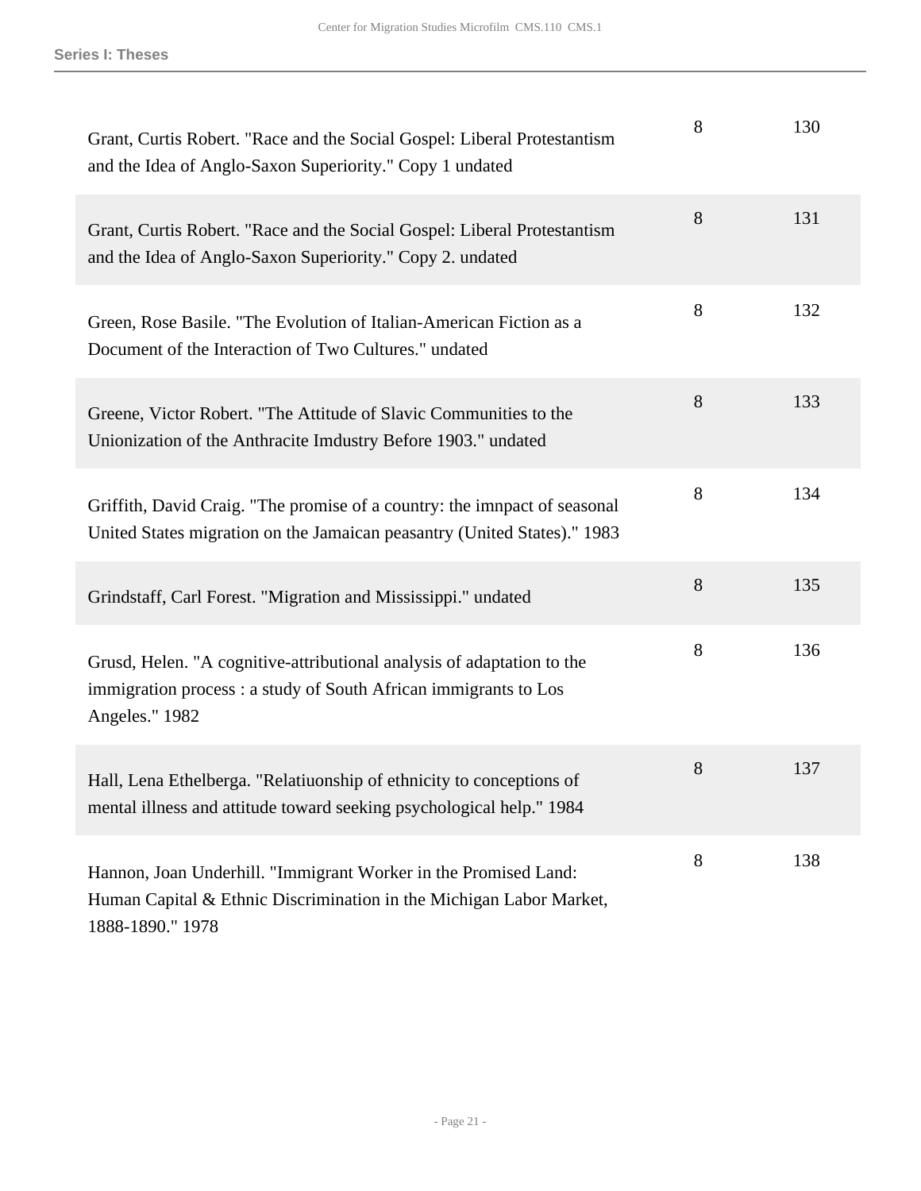| | | |
|---|---|---|
| Grant, Curtis Robert. "Race and the Social Gospel: Liberal Protestantism and the Idea of Anglo-Saxon Superiority." Copy 1 undated | 8 | 130 |
| Grant, Curtis Robert. "Race and the Social Gospel: Liberal Protestantism and the Idea of Anglo-Saxon Superiority." Copy 2. undated | 8 | 131 |
| Green, Rose Basile. "The Evolution of Italian-American Fiction as a Document of the Interaction of Two Cultures." undated | 8 | 132 |
| Greene, Victor Robert. "The Attitude of Slavic Communities to the Unionization of the Anthracite Imdustry Before 1903." undated | 8 | 133 |
| Griffith, David Craig. "The promise of a country: the imnpact of seasonal United States migration on the Jamaican peasantry (United States)." 1983 | 8 | 134 |
| Grindstaff, Carl Forest. "Migration and Mississippi." undated | 8 | 135 |
| Grusd, Helen. "A cognitive-attributional analysis of adaptation to the immigration process : a study of South African immigrants to Los Angeles." 1982 | 8 | 136 |
| Hall, Lena Ethelberga. "Relatiuonship of ethnicity to conceptions of mental illness and attitude toward seeking psychological help." 1984 | 8 | 137 |
| Hannon, Joan Underhill. "Immigrant Worker in the Promised Land: Human Capital & Ethnic Discrimination in the Michigan Labor Market, 1888-1890." 1978 | 8 | 138 |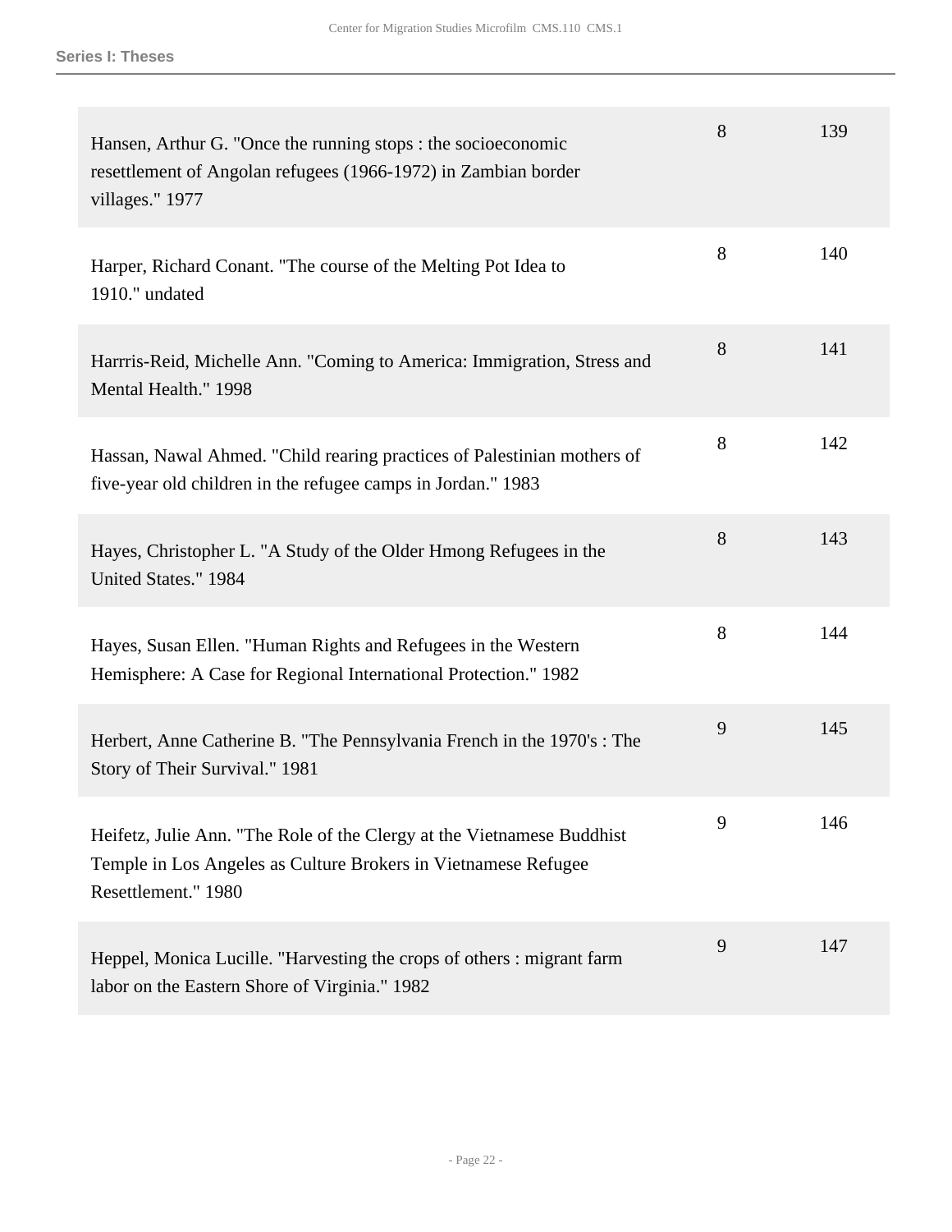| | | |
|---|---|---|
| Hansen, Arthur G. "Once the running stops : the socioeconomic resettlement of Angolan refugees (1966-1972) in Zambian border villages." 1977 | 8 | 139 |
| Harper, Richard Conant. "The course of the Melting Pot Idea to 1910." undated | 8 | 140 |
| Harrris-Reid, Michelle Ann. "Coming to America: Immigration, Stress and Mental Health." 1998 | 8 | 141 |
| Hassan, Nawal Ahmed. "Child rearing practices of Palestinian mothers of five-year old children in the refugee camps in Jordan." 1983 | 8 | 142 |
| Hayes, Christopher L. "A Study of the Older Hmong Refugees in the United States." 1984 | 8 | 143 |
| Hayes, Susan Ellen. "Human Rights and Refugees in the Western Hemisphere: A Case for Regional International Protection." 1982 | 8 | 144 |
| Herbert, Anne Catherine B. "The Pennsylvania French in the 1970's : The Story of Their Survival." 1981 | 9 | 145 |
| Heifetz, Julie Ann. "The Role of the Clergy at the Vietnamese Buddhist Temple in Los Angeles as Culture Brokers in Vietnamese Refugee Resettlement." 1980 | 9 | 146 |
| Heppel, Monica Lucille. "Harvesting the crops of others : migrant farm labor on the Eastern Shore of Virginia." 1982 | 9 | 147 |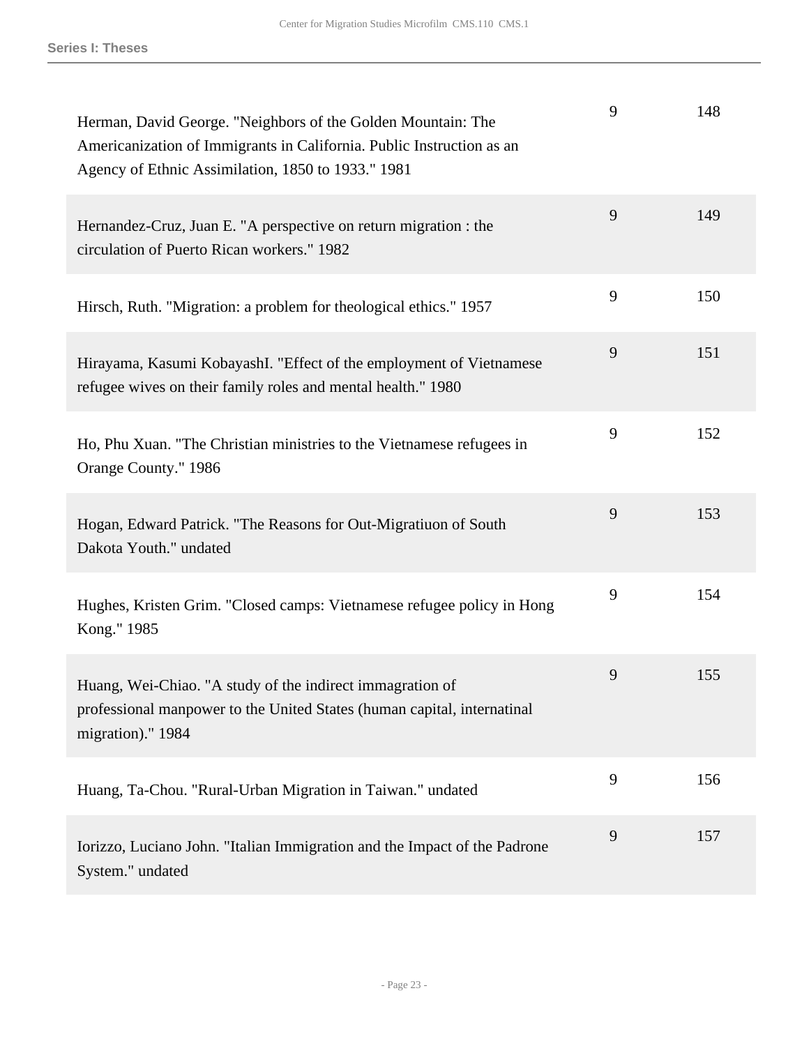| | | |
|---|---|---|
| Herman, David George. "Neighbors of the Golden Mountain: The Americanization of Immigrants in California. Public Instruction as an Agency of Ethnic Assimilation, 1850 to 1933." 1981 | 9 | 148 |
| Hernandez-Cruz, Juan E. "A perspective on return migration : the circulation of Puerto Rican workers." 1982 | 9 | 149 |
| Hirsch, Ruth. "Migration: a problem for theological ethics." 1957 | 9 | 150 |
| Hirayama, Kasumi KobayashI. "Effect of the employment of Vietnamese refugee wives on their family roles and mental health." 1980 | 9 | 151 |
| Ho, Phu Xuan. "The Christian ministries to the Vietnamese refugees in Orange County." 1986 | 9 | 152 |
| Hogan, Edward Patrick. "The Reasons for Out-Migratiuon of South Dakota Youth." undated | 9 | 153 |
| Hughes, Kristen Grim. "Closed camps: Vietnamese refugee policy in Hong Kong." 1985 | 9 | 154 |
| Huang, Wei-Chiao. "A study of the indirect immagration of professional manpower to the United States (human capital, internatinal migration)." 1984 | 9 | 155 |
| Huang, Ta-Chou. "Rural-Urban Migration in Taiwan." undated | 9 | 156 |
| Iorizzo, Luciano John. "Italian Immigration and the Impact of the Padrone System." undated | 9 | 157 |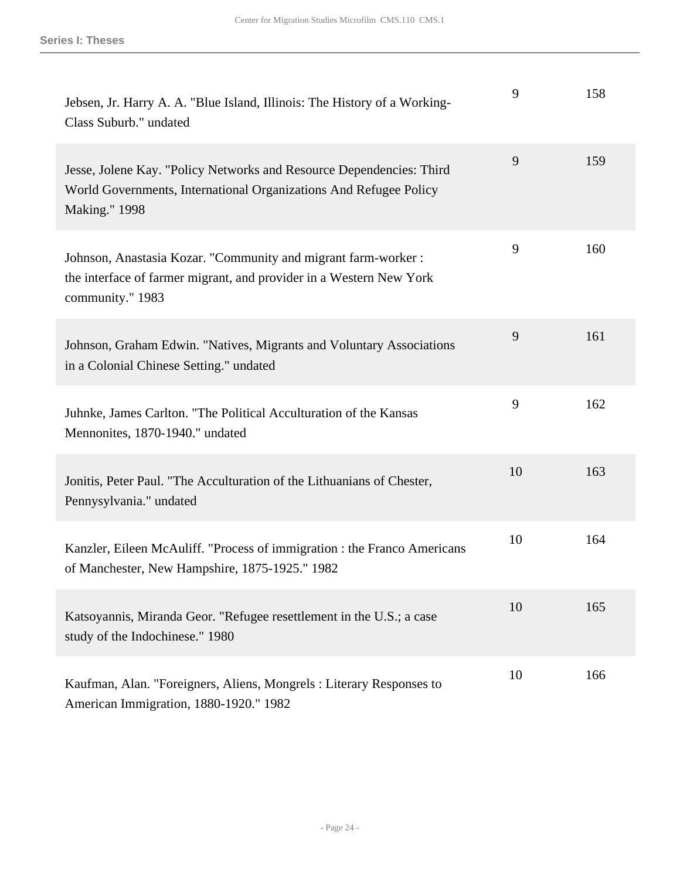| | | |
|---|---|---|
| Jebsen, Jr. Harry A. A. "Blue Island, Illinois: The History of a Working-Class Suburb." undated | 9 | 158 |
| Jesse, Jolene Kay. "Policy Networks and Resource Dependencies: Third World Governments, International Organizations And Refugee Policy Making." 1998 | 9 | 159 |
| Johnson, Anastasia Kozar. "Community and migrant farm-worker : the interface of farmer migrant, and provider in a Western New York community." 1983 | 9 | 160 |
| Johnson, Graham Edwin. "Natives, Migrants and Voluntary Associations in a Colonial Chinese Setting." undated | 9 | 161 |
| Juhnke, James Carlton. "The Political Acculturation of the Kansas Mennonites, 1870-1940." undated | 9 | 162 |
| Jonitis, Peter Paul. "The Acculturation of the Lithuanians of Chester, Pennysylvania." undated | 10 | 163 |
| Kanzler, Eileen McAuliff. "Process of immigration : the Franco Americans of Manchester, New Hampshire, 1875-1925." 1982 | 10 | 164 |
| Katsoyannis, Miranda Geor. "Refugee resettlement in the U.S.; a case study of the Indochinese." 1980 | 10 | 165 |
| Kaufman, Alan. "Foreigners, Aliens, Mongrels : Literary Responses to American Immigration, 1880-1920." 1982 | 10 | 166 |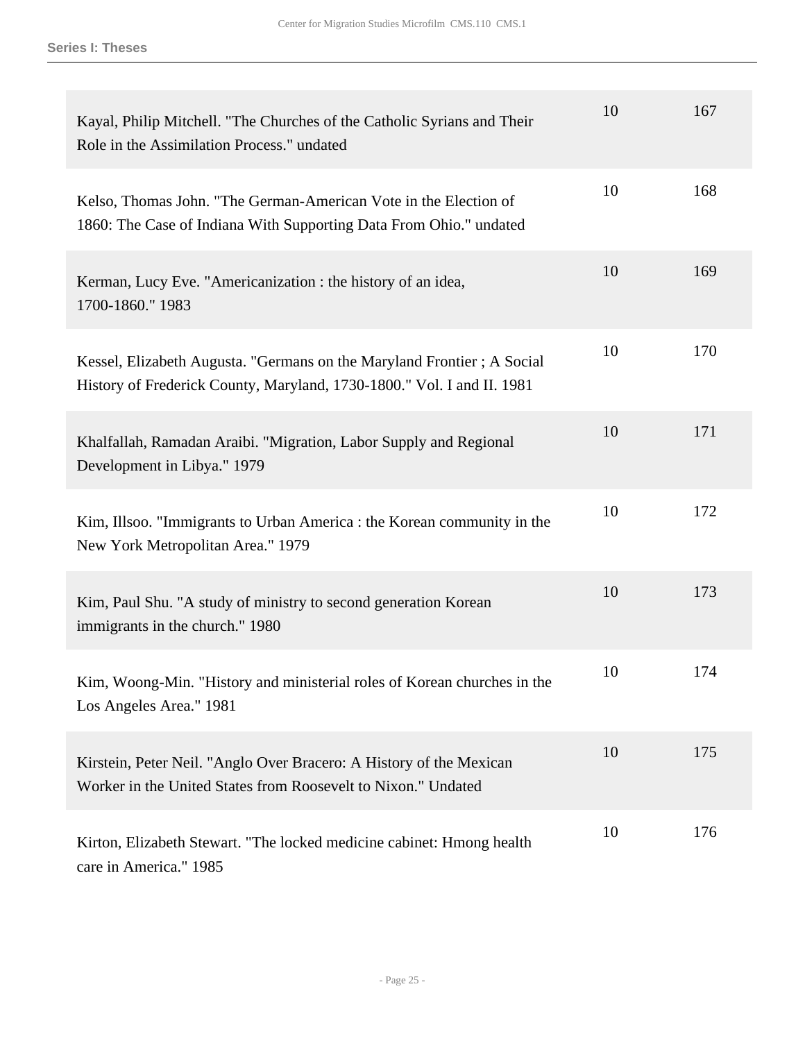| | | |
|---|---|---|
| Kayal, Philip Mitchell. "The Churches of the Catholic Syrians and Their Role in the Assimilation Process." undated | 10 | 167 |
| Kelso, Thomas John. "The German-American Vote in the Election of 1860: The Case of Indiana With Supporting Data From Ohio." undated | 10 | 168 |
| Kerman, Lucy Eve. "Americanization : the history of an idea, 1700-1860." 1983 | 10 | 169 |
| Kessel, Elizabeth Augusta. "Germans on the Maryland Frontier ; A Social History of Frederick County, Maryland, 1730-1800." Vol. I and II. 1981 | 10 | 170 |
| Khalfallah, Ramadan Araibi. "Migration, Labor Supply and Regional Development in Libya." 1979 | 10 | 171 |
| Kim, Illsoo. "Immigrants to Urban America : the Korean community in the New York Metropolitan Area." 1979 | 10 | 172 |
| Kim, Paul Shu. "A study of ministry to second generation Korean immigrants in the church." 1980 | 10 | 173 |
| Kim, Woong-Min. "History and ministerial roles of Korean churches in the Los Angeles Area." 1981 | 10 | 174 |
| Kirstein, Peter Neil. "Anglo Over Bracero: A History of the Mexican Worker in the United States from Roosevelt to Nixon." Undated | 10 | 175 |
| Kirton, Elizabeth Stewart. "The locked medicine cabinet: Hmong health care in America." 1985 | 10 | 176 |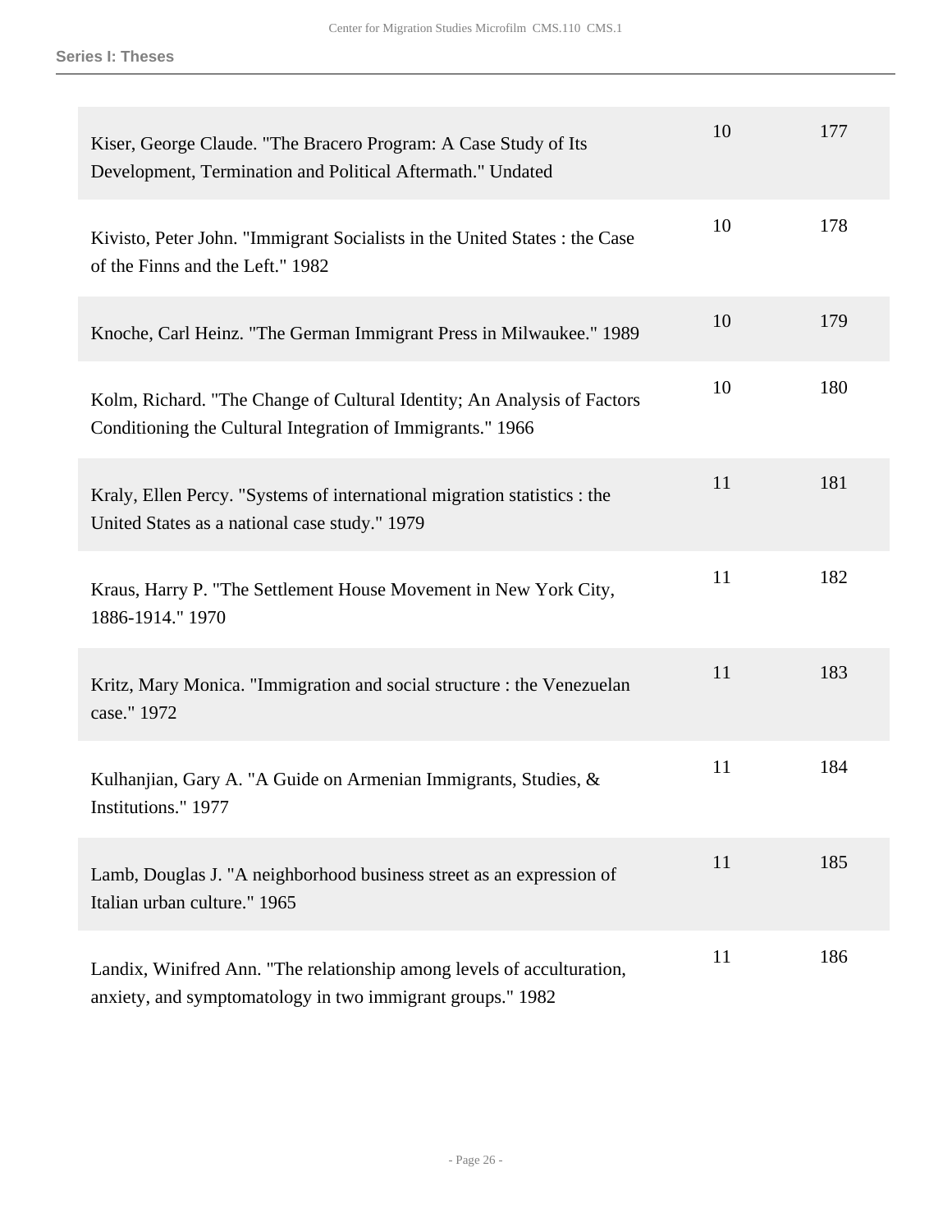| | | |
|---|---|---|
| Kiser, George Claude. "The Bracero Program: A Case Study of Its Development, Termination and Political Aftermath." Undated | 10 | 177 |
| Kivisto, Peter John. "Immigrant Socialists in the United States : the Case of the Finns and the Left." 1982 | 10 | 178 |
| Knoche, Carl Heinz. "The German Immigrant Press in Milwaukee." 1989 | 10 | 179 |
| Kolm, Richard. "The Change of Cultural Identity; An Analysis of Factors Conditioning the Cultural Integration of Immigrants." 1966 | 10 | 180 |
| Kraly, Ellen Percy. "Systems of international migration statistics : the United States as a national case study." 1979 | 11 | 181 |
| Kraus, Harry P. "The Settlement House Movement in New York City, 1886-1914." 1970 | 11 | 182 |
| Kritz, Mary Monica. "Immigration and social structure : the Venezuelan case." 1972 | 11 | 183 |
| Kulhanjian, Gary A. "A Guide on Armenian Immigrants, Studies, & Institutions." 1977 | 11 | 184 |
| Lamb, Douglas J. "A neighborhood business street as an expression of Italian urban culture." 1965 | 11 | 185 |
| Landix, Winifred Ann. "The relationship among levels of acculturation, anxiety, and symptomatology in two immigrant groups." 1982 | 11 | 186 |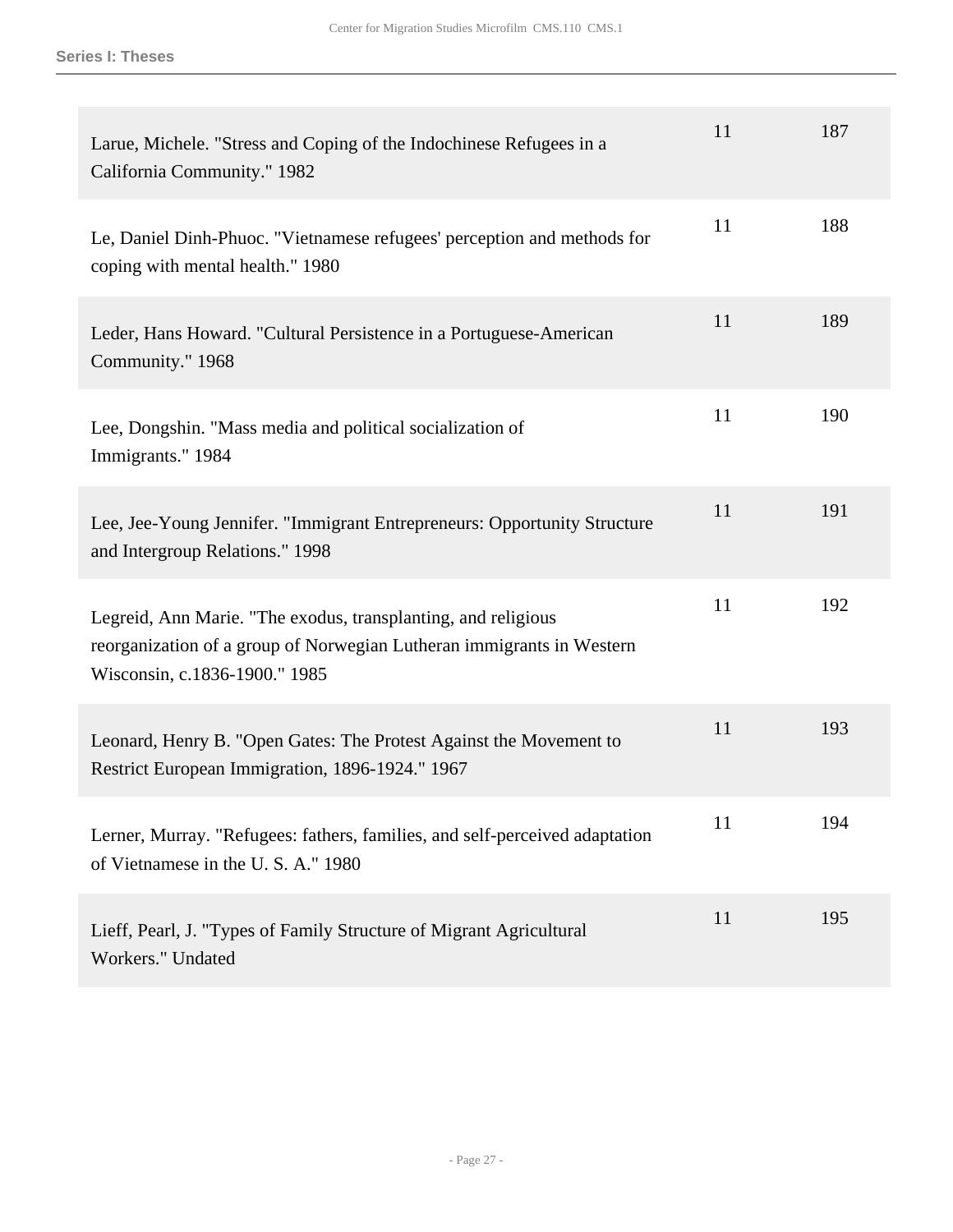| | | |
|---|---|---|
| Larue, Michele. "Stress and Coping of the Indochinese Refugees in a California Community." 1982 | 11 | 187 |
| Le, Daniel Dinh-Phuoc. "Vietnamese refugees' perception and methods for coping with mental health." 1980 | 11 | 188 |
| Leder, Hans Howard. "Cultural Persistence in a Portuguese-American Community." 1968 | 11 | 189 |
| Lee, Dongshin. "Mass media and political socialization of Immigrants." 1984 | 11 | 190 |
| Lee, Jee-Young Jennifer. "Immigrant Entrepreneurs: Opportunity Structure and Intergroup Relations." 1998 | 11 | 191 |
| Legreid, Ann Marie. "The exodus, transplanting, and religious reorganization of a group of Norwegian Lutheran immigrants in Western Wisconsin, c.1836-1900." 1985 | 11 | 192 |
| Leonard, Henry B. "Open Gates: The Protest Against the Movement to Restrict European Immigration, 1896-1924." 1967 | 11 | 193 |
| Lerner, Murray. "Refugees: fathers, families, and self-perceived adaptation of Vietnamese in the U. S. A." 1980 | 11 | 194 |
| Lieff, Pearl, J. "Types of Family Structure of Migrant Agricultural Workers." Undated | 11 | 195 |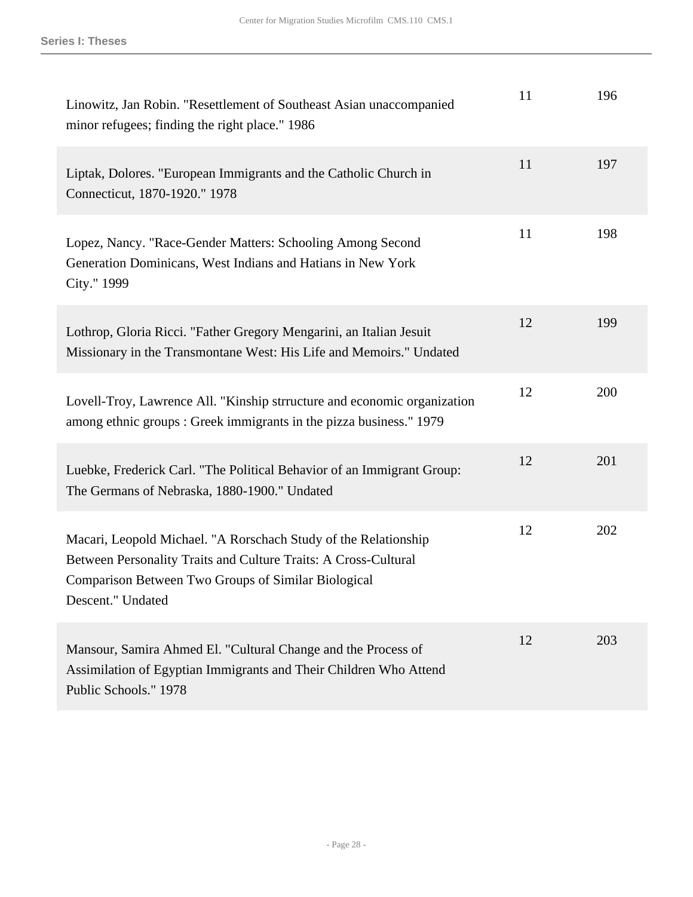| | | |
|---|---|---|
| Linowitz, Jan Robin. "Resettlement of Southeast Asian unaccompanied minor refugees; finding the right place." 1986 | 11 | 196 |
| Liptak, Dolores. "European Immigrants and the Catholic Church in Connecticut, 1870-1920." 1978 | 11 | 197 |
| Lopez, Nancy. "Race-Gender Matters: Schooling Among Second Generation Dominicans, West Indians and Hatians in New York City." 1999 | 11 | 198 |
| Lothrop, Gloria Ricci. "Father Gregory Mengarini, an Italian Jesuit Missionary in the Transmontane West: His Life and Memoirs." Undated | 12 | 199 |
| Lovell-Troy, Lawrence All. "Kinship strructure and economic organization among ethnic groups : Greek immigrants in the pizza business." 1979 | 12 | 200 |
| Luebke, Frederick Carl. "The Political Behavior of an Immigrant Group: The Germans of Nebraska, 1880-1900." Undated | 12 | 201 |
| Macari, Leopold Michael. "A Rorschach Study of the Relationship Between Personality Traits and Culture Traits: A Cross-Cultural Comparison Between Two Groups of Similar Biological Descent." Undated | 12 | 202 |
| Mansour, Samira Ahmed El. "Cultural Change and the Process of Assimilation of Egyptian Immigrants and Their Children Who Attend Public Schools." 1978 | 12 | 203 |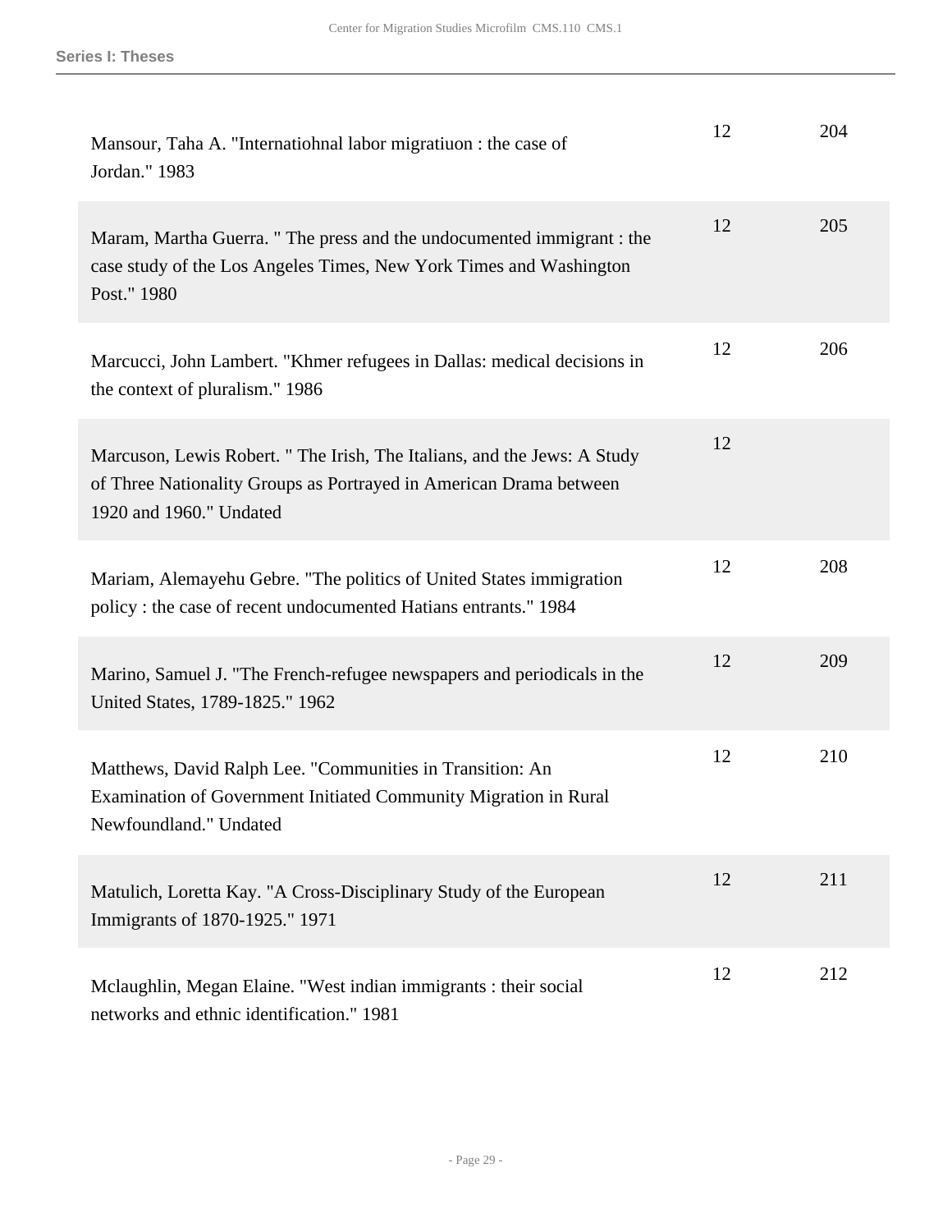| | | |
|---|---|---|
| Mansour, Taha A. "Internatiohnal labor migratiuon : the case of Jordan." 1983 | 12 | 204 |
| Maram, Martha Guerra. " The press and the undocumented immigrant : the case study of the Los Angeles Times, New York Times and Washington Post." 1980 | 12 | 205 |
| Marcucci, John Lambert. "Khmer refugees in Dallas: medical decisions in the context of pluralism." 1986 | 12 | 206 |
| Marcuson, Lewis Robert. " The Irish, The Italians, and the Jews: A Study of Three Nationality Groups as Portrayed in American Drama between 1920 and 1960." Undated | 12 | |
| Mariam, Alemayehu Gebre. "The politics of United States immigration policy : the case of recent undocumented Hatians entrants." 1984 | 12 | 208 |
| Marino, Samuel J. "The French-refugee newspapers and periodicals in the United States, 1789-1825." 1962 | 12 | 209 |
| Matthews, David Ralph Lee. "Communities in Transition: An Examination of Government Initiated Community Migration in Rural Newfoundland." Undated | 12 | 210 |
| Matulich, Loretta Kay. "A Cross-Disciplinary Study of the European Immigrants of 1870-1925." 1971 | 12 | 211 |
| Mclaughlin, Megan Elaine. "West indian immigrants : their social networks and ethnic identification." 1981 | 12 | 212 |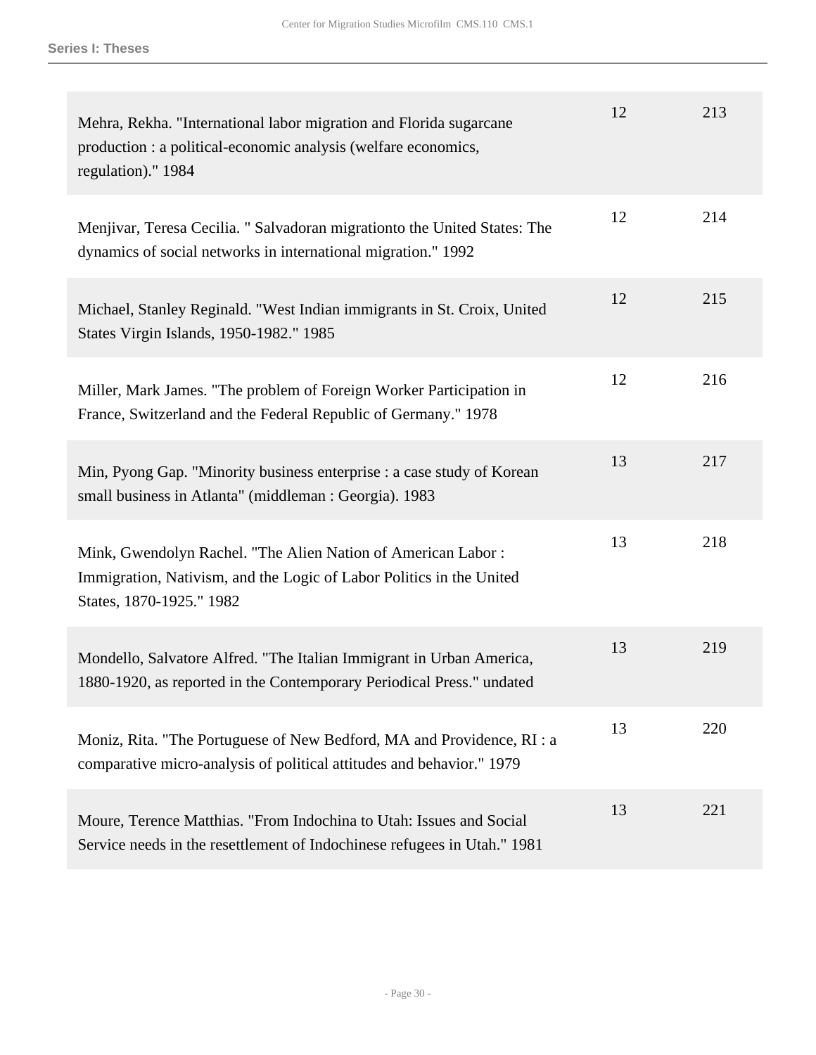| | | |
|---|---|---|
| Mehra, Rekha. "International labor migration and Florida sugarcane production : a political-economic analysis (welfare economics, regulation)." 1984 | 12 | 213 |
| Menjivar, Teresa Cecilia. " Salvadoran migrationto the United States: The dynamics of social networks in international migration." 1992 | 12 | 214 |
| Michael, Stanley Reginald. "West Indian immigrants in St. Croix, United States Virgin Islands, 1950-1982." 1985 | 12 | 215 |
| Miller, Mark James. "The problem of Foreign Worker Participation in France, Switzerland and the Federal Republic of Germany." 1978 | 12 | 216 |
| Min, Pyong Gap. "Minority business enterprise : a case study of Korean small business in Atlanta" (middleman : Georgia). 1983 | 13 | 217 |
| Mink, Gwendolyn Rachel. "The Alien Nation of American Labor : Immigration, Nativism, and the Logic of Labor Politics in the United States, 1870-1925." 1982 | 13 | 218 |
| Mondello, Salvatore Alfred. "The Italian Immigrant in Urban America, 1880-1920, as reported in the Contemporary Periodical Press." undated | 13 | 219 |
| Moniz, Rita. "The Portuguese of New Bedford, MA and Providence, RI : a comparative micro-analysis of political attitudes and behavior." 1979 | 13 | 220 |
| Moure, Terence Matthias. "From Indochina to Utah: Issues and Social Service needs in the resettlement of Indochinese refugees in Utah." 1981 | 13 | 221 |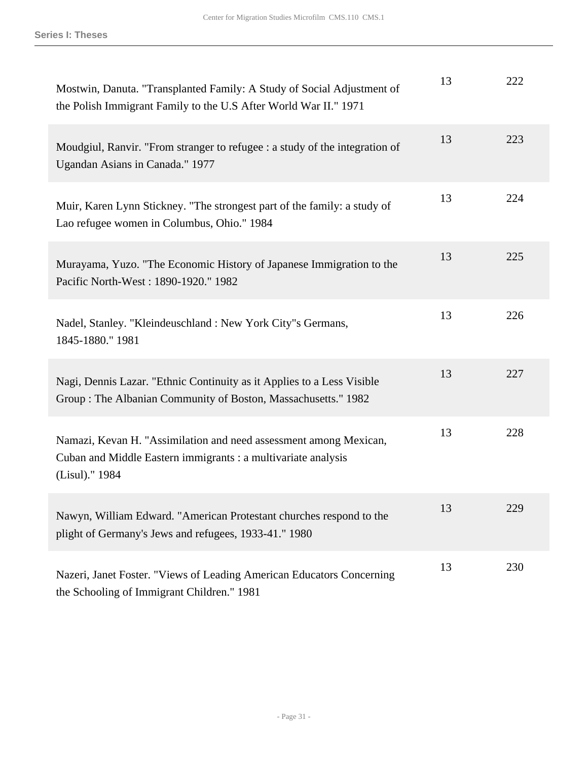| | | |
|---|---|---|
| Mostwin, Danuta. "Transplanted Family: A Study of Social Adjustment of the Polish Immigrant Family to the U.S After World War II." 1971 | 13 | 222 |
| Moudgiul, Ranvir. "From stranger to refugee : a study of the integration of Ugandan Asians in Canada." 1977 | 13 | 223 |
| Muir, Karen Lynn Stickney. "The strongest part of the family: a study of Lao refugee women in Columbus, Ohio." 1984 | 13 | 224 |
| Murayama, Yuzo. "The Economic History of Japanese Immigration to the Pacific North-West : 1890-1920." 1982 | 13 | 225 |
| Nadel, Stanley. "Kleindeuschland : New York City"s Germans, 1845-1880." 1981 | 13 | 226 |
| Nagi, Dennis Lazar. "Ethnic Continuity as it Applies to a Less Visible Group : The Albanian Community of Boston, Massachusetts." 1982 | 13 | 227 |
| Namazi, Kevan H. "Assimilation and need assessment among Mexican, Cuban and Middle Eastern immigrants : a multivariate analysis (Lisul)." 1984 | 13 | 228 |
| Nawyn, William Edward. "American Protestant churches respond to the plight of Germany's Jews and refugees, 1933-41." 1980 | 13 | 229 |
| Nazeri, Janet Foster. "Views of Leading American Educators Concerning the Schooling of Immigrant Children." 1981 | 13 | 230 |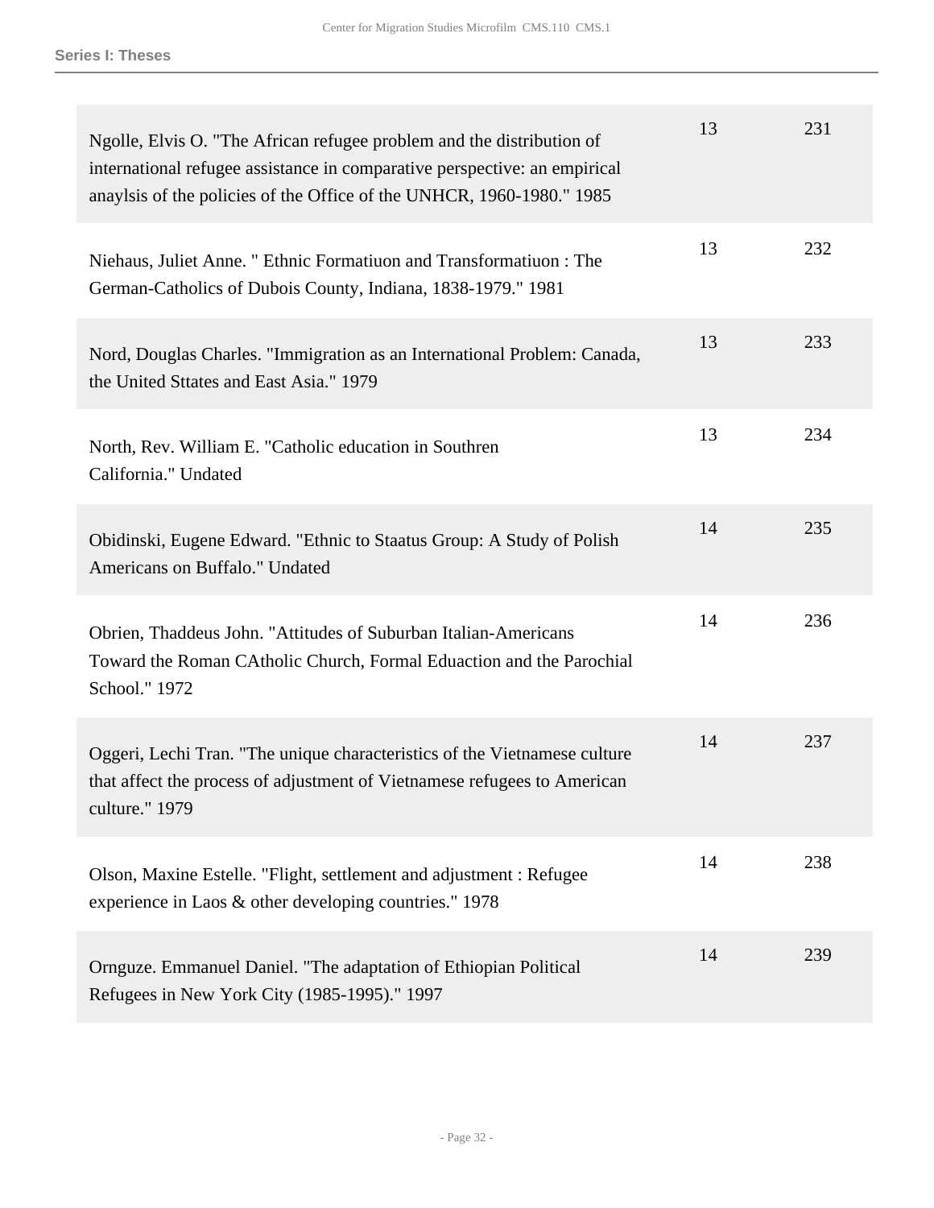| | | |
|---|---|---|
| Ngolle, Elvis O. "The African refugee problem and the distribution of international refugee assistance in comparative perspective: an empirical anaylsis of the policies of the Office of the UNHCR, 1960-1980." 1985 | 13 | 231 |
| Niehaus, Juliet Anne. " Ethnic Formatiuon and Transformatiuon : The German-Catholics of Dubois County, Indiana, 1838-1979." 1981 | 13 | 232 |
| Nord, Douglas Charles. "Immigration as an International Problem: Canada, the United Sttates and East Asia." 1979 | 13 | 233 |
| North, Rev. William E. "Catholic education in Southren California." Undated | 13 | 234 |
| Obidinski, Eugene Edward. "Ethnic to Staatus Group: A Study of Polish Americans on Buffalo." Undated | 14 | 235 |
| Obrien, Thaddeus John. "Attitudes of Suburban Italian-Americans Toward the Roman CAtholic Church, Formal Eduaction and the Parochial School." 1972 | 14 | 236 |
| Oggeri, Lechi Tran. "The unique characteristics of the Vietnamese culture that affect the process of adjustment of Vietnamese refugees to American culture." 1979 | 14 | 237 |
| Olson, Maxine Estelle. "Flight, settlement and adjustment : Refugee experience in Laos & other developing countries." 1978 | 14 | 238 |
| Ornguze. Emmanuel Daniel. "The adaptation of Ethiopian Political Refugees in New York City (1985-1995)." 1997 | 14 | 239 |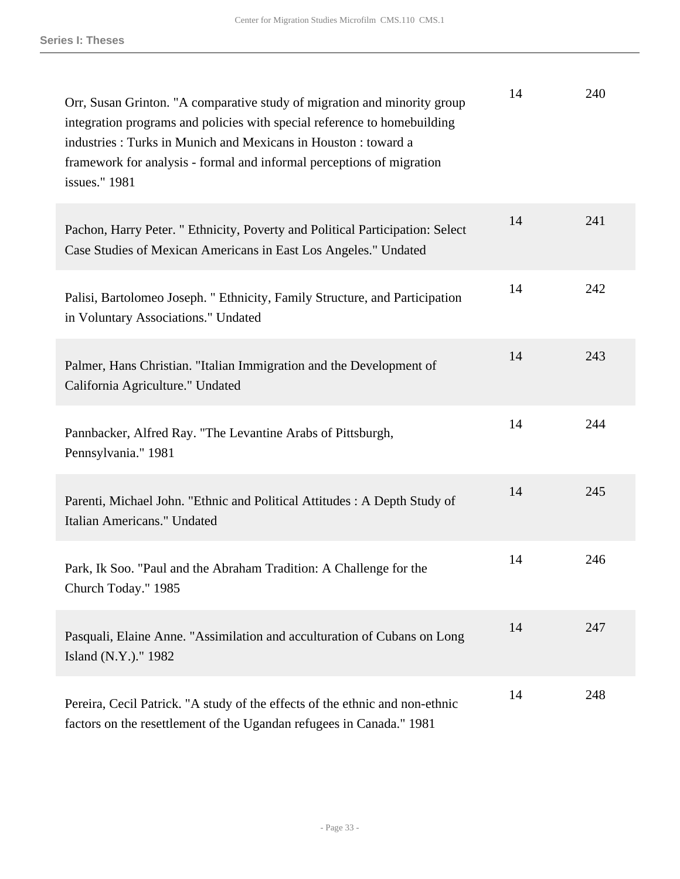| | | |
|---|---|---|
| Orr, Susan Grinton. "A comparative study of migration and minority group integration programs and policies with special reference to homebuilding industries : Turks in Munich and Mexicans in Houston : toward a framework for analysis - formal and informal perceptions of migration issues." 1981 | 14 | 240 |
| Pachon, Harry Peter. " Ethnicity, Poverty and Political Participation: Select Case Studies of Mexican Americans in East Los Angeles." Undated | 14 | 241 |
| Palisi, Bartolomeo Joseph. " Ethnicity, Family Structure, and Participation in Voluntary Associations." Undated | 14 | 242 |
| Palmer, Hans Christian. "Italian Immigration and the Development of California Agriculture." Undated | 14 | 243 |
| Pannbacker, Alfred Ray. "The Levantine Arabs of Pittsburgh, Pennsylvania." 1981 | 14 | 244 |
| Parenti, Michael John. "Ethnic and Political Attitudes : A Depth Study of Italian Americans." Undated | 14 | 245 |
| Park, Ik Soo. "Paul and the Abraham Tradition: A Challenge for the Church Today." 1985 | 14 | 246 |
| Pasquali, Elaine Anne. "Assimilation and acculturation of Cubans on Long Island (N.Y.)." 1982 | 14 | 247 |
| Pereira, Cecil Patrick. "A study of the effects of the ethnic and non-ethnic factors on the resettlement of the Ugandan refugees in Canada." 1981 | 14 | 248 |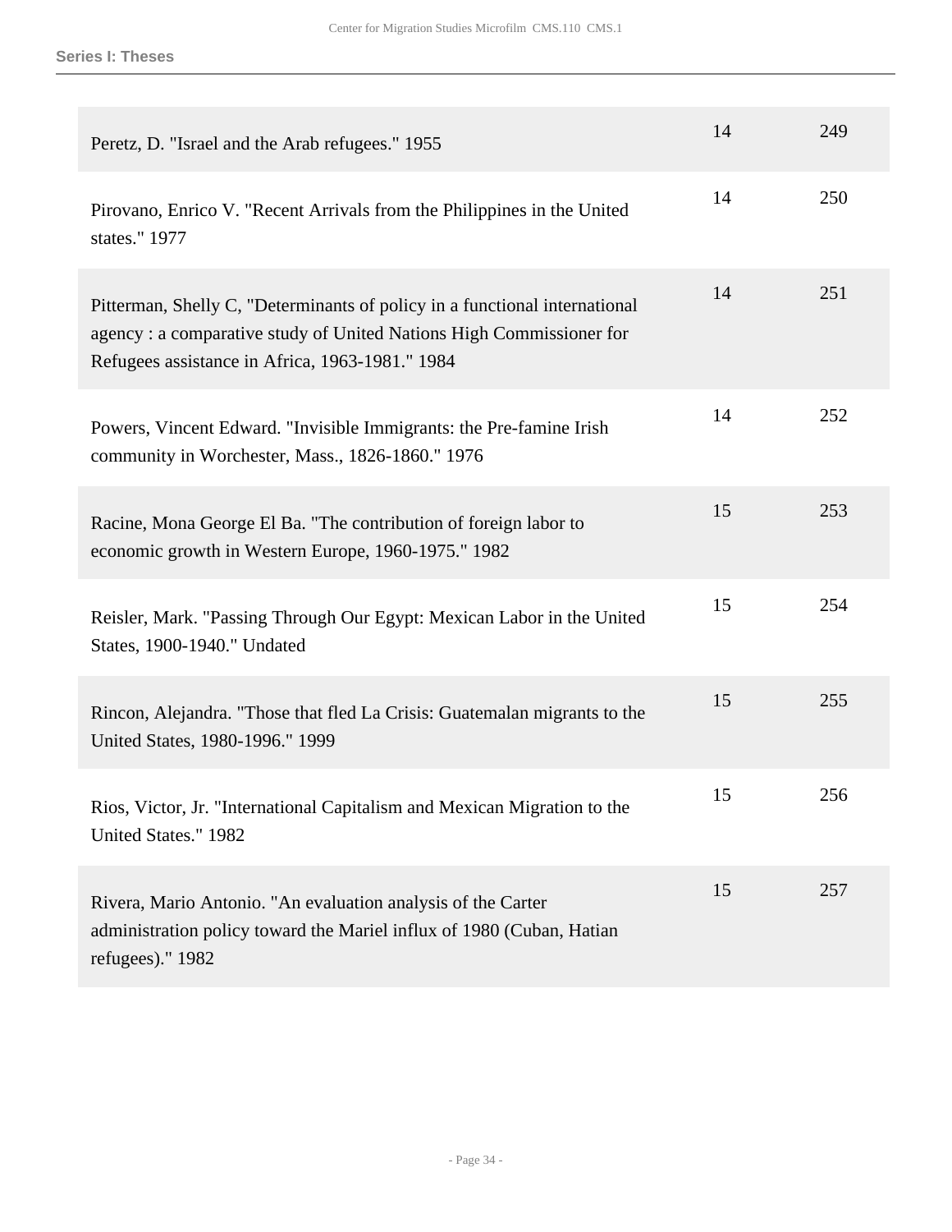| | | |
|---|---|---|
| Peretz, D. "Israel and the Arab refugees." 1955 | 14 | 249 |
| Pirovano, Enrico V. "Recent Arrivals from the Philippines in the United states." 1977 | 14 | 250 |
| Pitterman, Shelly C, "Determinants of policy in a functional international agency : a comparative study of United Nations High Commissioner for Refugees assistance in Africa, 1963-1981." 1984 | 14 | 251 |
| Powers, Vincent Edward. "Invisible Immigrants: the Pre-famine Irish community in Worchester, Mass., 1826-1860." 1976 | 14 | 252 |
| Racine, Mona George El Ba. "The contribution of foreign labor to economic growth in Western Europe, 1960-1975." 1982 | 15 | 253 |
| Reisler, Mark. "Passing Through Our Egypt: Mexican Labor in the United States, 1900-1940." Undated | 15 | 254 |
| Rincon, Alejandra. "Those that fled La Crisis: Guatemalan migrants to the United States, 1980-1996." 1999 | 15 | 255 |
| Rios, Victor, Jr. "International Capitalism and Mexican Migration to the United States." 1982 | 15 | 256 |
| Rivera, Mario Antonio. "An evaluation analysis of the Carter administration policy toward the Mariel influx of 1980 (Cuban, Hatian refugees)." 1982 | 15 | 257 |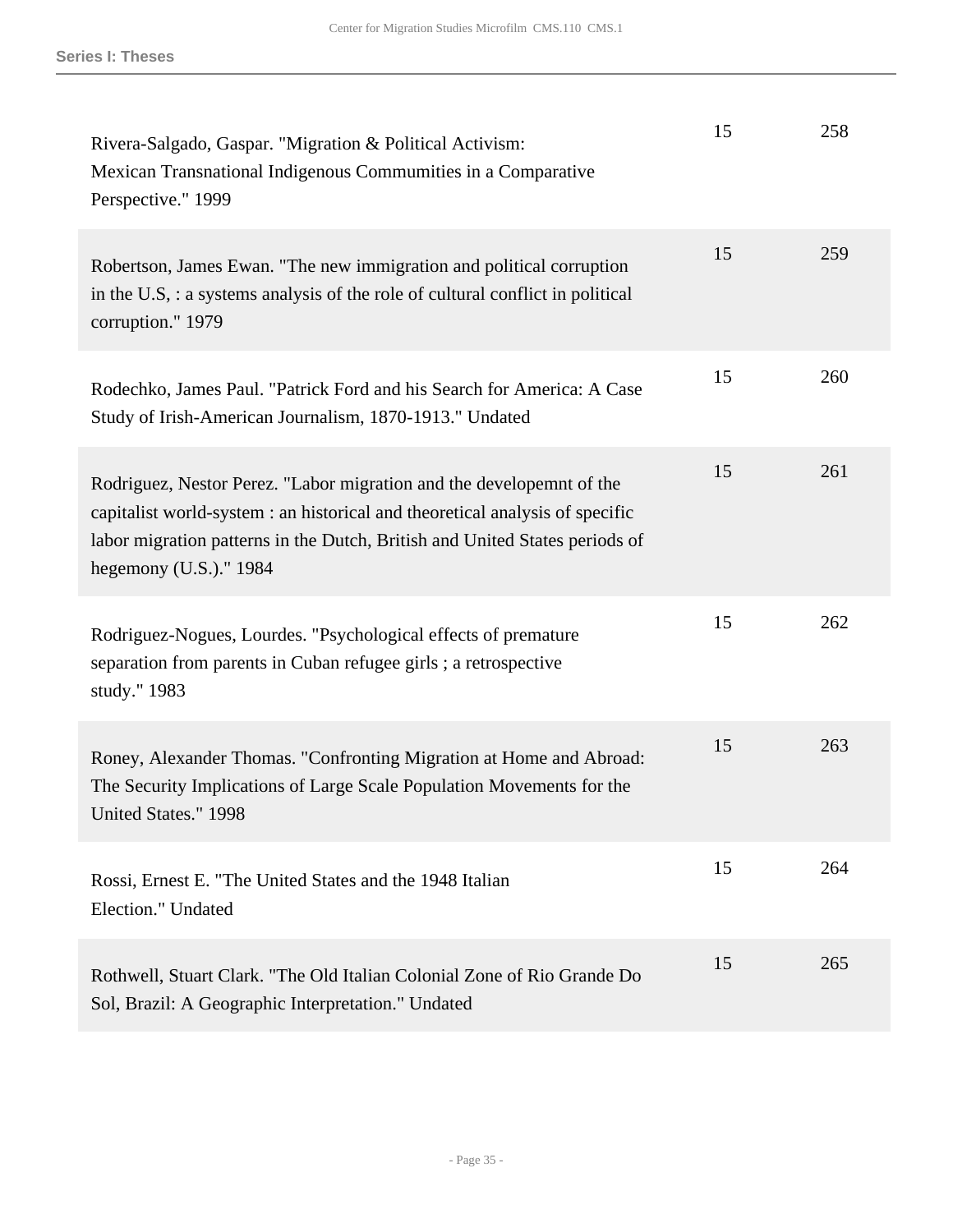| | | |
|---|---|---|
| Rivera-Salgado, Gaspar. "Migration & Political Activism: Mexican Transnational Indigenous Commumities in a Comparative Perspective." 1999 | 15 | 258 |
| Robertson, James Ewan. "The new immigration and political corruption in the U.S, : a systems analysis of the role of cultural conflict in political corruption." 1979 | 15 | 259 |
| Rodechko, James Paul. "Patrick Ford and his Search for America: A Case Study of Irish-American Journalism, 1870-1913." Undated | 15 | 260 |
| Rodriguez, Nestor Perez. "Labor migration and the developemnt of the capitalist world-system : an historical and theoretical analysis of specific labor migration patterns in the Dutch, British and United States periods of hegemony (U.S.)." 1984 | 15 | 261 |
| Rodriguez-Nogues, Lourdes. "Psychological effects of premature separation from parents in Cuban refugee girls ; a retrospective study." 1983 | 15 | 262 |
| Roney, Alexander Thomas. "Confronting Migration at Home and Abroad: The Security Implications of Large Scale Population Movements for the United States." 1998 | 15 | 263 |
| Rossi, Ernest E. "The United States and the 1948 Italian Election." Undated | 15 | 264 |
| Rothwell, Stuart Clark. "The Old Italian Colonial Zone of Rio Grande Do Sol, Brazil: A Geographic Interpretation." Undated | 15 | 265 |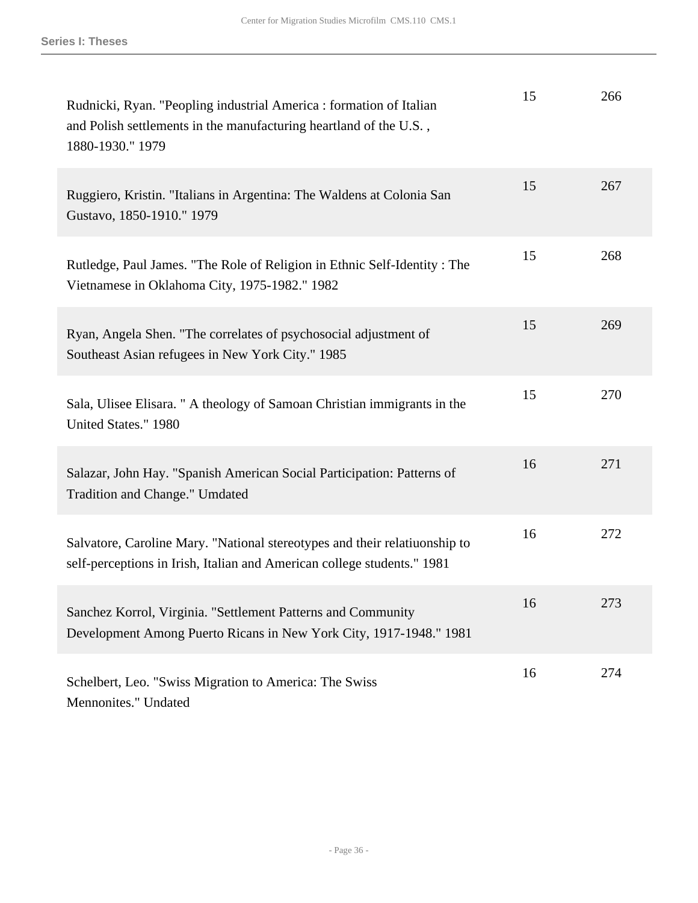| | | |
|---|---|---|
| Rudnicki, Ryan. "Peopling industrial America : formation of Italian and Polish settlements in the manufacturing heartland of the U.S. , 1880-1930." 1979 | 15 | 266 |
| Ruggiero, Kristin. "Italians in Argentina: The Waldens at Colonia San Gustavo, 1850-1910." 1979 | 15 | 267 |
| Rutledge, Paul James. "The Role of Religion in Ethnic Self-Identity : The Vietnamese in Oklahoma City, 1975-1982." 1982 | 15 | 268 |
| Ryan, Angela Shen. "The correlates of psychosocial adjustment of Southeast Asian refugees in New York City." 1985 | 15 | 269 |
| Sala, Ulisee Elisara. " A theology of Samoan Christian immigrants in the United States." 1980 | 15 | 270 |
| Salazar, John Hay. "Spanish American Social Participation: Patterns of Tradition and Change." Umdated | 16 | 271 |
| Salvatore, Caroline Mary. "National stereotypes and their relatiuonship to self-perceptions in Irish, Italian and American college students." 1981 | 16 | 272 |
| Sanchez Korrol, Virginia. "Settlement Patterns and Community Development Among Puerto Ricans in New York City, 1917-1948." 1981 | 16 | 273 |
| Schelbert, Leo. "Swiss Migration to America: The Swiss Mennonites." Undated | 16 | 274 |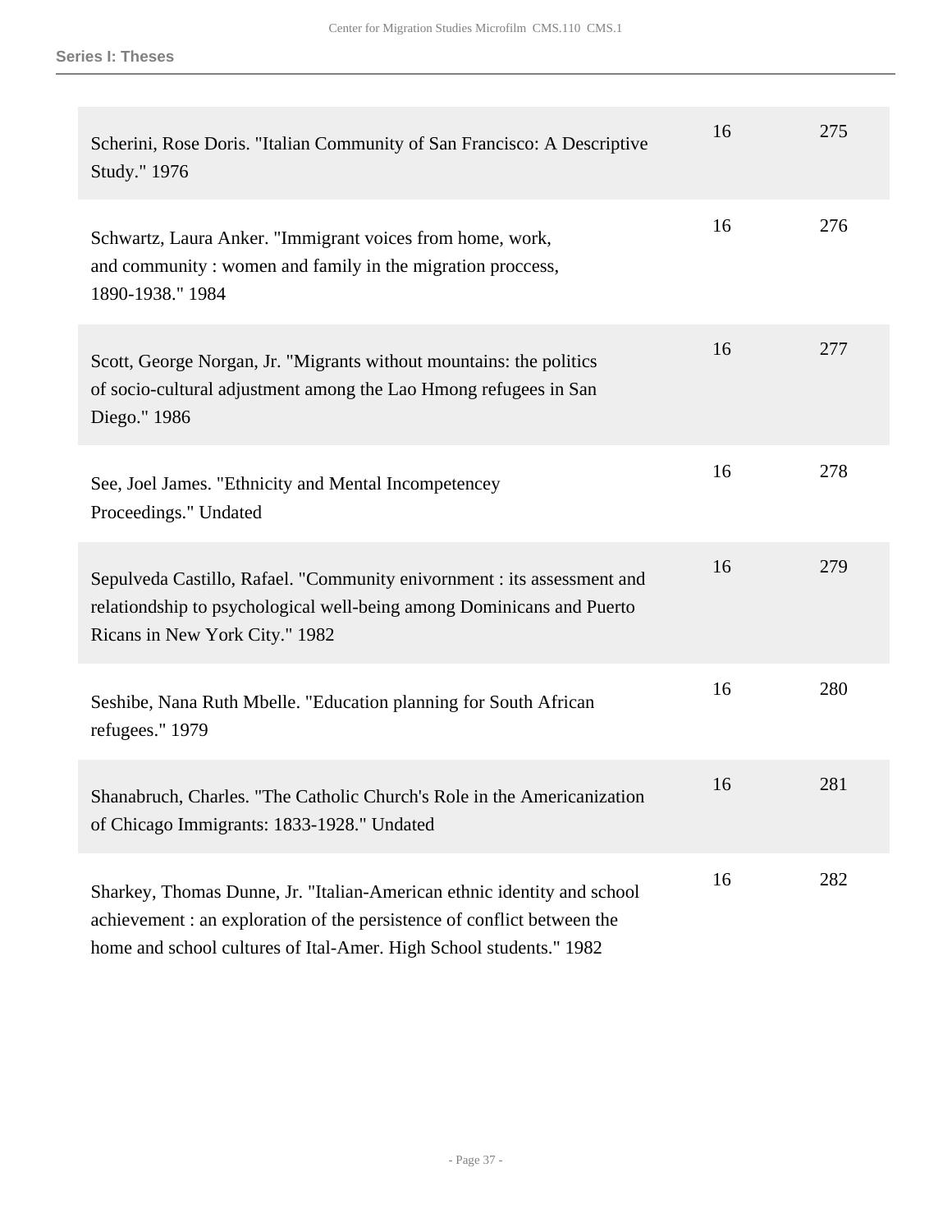| | | |
|---|---|---|
| Scherini, Rose Doris. "Italian Community of San Francisco: A Descriptive Study." 1976 | 16 | 275 |
| Schwartz, Laura Anker. "Immigrant voices from home, work, and community : women and family in the migration proccess, 1890-1938." 1984 | 16 | 276 |
| Scott, George Norgan, Jr. "Migrants without mountains: the politics of socio-cultural adjustment among the Lao Hmong refugees in San Diego." 1986 | 16 | 277 |
| See, Joel James. "Ethnicity and Mental Incompetencey Proceedings." Undated | 16 | 278 |
| Sepulveda Castillo, Rafael. "Community enivornment : its assessment and relationdship to psychological well-being among Dominicans and Puerto Ricans in New York City." 1982 | 16 | 279 |
| Seshibe, Nana Ruth Mbelle. "Education planning for South African refugees." 1979 | 16 | 280 |
| Shanabruch, Charles. "The Catholic Church's Role in the Americanization of Chicago Immigrants: 1833-1928." Undated | 16 | 281 |
| Sharkey, Thomas Dunne, Jr. "Italian-American ethnic identity and school achievement : an exploration of the persistence of conflict between the home and school cultures of Ital-Amer. High School students." 1982 | 16 | 282 |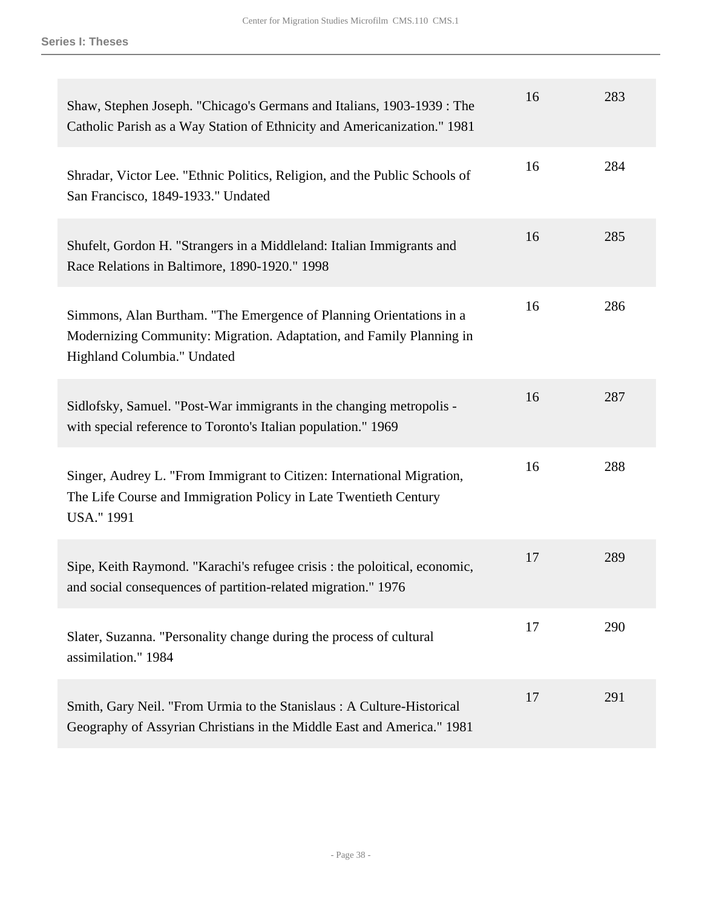| | | |
|---|---|---|
| Shaw, Stephen Joseph. "Chicago's Germans and Italians, 1903-1939 : The Catholic Parish as a Way Station of Ethnicity and Americanization." 1981 | 16 | 283 |
| Shradar, Victor Lee. "Ethnic Politics, Religion, and the Public Schools of San Francisco, 1849-1933." Undated | 16 | 284 |
| Shufelt, Gordon H. "Strangers in a Middleland: Italian Immigrants and Race Relations in Baltimore, 1890-1920." 1998 | 16 | 285 |
| Simmons, Alan Burtham. "The Emergence of Planning Orientations in a Modernizing Community: Migration. Adaptation, and Family Planning in Highland Columbia." Undated | 16 | 286 |
| Sidlofsky, Samuel. "Post-War immigrants in the changing metropolis - with special reference to Toronto's Italian population." 1969 | 16 | 287 |
| Singer, Audrey L. "From Immigrant to Citizen: International Migration, The Life Course and Immigration Policy in Late Twentieth Century USA." 1991 | 16 | 288 |
| Sipe, Keith Raymond. "Karachi's refugee crisis : the poloitical, economic, and social consequences of partition-related migration." 1976 | 17 | 289 |
| Slater, Suzanna. "Personality change during the process of cultural assimilation." 1984 | 17 | 290 |
| Smith, Gary Neil. "From Urmia to the Stanislaus : A Culture-Historical Geography of Assyrian Christians in the Middle East and America." 1981 | 17 | 291 |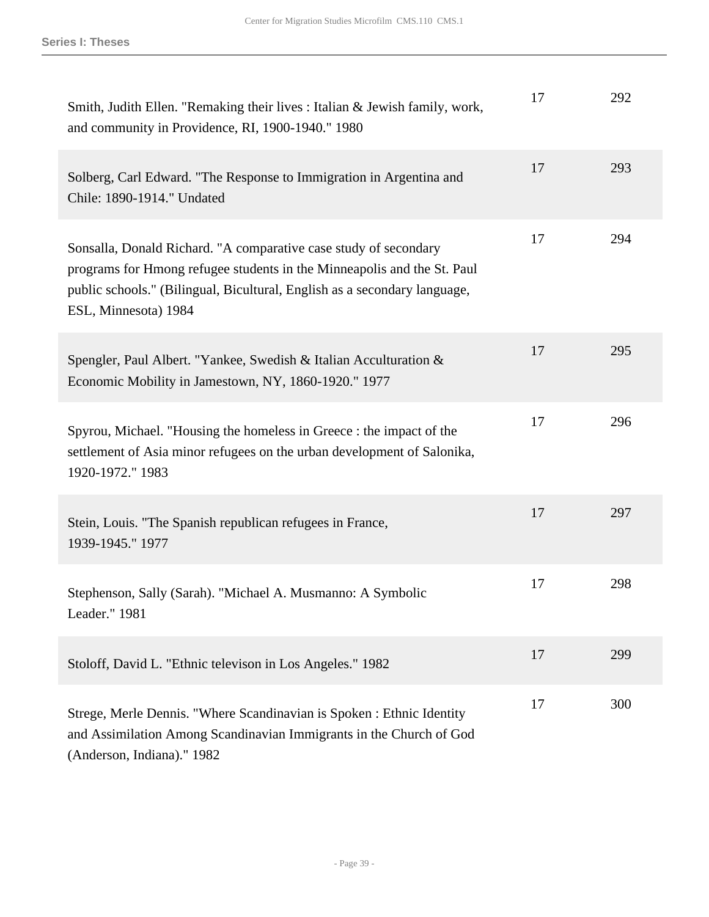| | | |
|---|---|---|
| Smith, Judith Ellen. "Remaking their lives : Italian & Jewish family, work, and community in Providence, RI, 1900-1940." 1980 | 17 | 292 |
| Solberg, Carl Edward. "The Response to Immigration in Argentina and Chile: 1890-1914." Undated | 17 | 293 |
| Sonsalla, Donald Richard. "A comparative case study of secondary programs for Hmong refugee students in the Minneapolis and the St. Paul public schools." (Bilingual, Bicultural, English as a secondary language, ESL, Minnesota) 1984 | 17 | 294 |
| Spengler, Paul Albert. "Yankee, Swedish & Italian Acculturation & Economic Mobility in Jamestown, NY, 1860-1920." 1977 | 17 | 295 |
| Spyrou, Michael. "Housing the homeless in Greece : the impact of the settlement of Asia minor refugees on the urban development of Salonika, 1920-1972." 1983 | 17 | 296 |
| Stein, Louis. "The Spanish republican refugees in France, 1939-1945." 1977 | 17 | 297 |
| Stephenson, Sally (Sarah). "Michael A. Musmanno: A Symbolic Leader." 1981 | 17 | 298 |
| Stoloff, David L. "Ethnic televison in Los Angeles." 1982 | 17 | 299 |
| Strege, Merle Dennis. "Where Scandinavian is Spoken : Ethnic Identity and Assimilation Among Scandinavian Immigrants in the Church of God (Anderson, Indiana)." 1982 | 17 | 300 |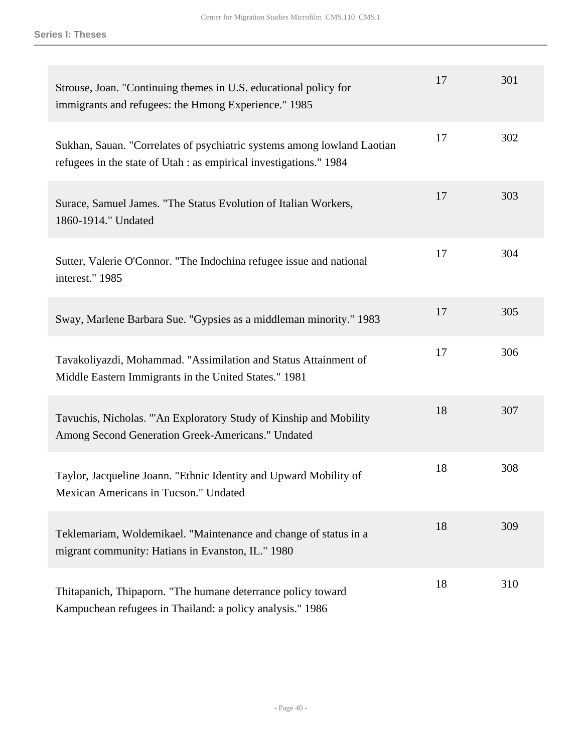| | | |
|---|---|---|
| Strouse, Joan. "Continuing themes in U.S. educational policy for immigrants and refugees: the Hmong Experience." 1985 | 17 | 301 |
| Sukhan, Sauan. "Correlates of psychiatric systems among lowland Laotian refugees in the state of Utah : as empirical investigations." 1984 | 17 | 302 |
| Surace, Samuel James. "The Status Evolution of Italian Workers, 1860-1914." Undated | 17 | 303 |
| Sutter, Valerie O'Connor. "The Indochina refugee issue and national interest." 1985 | 17 | 304 |
| Sway, Marlene Barbara Sue. "Gypsies as a middleman minority." 1983 | 17 | 305 |
| Tavakoliyazdi, Mohammad. "Assimilation and Status Attainment of Middle Eastern Immigrants in the United States." 1981 | 17 | 306 |
| Tavuchis, Nicholas. "'An Exploratory Study of Kinship and Mobility Among Second Generation Greek-Americans." Undated | 18 | 307 |
| Taylor, Jacqueline Joann. "Ethnic Identity and Upward Mobility of Mexican Americans in Tucson." Undated | 18 | 308 |
| Teklemariam, Woldemikael. "Maintenance and change of status in a migrant community: Hatians in Evanston, IL." 1980 | 18 | 309 |
| Thitapanich, Thipaporn. "The humane deterrance policy toward Kampuchean refugees in Thailand: a policy analysis." 1986 | 18 | 310 |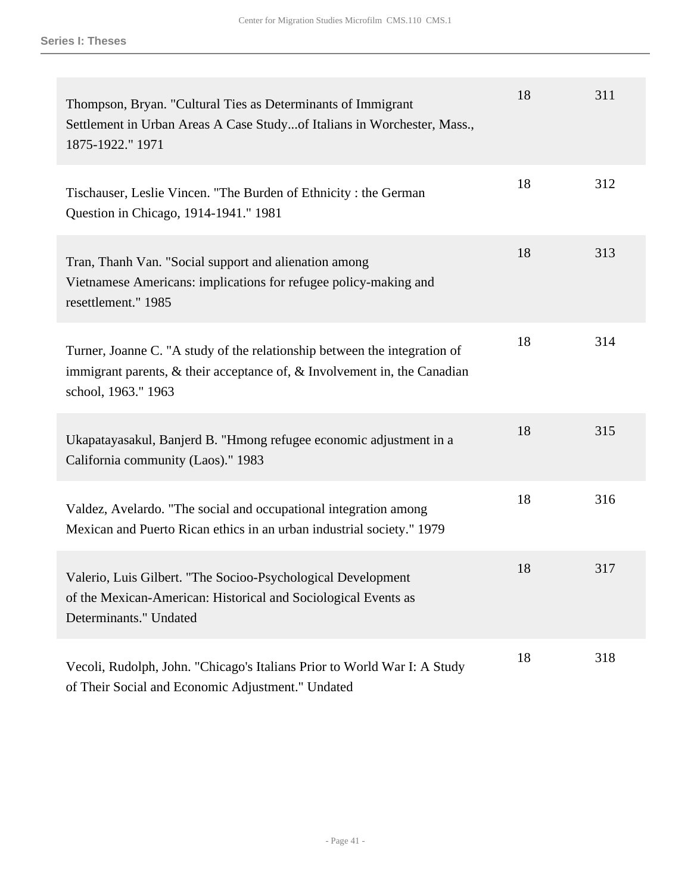| | | |
|---|---|---|
| Thompson, Bryan. "Cultural Ties as Determinants of Immigrant Settlement in Urban Areas A Case Study...of Italians in Worchester, Mass., 1875-1922." 1971 | 18 | 311 |
| Tischauser, Leslie Vincen. "The Burden of Ethnicity : the German Question in Chicago, 1914-1941." 1981 | 18 | 312 |
| Tran, Thanh Van. "Social support and alienation among Vietnamese Americans: implications for refugee policy-making and resettlement." 1985 | 18 | 313 |
| Turner, Joanne C. "A study of the relationship between the integration of immigrant parents, & their acceptance of, & Involvement in, the Canadian school, 1963." 1963 | 18 | 314 |
| Ukapatayasakul, Banjerd B. "Hmong refugee economic adjustment in a California community (Laos)." 1983 | 18 | 315 |
| Valdez, Avelardo. "The social and occupational integration among Mexican and Puerto Rican ethics in an urban industrial society." 1979 | 18 | 316 |
| Valerio, Luis Gilbert. "The Socioo-Psychological Development of the Mexican-American: Historical and Sociological Events as Determinants." Undated | 18 | 317 |
| Vecoli, Rudolph, John. "Chicago's Italians Prior to World War I: A Study of Their Social and Economic Adjustment." Undated | 18 | 318 |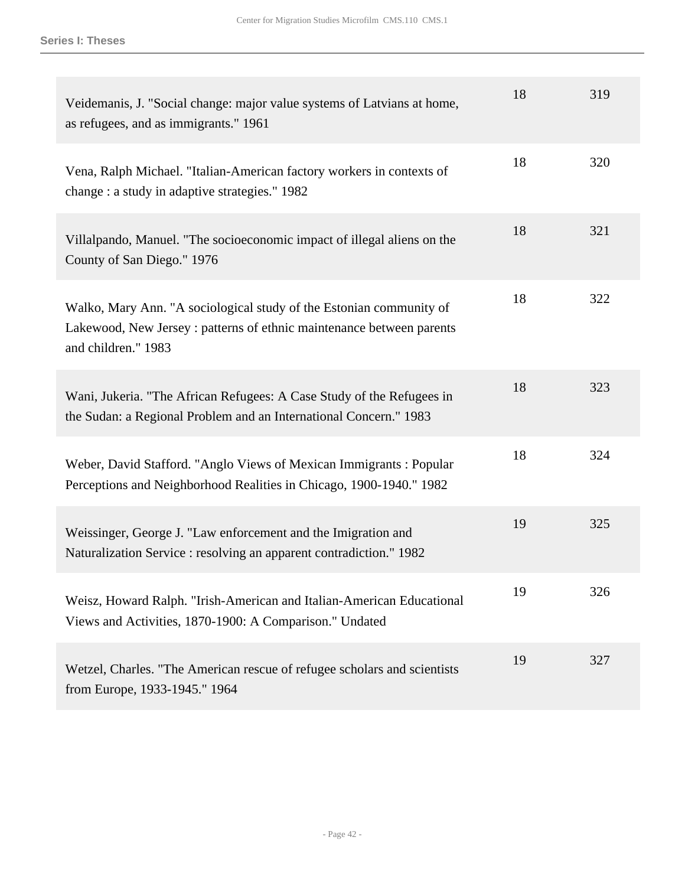| | | |
|---|---|---|
| Veidemanis, J. "Social change: major value systems of Latvians at home, as refugees, and as immigrants." 1961 | 18 | 319 |
| Vena, Ralph Michael. "Italian-American factory workers in contexts of change : a study in adaptive strategies." 1982 | 18 | 320 |
| Villalpando, Manuel. "The socioeconomic impact of illegal aliens on the County of San Diego." 1976 | 18 | 321 |
| Walko, Mary Ann. "A sociological study of the Estonian community of Lakewood, New Jersey : patterns of ethnic maintenance between parents and children." 1983 | 18 | 322 |
| Wani, Jukeria. "The African Refugees: A Case Study of the Refugees in the Sudan: a Regional Problem and an International Concern." 1983 | 18 | 323 |
| Weber, David Stafford. "Anglo Views of Mexican Immigrants : Popular Perceptions and Neighborhood Realities in Chicago, 1900-1940." 1982 | 18 | 324 |
| Weissinger, George J. "Law enforcement and the Imigration and Naturalization Service : resolving an apparent contradiction." 1982 | 19 | 325 |
| Weisz, Howard Ralph. "Irish-American and Italian-American Educational Views and Activities, 1870-1900: A Comparison." Undated | 19 | 326 |
| Wetzel, Charles. "The American rescue of refugee scholars and scientists from Europe, 1933-1945." 1964 | 19 | 327 |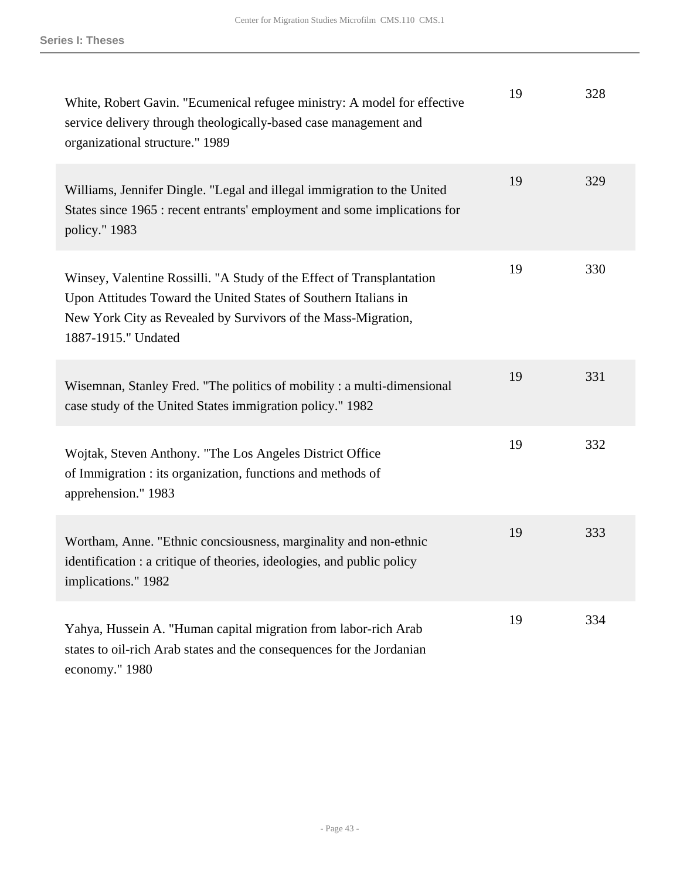| | | |
|---|---|---|
| White, Robert Gavin. "Ecumenical refugee ministry: A model for effective service delivery through theologically-based case management and organizational structure." 1989 | 19 | 328 |
| Williams, Jennifer Dingle. "Legal and illegal immigration to the United States since 1965 : recent entrants' employment and some implications for policy." 1983 | 19 | 329 |
| Winsey, Valentine Rossilli. "A Study of the Effect of Transplantation Upon Attitudes Toward the United States of Southern Italians in New York City as Revealed by Survivors of the Mass-Migration, 1887-1915." Undated | 19 | 330 |
| Wisemnan, Stanley Fred. "The politics of mobility : a multi-dimensional case study of the United States immigration policy." 1982 | 19 | 331 |
| Wojtak, Steven Anthony. "The Los Angeles District Office of Immigration : its organization, functions and methods of apprehension." 1983 | 19 | 332 |
| Wortham, Anne. "Ethnic concsiousness, marginality and non-ethnic identification : a critique of theories, ideologies, and public policy implications." 1982 | 19 | 333 |
| Yahya, Hussein A. "Human capital migration from labor-rich Arab states to oil-rich Arab states and the consequences for the Jordanian economy." 1980 | 19 | 334 |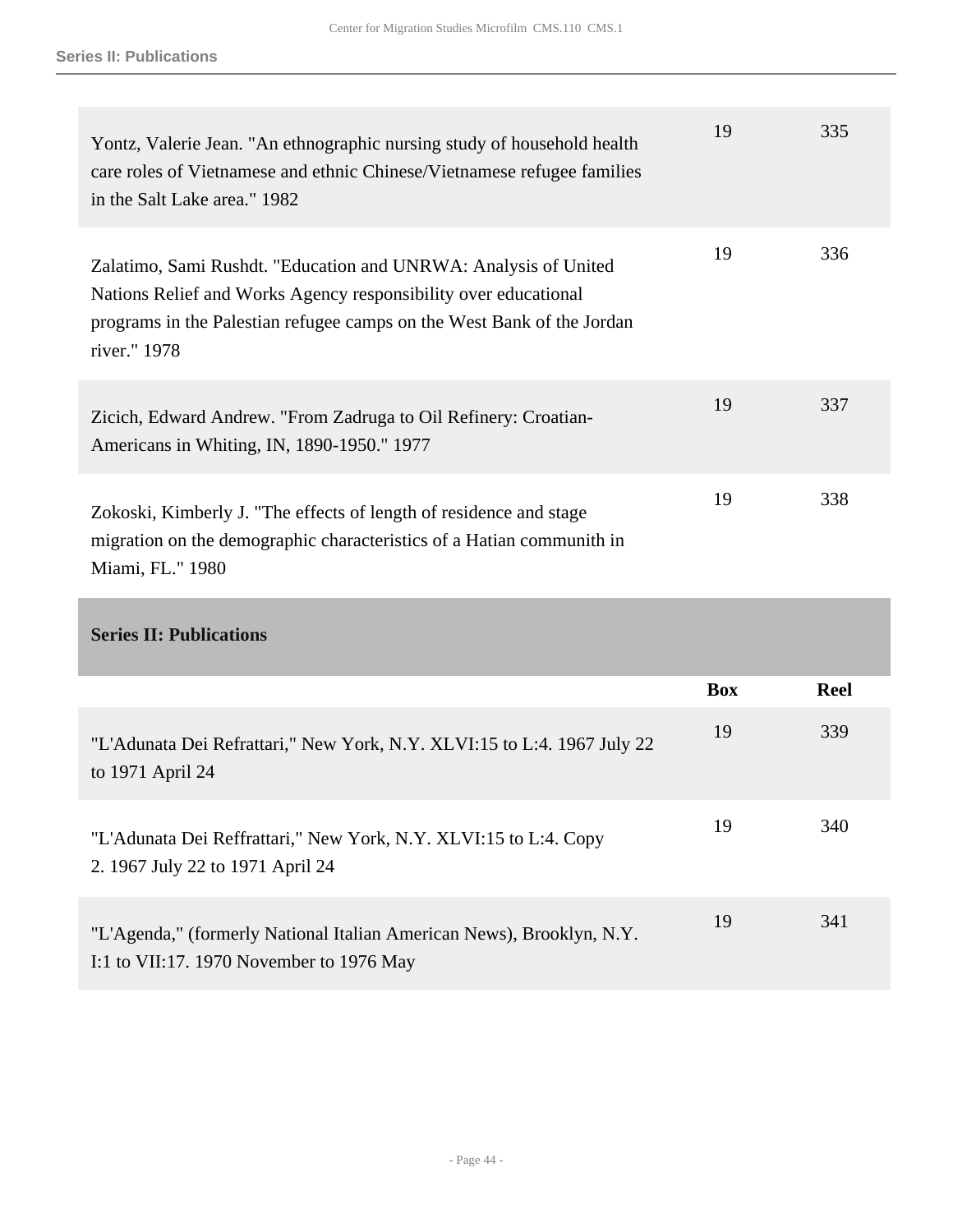| | | |
|---|---|---|
| Yontz, Valerie Jean. "An ethnographic nursing study of household health care roles of Vietnamese and ethnic Chinese/Vietnamese refugee families in the Salt Lake area." 1982 | 19 | 335 |
| Zalatimo, Sami Rushdt. "Education and UNRWA: Analysis of United Nations Relief and Works Agency responsibility over educational programs in the Palestian refugee camps on the West Bank of the Jordan river." 1978 | 19 | 336 |
| Zicich, Edward Andrew. "From Zadruga to Oil Refinery: Croatian-Americans in Whiting, IN, 1890-1950." 1977 | 19 | 337 |
| Zokoski, Kimberly J. "The effects of length of residence and stage migration on the demographic characteristics of a Hatian communith in Miami, FL." 1980 | 19 | 338 |

## Series II: Publications

| | Box | Reel |
|---|---|---|
| "L'Adunata Dei Refrattari," New York, N.Y. XLVI:15 to L:4. 1967 July 22 to 1971 April 24 | 19 | 339 |
| "L'Adunata Dei Reffrattari," New York, N.Y. XLVI:15 to L:4. Copy 2. 1967 July 22 to 1971 April 24 | 19 | 340 |
| "L'Agenda," (formerly National Italian American News), Brooklyn, N.Y. I:1 to VII:17. 1970 November to 1976 May | 19 | 341 |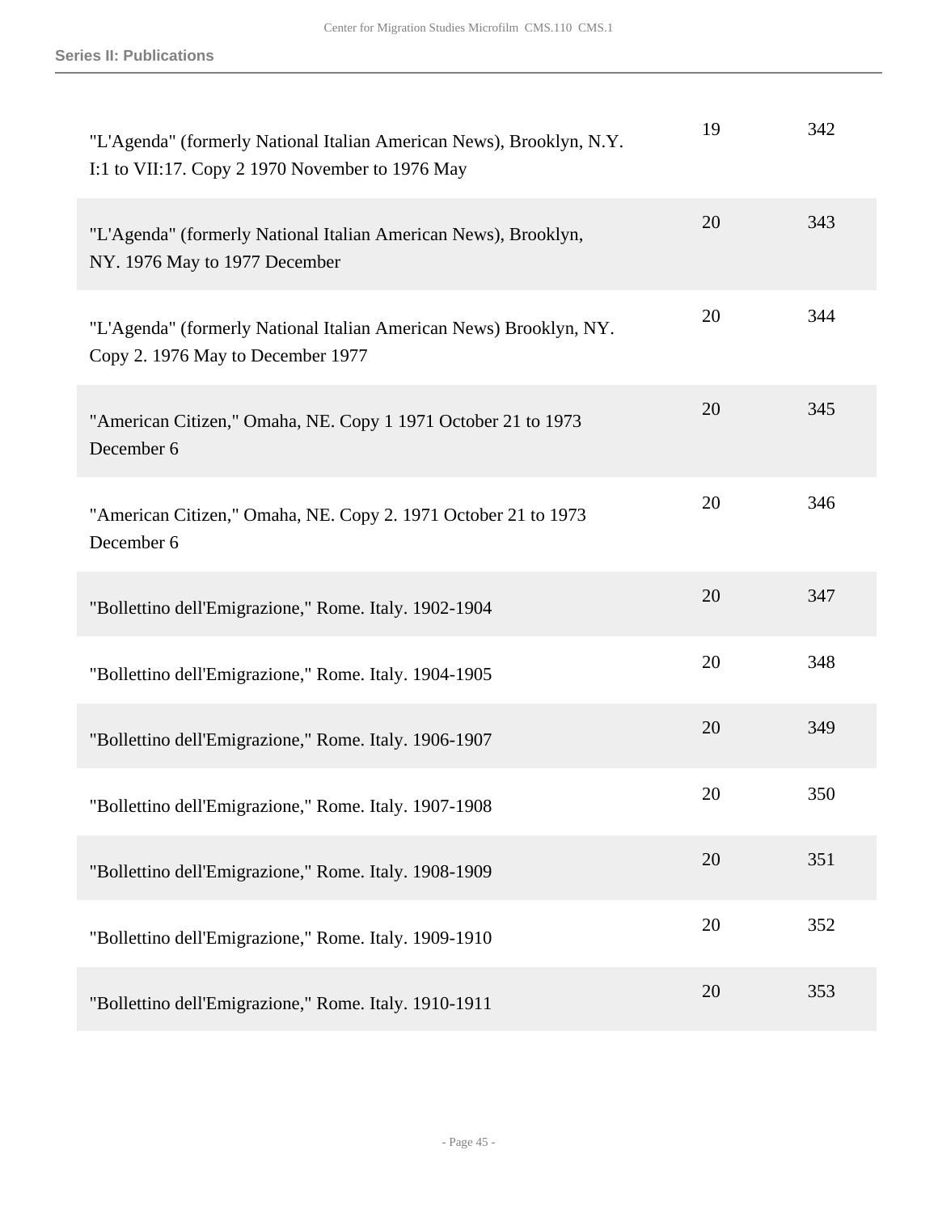| | | |
|---|---|---|
| "L'Agenda" (formerly National Italian American News), Brooklyn, N.Y. I:1 to VII:17. Copy 2 1970 November to 1976 May | 19 | 342 |
| "L'Agenda" (formerly National Italian American News), Brooklyn, NY. 1976 May to 1977 December | 20 | 343 |
| "L'Agenda" (formerly National Italian American News) Brooklyn, NY. Copy 2. 1976 May to December 1977 | 20 | 344 |
| "American Citizen," Omaha, NE. Copy 1 1971 October 21 to 1973 December 6 | 20 | 345 |
| "American Citizen," Omaha, NE. Copy 2. 1971 October 21 to 1973 December 6 | 20 | 346 |
| "Bollettino dell'Emigrazione," Rome. Italy. 1902-1904 | 20 | 347 |
| "Bollettino dell'Emigrazione," Rome. Italy. 1904-1905 | 20 | 348 |
| "Bollettino dell'Emigrazione," Rome. Italy. 1906-1907 | 20 | 349 |
| "Bollettino dell'Emigrazione," Rome. Italy. 1907-1908 | 20 | 350 |
| "Bollettino dell'Emigrazione," Rome. Italy. 1908-1909 | 20 | 351 |
| "Bollettino dell'Emigrazione," Rome. Italy. 1909-1910 | 20 | 352 |
| "Bollettino dell'Emigrazione," Rome. Italy. 1910-1911 | 20 | 353 |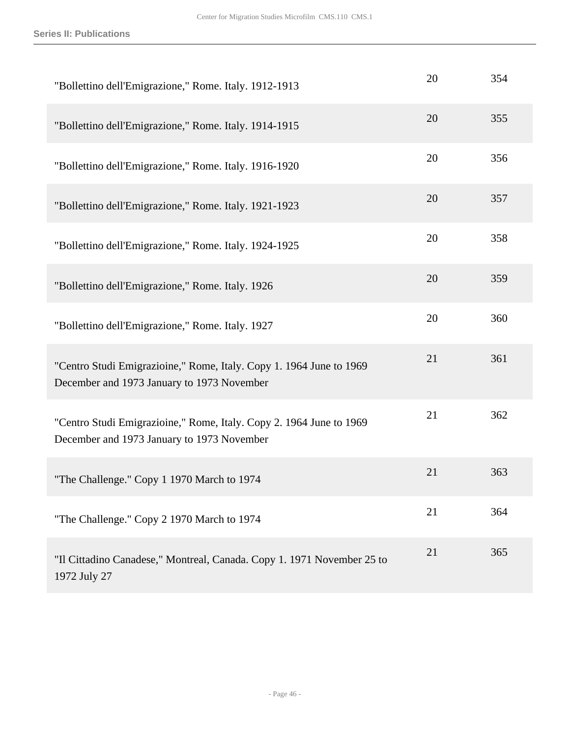| | | |
|---|---|---|
| "Bollettino dell'Emigrazione," Rome. Italy. 1912-1913 | 20 | 354 |
| "Bollettino dell'Emigrazione," Rome. Italy. 1914-1915 | 20 | 355 |
| "Bollettino dell'Emigrazione," Rome. Italy. 1916-1920 | 20 | 356 |
| "Bollettino dell'Emigrazione," Rome. Italy. 1921-1923 | 20 | 357 |
| "Bollettino dell'Emigrazione," Rome. Italy. 1924-1925 | 20 | 358 |
| "Bollettino dell'Emigrazione," Rome. Italy. 1926 | 20 | 359 |
| "Bollettino dell'Emigrazione," Rome. Italy. 1927 | 20 | 360 |
| "Centro Studi Emigrazioine," Rome, Italy. Copy 1. 1964 June to 1969 December and 1973 January to 1973 November | 21 | 361 |
| "Centro Studi Emigrazioine," Rome, Italy. Copy 2. 1964 June to 1969 December and 1973 January to 1973 November | 21 | 362 |
| "The Challenge." Copy 1 1970 March to 1974 | 21 | 363 |
| "The Challenge." Copy 2 1970 March to 1974 | 21 | 364 |
| "Il Cittadino Canadese," Montreal, Canada. Copy 1. 1971 November 25 to 1972 July 27 | 21 | 365 |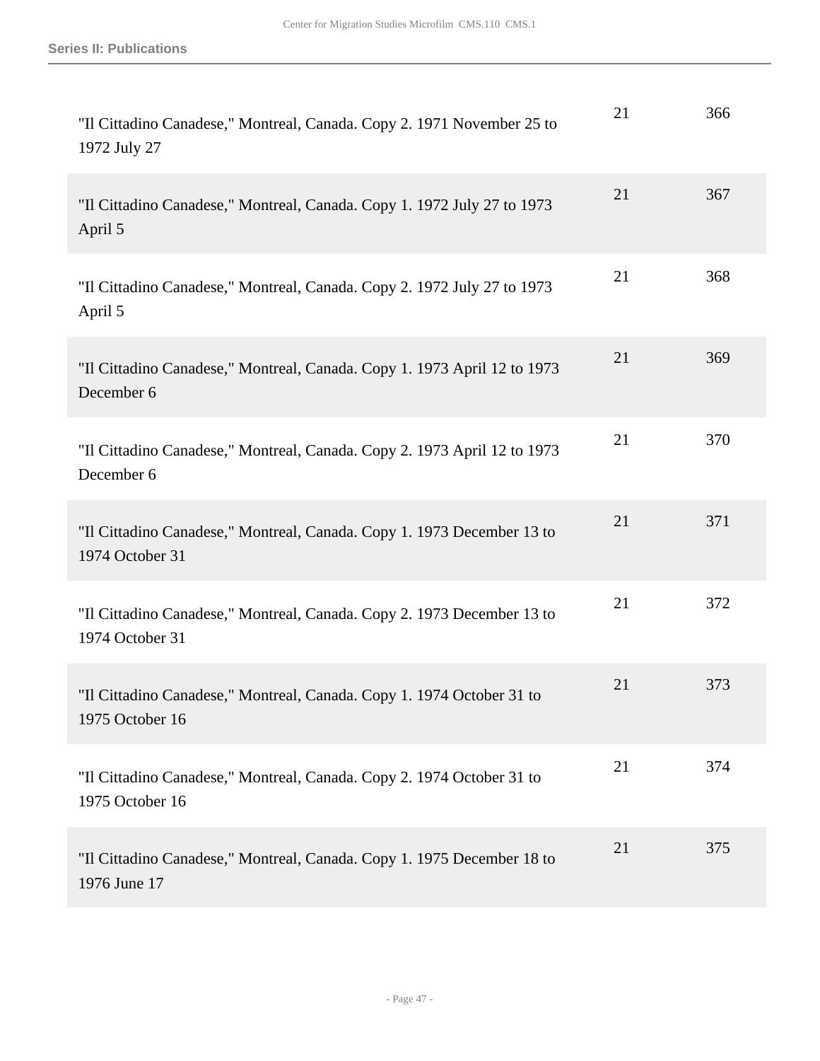| | | |
|---|---|---|
| "Il Cittadino Canadese," Montreal, Canada. Copy 2. 1971 November 25 to 1972 July 27 | 21 | 366 |
| "Il Cittadino Canadese," Montreal, Canada. Copy 1. 1972 July 27 to 1973 April 5 | 21 | 367 |
| "Il Cittadino Canadese," Montreal, Canada. Copy 2. 1972 July 27 to 1973 April 5 | 21 | 368 |
| "Il Cittadino Canadese," Montreal, Canada. Copy 1. 1973 April 12 to 1973 December 6 | 21 | 369 |
| "Il Cittadino Canadese," Montreal, Canada. Copy 2. 1973 April 12 to 1973 December 6 | 21 | 370 |
| "Il Cittadino Canadese," Montreal, Canada. Copy 1. 1973 December 13 to 1974 October 31 | 21 | 371 |
| "Il Cittadino Canadese," Montreal, Canada. Copy 2. 1973 December 13 to 1974 October 31 | 21 | 372 |
| "Il Cittadino Canadese," Montreal, Canada. Copy 1. 1974 October 31 to 1975 October 16 | 21 | 373 |
| "Il Cittadino Canadese," Montreal, Canada. Copy 2. 1974 October 31 to 1975 October 16 | 21 | 374 |
| "Il Cittadino Canadese," Montreal, Canada. Copy 1. 1975 December 18 to 1976 June 17 | 21 | 375 |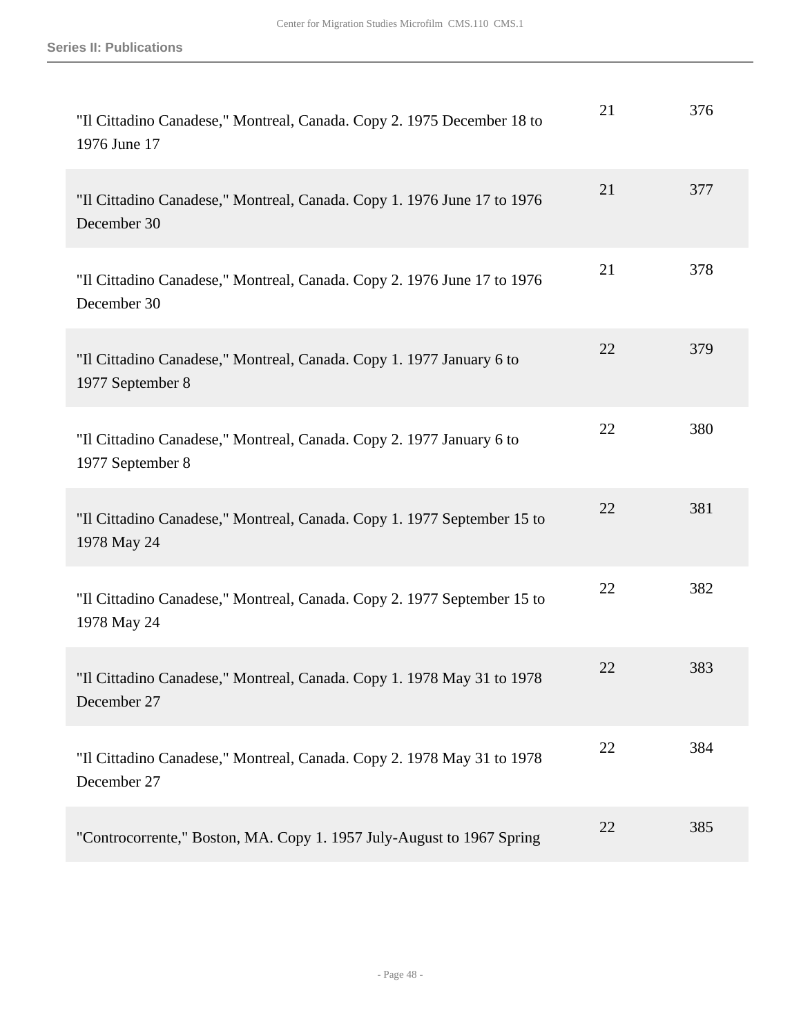| | | |
|---|---|---|
| "Il Cittadino Canadese," Montreal, Canada. Copy 2. 1975 December 18 to 1976 June 17 | 21 | 376 |
| "Il Cittadino Canadese," Montreal, Canada. Copy 1. 1976 June 17 to 1976 December 30 | 21 | 377 |
| "Il Cittadino Canadese," Montreal, Canada. Copy 2. 1976 June 17 to 1976 December 30 | 21 | 378 |
| "Il Cittadino Canadese," Montreal, Canada. Copy 1. 1977 January 6 to 1977 September 8 | 22 | 379 |
| "Il Cittadino Canadese," Montreal, Canada. Copy 2. 1977 January 6 to 1977 September 8 | 22 | 380 |
| "Il Cittadino Canadese," Montreal, Canada. Copy 1. 1977 September 15 to 1978 May 24 | 22 | 381 |
| "Il Cittadino Canadese," Montreal, Canada. Copy 2. 1977 September 15 to 1978 May 24 | 22 | 382 |
| "Il Cittadino Canadese," Montreal, Canada. Copy 1. 1978 May 31 to 1978 December 27 | 22 | 383 |
| "Il Cittadino Canadese," Montreal, Canada. Copy 2. 1978 May 31 to 1978 December 27 | 22 | 384 |
| "Controcorrente," Boston, MA. Copy 1. 1957 July-August to 1967 Spring | 22 | 385 |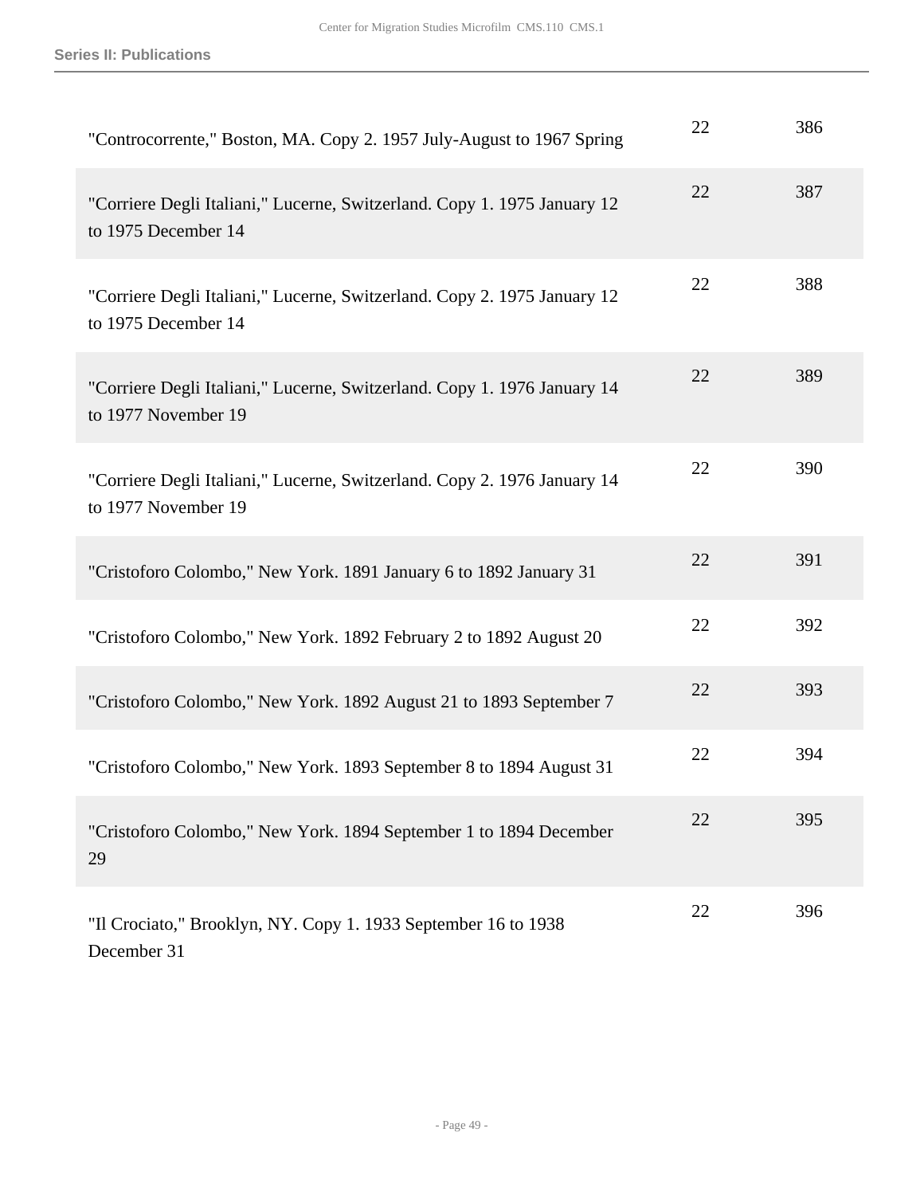| | | |
|---|---|---|
| "Controcorrente," Boston, MA. Copy 2. 1957 July-August to 1967 Spring | 22 | 386 |
| "Corriere Degli Italiani," Lucerne, Switzerland. Copy 1. 1975 January 12 to 1975 December 14 | 22 | 387 |
| "Corriere Degli Italiani," Lucerne, Switzerland. Copy 2. 1975 January 12 to 1975 December 14 | 22 | 388 |
| "Corriere Degli Italiani," Lucerne, Switzerland. Copy 1. 1976 January 14 to 1977 November 19 | 22 | 389 |
| "Corriere Degli Italiani," Lucerne, Switzerland. Copy 2. 1976 January 14 to 1977 November 19 | 22 | 390 |
| "Cristoforo Colombo," New York. 1891 January 6 to 1892 January 31 | 22 | 391 |
| "Cristoforo Colombo," New York. 1892 February 2 to 1892 August 20 | 22 | 392 |
| "Cristoforo Colombo," New York. 1892 August 21 to 1893 September 7 | 22 | 393 |
| "Cristoforo Colombo," New York. 1893 September 8 to 1894 August 31 | 22 | 394 |
| "Cristoforo Colombo," New York. 1894 September 1 to 1894 December 29 | 22 | 395 |
| "Il Crociato," Brooklyn, NY. Copy 1. 1933 September 16 to 1938 December 31 | 22 | 396 |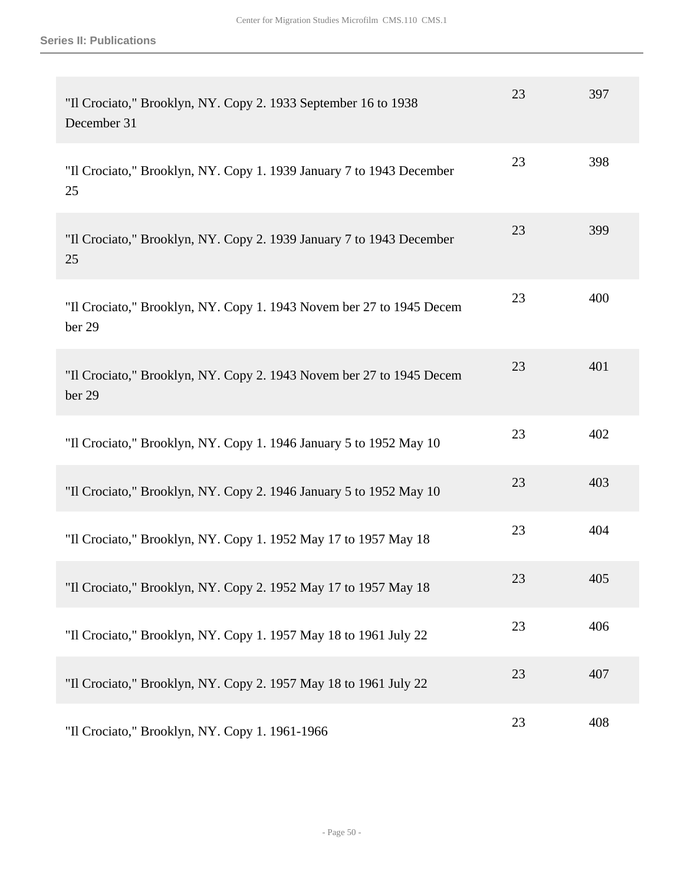## Series II: Publications

| | | |
|---|---|---|
| "Il Crociato," Brooklyn, NY. Copy 2. 1933 September 16 to 1938 December 31 | 23 | 397 |
| "Il Crociato," Brooklyn, NY. Copy 1. 1939 January 7 to 1943 December 25 | 23 | 398 |
| "Il Crociato," Brooklyn, NY. Copy 2. 1939 January 7 to 1943 December 25 | 23 | 399 |
| "Il Crociato," Brooklyn, NY. Copy 1. 1943 Novem ber 27 to 1945 Decem ber 29 | 23 | 400 |
| "Il Crociato," Brooklyn, NY. Copy 2. 1943 Novem ber 27 to 1945 Decem ber 29 | 23 | 401 |
| "Il Crociato," Brooklyn, NY. Copy 1. 1946 January 5 to 1952 May 10 | 23 | 402 |
| "Il Crociato," Brooklyn, NY. Copy 2. 1946 January 5 to 1952 May 10 | 23 | 403 |
| "Il Crociato," Brooklyn, NY. Copy 1. 1952 May 17 to 1957 May 18 | 23 | 404 |
| "Il Crociato," Brooklyn, NY. Copy 2. 1952 May 17 to 1957 May 18 | 23 | 405 |
| "Il Crociato," Brooklyn, NY. Copy 1. 1957 May 18 to 1961 July 22 | 23 | 406 |
| "Il Crociato," Brooklyn, NY. Copy 2. 1957 May 18 to 1961 July 22 | 23 | 407 |
| "Il Crociato," Brooklyn, NY. Copy 1. 1961-1966 | 23 | 408 |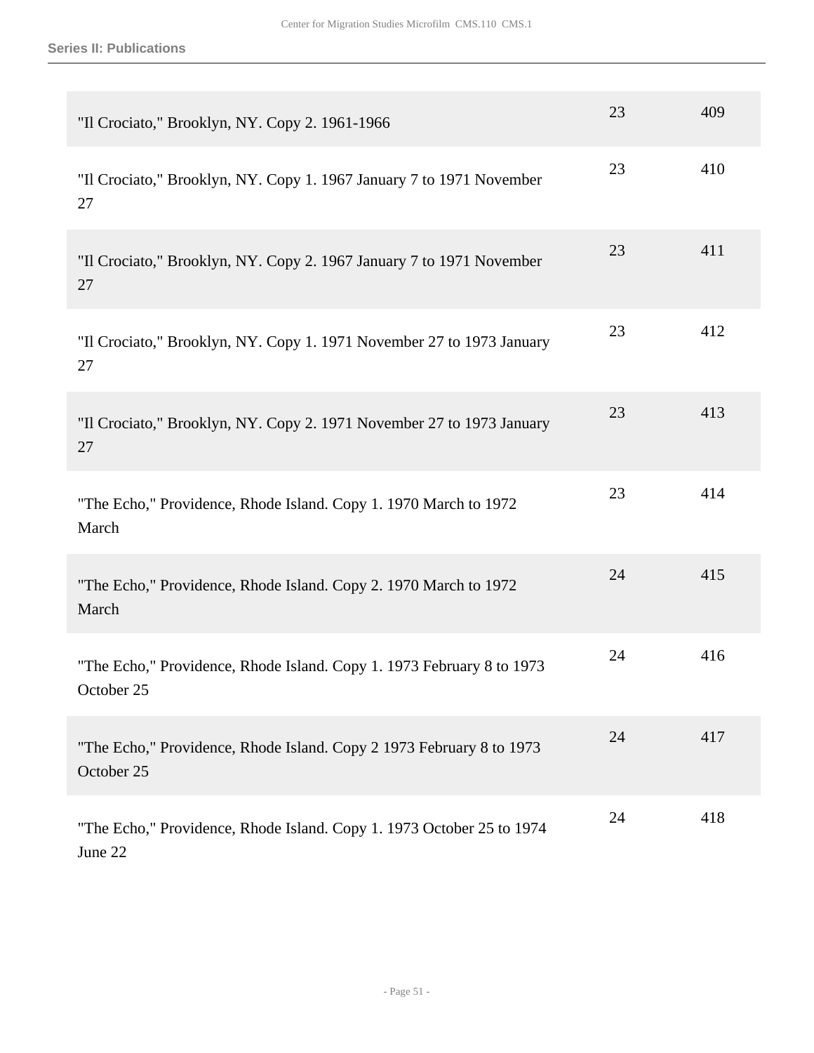| | | |
|---|---|---|
| "Il Crociato," Brooklyn, NY. Copy 2. 1961-1966 | 23 | 409 |
| "Il Crociato," Brooklyn, NY. Copy 1. 1967 January 7 to 1971 November 27 | 23 | 410 |
| "Il Crociato," Brooklyn, NY. Copy 2. 1967 January 7 to 1971 November 27 | 23 | 411 |
| "Il Crociato," Brooklyn, NY. Copy 1. 1971 November 27 to 1973 January 27 | 23 | 412 |
| "Il Crociato," Brooklyn, NY. Copy 2. 1971 November 27 to 1973 January 27 | 23 | 413 |
| "The Echo," Providence, Rhode Island. Copy 1. 1970 March to 1972 March | 23 | 414 |
| "The Echo," Providence, Rhode Island. Copy 2. 1970 March to 1972 March | 24 | 415 |
| "The Echo," Providence, Rhode Island. Copy 1. 1973 February 8 to 1973 October 25 | 24 | 416 |
| "The Echo," Providence, Rhode Island. Copy 2 1973 February 8 to 1973 October 25 | 24 | 417 |
| "The Echo," Providence, Rhode Island. Copy 1. 1973 October 25 to 1974 June 22 | 24 | 418 |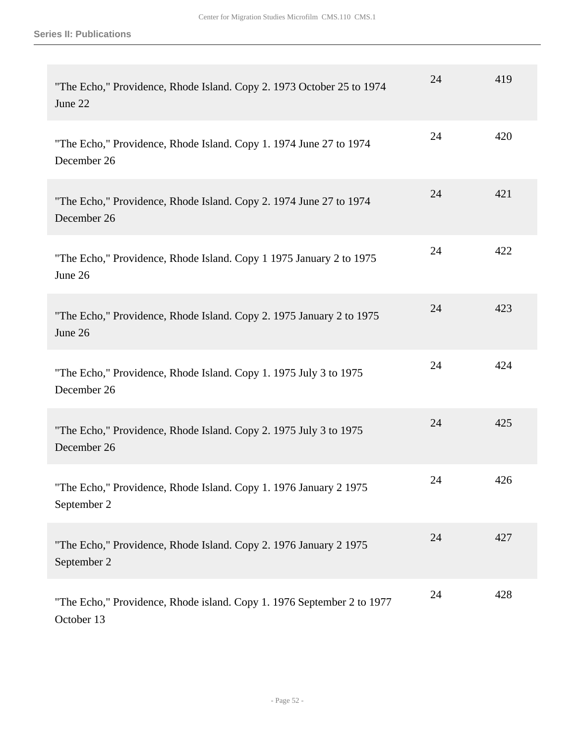| | | |
|---|---|---|
| "The Echo," Providence, Rhode Island. Copy 2. 1973 October 25 to 1974 June 22 | 24 | 419 |
| "The Echo," Providence, Rhode Island. Copy 1. 1974 June 27 to 1974 December 26 | 24 | 420 |
| "The Echo," Providence, Rhode Island. Copy 2. 1974 June 27 to 1974 December 26 | 24 | 421 |
| "The Echo," Providence, Rhode Island. Copy 1 1975 January 2 to 1975 June 26 | 24 | 422 |
| "The Echo," Providence, Rhode Island. Copy 2. 1975 January 2 to 1975 June 26 | 24 | 423 |
| "The Echo," Providence, Rhode Island. Copy 1. 1975 July 3 to 1975 December 26 | 24 | 424 |
| "The Echo," Providence, Rhode Island. Copy 2. 1975 July 3 to 1975 December 26 | 24 | 425 |
| "The Echo," Providence, Rhode Island. Copy 1. 1976 January 2 1975 September 2 | 24 | 426 |
| "The Echo," Providence, Rhode Island. Copy 2. 1976 January 2 1975 September 2 | 24 | 427 |
| "The Echo," Providence, Rhode island. Copy 1. 1976 September 2 to 1977 October 13 | 24 | 428 |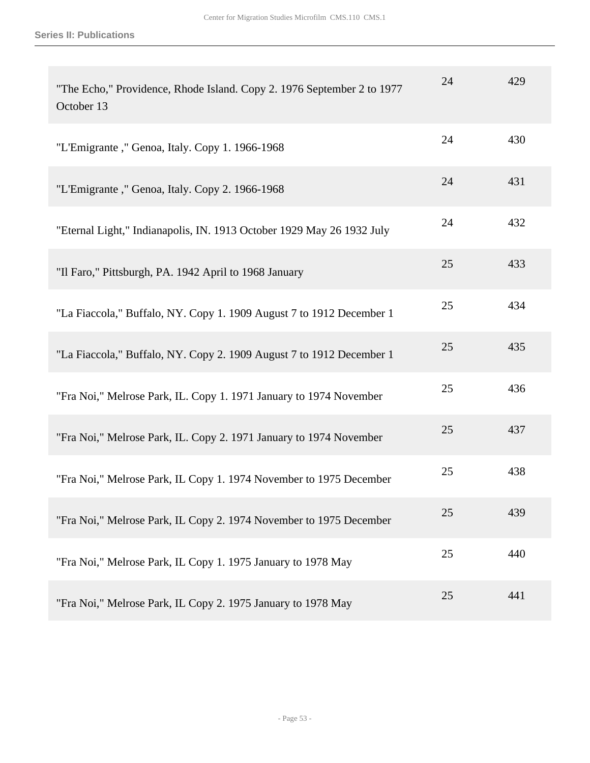| | | |
|---|---|---|
| "The Echo," Providence, Rhode Island. Copy 2. 1976 September 2 to 1977 October 13 | 24 | 429 |
| "L'Emigrante ," Genoa, Italy. Copy 1. 1966-1968 | 24 | 430 |
| "L'Emigrante ," Genoa, Italy. Copy 2. 1966-1968 | 24 | 431 |
| "Eternal Light," Indianapolis, IN. 1913 October 1929 May 26 1932 July | 24 | 432 |
| "Il Faro," Pittsburgh, PA. 1942 April to 1968 January | 25 | 433 |
| "La Fiaccola," Buffalo, NY. Copy 1. 1909 August 7 to 1912 December 1 | 25 | 434 |
| "La Fiaccola," Buffalo, NY. Copy 2. 1909 August 7 to 1912 December 1 | 25 | 435 |
| "Fra Noi," Melrose Park, IL. Copy 1. 1971 January to 1974 November | 25 | 436 |
| "Fra Noi," Melrose Park, IL. Copy 2. 1971 January to 1974 November | 25 | 437 |
| "Fra Noi," Melrose Park, IL Copy 1. 1974 November to 1975 December | 25 | 438 |
| "Fra Noi," Melrose Park, IL Copy 2. 1974 November to 1975 December | 25 | 439 |
| "Fra Noi," Melrose Park, IL Copy 1. 1975 January to 1978 May | 25 | 440 |
| "Fra Noi," Melrose Park, IL Copy 2. 1975 January to 1978 May | 25 | 441 |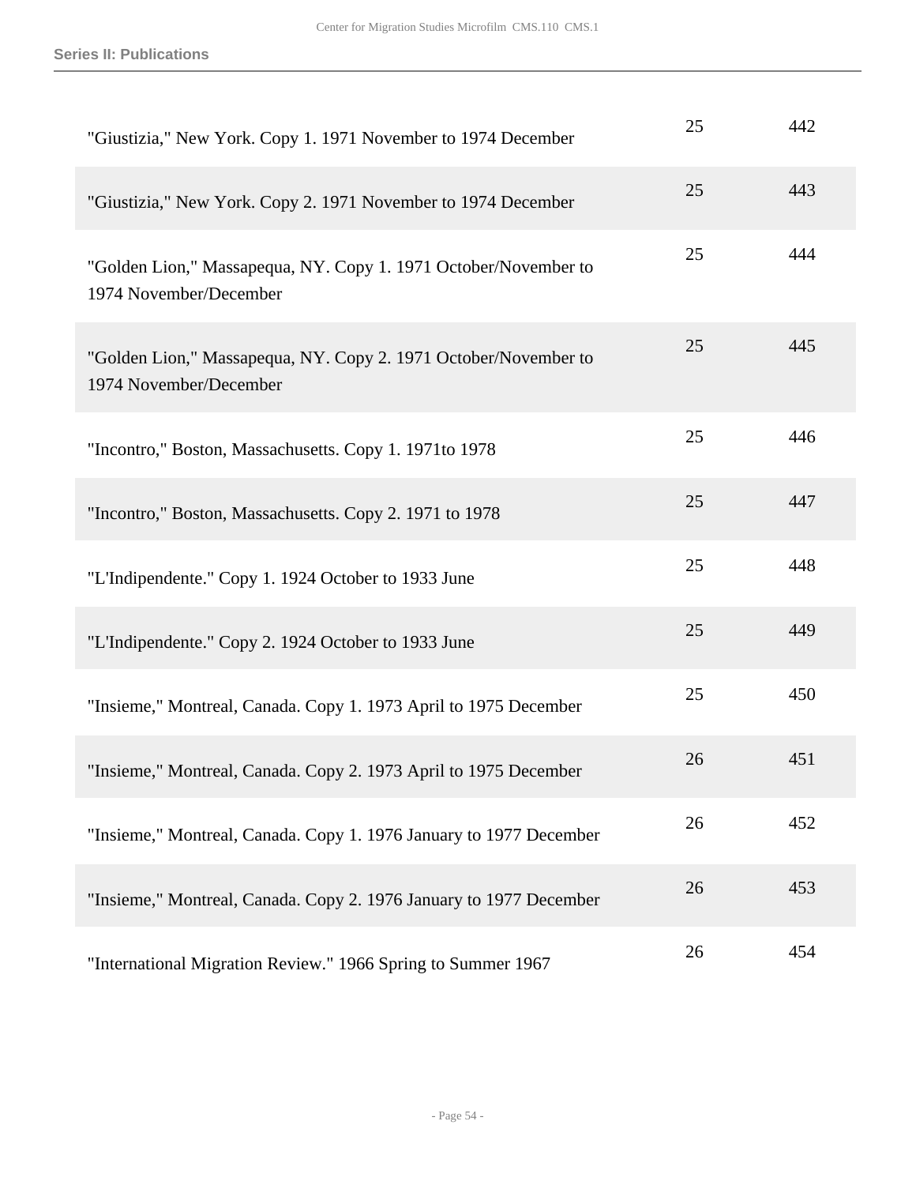| | | |
|---|---|---|
| "Giustizia," New York. Copy 1. 1971 November to 1974 December | 25 | 442 |
| "Giustizia," New York. Copy 2. 1971 November to 1974 December | 25 | 443 |
| "Golden Lion," Massapequa, NY. Copy 1. 1971 October/November to 1974 November/December | 25 | 444 |
| "Golden Lion," Massapequa, NY. Copy 2. 1971 October/November to 1974 November/December | 25 | 445 |
| "Incontro," Boston, Massachusetts. Copy 1. 1971to 1978 | 25 | 446 |
| "Incontro," Boston, Massachusetts. Copy 2. 1971 to 1978 | 25 | 447 |
| "L'Indipendente." Copy 1. 1924 October to 1933 June | 25 | 448 |
| "L'Indipendente." Copy 2. 1924 October to 1933 June | 25 | 449 |
| "Insieme," Montreal, Canada. Copy 1. 1973 April to 1975 December | 25 | 450 |
| "Insieme," Montreal, Canada. Copy 2. 1973 April to 1975 December | 26 | 451 |
| "Insieme," Montreal, Canada. Copy 1. 1976 January to 1977 December | 26 | 452 |
| "Insieme," Montreal, Canada. Copy 2. 1976 January to 1977 December | 26 | 453 |
| "International Migration Review." 1966 Spring to Summer 1967 | 26 | 454 |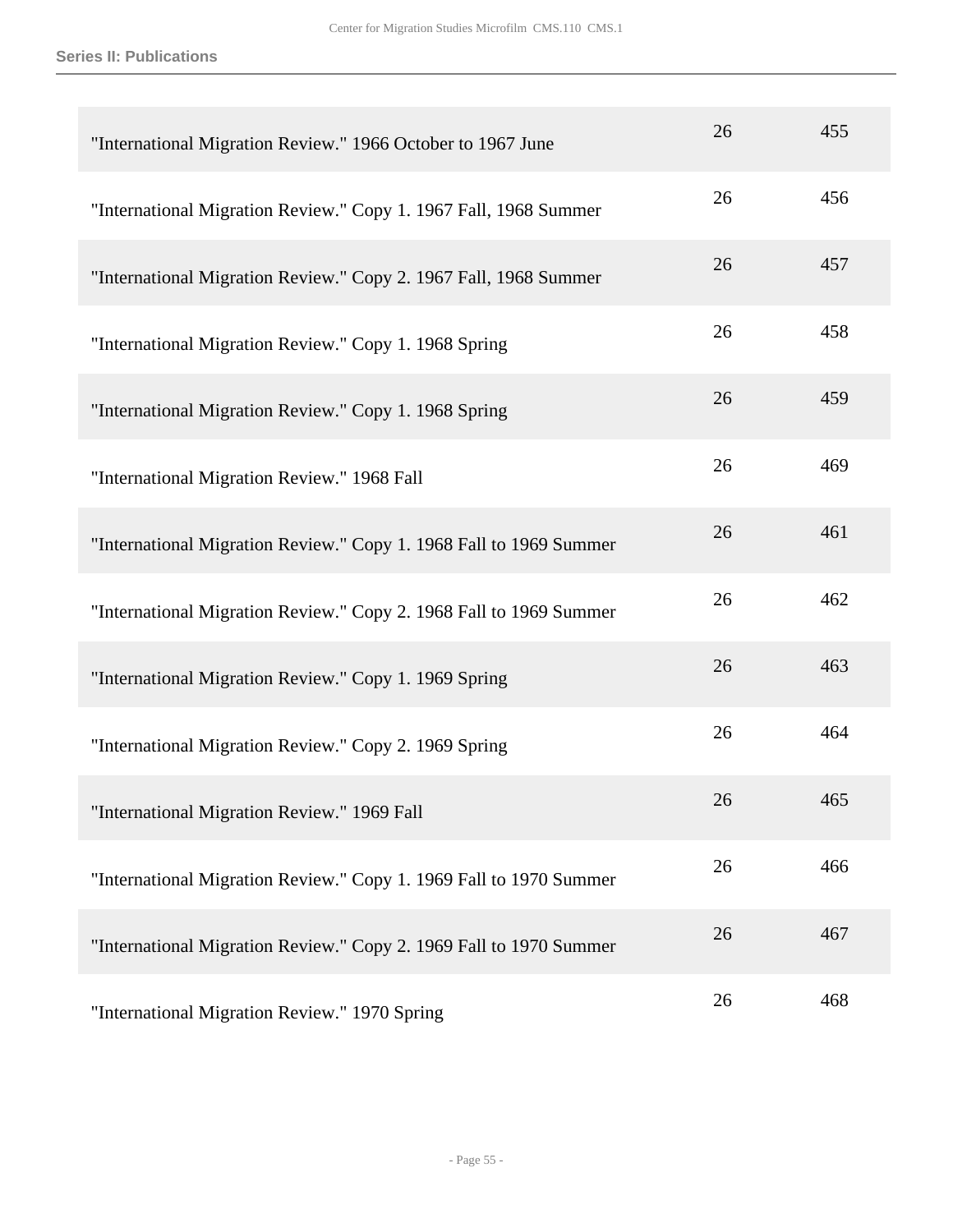| | | |
|---|---|---|
| "International Migration Review." 1966 October to 1967 June | 26 | 455 |
| "International Migration Review." Copy 1. 1967 Fall, 1968 Summer | 26 | 456 |
| "International Migration Review." Copy 2. 1967 Fall, 1968 Summer | 26 | 457 |
| "International Migration Review." Copy 1. 1968 Spring | 26 | 458 |
| "International Migration Review." Copy 1. 1968 Spring | 26 | 459 |
| "International Migration Review." 1968 Fall | 26 | 469 |
| "International Migration Review." Copy 1. 1968 Fall to 1969 Summer | 26 | 461 |
| "International Migration Review." Copy 2. 1968 Fall to 1969 Summer | 26 | 462 |
| "International Migration Review." Copy 1. 1969 Spring | 26 | 463 |
| "International Migration Review." Copy 2. 1969 Spring | 26 | 464 |
| "International Migration Review." 1969 Fall | 26 | 465 |
| "International Migration Review." Copy 1. 1969 Fall to 1970 Summer | 26 | 466 |
| "International Migration Review." Copy 2. 1969 Fall to 1970 Summer | 26 | 467 |
| "International Migration Review." 1970 Spring | 26 | 468 |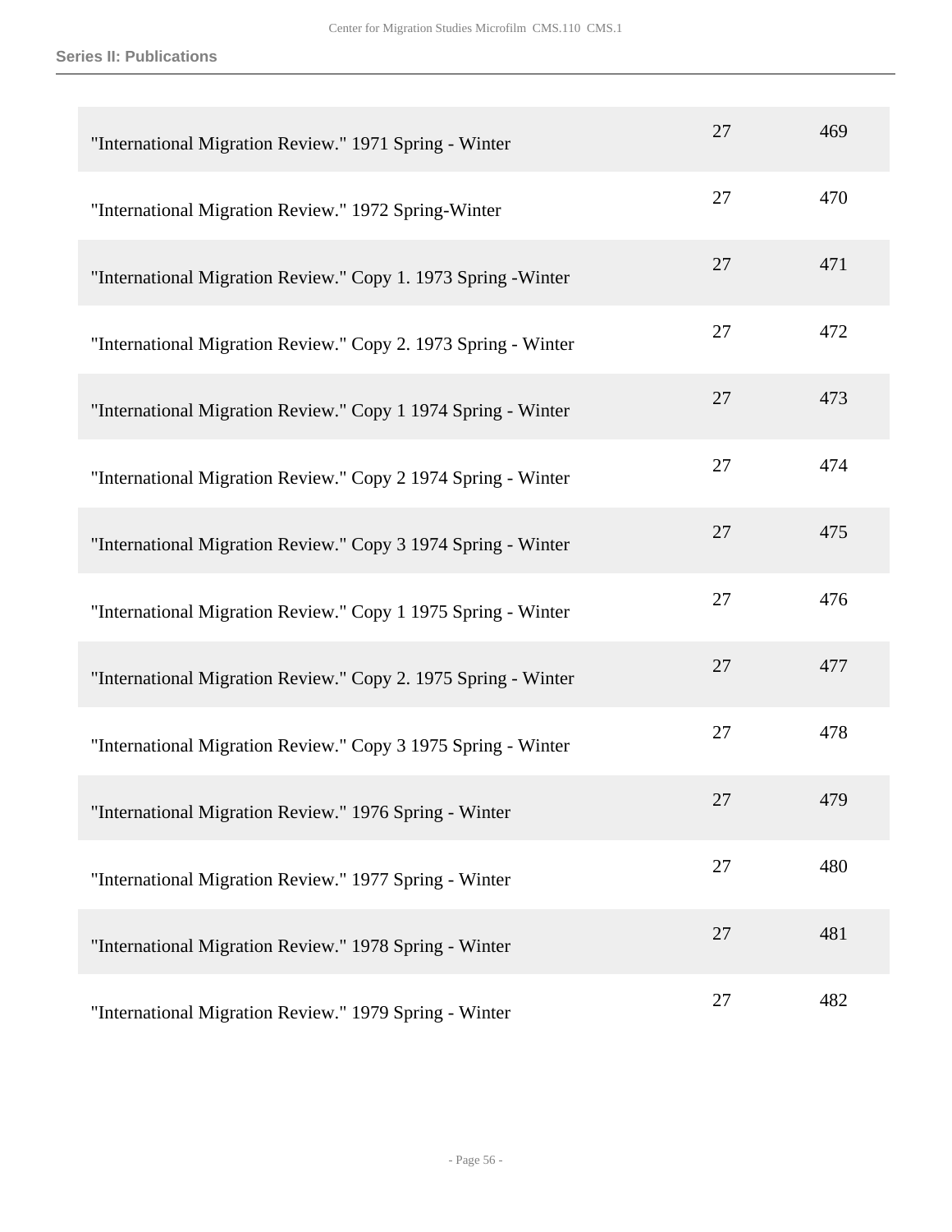| | | |
|---|---|---|
| "International Migration Review." 1971 Spring - Winter | 27 | 469 |
| "International Migration Review." 1972 Spring-Winter | 27 | 470 |
| "International Migration Review." Copy 1. 1973 Spring -Winter | 27 | 471 |
| "International Migration Review." Copy 2. 1973 Spring - Winter | 27 | 472 |
| "International Migration Review." Copy 1 1974 Spring - Winter | 27 | 473 |
| "International Migration Review." Copy 2 1974 Spring - Winter | 27 | 474 |
| "International Migration Review." Copy 3 1974 Spring - Winter | 27 | 475 |
| "International Migration Review." Copy 1 1975 Spring - Winter | 27 | 476 |
| "International Migration Review." Copy 2. 1975 Spring - Winter | 27 | 477 |
| "International Migration Review." Copy 3 1975 Spring - Winter | 27 | 478 |
| "International Migration Review." 1976 Spring - Winter | 27 | 479 |
| "International Migration Review." 1977 Spring - Winter | 27 | 480 |
| "International Migration Review." 1978 Spring - Winter | 27 | 481 |
| "International Migration Review." 1979 Spring - Winter | 27 | 482 |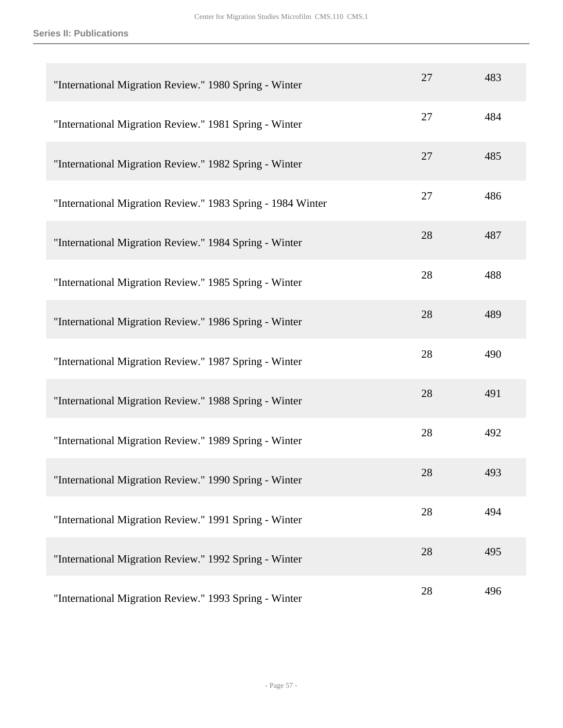| | | |
|---|---|---|
| "International Migration Review." 1980 Spring - Winter | 27 | 483 |
| "International Migration Review." 1981 Spring - Winter | 27 | 484 |
| "International Migration Review." 1982 Spring - Winter | 27 | 485 |
| "International Migration Review." 1983 Spring - 1984 Winter | 27 | 486 |
| "International Migration Review." 1984 Spring - Winter | 28 | 487 |
| "International Migration Review." 1985 Spring - Winter | 28 | 488 |
| "International Migration Review." 1986 Spring - Winter | 28 | 489 |
| "International Migration Review." 1987 Spring - Winter | 28 | 490 |
| "International Migration Review." 1988 Spring - Winter | 28 | 491 |
| "International Migration Review." 1989 Spring - Winter | 28 | 492 |
| "International Migration Review." 1990 Spring - Winter | 28 | 493 |
| "International Migration Review." 1991 Spring - Winter | 28 | 494 |
| "International Migration Review." 1992 Spring - Winter | 28 | 495 |
| "International Migration Review." 1993 Spring - Winter | 28 | 496 |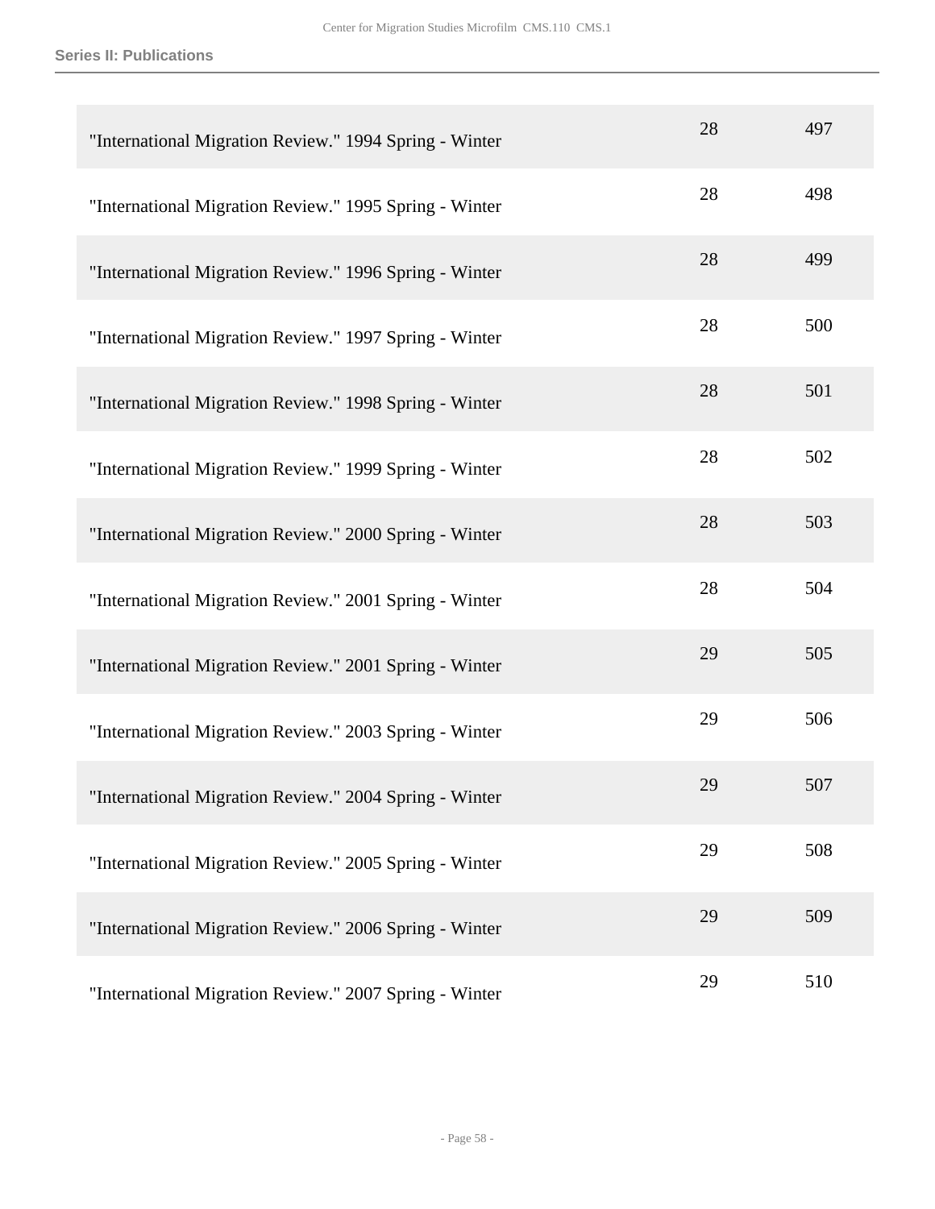| | | |
|---|---|---|
| "International Migration Review." 1994 Spring - Winter | 28 | 497 |
| "International Migration Review." 1995 Spring - Winter | 28 | 498 |
| "International Migration Review." 1996 Spring - Winter | 28 | 499 |
| "International Migration Review." 1997 Spring - Winter | 28 | 500 |
| "International Migration Review." 1998 Spring - Winter | 28 | 501 |
| "International Migration Review." 1999 Spring - Winter | 28 | 502 |
| "International Migration Review." 2000 Spring - Winter | 28 | 503 |
| "International Migration Review." 2001 Spring - Winter | 28 | 504 |
| "International Migration Review." 2001 Spring - Winter | 29 | 505 |
| "International Migration Review." 2003 Spring - Winter | 29 | 506 |
| "International Migration Review." 2004 Spring - Winter | 29 | 507 |
| "International Migration Review." 2005 Spring - Winter | 29 | 508 |
| "International Migration Review." 2006 Spring - Winter | 29 | 509 |
| "International Migration Review." 2007 Spring - Winter | 29 | 510 |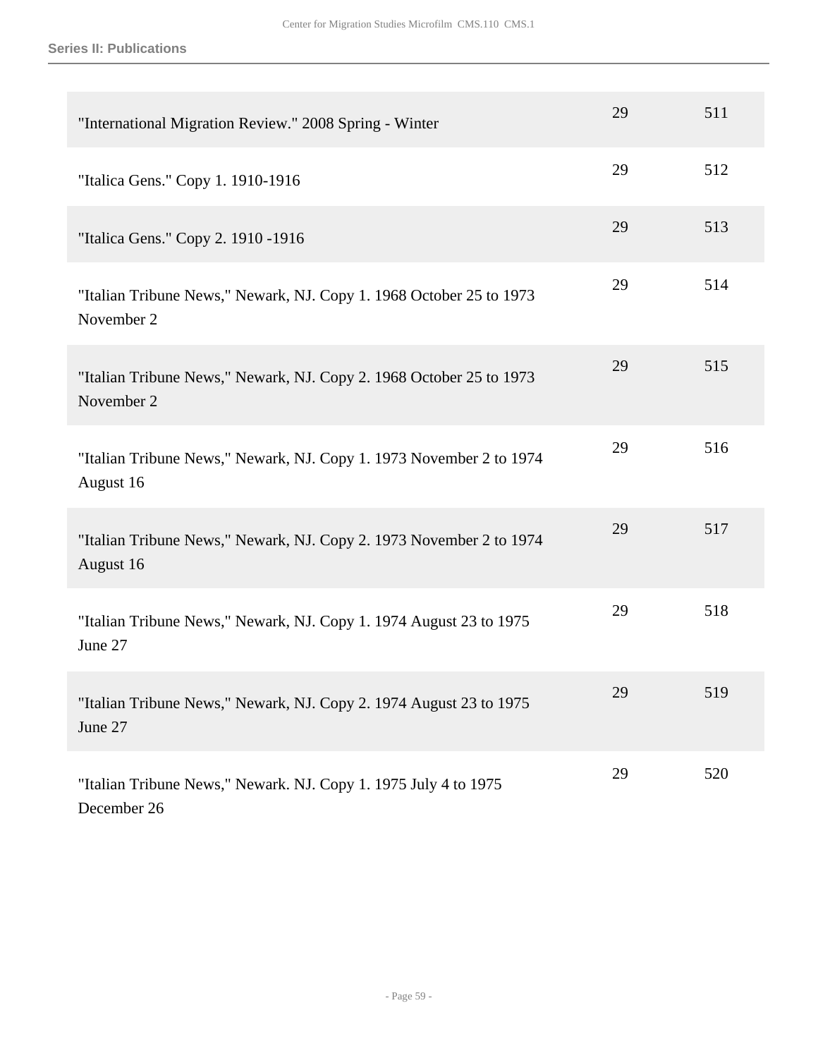**Series II: Publications**

| | | |
|---|---|---|
| "International Migration Review." 2008 Spring - Winter | 29 | 511 |
| "Italica Gens." Copy 1. 1910-1916 | 29 | 512 |
| "Italica Gens." Copy 2. 1910 -1916 | 29 | 513 |
| "Italian Tribune News," Newark, NJ. Copy 1. 1968 October 25 to 1973 November 2 | 29 | 514 |
| "Italian Tribune News," Newark, NJ. Copy 2. 1968 October 25 to 1973 November 2 | 29 | 515 |
| "Italian Tribune News," Newark, NJ. Copy 1. 1973 November 2 to 1974 August 16 | 29 | 516 |
| "Italian Tribune News," Newark, NJ. Copy 2. 1973 November 2 to 1974 August 16 | 29 | 517 |
| "Italian Tribune News," Newark, NJ. Copy 1. 1974 August 23 to 1975 June 27 | 29 | 518 |
| "Italian Tribune News," Newark, NJ. Copy 2. 1974 August 23 to 1975 June 27 | 29 | 519 |
| "Italian Tribune News," Newark. NJ. Copy 1. 1975 July 4 to 1975 December 26 | 29 | 520 |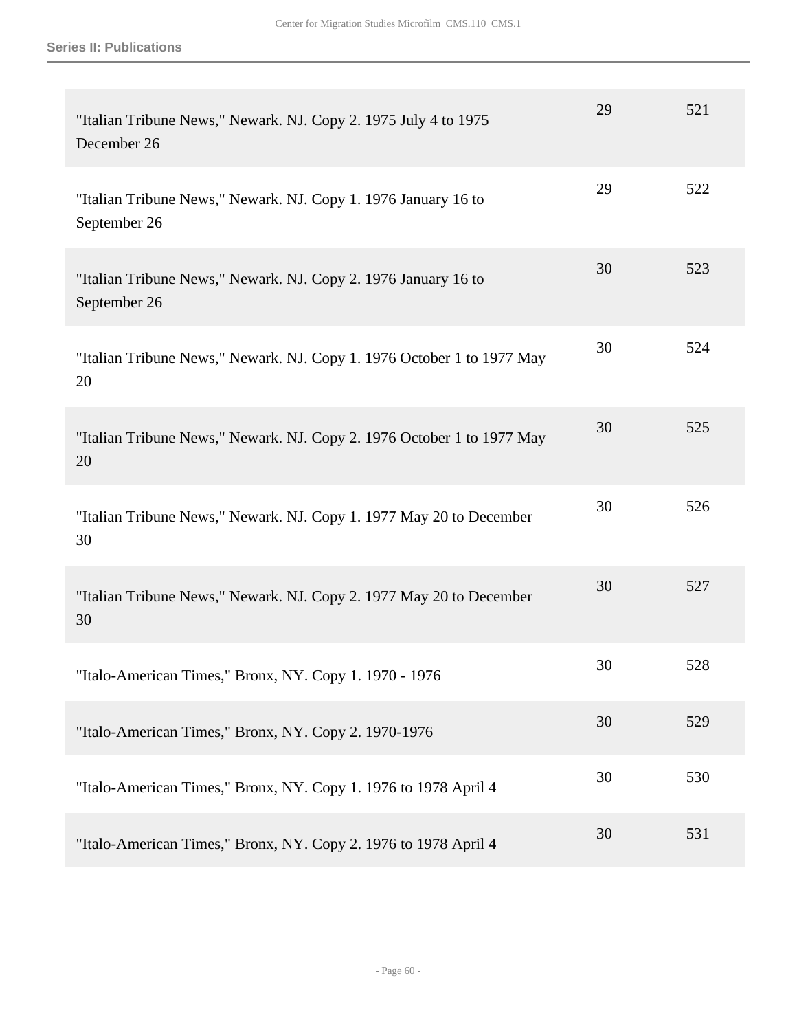| | | |
|---|---|---|
| "Italian Tribune News," Newark. NJ. Copy 2. 1975 July 4 to 1975 December 26 | 29 | 521 |
| "Italian Tribune News," Newark. NJ. Copy 1. 1976 January 16 to September 26 | 29 | 522 |
| "Italian Tribune News," Newark. NJ. Copy 2. 1976 January 16 to September 26 | 30 | 523 |
| "Italian Tribune News," Newark. NJ. Copy 1. 1976 October 1 to 1977 May 20 | 30 | 524 |
| "Italian Tribune News," Newark. NJ. Copy 2. 1976 October 1 to 1977 May 20 | 30 | 525 |
| "Italian Tribune News," Newark. NJ. Copy 1. 1977 May 20 to December 30 | 30 | 526 |
| "Italian Tribune News," Newark. NJ. Copy 2. 1977 May 20 to December 30 | 30 | 527 |
| "Italo-American Times," Bronx, NY. Copy 1. 1970 - 1976 | 30 | 528 |
| "Italo-American Times," Bronx, NY. Copy 2. 1970-1976 | 30 | 529 |
| "Italo-American Times," Bronx, NY. Copy 1. 1976 to 1978 April 4 | 30 | 530 |
| "Italo-American Times," Bronx, NY. Copy 2. 1976 to 1978 April 4 | 30 | 531 |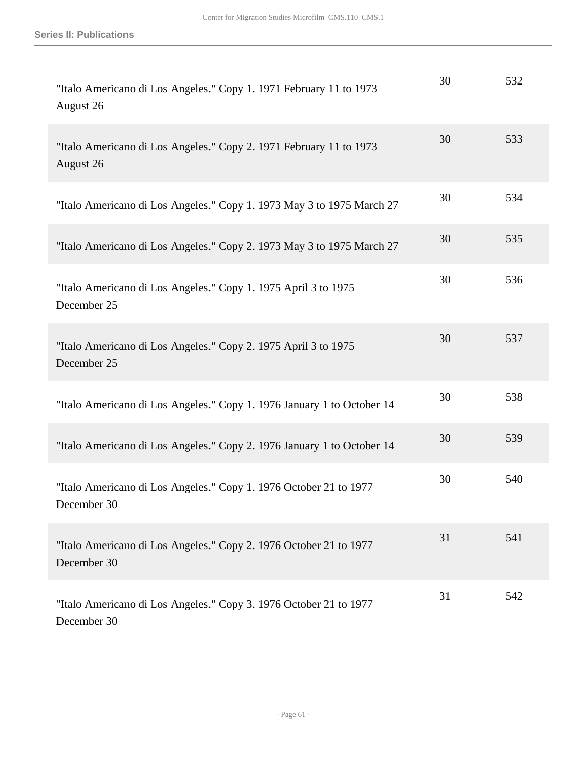| | | |
|---|---|---|
| "Italo Americano di Los Angeles." Copy 1. 1971 February 11 to 1973 August 26 | 30 | 532 |
| "Italo Americano di Los Angeles." Copy 2. 1971 February 11 to 1973 August 26 | 30 | 533 |
| "Italo Americano di Los Angeles." Copy 1. 1973 May 3 to 1975 March 27 | 30 | 534 |
| "Italo Americano di Los Angeles." Copy 2. 1973 May 3 to 1975 March 27 | 30 | 535 |
| "Italo Americano di Los Angeles." Copy 1. 1975 April 3 to 1975 December 25 | 30 | 536 |
| "Italo Americano di Los Angeles." Copy 2. 1975 April 3 to 1975 December 25 | 30 | 537 |
| "Italo Americano di Los Angeles." Copy 1. 1976 January 1 to October 14 | 30 | 538 |
| "Italo Americano di Los Angeles." Copy 2. 1976 January 1 to October 14 | 30 | 539 |
| "Italo Americano di Los Angeles." Copy 1. 1976 October 21 to 1977 December 30 | 30 | 540 |
| "Italo Americano di Los Angeles." Copy 2. 1976 October 21 to 1977 December 30 | 31 | 541 |
| "Italo Americano di Los Angeles." Copy 3. 1976 October 21 to 1977 December 30 | 31 | 542 |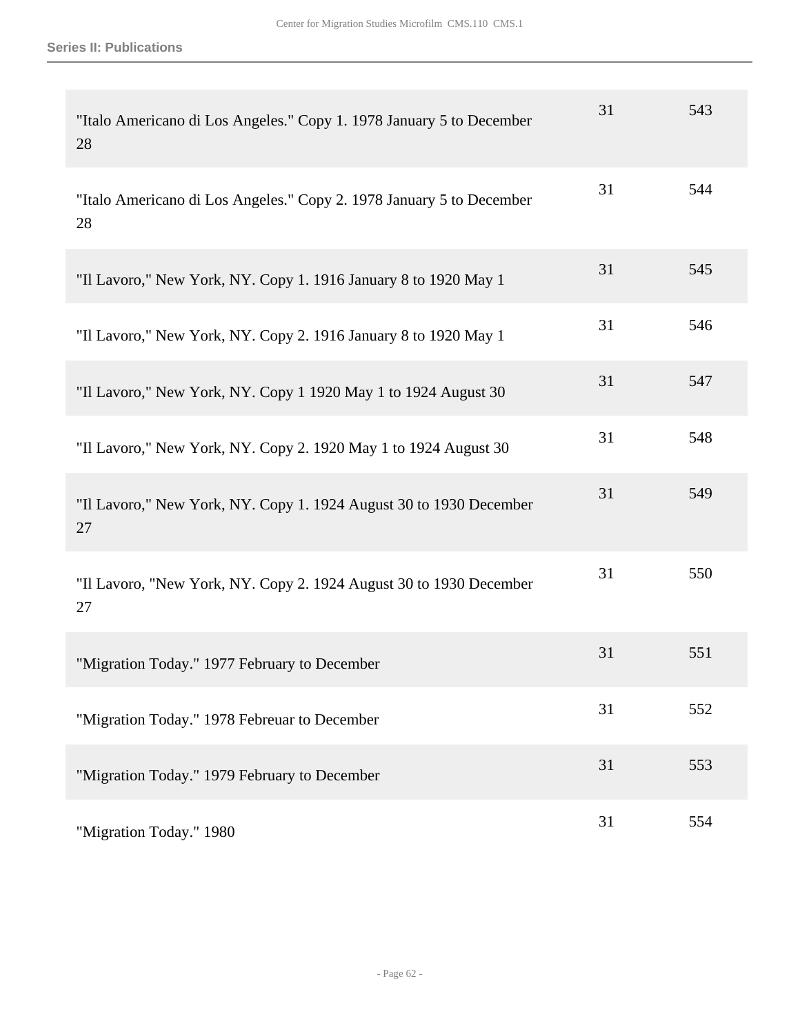**Series II: Publications**

| | | |
|---|---|---|
| "Italo Americano di Los Angeles." Copy 1. 1978 January 5 to December 28 | 31 | 543 |
| "Italo Americano di Los Angeles." Copy 2. 1978 January 5 to December 28 | 31 | 544 |
| "Il Lavoro," New York, NY. Copy 1. 1916 January 8 to 1920 May 1 | 31 | 545 |
| "Il Lavoro," New York, NY. Copy 2. 1916 January 8 to 1920 May 1 | 31 | 546 |
| "Il Lavoro," New York, NY. Copy 1 1920 May 1 to 1924 August 30 | 31 | 547 |
| "Il Lavoro," New York, NY. Copy 2. 1920 May 1 to 1924 August 30 | 31 | 548 |
| "Il Lavoro," New York, NY. Copy 1. 1924 August 30 to 1930 December 27 | 31 | 549 |
| "Il Lavoro, "New York, NY. Copy 2. 1924 August 30 to 1930 December 27 | 31 | 550 |
| "Migration Today." 1977 February to December | 31 | 551 |
| "Migration Today." 1978 Febreuar to December | 31 | 552 |
| "Migration Today." 1979 February to December | 31 | 553 |
| "Migration Today." 1980 | 31 | 554 |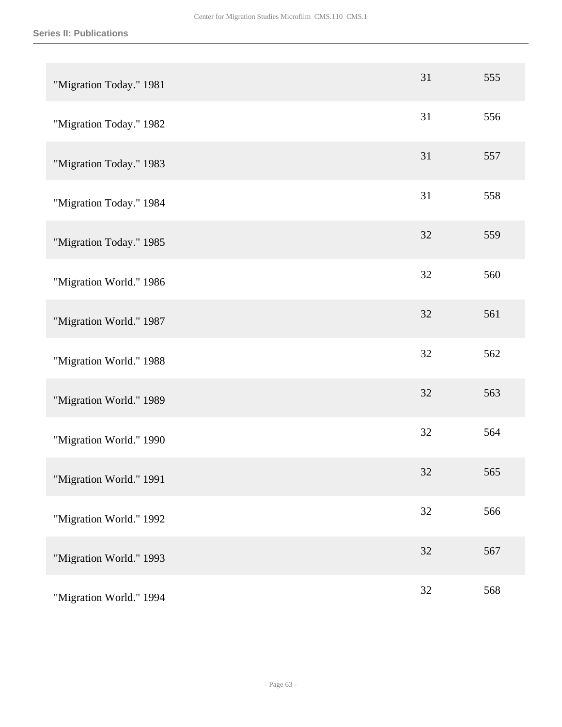| | | |
|---|---|---|
| "Migration Today." 1981 | 31 | 555 |
| "Migration Today." 1982 | 31 | 556 |
| "Migration Today." 1983 | 31 | 557 |
| "Migration Today." 1984 | 31 | 558 |
| "Migration Today." 1985 | 32 | 559 |
| "Migration World." 1986 | 32 | 560 |
| "Migration World." 1987 | 32 | 561 |
| "Migration World." 1988 | 32 | 562 |
| "Migration World." 1989 | 32 | 563 |
| "Migration World." 1990 | 32 | 564 |
| "Migration World." 1991 | 32 | 565 |
| "Migration World." 1992 | 32 | 566 |
| "Migration World." 1993 | 32 | 567 |
| "Migration World." 1994 | 32 | 568 |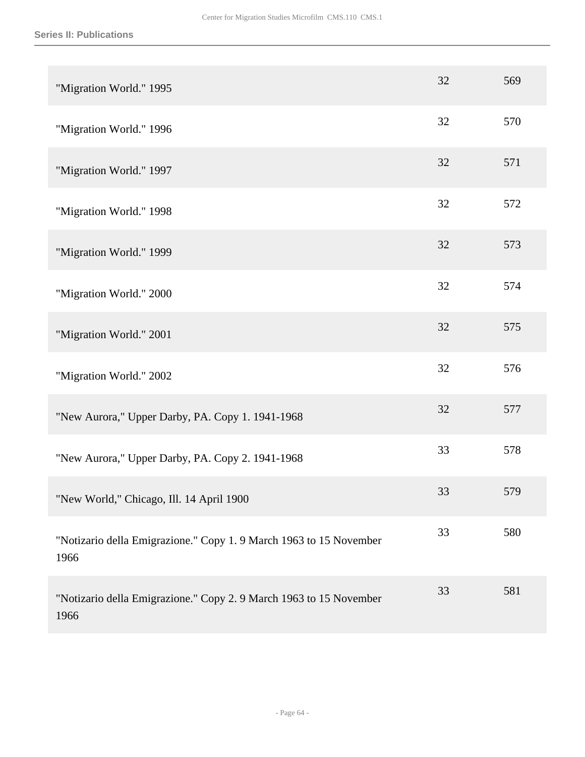| | | |
|---|---|---|
| "Migration World." 1995 | 32 | 569 |
| "Migration World." 1996 | 32 | 570 |
| "Migration World." 1997 | 32 | 571 |
| "Migration World." 1998 | 32 | 572 |
| "Migration World." 1999 | 32 | 573 |
| "Migration World." 2000 | 32 | 574 |
| "Migration World." 2001 | 32 | 575 |
| "Migration World." 2002 | 32 | 576 |
| "New Aurora," Upper Darby, PA. Copy 1. 1941-1968 | 32 | 577 |
| "New Aurora," Upper Darby, PA. Copy 2. 1941-1968 | 33 | 578 |
| "New World," Chicago, Ill. 14 April 1900 | 33 | 579 |
| "Notizario della Emigrazione." Copy 1. 9 March 1963 to 15 November 1966 | 33 | 580 |
| "Notizario della Emigrazione." Copy 2. 9 March 1963 to 15 November 1966 | 33 | 581 |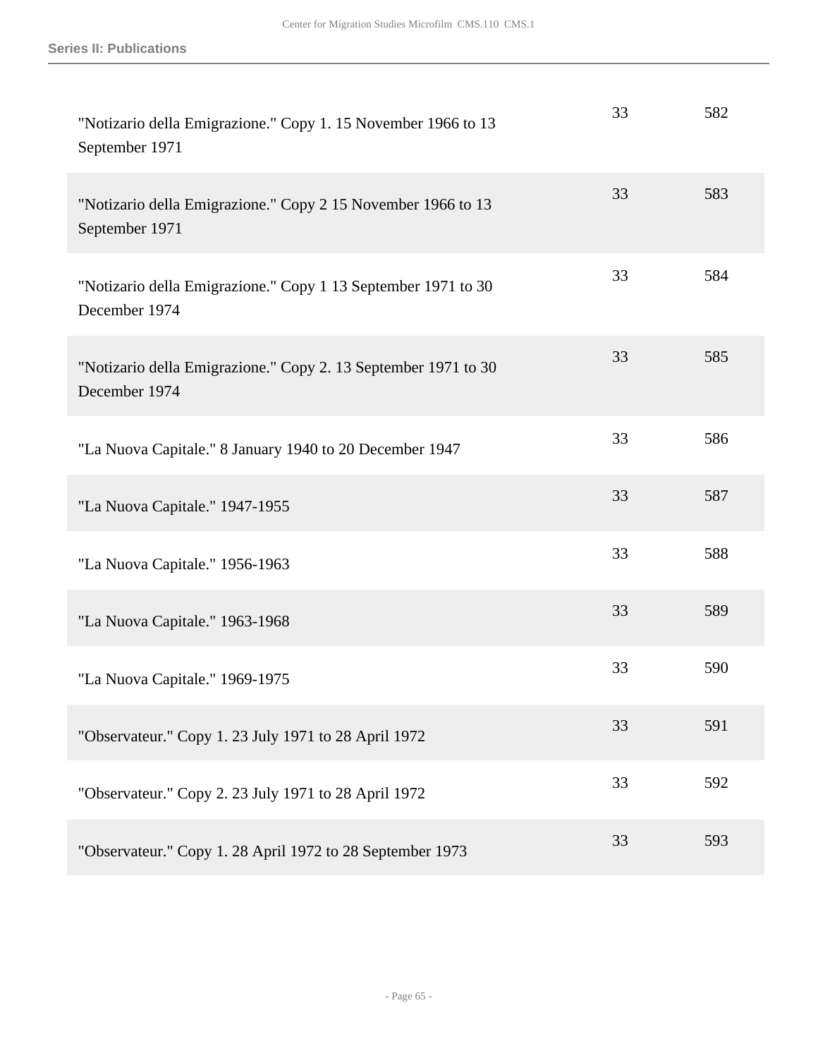| | | |
|---|---|---|
| "Notizario della Emigrazione." Copy 1. 15 November 1966 to 13 September 1971 | 33 | 582 |
| "Notizario della Emigrazione." Copy 2 15 November 1966 to 13 September 1971 | 33 | 583 |
| "Notizario della Emigrazione." Copy 1 13 September 1971 to 30 December 1974 | 33 | 584 |
| "Notizario della Emigrazione." Copy 2. 13 September 1971 to 30 December 1974 | 33 | 585 |
| "La Nuova Capitale." 8 January 1940 to 20 December 1947 | 33 | 586 |
| "La Nuova Capitale." 1947-1955 | 33 | 587 |
| "La Nuova Capitale." 1956-1963 | 33 | 588 |
| "La Nuova Capitale." 1963-1968 | 33 | 589 |
| "La Nuova Capitale." 1969-1975 | 33 | 590 |
| "Observateur." Copy 1. 23 July 1971 to 28 April 1972 | 33 | 591 |
| "Observateur." Copy 2. 23 July 1971 to 28 April 1972 | 33 | 592 |
| "Observateur." Copy 1. 28 April 1972 to 28 September 1973 | 33 | 593 |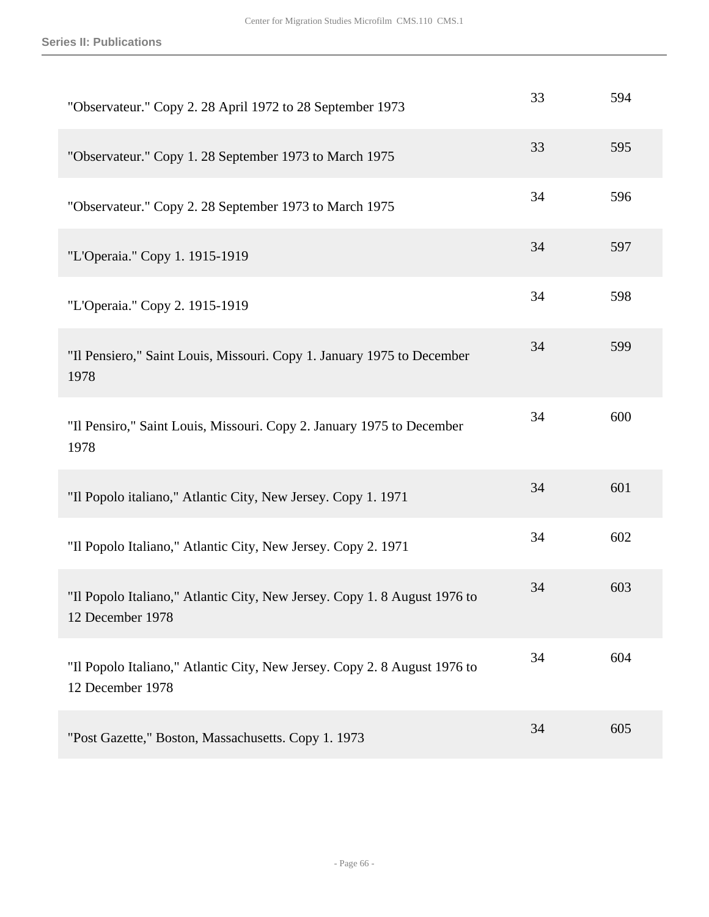| | | |
|---|---|---|
| "Observateur." Copy 2. 28 April 1972 to 28 September 1973 | 33 | 594 |
| "Observateur." Copy 1. 28 September 1973 to March 1975 | 33 | 595 |
| "Observateur." Copy 2. 28 September 1973 to March 1975 | 34 | 596 |
| "L'Operaia." Copy 1. 1915-1919 | 34 | 597 |
| "L'Operaia." Copy 2. 1915-1919 | 34 | 598 |
| "Il Pensiero," Saint Louis, Missouri. Copy 1. January 1975 to December 1978 | 34 | 599 |
| "Il Pensiro," Saint Louis, Missouri. Copy 2. January 1975 to December 1978 | 34 | 600 |
| "Il Popolo italiano," Atlantic City, New Jersey. Copy 1. 1971 | 34 | 601 |
| "Il Popolo Italiano," Atlantic City, New Jersey. Copy 2. 1971 | 34 | 602 |
| "Il Popolo Italiano," Atlantic City, New Jersey. Copy 1. 8 August 1976 to 12 December 1978 | 34 | 603 |
| "Il Popolo Italiano," Atlantic City, New Jersey. Copy 2. 8 August 1976 to 12 December 1978 | 34 | 604 |
| "Post Gazette," Boston, Massachusetts. Copy 1. 1973 | 34 | 605 |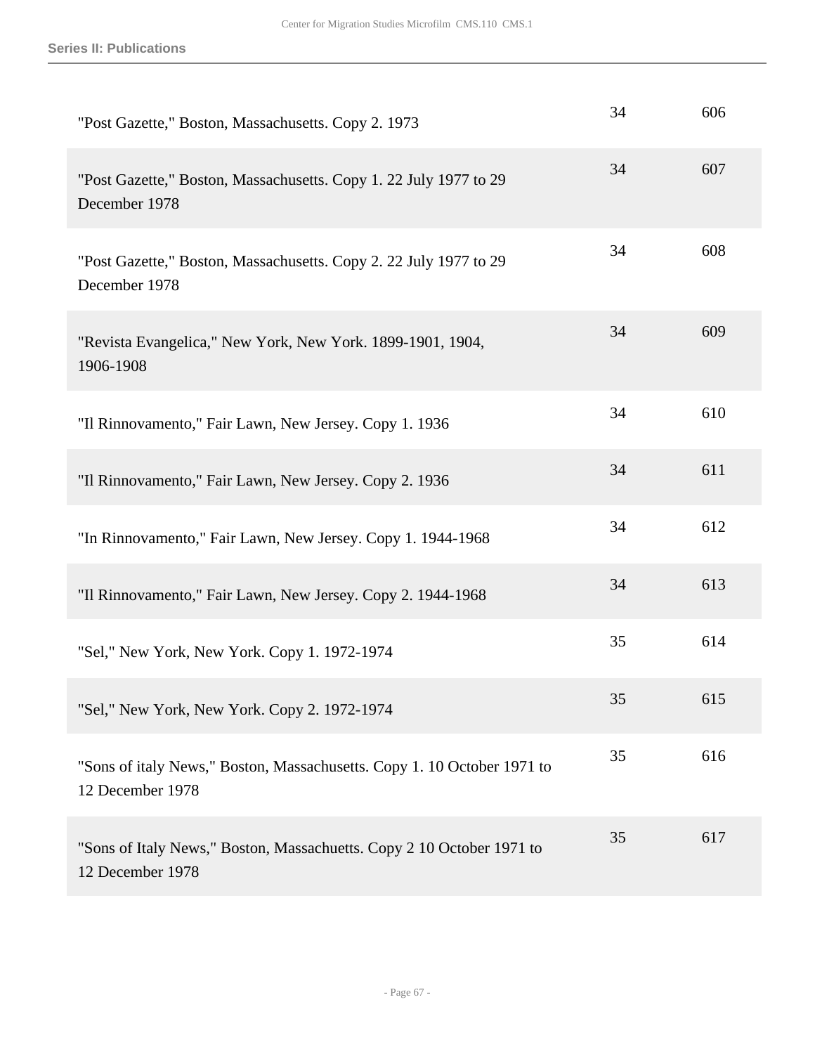| | | |
|---|---|---|
| "Post Gazette," Boston, Massachusetts. Copy 2. 1973 | 34 | 606 |
| "Post Gazette," Boston, Massachusetts. Copy 1. 22 July 1977 to 29 December 1978 | 34 | 607 |
| "Post Gazette," Boston, Massachusetts. Copy 2. 22 July 1977 to 29 December 1978 | 34 | 608 |
| "Revista Evangelica," New York, New York. 1899-1901, 1904, 1906-1908 | 34 | 609 |
| "Il Rinnovamento," Fair Lawn, New Jersey. Copy 1. 1936 | 34 | 610 |
| "Il Rinnovamento," Fair Lawn, New Jersey. Copy 2. 1936 | 34 | 611 |
| "In Rinnovamento," Fair Lawn, New Jersey. Copy 1. 1944-1968 | 34 | 612 |
| "Il Rinnovamento," Fair Lawn, New Jersey. Copy 2. 1944-1968 | 34 | 613 |
| "Sel," New York, New York. Copy 1. 1972-1974 | 35 | 614 |
| "Sel," New York, New York. Copy 2. 1972-1974 | 35 | 615 |
| "Sons of italy News," Boston, Massachusetts. Copy 1. 10 October 1971 to 12 December 1978 | 35 | 616 |
| "Sons of Italy News," Boston, Massachuetts. Copy 2 10 October 1971 to 12 December 1978 | 35 | 617 |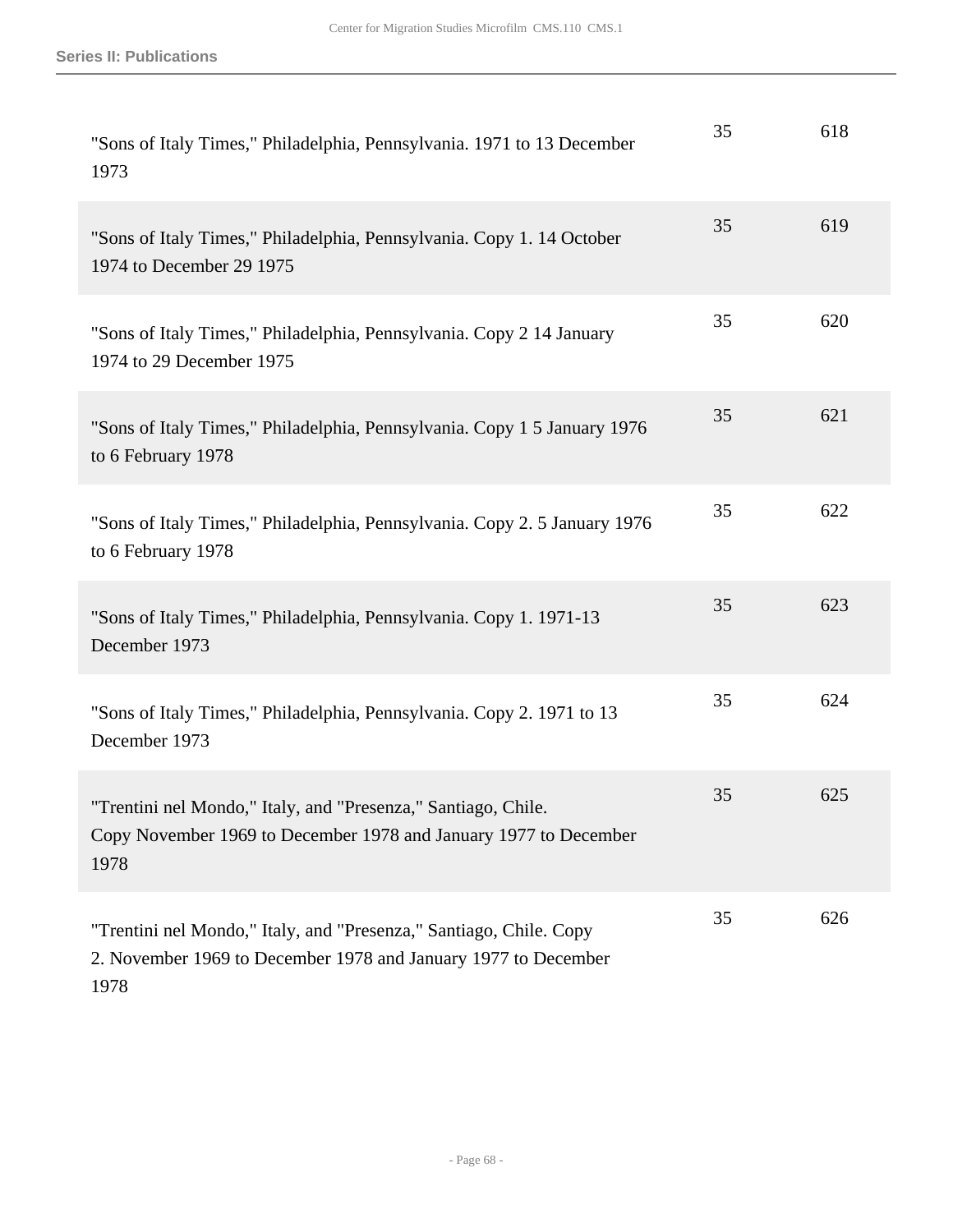| | | |
|---|---|---|
| "Sons of Italy Times," Philadelphia, Pennsylvania. 1971 to 13 December 1973 | 35 | 618 |
| "Sons of Italy Times," Philadelphia, Pennsylvania. Copy 1. 14 October 1974 to December 29 1975 | 35 | 619 |
| "Sons of Italy Times," Philadelphia, Pennsylvania. Copy 2 14 January 1974 to 29 December 1975 | 35 | 620 |
| "Sons of Italy Times," Philadelphia, Pennsylvania. Copy 1 5 January 1976 to 6 February 1978 | 35 | 621 |
| "Sons of Italy Times," Philadelphia, Pennsylvania. Copy 2. 5 January 1976 to 6 February 1978 | 35 | 622 |
| "Sons of Italy Times," Philadelphia, Pennsylvania. Copy 1. 1971-13 December 1973 | 35 | 623 |
| "Sons of Italy Times," Philadelphia, Pennsylvania. Copy 2. 1971 to 13 December 1973 | 35 | 624 |
| "Trentini nel Mondo," Italy, and "Presenza," Santiago, Chile. Copy November 1969 to December 1978 and January 1977 to December 1978 | 35 | 625 |
| "Trentini nel Mondo," Italy, and "Presenza," Santiago, Chile. Copy 2. November 1969 to December 1978 and January 1977 to December 1978 | 35 | 626 |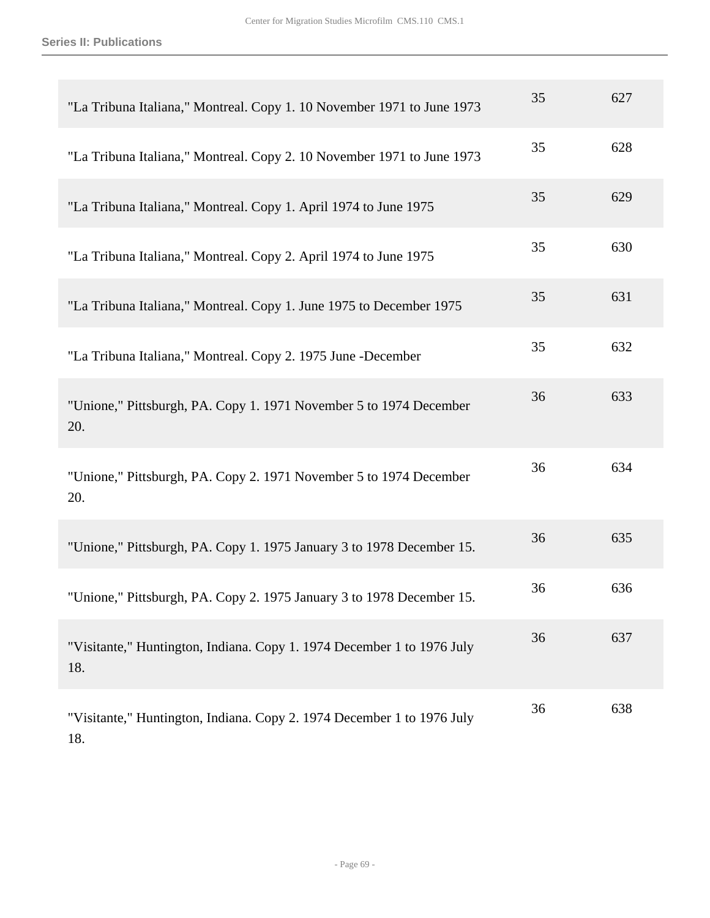| | | |
|---|---|---|
| "La Tribuna Italiana," Montreal. Copy 1. 10 November 1971 to June 1973 | 35 | 627 |
| "La Tribuna Italiana," Montreal. Copy 2. 10 November 1971 to June 1973 | 35 | 628 |
| "La Tribuna Italiana," Montreal. Copy 1. April 1974 to June 1975 | 35 | 629 |
| "La Tribuna Italiana," Montreal. Copy 2. April 1974 to June 1975 | 35 | 630 |
| "La Tribuna Italiana," Montreal. Copy 1. June 1975 to December 1975 | 35 | 631 |
| "La Tribuna Italiana," Montreal. Copy 2. 1975 June -December | 35 | 632 |
| "Unione," Pittsburgh, PA. Copy 1. 1971 November 5 to 1974 December 20. | 36 | 633 |
| "Unione," Pittsburgh, PA. Copy 2. 1971 November 5 to 1974 December 20. | 36 | 634 |
| "Unione," Pittsburgh, PA. Copy 1. 1975 January 3 to 1978 December 15. | 36 | 635 |
| "Unione," Pittsburgh, PA. Copy 2. 1975 January 3 to 1978 December 15. | 36 | 636 |
| "Visitante," Huntington, Indiana. Copy 1. 1974 December 1 to 1976 July 18. | 36 | 637 |
| "Visitante," Huntington, Indiana. Copy 2. 1974 December 1 to 1976 July 18. | 36 | 638 |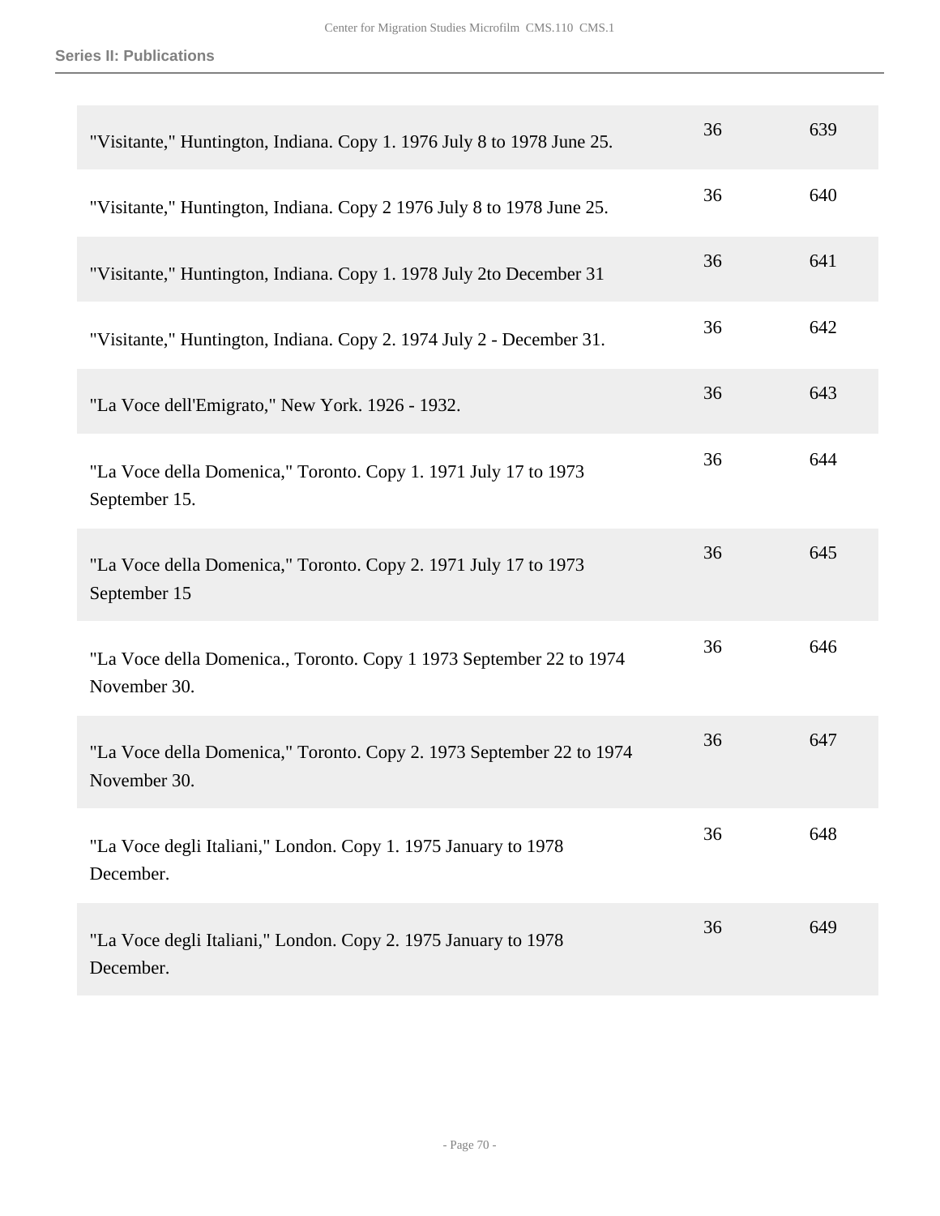| | | |
|---|---|---|
| "Visitante," Huntington, Indiana. Copy 1. 1976 July 8 to 1978 June 25. | 36 | 639 |
| "Visitante," Huntington, Indiana. Copy 2 1976 July 8 to 1978 June 25. | 36 | 640 |
| "Visitante," Huntington, Indiana. Copy 1. 1978 July 2to December 31 | 36 | 641 |
| "Visitante," Huntington, Indiana. Copy 2. 1974 July 2 - December 31. | 36 | 642 |
| "La Voce dell'Emigrato," New York. 1926 - 1932. | 36 | 643 |
| "La Voce della Domenica," Toronto. Copy 1. 1971 July 17 to 1973 September 15. | 36 | 644 |
| "La Voce della Domenica," Toronto. Copy 2. 1971 July 17 to 1973 September 15 | 36 | 645 |
| "La Voce della Domenica., Toronto. Copy 1 1973 September 22 to 1974 November 30. | 36 | 646 |
| "La Voce della Domenica," Toronto. Copy 2. 1973 September 22 to 1974 November 30. | 36 | 647 |
| "La Voce degli Italiani," London. Copy 1. 1975 January to 1978 December. | 36 | 648 |
| "La Voce degli Italiani," London. Copy 2. 1975 January to 1978 December. | 36 | 649 |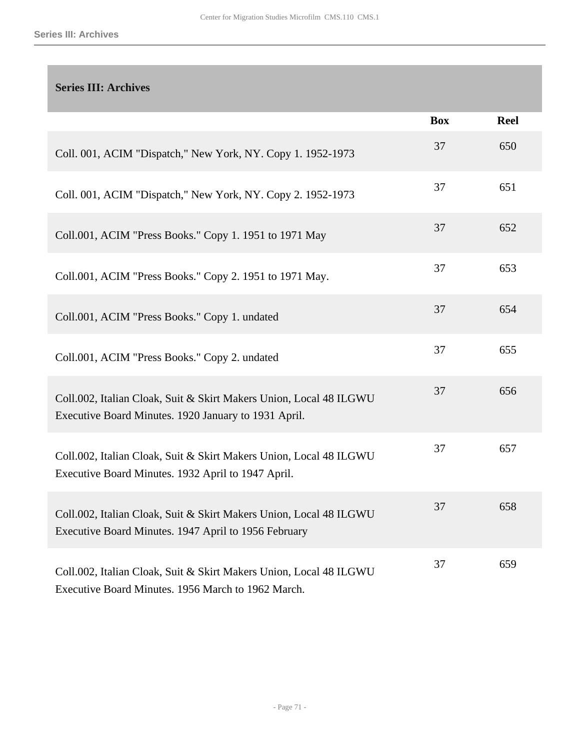## Series III: Archives

| | Box | Reel |
|---|---|---|
| Coll. 001, ACIM "Dispatch," New York, NY. Copy 1. 1952-1973 | 37 | 650 |
| Coll. 001, ACIM "Dispatch," New York, NY. Copy 2. 1952-1973 | 37 | 651 |
| Coll.001, ACIM "Press Books." Copy 1. 1951 to 1971 May | 37 | 652 |
| Coll.001, ACIM "Press Books." Copy 2. 1951 to 1971 May. | 37 | 653 |
| Coll.001, ACIM "Press Books." Copy 1. undated | 37 | 654 |
| Coll.001, ACIM "Press Books." Copy 2. undated | 37 | 655 |
| Coll.002, Italian Cloak, Suit & Skirt Makers Union, Local 48 ILGWU Executive Board Minutes. 1920 January to 1931 April. | 37 | 656 |
| Coll.002, Italian Cloak, Suit & Skirt Makers Union, Local 48 ILGWU Executive Board Minutes. 1932 April to 1947 April. | 37 | 657 |
| Coll.002, Italian Cloak, Suit & Skirt Makers Union, Local 48 ILGWU Executive Board Minutes. 1947 April to 1956 February | 37 | 658 |
| Coll.002, Italian Cloak, Suit & Skirt Makers Union, Local 48 ILGWU Executive Board Minutes. 1956 March to 1962 March. | 37 | 659 |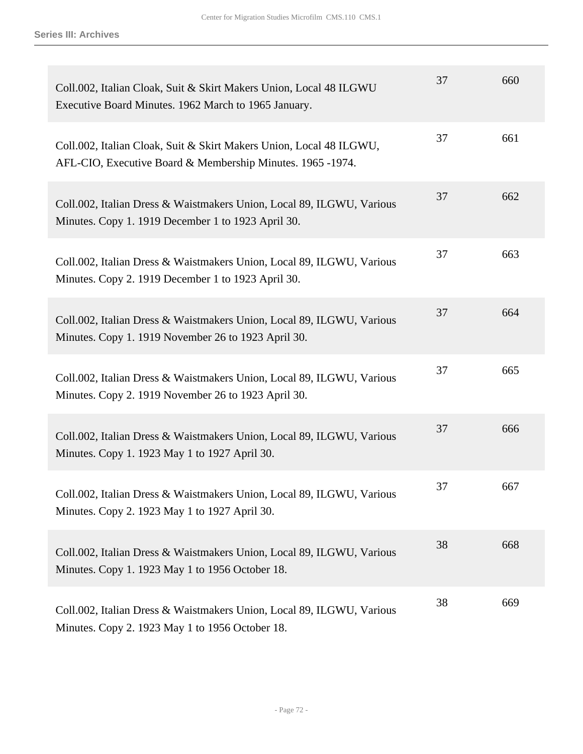| | | |
|---|---|---|
| Coll.002, Italian Cloak, Suit & Skirt Makers Union, Local 48 ILGWU Executive Board Minutes. 1962 March to 1965 January. | 37 | 660 |
| Coll.002, Italian Cloak, Suit & Skirt Makers Union, Local 48 ILGWU, AFL-CIO, Executive Board & Membership Minutes. 1965 -1974. | 37 | 661 |
| Coll.002, Italian Dress & Waistmakers Union, Local 89, ILGWU, Various Minutes. Copy 1. 1919 December 1 to 1923 April 30. | 37 | 662 |
| Coll.002, Italian Dress & Waistmakers Union, Local 89, ILGWU, Various Minutes. Copy 2. 1919 December 1 to 1923 April 30. | 37 | 663 |
| Coll.002, Italian Dress & Waistmakers Union, Local 89, ILGWU, Various Minutes. Copy 1. 1919 November 26 to 1923 April 30. | 37 | 664 |
| Coll.002, Italian Dress & Waistmakers Union, Local 89, ILGWU, Various Minutes. Copy 2. 1919 November 26 to 1923 April 30. | 37 | 665 |
| Coll.002, Italian Dress & Waistmakers Union, Local 89, ILGWU, Various Minutes. Copy 1. 1923 May 1 to 1927 April 30. | 37 | 666 |
| Coll.002, Italian Dress & Waistmakers Union, Local 89, ILGWU, Various Minutes. Copy 2. 1923 May 1 to 1927 April 30. | 37 | 667 |
| Coll.002, Italian Dress & Waistmakers Union, Local 89, ILGWU, Various Minutes. Copy 1. 1923 May 1 to 1956 October 18. | 38 | 668 |
| Coll.002, Italian Dress & Waistmakers Union, Local 89, ILGWU, Various Minutes. Copy 2. 1923 May 1 to 1956 October 18. | 38 | 669 |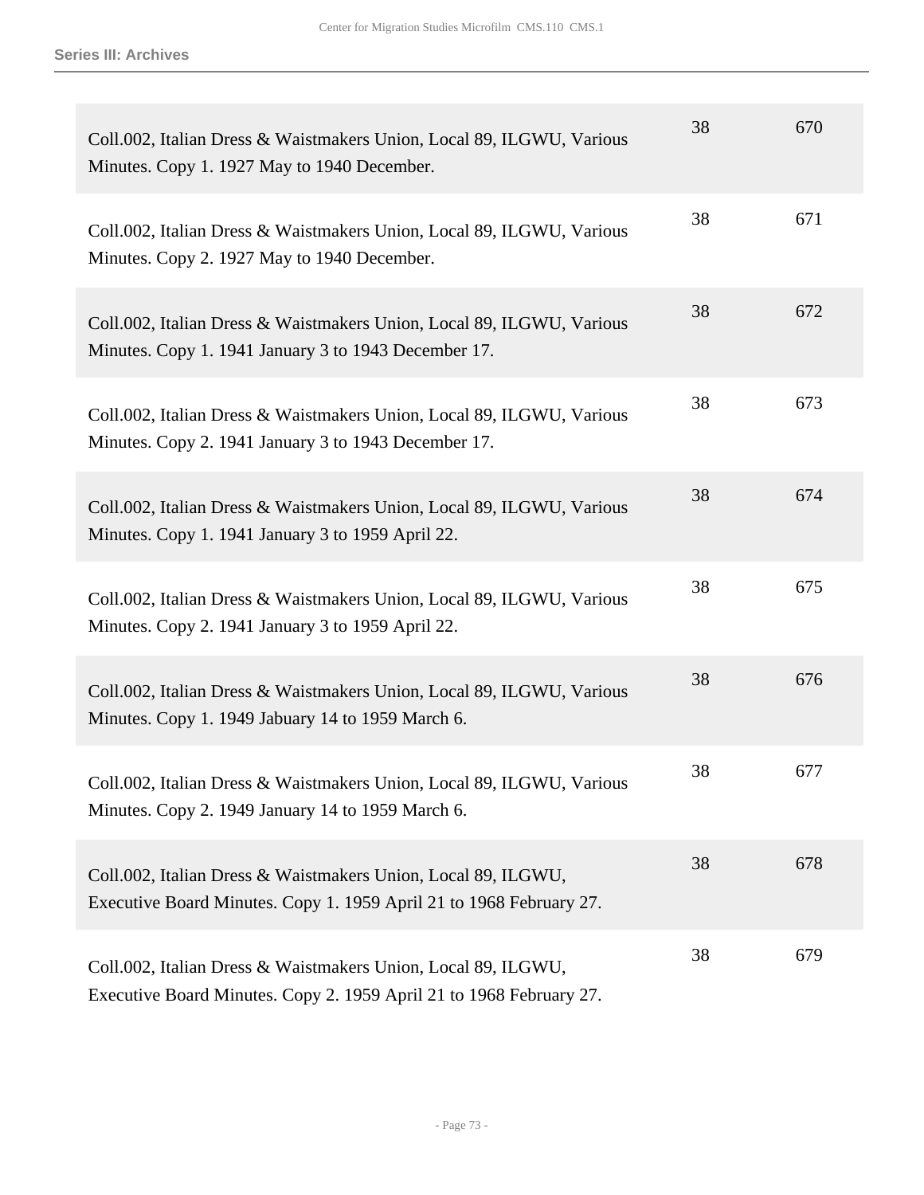| | | |
|---|---|---|
| Coll.002, Italian Dress & Waistmakers Union, Local 89, ILGWU, Various Minutes. Copy 1. 1927 May to 1940 December. | 38 | 670 |
| Coll.002, Italian Dress & Waistmakers Union, Local 89, ILGWU, Various Minutes. Copy 2. 1927 May to 1940 December. | 38 | 671 |
| Coll.002, Italian Dress & Waistmakers Union, Local 89, ILGWU, Various Minutes. Copy 1. 1941 January 3 to 1943 December 17. | 38 | 672 |
| Coll.002, Italian Dress & Waistmakers Union, Local 89, ILGWU, Various Minutes. Copy 2. 1941 January 3 to 1943 December 17. | 38 | 673 |
| Coll.002, Italian Dress & Waistmakers Union, Local 89, ILGWU, Various Minutes. Copy 1. 1941 January 3 to 1959 April 22. | 38 | 674 |
| Coll.002, Italian Dress & Waistmakers Union, Local 89, ILGWU, Various Minutes. Copy 2. 1941 January 3 to 1959 April 22. | 38 | 675 |
| Coll.002, Italian Dress & Waistmakers Union, Local 89, ILGWU, Various Minutes. Copy 1. 1949 Jabuary 14 to 1959 March 6. | 38 | 676 |
| Coll.002, Italian Dress & Waistmakers Union, Local 89, ILGWU, Various Minutes. Copy 2. 1949 January 14 to 1959 March 6. | 38 | 677 |
| Coll.002, Italian Dress & Waistmakers Union, Local 89, ILGWU, Executive Board Minutes. Copy 1. 1959 April 21 to 1968 February 27. | 38 | 678 |
| Coll.002, Italian Dress & Waistmakers Union, Local 89, ILGWU, Executive Board Minutes. Copy 2. 1959 April 21 to 1968 February 27. | 38 | 679 |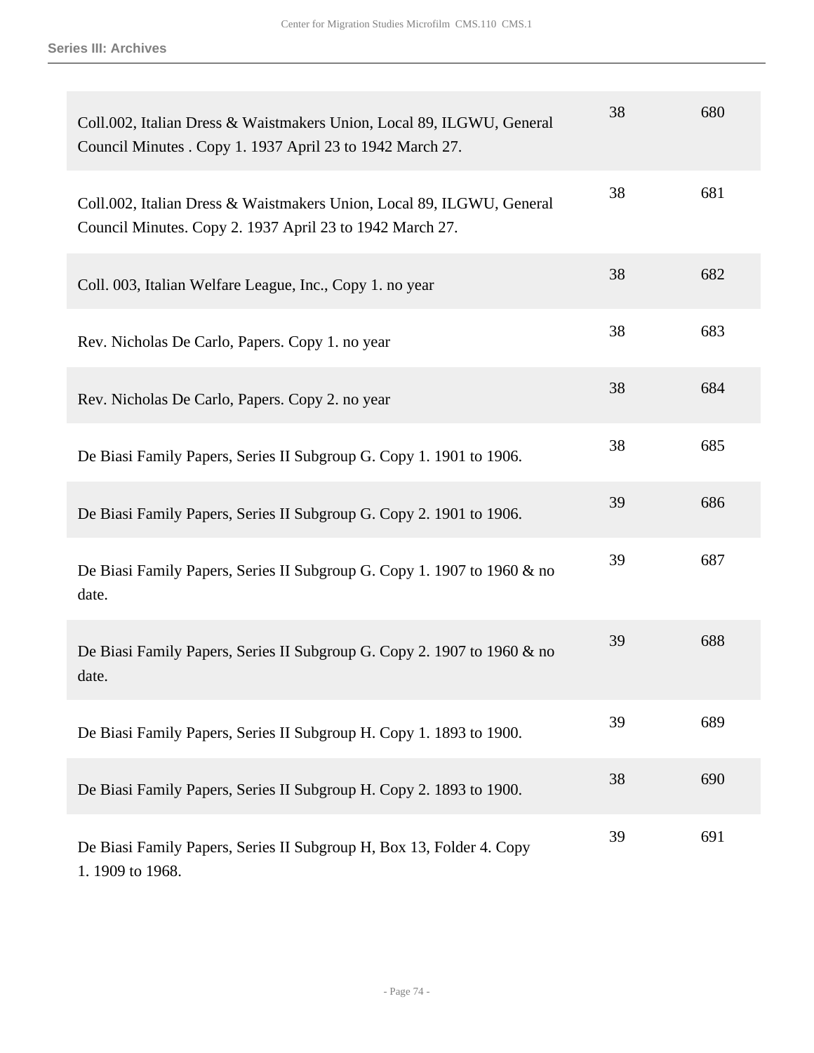**Series III: Archives**

| | | |
|---|---|---|
| Coll.002, Italian Dress & Waistmakers Union, Local 89, ILGWU, General Council Minutes . Copy 1. 1937 April 23 to 1942 March 27. | 38 | 680 |
| Coll.002, Italian Dress & Waistmakers Union, Local 89, ILGWU, General Council Minutes. Copy 2. 1937 April 23 to 1942 March 27. | 38 | 681 |
| Coll. 003, Italian Welfare League, Inc., Copy 1. no year | 38 | 682 |
| Rev. Nicholas De Carlo, Papers. Copy 1. no year | 38 | 683 |
| Rev. Nicholas De Carlo, Papers. Copy 2. no year | 38 | 684 |
| De Biasi Family Papers, Series II Subgroup G. Copy 1. 1901 to 1906. | 38 | 685 |
| De Biasi Family Papers, Series II Subgroup G. Copy 2. 1901 to 1906. | 39 | 686 |
| De Biasi Family Papers, Series II Subgroup G. Copy 1. 1907 to 1960 & no date. | 39 | 687 |
| De Biasi Family Papers, Series II Subgroup G. Copy 2. 1907 to 1960 & no date. | 39 | 688 |
| De Biasi Family Papers, Series II Subgroup H. Copy 1. 1893 to 1900. | 39 | 689 |
| De Biasi Family Papers, Series II Subgroup H. Copy 2. 1893 to 1900. | 38 | 690 |
| De Biasi Family Papers, Series II Subgroup H, Box 13, Folder 4. Copy 1. 1909 to 1968. | 39 | 691 |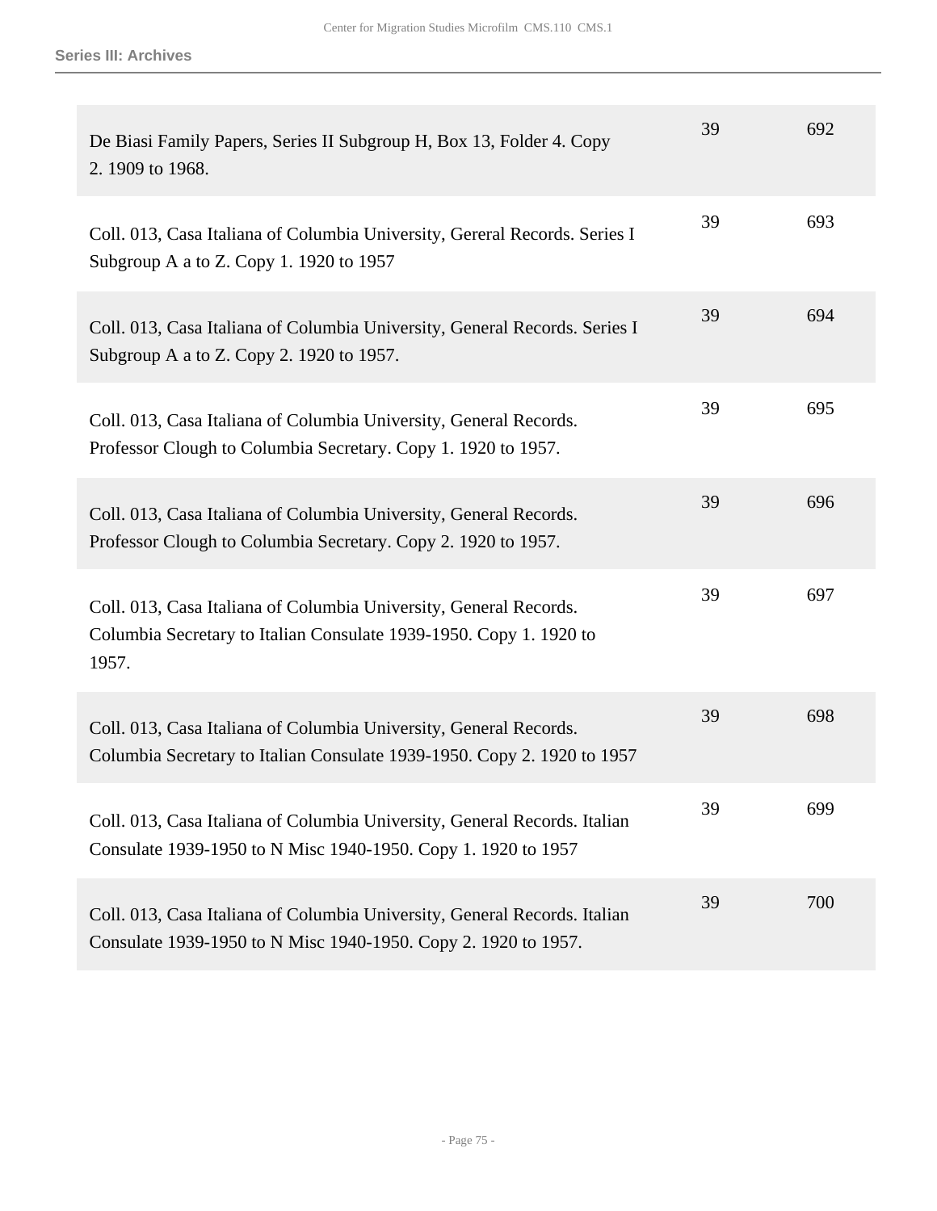**Series III: Archives**

| | | |
|---|---|---|
| De Biasi Family Papers, Series II Subgroup H, Box 13, Folder 4. Copy 2. 1909 to 1968. | 39 | 692 |
| Coll. 013, Casa Italiana of Columbia University, Gereral Records. Series I Subgroup A a to Z. Copy 1. 1920 to 1957 | 39 | 693 |
| Coll. 013, Casa Italiana of Columbia University, General Records. Series I Subgroup A a to Z. Copy 2. 1920 to 1957. | 39 | 694 |
| Coll. 013, Casa Italiana of Columbia University, General Records. Professor Clough to Columbia Secretary. Copy 1. 1920 to 1957. | 39 | 695 |
| Coll. 013, Casa Italiana of Columbia University, General Records. Professor Clough to Columbia Secretary. Copy 2. 1920 to 1957. | 39 | 696 |
| Coll. 013, Casa Italiana of Columbia University, General Records. Columbia Secretary to Italian Consulate 1939-1950. Copy 1. 1920 to 1957. | 39 | 697 |
| Coll. 013, Casa Italiana of Columbia University, General Records. Columbia Secretary to Italian Consulate 1939-1950. Copy 2. 1920 to 1957 | 39 | 698 |
| Coll. 013, Casa Italiana of Columbia University, General Records. Italian Consulate 1939-1950 to N Misc 1940-1950. Copy 1. 1920 to 1957 | 39 | 699 |
| Coll. 013, Casa Italiana of Columbia University, General Records. Italian Consulate 1939-1950 to N Misc 1940-1950. Copy 2. 1920 to 1957. | 39 | 700 |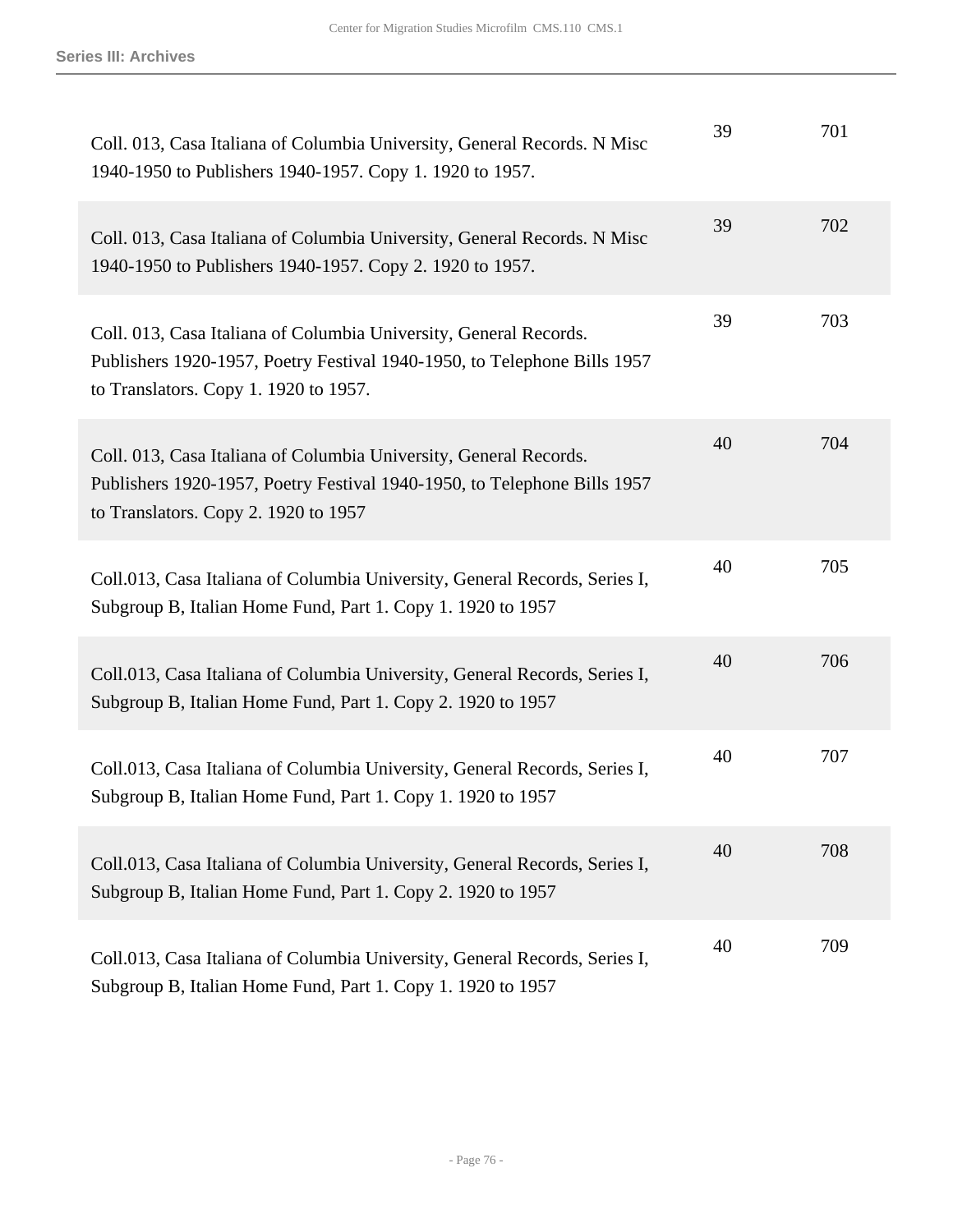| | | |
|---|---|---|
| Coll. 013, Casa Italiana of Columbia University, General Records. N Misc 1940-1950 to Publishers 1940-1957. Copy 1. 1920 to 1957. | 39 | 701 |
| Coll. 013, Casa Italiana of Columbia University, General Records. N Misc 1940-1950 to Publishers 1940-1957. Copy 2. 1920 to 1957. | 39 | 702 |
| Coll. 013, Casa Italiana of Columbia University, General Records. Publishers 1920-1957, Poetry Festival 1940-1950, to Telephone Bills 1957 to Translators. Copy 1. 1920 to 1957. | 39 | 703 |
| Coll. 013, Casa Italiana of Columbia University, General Records. Publishers 1920-1957, Poetry Festival 1940-1950, to Telephone Bills 1957 to Translators. Copy 2. 1920 to 1957 | 40 | 704 |
| Coll.013, Casa Italiana of Columbia University, General Records, Series I, Subgroup B, Italian Home Fund, Part 1. Copy 1. 1920 to 1957 | 40 | 705 |
| Coll.013, Casa Italiana of Columbia University, General Records, Series I, Subgroup B, Italian Home Fund, Part 1. Copy 2. 1920 to 1957 | 40 | 706 |
| Coll.013, Casa Italiana of Columbia University, General Records, Series I, Subgroup B, Italian Home Fund, Part 1. Copy 1. 1920 to 1957 | 40 | 707 |
| Coll.013, Casa Italiana of Columbia University, General Records, Series I, Subgroup B, Italian Home Fund, Part 1. Copy 2. 1920 to 1957 | 40 | 708 |
| Coll.013, Casa Italiana of Columbia University, General Records, Series I, Subgroup B, Italian Home Fund, Part 1. Copy 1. 1920 to 1957 | 40 | 709 |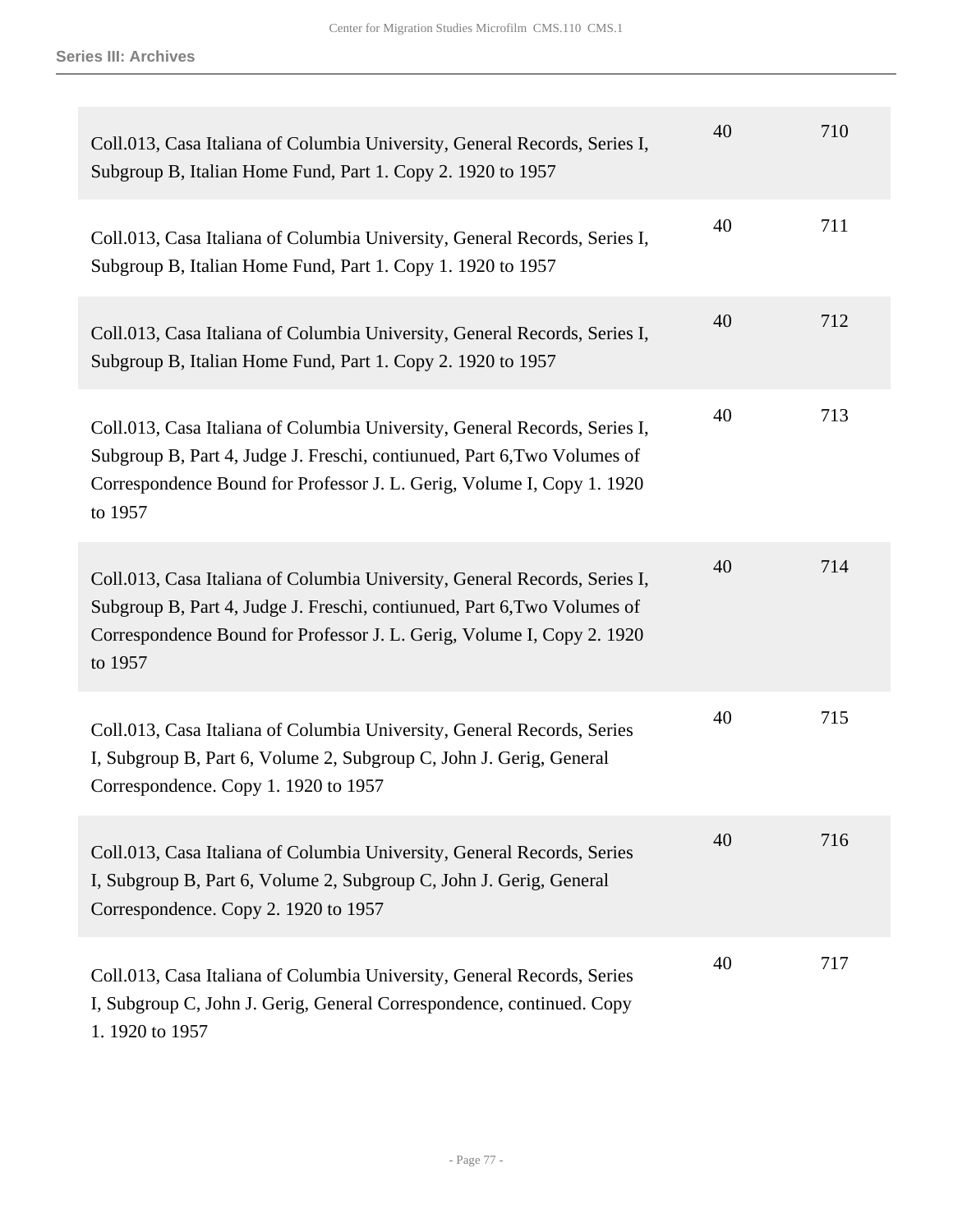| | | |
|---|---|---|
| Coll.013, Casa Italiana of Columbia University, General Records, Series I, Subgroup B, Italian Home Fund, Part 1. Copy 2. 1920 to 1957 | 40 | 710 |
| Coll.013, Casa Italiana of Columbia University, General Records, Series I, Subgroup B, Italian Home Fund, Part 1. Copy 1. 1920 to 1957 | 40 | 711 |
| Coll.013, Casa Italiana of Columbia University, General Records, Series I, Subgroup B, Italian Home Fund, Part 1. Copy 2. 1920 to 1957 | 40 | 712 |
| Coll.013, Casa Italiana of Columbia University, General Records, Series I, Subgroup B, Part 4, Judge J. Freschi, contiunued, Part 6,Two Volumes of Correspondence Bound for Professor J. L. Gerig, Volume I, Copy 1. 1920 to 1957 | 40 | 713 |
| Coll.013, Casa Italiana of Columbia University, General Records, Series I, Subgroup B, Part 4, Judge J. Freschi, contiunued, Part 6,Two Volumes of Correspondence Bound for Professor J. L. Gerig, Volume I, Copy 2. 1920 to 1957 | 40 | 714 |
| Coll.013, Casa Italiana of Columbia University, General Records, Series I, Subgroup B, Part 6, Volume 2, Subgroup C, John J. Gerig, General Correspondence. Copy 1. 1920 to 1957 | 40 | 715 |
| Coll.013, Casa Italiana of Columbia University, General Records, Series I, Subgroup B, Part 6, Volume 2, Subgroup C, John J. Gerig, General Correspondence. Copy 2. 1920 to 1957 | 40 | 716 |
| Coll.013, Casa Italiana of Columbia University, General Records, Series I, Subgroup C, John J. Gerig, General Correspondence, continued. Copy 1. 1920 to 1957 | 40 | 717 |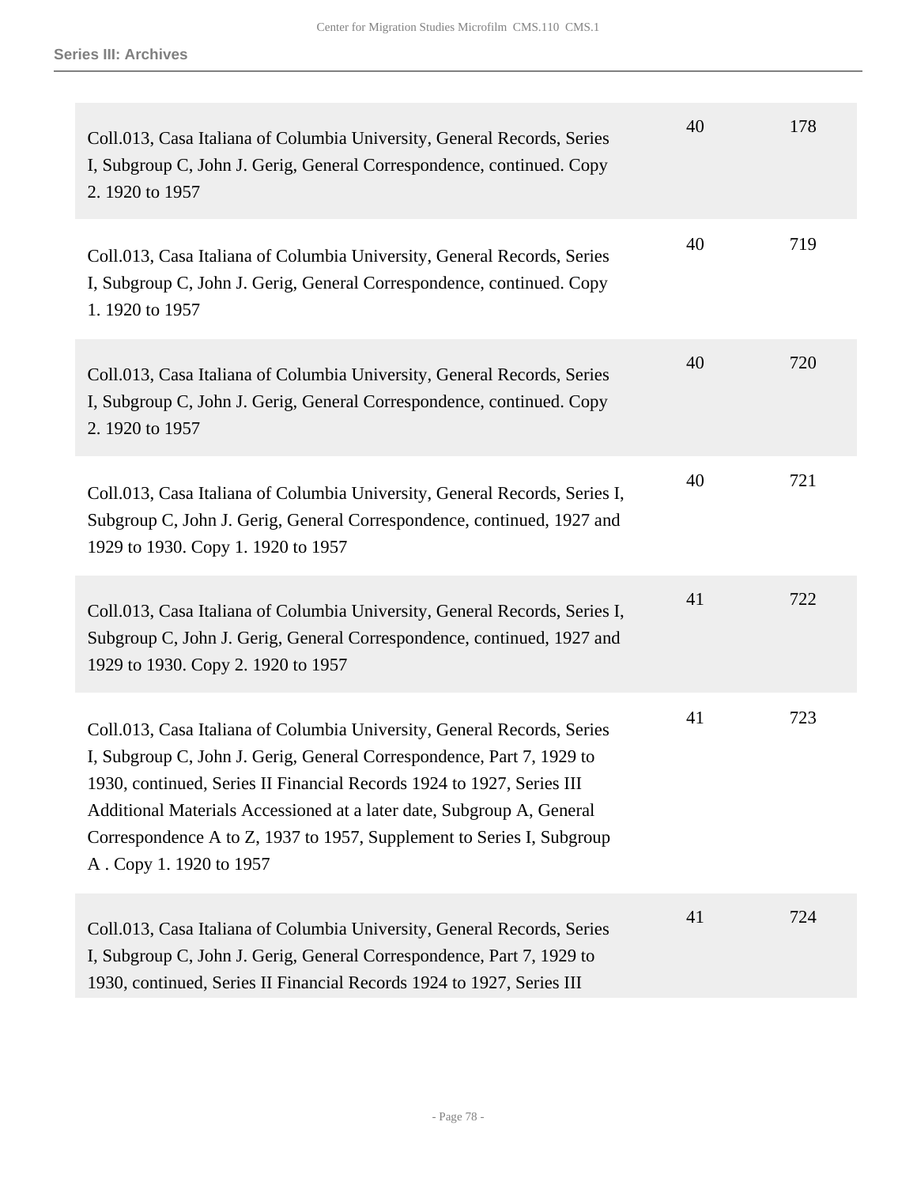| | | |
|---|---|---|
| Coll.013, Casa Italiana of Columbia University, General Records, Series I, Subgroup C, John J. Gerig, General Correspondence, continued. Copy 2. 1920 to 1957 | 40 | 178 |
| Coll.013, Casa Italiana of Columbia University, General Records, Series I, Subgroup C, John J. Gerig, General Correspondence, continued. Copy 1. 1920 to 1957 | 40 | 719 |
| Coll.013, Casa Italiana of Columbia University, General Records, Series I, Subgroup C, John J. Gerig, General Correspondence, continued. Copy 2. 1920 to 1957 | 40 | 720 |
| Coll.013, Casa Italiana of Columbia University, General Records, Series I, Subgroup C, John J. Gerig, General Correspondence, continued, 1927 and 1929 to 1930. Copy 1. 1920 to 1957 | 40 | 721 |
| Coll.013, Casa Italiana of Columbia University, General Records, Series I, Subgroup C, John J. Gerig, General Correspondence, continued, 1927 and 1929 to 1930. Copy 2. 1920 to 1957 | 41 | 722 |
| Coll.013, Casa Italiana of Columbia University, General Records, Series I, Subgroup C, John J. Gerig, General Correspondence, Part 7, 1929 to 1930, continued, Series II Financial Records 1924 to 1927, Series III Additional Materials Accessioned at a later date, Subgroup A, General Correspondence A to Z, 1937 to 1957, Supplement to Series I, Subgroup A . Copy 1. 1920 to 1957 | 41 | 723 |
| Coll.013, Casa Italiana of Columbia University, General Records, Series I, Subgroup C, John J. Gerig, General Correspondence, Part 7, 1929 to 1930, continued, Series II Financial Records 1924 to 1927, Series III | 41 | 724 |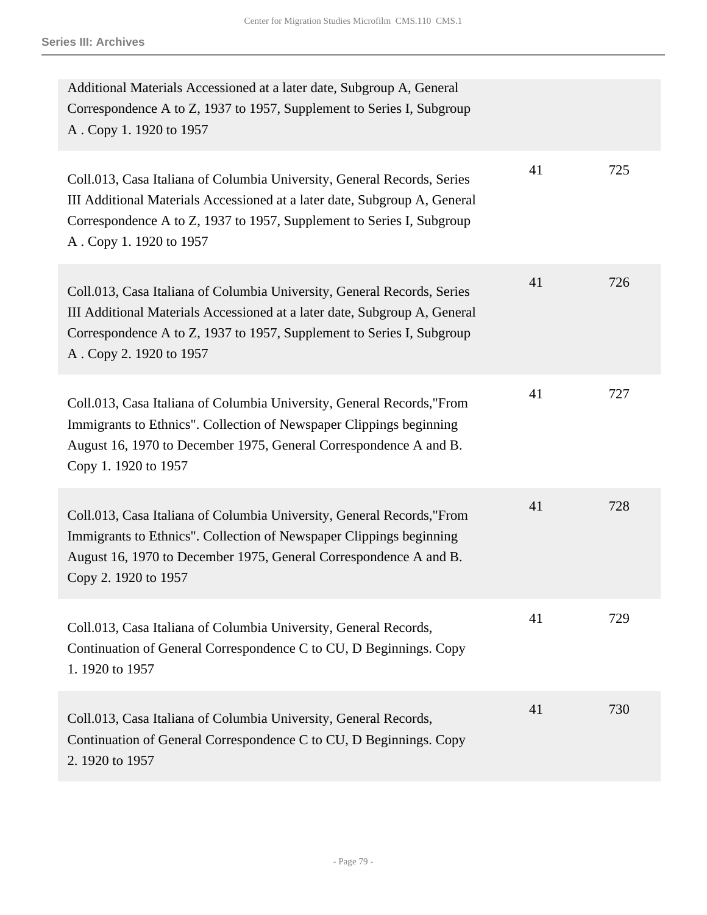| | | |
|---|---|---|
| Additional Materials Accessioned at a later date, Subgroup A, General Correspondence A to Z, 1937 to 1957, Supplement to Series I, Subgroup A . Copy 1. 1920 to 1957 | | |
| Coll.013, Casa Italiana of Columbia University, General Records, Series III Additional Materials Accessioned at a later date, Subgroup A, General Correspondence A to Z, 1937 to 1957, Supplement to Series I, Subgroup A . Copy 1. 1920 to 1957 | 41 | 725 |
| Coll.013, Casa Italiana of Columbia University, General Records, Series III Additional Materials Accessioned at a later date, Subgroup A, General Correspondence A to Z, 1937 to 1957, Supplement to Series I, Subgroup A . Copy 2. 1920 to 1957 | 41 | 726 |
| Coll.013, Casa Italiana of Columbia University, General Records,"From Immigrants to Ethnics". Collection of Newspaper Clippings beginning August 16, 1970 to December 1975, General Correspondence A and B. Copy 1. 1920 to 1957 | 41 | 727 |
| Coll.013, Casa Italiana of Columbia University, General Records,"From Immigrants to Ethnics". Collection of Newspaper Clippings beginning August 16, 1970 to December 1975, General Correspondence A and B. Copy 2. 1920 to 1957 | 41 | 728 |
| Coll.013, Casa Italiana of Columbia University, General Records, Continuation of General Correspondence C to CU, D Beginnings. Copy 1. 1920 to 1957 | 41 | 729 |
| Coll.013, Casa Italiana of Columbia University, General Records, Continuation of General Correspondence C to CU, D Beginnings. Copy 2. 1920 to 1957 | 41 | 730 |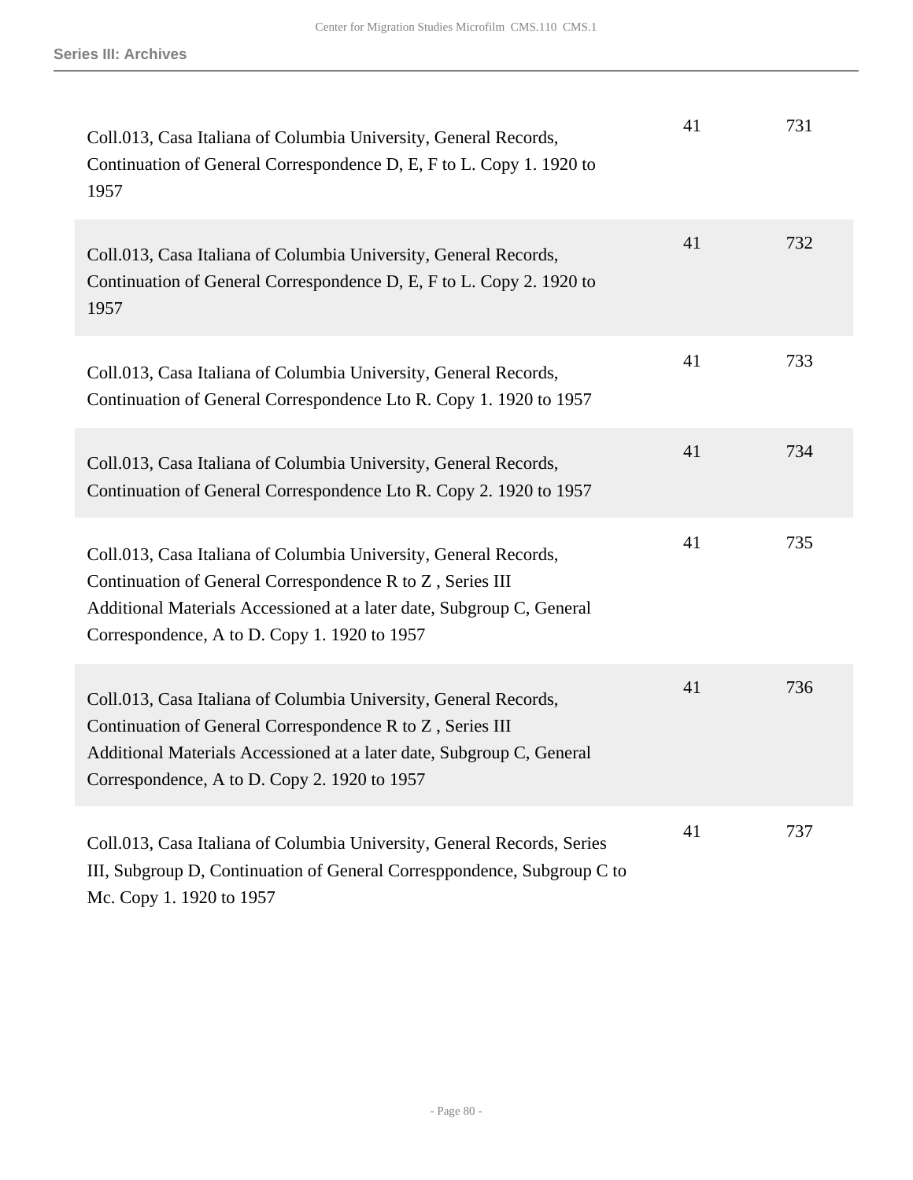| | | |
|---|---|---|
| Coll.013, Casa Italiana of Columbia University, General Records, Continuation of General Correspondence D, E, F to L. Copy 1. 1920 to 1957 | 41 | 731 |
| Coll.013, Casa Italiana of Columbia University, General Records, Continuation of General Correspondence D, E, F to L. Copy 2. 1920 to 1957 | 41 | 732 |
| Coll.013, Casa Italiana of Columbia University, General Records, Continuation of General Correspondence Lto R. Copy 1. 1920 to 1957 | 41 | 733 |
| Coll.013, Casa Italiana of Columbia University, General Records, Continuation of General Correspondence Lto R. Copy 2. 1920 to 1957 | 41 | 734 |
| Coll.013, Casa Italiana of Columbia University, General Records, Continuation of General Correspondence R to Z , Series III Additional Materials Accessioned at a later date, Subgroup C, General Correspondence, A to D. Copy 1. 1920 to 1957 | 41 | 735 |
| Coll.013, Casa Italiana of Columbia University, General Records, Continuation of General Correspondence R to Z , Series III Additional Materials Accessioned at a later date, Subgroup C, General Correspondence, A to D. Copy 2. 1920 to 1957 | 41 | 736 |
| Coll.013, Casa Italiana of Columbia University, General Records, Series III, Subgroup D, Continuation of General Corresppondence, Subgroup C to Mc. Copy 1. 1920 to 1957 | 41 | 737 |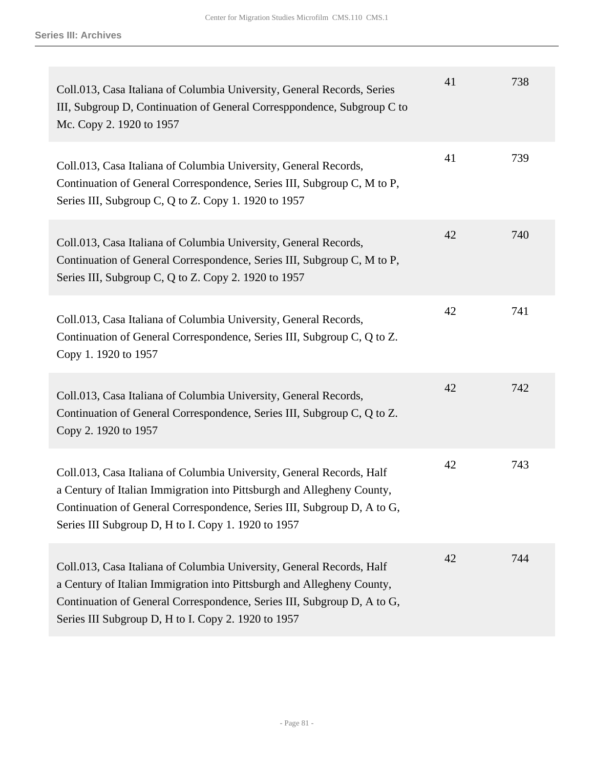| Description | Box | Reel |
|---|---|---|
| Coll.013, Casa Italiana of Columbia University, General Records, Series III, Subgroup D, Continuation of General Corresppondence, Subgroup C to Mc. Copy 2. 1920 to 1957 | 41 | 738 |
| Coll.013, Casa Italiana of Columbia University, General Records, Continuation of General Correspondence, Series III, Subgroup C, M to P, Series III, Subgroup C, Q to Z. Copy 1. 1920 to 1957 | 41 | 739 |
| Coll.013, Casa Italiana of Columbia University, General Records, Continuation of General Correspondence, Series III, Subgroup C, M to P, Series III, Subgroup C, Q to Z. Copy 2. 1920 to 1957 | 42 | 740 |
| Coll.013, Casa Italiana of Columbia University, General Records, Continuation of General Correspondence, Series III, Subgroup C, Q to Z. Copy 1. 1920 to 1957 | 42 | 741 |
| Coll.013, Casa Italiana of Columbia University, General Records, Continuation of General Correspondence, Series III, Subgroup C, Q to Z. Copy 2. 1920 to 1957 | 42 | 742 |
| Coll.013, Casa Italiana of Columbia University, General Records, Half a Century of Italian Immigration into Pittsburgh and Allegheny County, Continuation of General Correspondence, Series III, Subgroup D, A to G, Series III Subgroup D, H to I. Copy 1. 1920 to 1957 | 42 | 743 |
| Coll.013, Casa Italiana of Columbia University, General Records, Half a Century of Italian Immigration into Pittsburgh and Allegheny County, Continuation of General Correspondence, Series III, Subgroup D, A to G, Series III Subgroup D, H to I. Copy 2. 1920 to 1957 | 42 | 744 |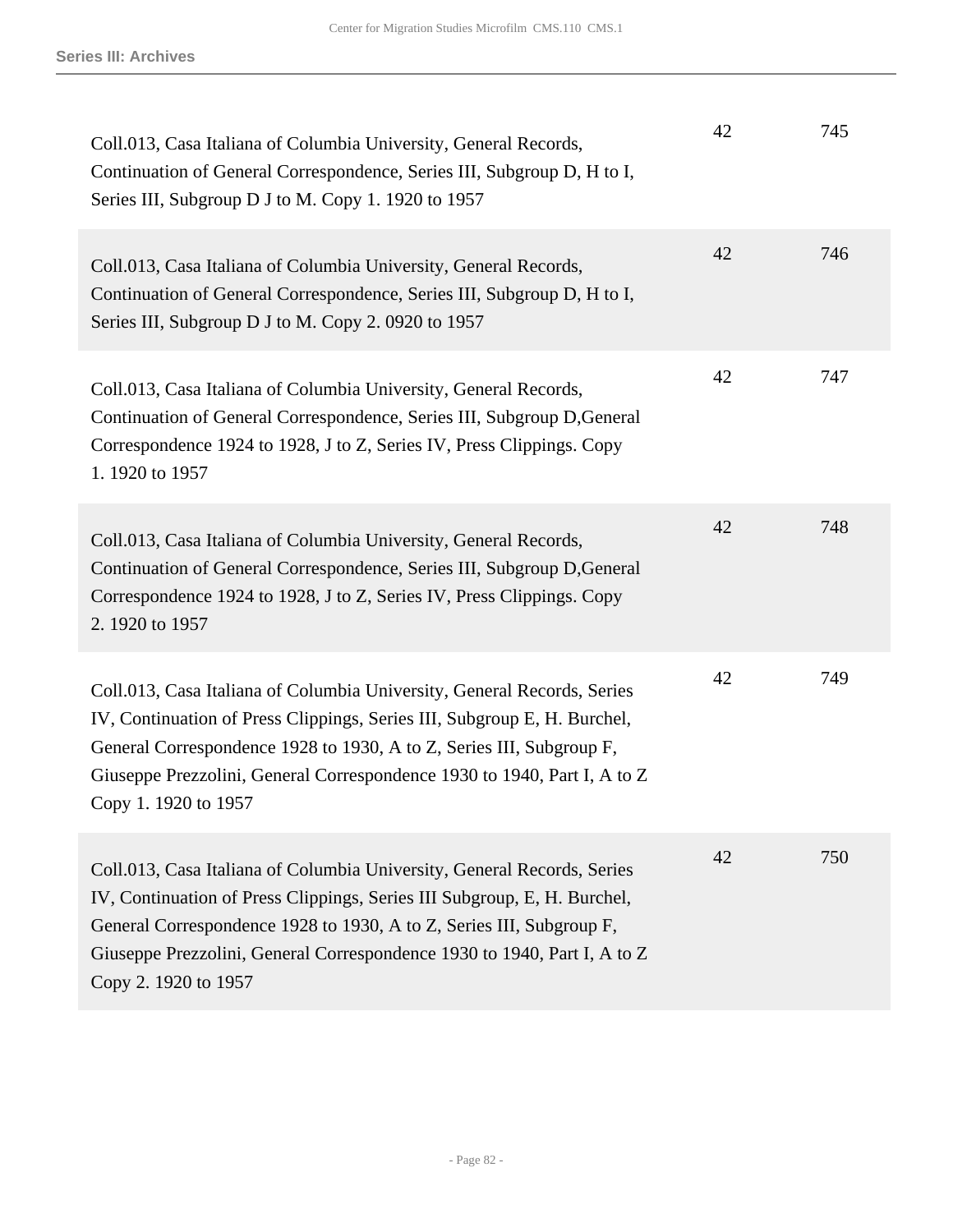| | | |
|---|---|---|
| Coll.013, Casa Italiana of Columbia University, General Records, Continuation of General Correspondence, Series III, Subgroup D, H to I, Series III, Subgroup D J to M. Copy 1. 1920 to 1957 | 42 | 745 |
| Coll.013, Casa Italiana of Columbia University, General Records, Continuation of General Correspondence, Series III, Subgroup D, H to I, Series III, Subgroup D J to M. Copy 2. 0920 to 1957 | 42 | 746 |
| Coll.013, Casa Italiana of Columbia University, General Records, Continuation of General Correspondence, Series III, Subgroup D,General Correspondence 1924 to 1928, J to Z, Series IV, Press Clippings. Copy 1. 1920 to 1957 | 42 | 747 |
| Coll.013, Casa Italiana of Columbia University, General Records, Continuation of General Correspondence, Series III, Subgroup D,General Correspondence 1924 to 1928, J to Z, Series IV, Press Clippings. Copy 2. 1920 to 1957 | 42 | 748 |
| Coll.013, Casa Italiana of Columbia University, General Records, Series IV, Continuation of Press Clippings, Series III, Subgroup E, H. Burchel, General Correspondence 1928 to 1930, A to Z, Series III, Subgroup F, Giuseppe Prezzolini, General Correspondence 1930 to 1940, Part I, A to Z Copy 1. 1920 to 1957 | 42 | 749 |
| Coll.013, Casa Italiana of Columbia University, General Records, Series IV, Continuation of Press Clippings, Series III Subgroup, E, H. Burchel, General Correspondence 1928 to 1930, A to Z, Series III, Subgroup F, Giuseppe Prezzolini, General Correspondence 1930 to 1940, Part I, A to Z Copy 2. 1920 to 1957 | 42 | 750 |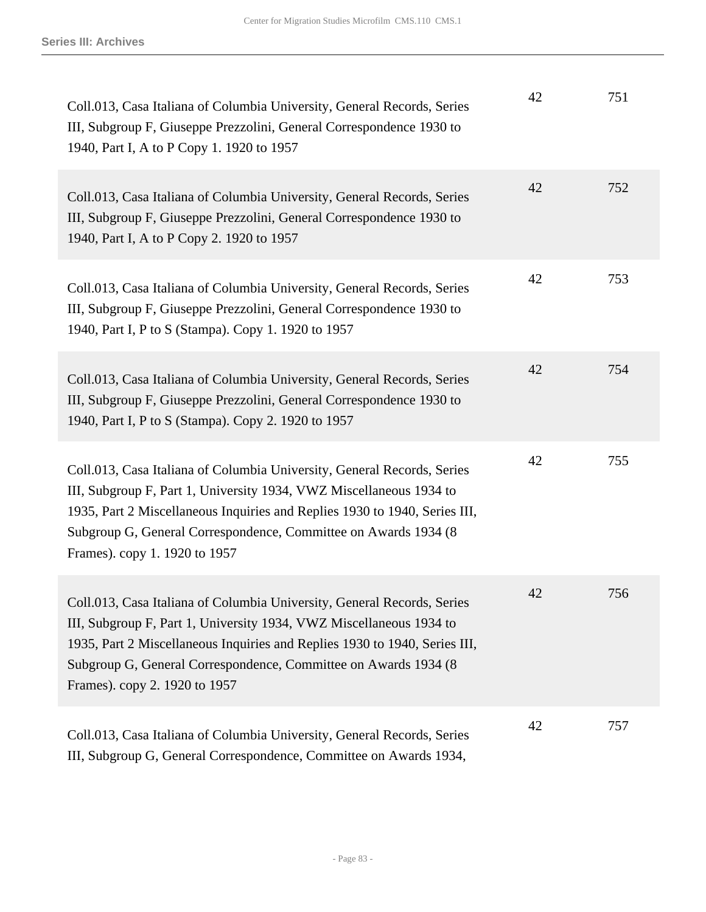| | | |
|---|---|---|
| Coll.013, Casa Italiana of Columbia University, General Records, Series III, Subgroup F, Giuseppe Prezzolini, General Correspondence 1930 to 1940, Part I, A to P Copy 1. 1920 to 1957 | 42 | 751 |
| Coll.013, Casa Italiana of Columbia University, General Records, Series III, Subgroup F, Giuseppe Prezzolini, General Correspondence 1930 to 1940, Part I, A to P Copy 2. 1920 to 1957 | 42 | 752 |
| Coll.013, Casa Italiana of Columbia University, General Records, Series III, Subgroup F, Giuseppe Prezzolini, General Correspondence 1930 to 1940, Part I, P to S (Stampa). Copy 1. 1920 to 1957 | 42 | 753 |
| Coll.013, Casa Italiana of Columbia University, General Records, Series III, Subgroup F, Giuseppe Prezzolini, General Correspondence 1930 to 1940, Part I, P to S (Stampa). Copy 2. 1920 to 1957 | 42 | 754 |
| Coll.013, Casa Italiana of Columbia University, General Records, Series III, Subgroup F, Part 1, University 1934, VWZ Miscellaneous 1934 to 1935, Part 2 Miscellaneous Inquiries and Replies 1930 to 1940, Series III, Subgroup G, General Correspondence, Committee on Awards 1934 (8 Frames). copy 1. 1920 to 1957 | 42 | 755 |
| Coll.013, Casa Italiana of Columbia University, General Records, Series III, Subgroup F, Part 1, University 1934, VWZ Miscellaneous 1934 to 1935, Part 2 Miscellaneous Inquiries and Replies 1930 to 1940, Series III, Subgroup G, General Correspondence, Committee on Awards 1934 (8 Frames). copy 2. 1920 to 1957 | 42 | 756 |
| Coll.013, Casa Italiana of Columbia University, General Records, Series III, Subgroup G, General Correspondence, Committee on Awards 1934, | 42 | 757 |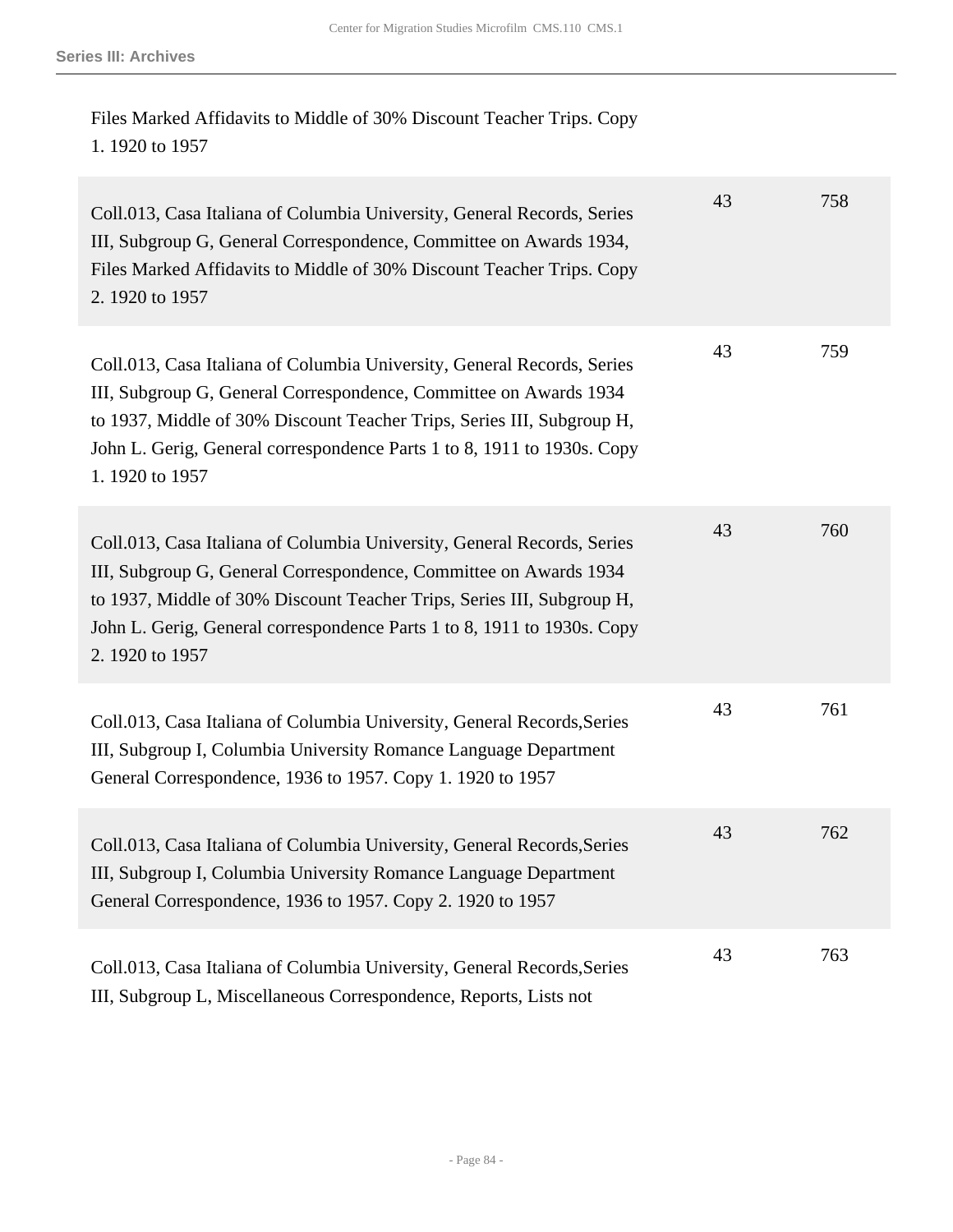| | | |
|---|---|---|
| Files Marked Affidavits to Middle of 30% Discount Teacher Trips. Copy 1. 1920 to 1957 | | |
| Coll.013, Casa Italiana of Columbia University, General Records, Series III, Subgroup G, General Correspondence, Committee on Awards 1934, Files Marked Affidavits to Middle of 30% Discount Teacher Trips. Copy 2. 1920 to 1957 | 43 | 758 |
| Coll.013, Casa Italiana of Columbia University, General Records, Series III, Subgroup G, General Correspondence, Committee on Awards 1934 to 1937, Middle of 30% Discount Teacher Trips, Series III, Subgroup H, John L. Gerig, General correspondence Parts 1 to 8, 1911 to 1930s. Copy 1. 1920 to 1957 | 43 | 759 |
| Coll.013, Casa Italiana of Columbia University, General Records, Series III, Subgroup G, General Correspondence, Committee on Awards 1934 to 1937, Middle of 30% Discount Teacher Trips, Series III, Subgroup H, John L. Gerig, General correspondence Parts 1 to 8, 1911 to 1930s. Copy 2. 1920 to 1957 | 43 | 760 |
| Coll.013, Casa Italiana of Columbia University, General Records,Series III, Subgroup I, Columbia University Romance Language Department General Correspondence, 1936 to 1957. Copy 1. 1920 to 1957 | 43 | 761 |
| Coll.013, Casa Italiana of Columbia University, General Records,Series III, Subgroup I, Columbia University Romance Language Department General Correspondence, 1936 to 1957. Copy 2. 1920 to 1957 | 43 | 762 |
| Coll.013, Casa Italiana of Columbia University, General Records,Series III, Subgroup L, Miscellaneous Correspondence, Reports, Lists not | 43 | 763 |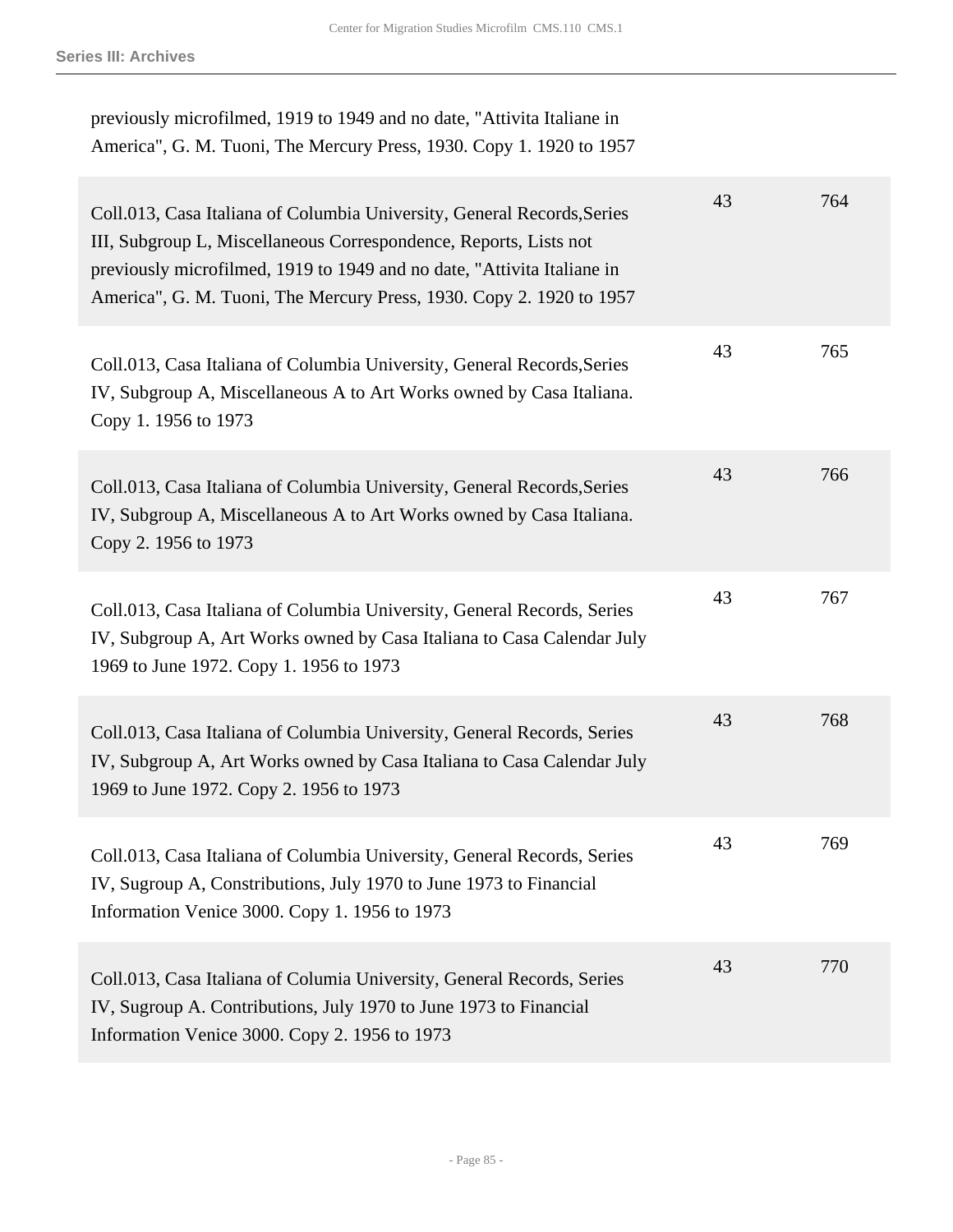| | | |
|---|---|---|
| previously microfilmed, 1919 to 1949 and no date, "Attivita Italiane in America", G. M. Tuoni, The Mercury Press, 1930. Copy 1. 1920 to 1957 | | |
| Coll.013, Casa Italiana of Columbia University, General Records,Series III, Subgroup L, Miscellaneous Correspondence, Reports, Lists not previously microfilmed, 1919 to 1949 and no date, "Attivita Italiane in America", G. M. Tuoni, The Mercury Press, 1930. Copy 2. 1920 to 1957 | 43 | 764 |
| Coll.013, Casa Italiana of Columbia University, General Records,Series IV, Subgroup A, Miscellaneous A to Art Works owned by Casa Italiana. Copy 1. 1956 to 1973 | 43 | 765 |
| Coll.013, Casa Italiana of Columbia University, General Records,Series IV, Subgroup A, Miscellaneous A to Art Works owned by Casa Italiana. Copy 2. 1956 to 1973 | 43 | 766 |
| Coll.013, Casa Italiana of Columbia University, General Records, Series IV, Subgroup A, Art Works owned by Casa Italiana to Casa Calendar July 1969 to June 1972. Copy 1. 1956 to 1973 | 43 | 767 |
| Coll.013, Casa Italiana of Columbia University, General Records, Series IV, Subgroup A, Art Works owned by Casa Italiana to Casa Calendar July 1969 to June 1972. Copy 2. 1956 to 1973 | 43 | 768 |
| Coll.013, Casa Italiana of Columbia University, General Records, Series IV, Sugroup A, Constributions, July 1970 to June 1973 to Financial Information Venice 3000. Copy 1. 1956 to 1973 | 43 | 769 |
| Coll.013, Casa Italiana of Columia University, General Records, Series IV, Sugroup A. Contributions, July 1970 to June 1973 to Financial Information Venice 3000. Copy 2. 1956 to 1973 | 43 | 770 |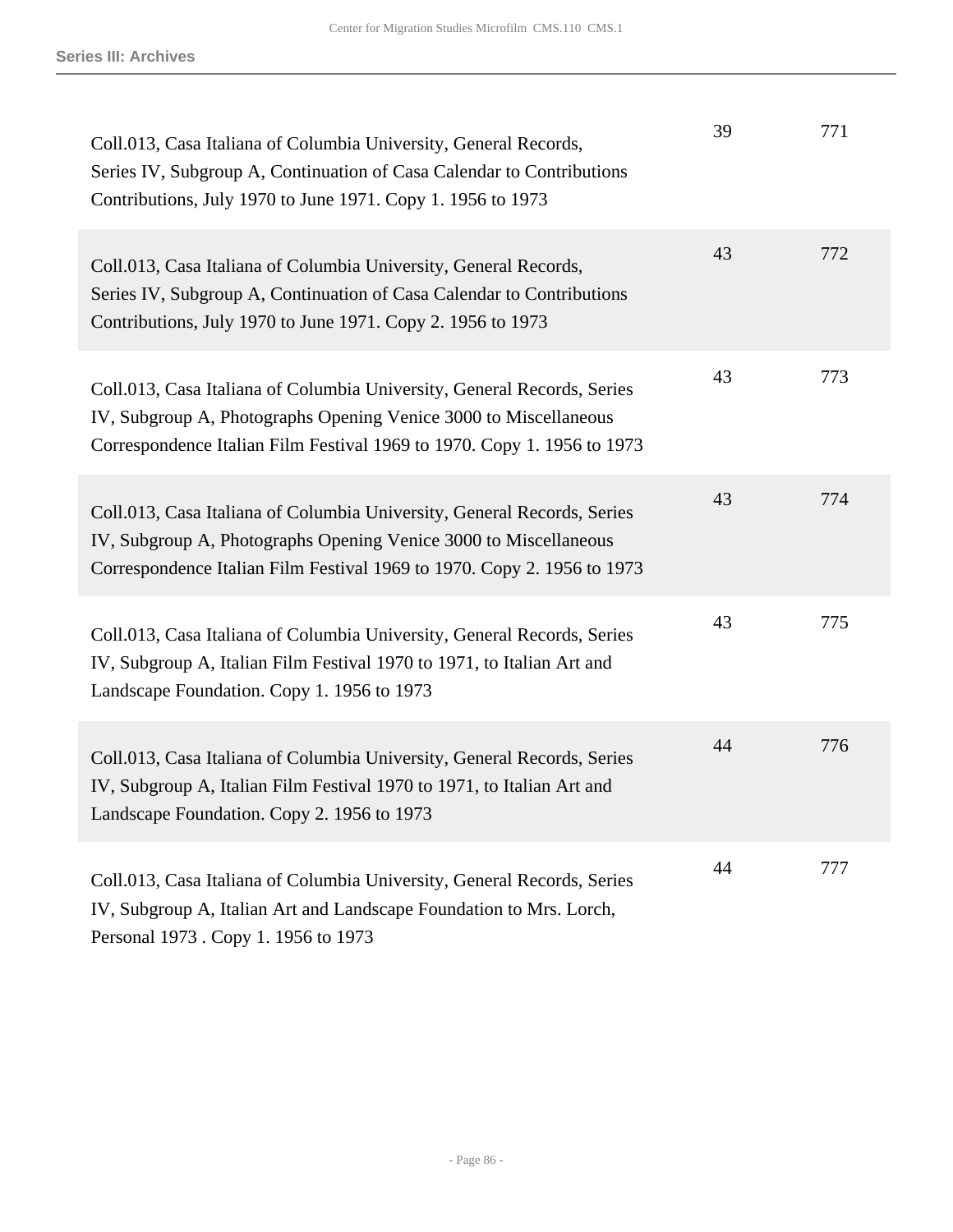| | | |
|---|---|---|
| Coll.013, Casa Italiana of Columbia University, General Records, Series IV, Subgroup A, Continuation of Casa Calendar to Contributions Contributions, July 1970 to June 1971. Copy 1. 1956 to 1973 | 39 | 771 |
| Coll.013, Casa Italiana of Columbia University, General Records, Series IV, Subgroup A, Continuation of Casa Calendar to Contributions Contributions, July 1970 to June 1971. Copy 2. 1956 to 1973 | 43 | 772 |
| Coll.013, Casa Italiana of Columbia University, General Records, Series IV, Subgroup A, Photographs Opening Venice 3000 to Miscellaneous Correspondence Italian Film Festival 1969 to 1970. Copy 1. 1956 to 1973 | 43 | 773 |
| Coll.013, Casa Italiana of Columbia University, General Records, Series IV, Subgroup A, Photographs Opening Venice 3000 to Miscellaneous Correspondence Italian Film Festival 1969 to 1970. Copy 2. 1956 to 1973 | 43 | 774 |
| Coll.013, Casa Italiana of Columbia University, General Records, Series IV, Subgroup A, Italian Film Festival 1970 to 1971, to Italian Art and Landscape Foundation. Copy 1. 1956 to 1973 | 43 | 775 |
| Coll.013, Casa Italiana of Columbia University, General Records, Series IV, Subgroup A, Italian Film Festival 1970 to 1971, to Italian Art and Landscape Foundation. Copy 2. 1956 to 1973 | 44 | 776 |
| Coll.013, Casa Italiana of Columbia University, General Records, Series IV, Subgroup A, Italian Art and Landscape Foundation to Mrs. Lorch, Personal 1973 . Copy 1. 1956 to 1973 | 44 | 777 |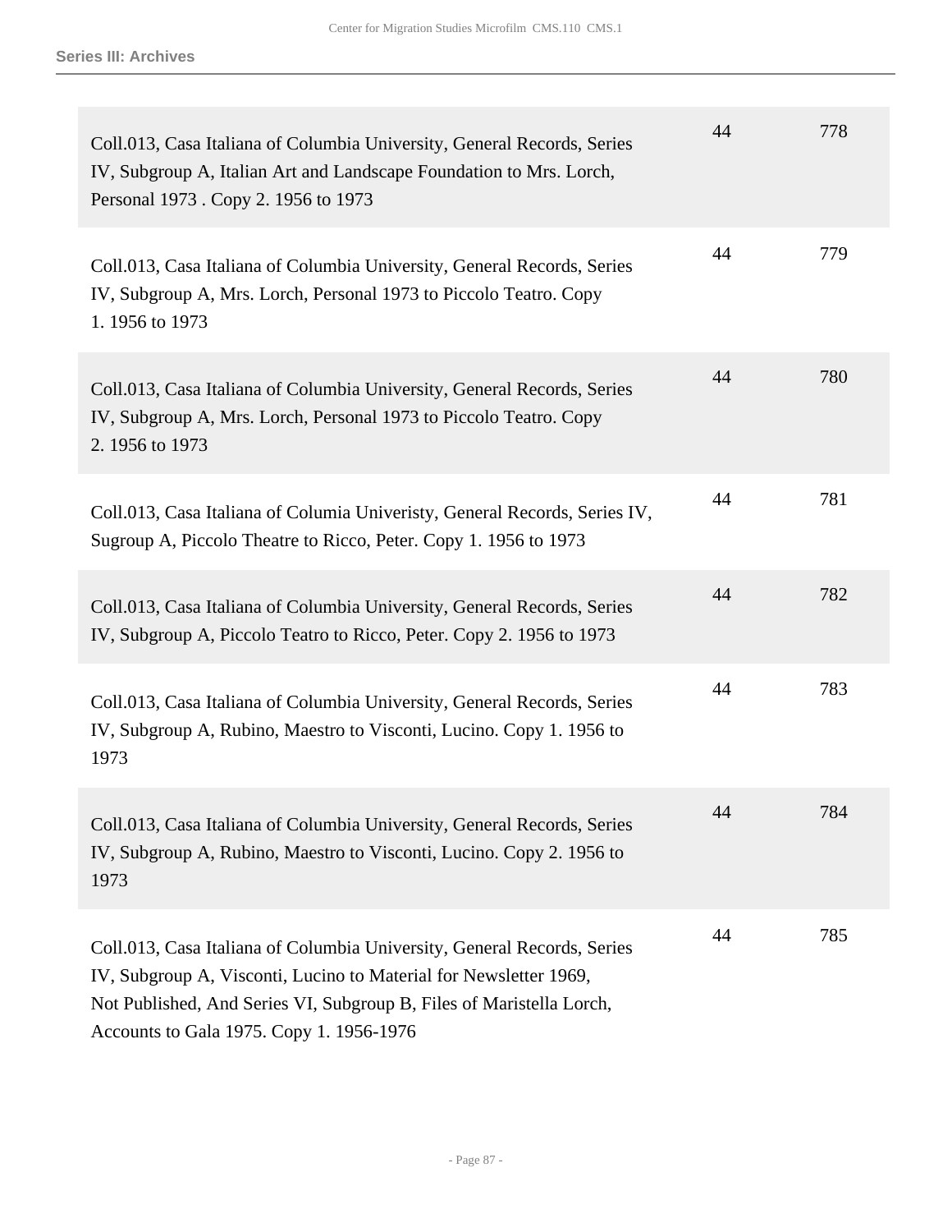| | | |
|---|---|---|
| Coll.013, Casa Italiana of Columbia University, General Records, Series IV, Subgroup A, Italian Art and Landscape Foundation to Mrs. Lorch, Personal 1973 . Copy 2. 1956 to 1973 | 44 | 778 |
| Coll.013, Casa Italiana of Columbia University, General Records, Series IV, Subgroup A, Mrs. Lorch, Personal 1973 to Piccolo Teatro. Copy 1. 1956 to 1973 | 44 | 779 |
| Coll.013, Casa Italiana of Columbia University, General Records, Series IV, Subgroup A, Mrs. Lorch, Personal 1973 to Piccolo Teatro. Copy 2. 1956 to 1973 | 44 | 780 |
| Coll.013, Casa Italiana of Columia Univeristy, General Records, Series IV, Sugroup A, Piccolo Theatre to Ricco, Peter. Copy 1. 1956 to 1973 | 44 | 781 |
| Coll.013, Casa Italiana of Columbia University, General Records, Series IV, Subgroup A, Piccolo Teatro to Ricco, Peter. Copy 2. 1956 to 1973 | 44 | 782 |
| Coll.013, Casa Italiana of Columbia University, General Records, Series IV, Subgroup A, Rubino, Maestro to Visconti, Lucino. Copy 1. 1956 to 1973 | 44 | 783 |
| Coll.013, Casa Italiana of Columbia University, General Records, Series IV, Subgroup A, Rubino, Maestro to Visconti, Lucino. Copy 2. 1956 to 1973 | 44 | 784 |
| Coll.013, Casa Italiana of Columbia University, General Records, Series IV, Subgroup A, Visconti, Lucino to Material for Newsletter 1969, Not Published, And Series VI, Subgroup B, Files of Maristella Lorch, Accounts to Gala 1975. Copy 1. 1956-1976 | 44 | 785 |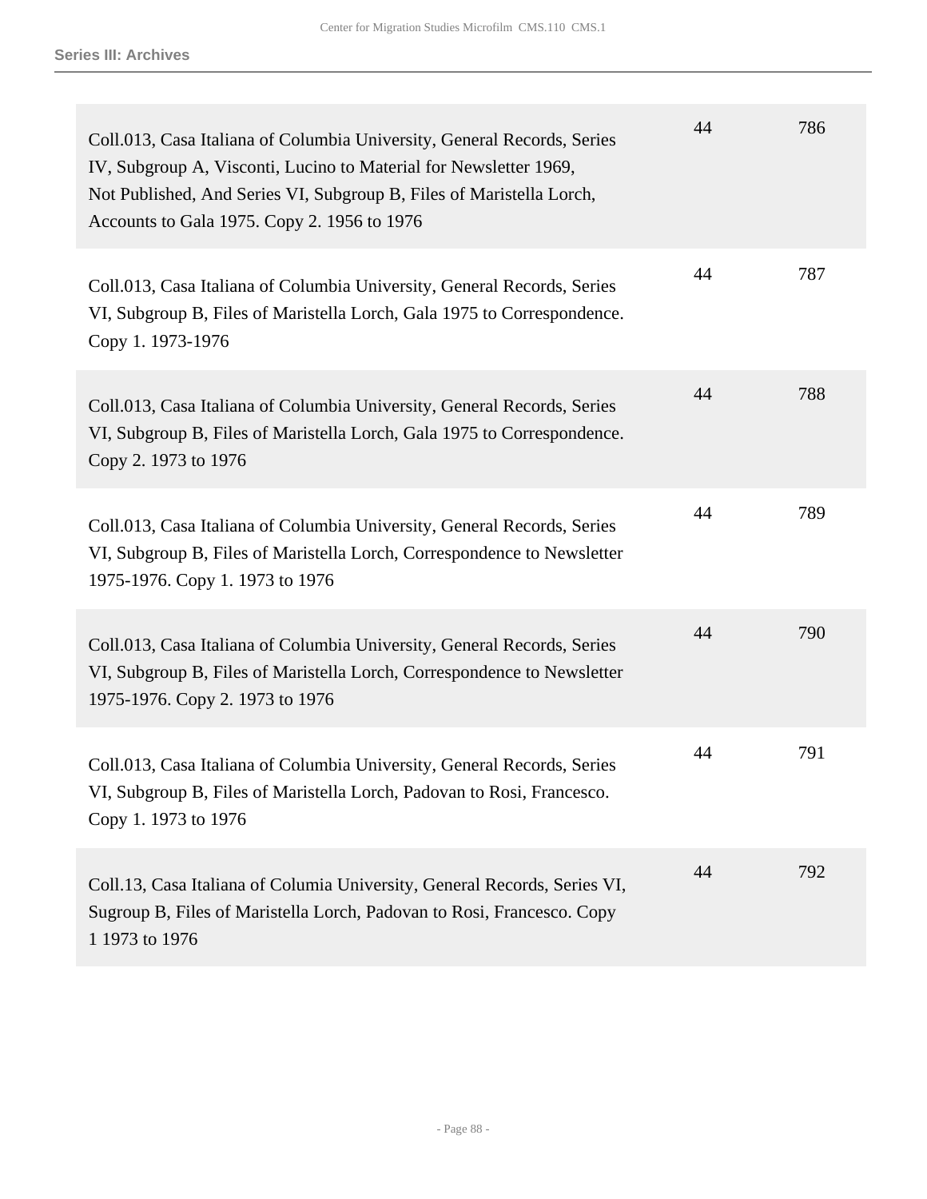| | | |
|---|---|---|
| Coll.013, Casa Italiana of Columbia University, General Records, Series IV, Subgroup A, Visconti, Lucino to Material for Newsletter 1969, Not Published, And Series VI, Subgroup B, Files of Maristella Lorch, Accounts to Gala 1975. Copy 2. 1956 to 1976 | 44 | 786 |
| Coll.013, Casa Italiana of Columbia University, General Records, Series VI, Subgroup B, Files of Maristella Lorch, Gala 1975 to Correspondence. Copy 1. 1973-1976 | 44 | 787 |
| Coll.013, Casa Italiana of Columbia University, General Records, Series VI, Subgroup B, Files of Maristella Lorch, Gala 1975 to Correspondence. Copy 2. 1973 to 1976 | 44 | 788 |
| Coll.013, Casa Italiana of Columbia University, General Records, Series VI, Subgroup B, Files of Maristella Lorch, Correspondence to Newsletter 1975-1976. Copy 1. 1973 to 1976 | 44 | 789 |
| Coll.013, Casa Italiana of Columbia University, General Records, Series VI, Subgroup B, Files of Maristella Lorch, Correspondence to Newsletter 1975-1976. Copy 2. 1973 to 1976 | 44 | 790 |
| Coll.013, Casa Italiana of Columbia University, General Records, Series VI, Subgroup B, Files of Maristella Lorch, Padovan to Rosi, Francesco. Copy 1. 1973 to 1976 | 44 | 791 |
| Coll.13, Casa Italiana of Columia University, General Records, Series VI, Sugroup B, Files of Maristella Lorch, Padovan to Rosi, Francesco. Copy 1 1973 to 1976 | 44 | 792 |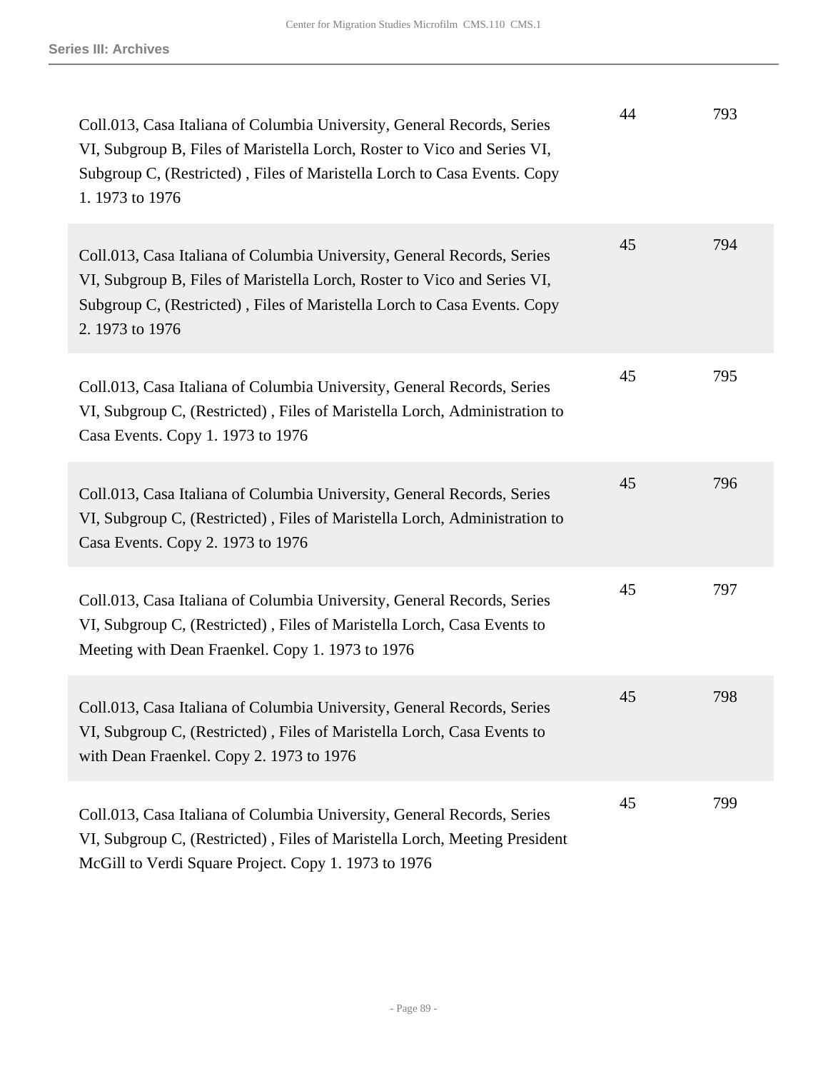| | | |
|---|---|---|
| Coll.013, Casa Italiana of Columbia University, General Records, Series VI, Subgroup B, Files of Maristella Lorch, Roster to Vico and Series VI, Subgroup C, (Restricted) , Files of Maristella Lorch to Casa Events. Copy 1. 1973 to 1976 | 44 | 793 |
| Coll.013, Casa Italiana of Columbia University, General Records, Series VI, Subgroup B, Files of Maristella Lorch, Roster to Vico and Series VI, Subgroup C, (Restricted) , Files of Maristella Lorch to Casa Events. Copy 2. 1973 to 1976 | 45 | 794 |
| Coll.013, Casa Italiana of Columbia University, General Records, Series VI, Subgroup C, (Restricted) , Files of Maristella Lorch, Administration to Casa Events. Copy 1. 1973 to 1976 | 45 | 795 |
| Coll.013, Casa Italiana of Columbia University, General Records, Series VI, Subgroup C, (Restricted) , Files of Maristella Lorch, Administration to Casa Events. Copy 2. 1973 to 1976 | 45 | 796 |
| Coll.013, Casa Italiana of Columbia University, General Records, Series VI, Subgroup C, (Restricted) , Files of Maristella Lorch, Casa Events to Meeting with Dean Fraenkel. Copy 1. 1973 to 1976 | 45 | 797 |
| Coll.013, Casa Italiana of Columbia University, General Records, Series VI, Subgroup C, (Restricted) , Files of Maristella Lorch, Casa Events to with Dean Fraenkel. Copy 2. 1973 to 1976 | 45 | 798 |
| Coll.013, Casa Italiana of Columbia University, General Records, Series VI, Subgroup C, (Restricted) , Files of Maristella Lorch, Meeting President McGill to Verdi Square Project. Copy 1. 1973 to 1976 | 45 | 799 |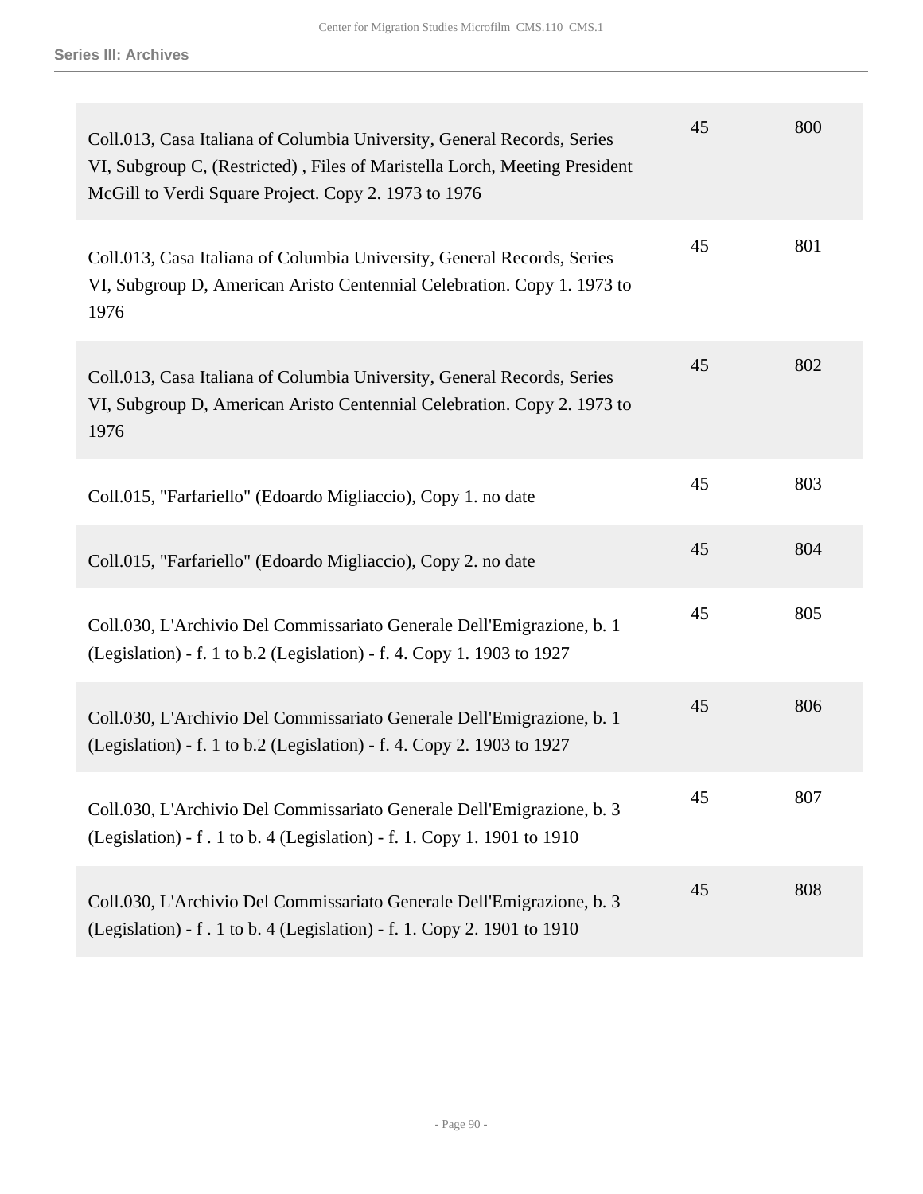| | | |
|---|---|---|
| Coll.013, Casa Italiana of Columbia University, General Records, Series VI, Subgroup C, (Restricted) , Files of Maristella Lorch, Meeting President McGill to Verdi Square Project. Copy 2. 1973 to 1976 | 45 | 800 |
| Coll.013, Casa Italiana of Columbia University, General Records, Series VI, Subgroup D, American Aristo Centennial Celebration. Copy 1. 1973 to 1976 | 45 | 801 |
| Coll.013, Casa Italiana of Columbia University, General Records, Series VI, Subgroup D, American Aristo Centennial Celebration. Copy 2. 1973 to 1976 | 45 | 802 |
| Coll.015, "Farfariello" (Edoardo Migliaccio), Copy 1. no date | 45 | 803 |
| Coll.015, "Farfariello" (Edoardo Migliaccio), Copy 2. no date | 45 | 804 |
| Coll.030, L'Archivio Del Commissariato Generale Dell'Emigrazione, b. 1 (Legislation) - f. 1 to b.2 (Legislation) - f. 4. Copy 1. 1903 to 1927 | 45 | 805 |
| Coll.030, L'Archivio Del Commissariato Generale Dell'Emigrazione, b. 1 (Legislation) - f. 1 to b.2 (Legislation) - f. 4. Copy 2. 1903 to 1927 | 45 | 806 |
| Coll.030, L'Archivio Del Commissariato Generale Dell'Emigrazione, b. 3 (Legislation) - f . 1 to b. 4 (Legislation) - f. 1. Copy 1. 1901 to 1910 | 45 | 807 |
| Coll.030, L'Archivio Del Commissariato Generale Dell'Emigrazione, b. 3 (Legislation) - f . 1 to b. 4 (Legislation) - f. 1. Copy 2. 1901 to 1910 | 45 | 808 |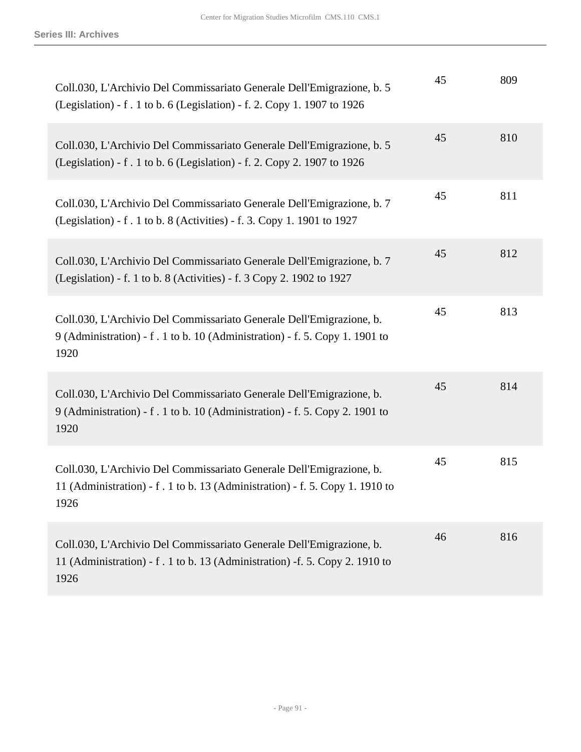| | | |
|---|---|---|
| Coll.030, L'Archivio Del Commissariato Generale Dell'Emigrazione, b. 5 (Legislation) - f . 1 to b. 6 (Legislation) - f. 2. Copy 1. 1907 to 1926 | 45 | 809 |
| Coll.030, L'Archivio Del Commissariato Generale Dell'Emigrazione, b. 5 (Legislation) - f . 1 to b. 6 (Legislation) - f. 2. Copy 2. 1907 to 1926 | 45 | 810 |
| Coll.030, L'Archivio Del Commissariato Generale Dell'Emigrazione, b. 7 (Legislation) - f . 1 to b. 8 (Activities) - f. 3. Copy 1. 1901 to 1927 | 45 | 811 |
| Coll.030, L'Archivio Del Commissariato Generale Dell'Emigrazione, b. 7 (Legislation) - f. 1 to b. 8 (Activities) - f. 3 Copy 2. 1902 to 1927 | 45 | 812 |
| Coll.030, L'Archivio Del Commissariato Generale Dell'Emigrazione, b. 9 (Administration) - f . 1 to b. 10 (Administration) - f. 5. Copy 1. 1901 to 1920 | 45 | 813 |
| Coll.030, L'Archivio Del Commissariato Generale Dell'Emigrazione, b. 9 (Administration) - f . 1 to b. 10 (Administration) - f. 5. Copy 2. 1901 to 1920 | 45 | 814 |
| Coll.030, L'Archivio Del Commissariato Generale Dell'Emigrazione, b. 11 (Administration) - f . 1 to b. 13 (Administration) - f. 5. Copy 1. 1910 to 1926 | 45 | 815 |
| Coll.030, L'Archivio Del Commissariato Generale Dell'Emigrazione, b. 11 (Administration) - f . 1 to b. 13 (Administration) -f. 5. Copy 2. 1910 to 1926 | 46 | 816 |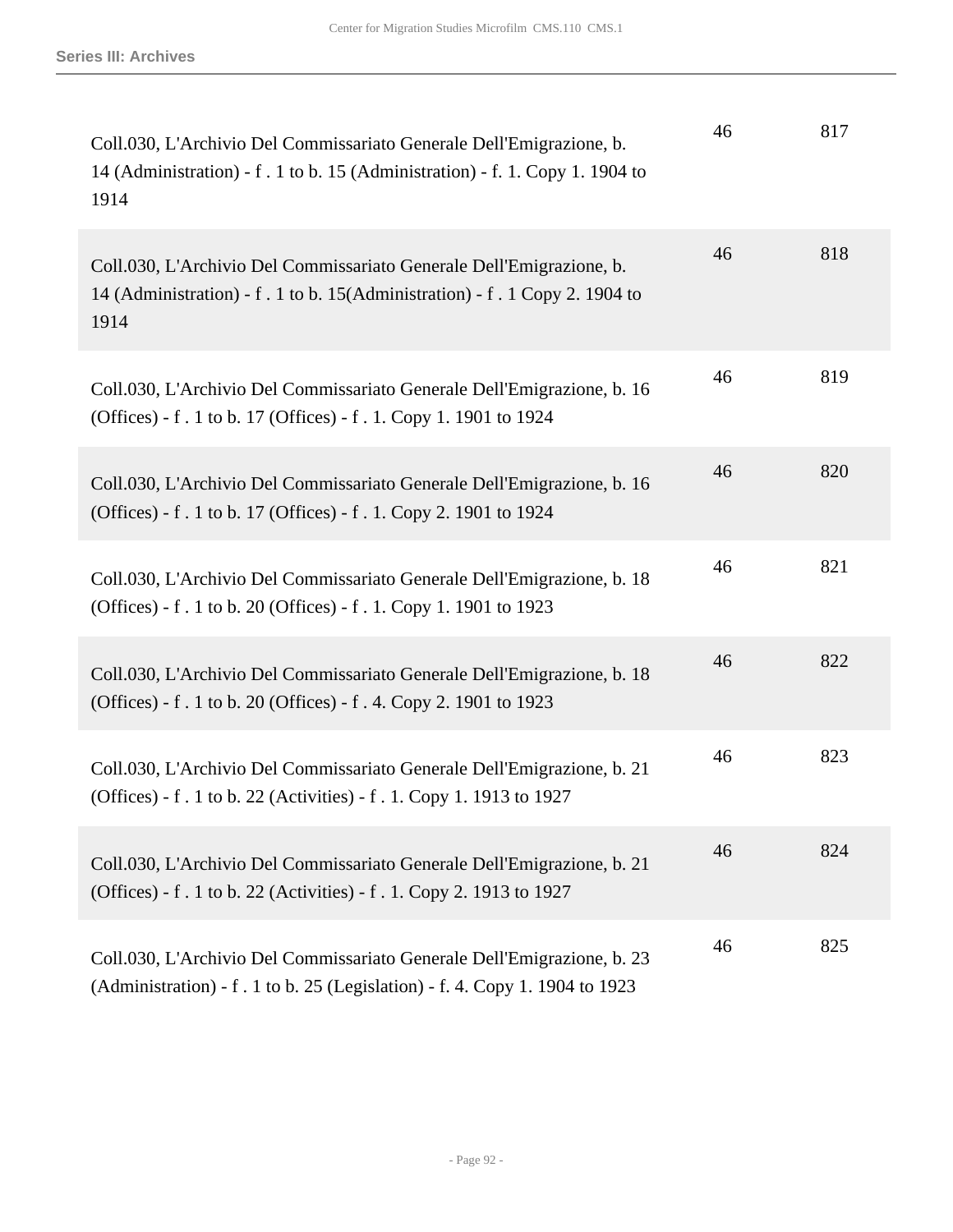| | | |
|---|---|---|
| Coll.030, L'Archivio Del Commissariato Generale Dell'Emigrazione, b. 14 (Administration) - f . 1 to b. 15 (Administration) - f. 1. Copy 1. 1904 to 1914 | 46 | 817 |
| Coll.030, L'Archivio Del Commissariato Generale Dell'Emigrazione, b. 14 (Administration) - f . 1 to b. 15(Administration) - f . 1 Copy 2. 1904 to 1914 | 46 | 818 |
| Coll.030, L'Archivio Del Commissariato Generale Dell'Emigrazione, b. 16 (Offices) - f . 1 to b. 17 (Offices) - f . 1. Copy 1. 1901 to 1924 | 46 | 819 |
| Coll.030, L'Archivio Del Commissariato Generale Dell'Emigrazione, b. 16 (Offices) - f . 1 to b. 17 (Offices) - f . 1. Copy 2. 1901 to 1924 | 46 | 820 |
| Coll.030, L'Archivio Del Commissariato Generale Dell'Emigrazione, b. 18 (Offices) - f . 1 to b. 20 (Offices) - f . 1. Copy 1. 1901 to 1923 | 46 | 821 |
| Coll.030, L'Archivio Del Commissariato Generale Dell'Emigrazione, b. 18 (Offices) - f . 1 to b. 20 (Offices) - f . 4. Copy 2. 1901 to 1923 | 46 | 822 |
| Coll.030, L'Archivio Del Commissariato Generale Dell'Emigrazione, b. 21 (Offices) - f . 1 to b. 22 (Activities) - f . 1. Copy 1. 1913 to 1927 | 46 | 823 |
| Coll.030, L'Archivio Del Commissariato Generale Dell'Emigrazione, b. 21 (Offices) - f . 1 to b. 22 (Activities) - f . 1. Copy 2. 1913 to 1927 | 46 | 824 |
| Coll.030, L'Archivio Del Commissariato Generale Dell'Emigrazione, b. 23 (Administration) - f . 1 to b. 25 (Legislation) - f. 4. Copy 1. 1904 to 1923 | 46 | 825 |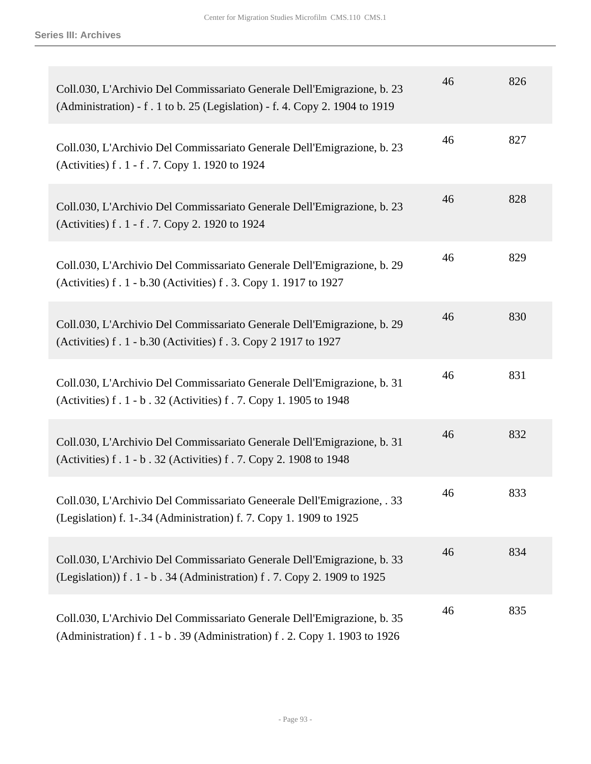| | | |
|---|---|---|
| Coll.030, L'Archivio Del Commissariato Generale Dell'Emigrazione, b. 23 (Administration) - f . 1 to b. 25 (Legislation) - f. 4. Copy 2. 1904 to 1919 | 46 | 826 |
| Coll.030, L'Archivio Del Commissariato Generale Dell'Emigrazione, b. 23 (Activities) f . 1 - f . 7. Copy 1. 1920 to 1924 | 46 | 827 |
| Coll.030, L'Archivio Del Commissariato Generale Dell'Emigrazione, b. 23 (Activities) f . 1 - f . 7. Copy 2. 1920 to 1924 | 46 | 828 |
| Coll.030, L'Archivio Del Commissariato Generale Dell'Emigrazione, b. 29 (Activities) f . 1 - b.30 (Activities) f . 3. Copy 1. 1917 to 1927 | 46 | 829 |
| Coll.030, L'Archivio Del Commissariato Generale Dell'Emigrazione, b. 29 (Activities) f . 1 - b.30 (Activities) f . 3. Copy 2 1917 to 1927 | 46 | 830 |
| Coll.030, L'Archivio Del Commissariato Generale Dell'Emigrazione, b. 31 (Activities) f . 1 - b . 32 (Activities) f . 7. Copy 1. 1905 to 1948 | 46 | 831 |
| Coll.030, L'Archivio Del Commissariato Generale Dell'Emigrazione, b. 31 (Activities) f . 1 - b . 32 (Activities) f . 7. Copy 2. 1908 to 1948 | 46 | 832 |
| Coll.030, L'Archivio Del Commissariato Geneerale Dell'Emigrazione, . 33 (Legislation) f. 1-.34 (Administration) f. 7. Copy 1. 1909 to 1925 | 46 | 833 |
| Coll.030, L'Archivio Del Commissariato Generale Dell'Emigrazione, b. 33 (Legislation)) f . 1 - b . 34 (Administration) f . 7. Copy 2. 1909 to 1925 | 46 | 834 |
| Coll.030, L'Archivio Del Commissariato Generale Dell'Emigrazione, b. 35 (Administration) f . 1 - b . 39 (Administration) f . 2. Copy 1. 1903 to 1926 | 46 | 835 |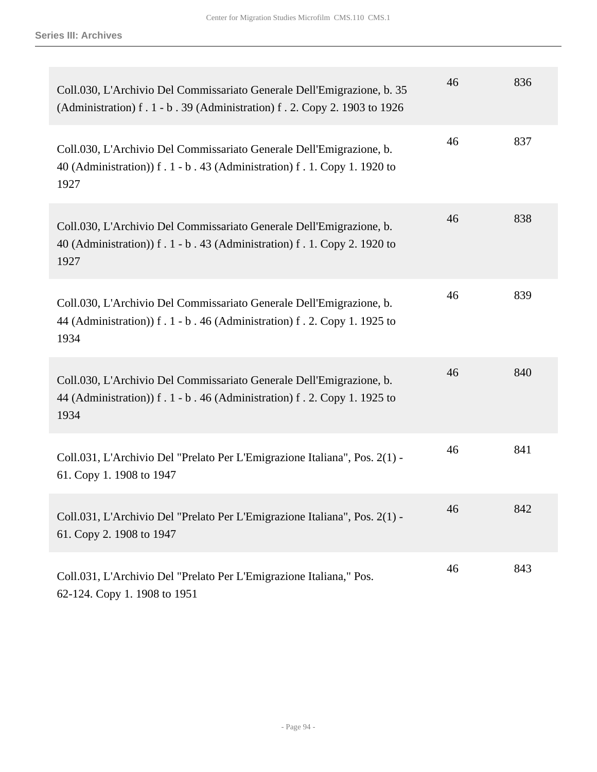| | | |
|---|---|---|
| Coll.030, L'Archivio Del Commissariato Generale Dell'Emigrazione, b. 35 (Administration) f . 1 - b . 39 (Administration) f . 2. Copy 2. 1903 to 1926 | 46 | 836 |
| Coll.030, L'Archivio Del Commissariato Generale Dell'Emigrazione, b. 40 (Administration)) f . 1 - b . 43 (Administration) f . 1. Copy 1. 1920 to 1927 | 46 | 837 |
| Coll.030, L'Archivio Del Commissariato Generale Dell'Emigrazione, b. 40 (Administration)) f . 1 - b . 43 (Administration) f . 1. Copy 2. 1920 to 1927 | 46 | 838 |
| Coll.030, L'Archivio Del Commissariato Generale Dell'Emigrazione, b. 44 (Administration)) f . 1 - b . 46 (Administration) f . 2. Copy 1. 1925 to 1934 | 46 | 839 |
| Coll.030, L'Archivio Del Commissariato Generale Dell'Emigrazione, b. 44 (Administration)) f . 1 - b . 46 (Administration) f . 2. Copy 1. 1925 to 1934 | 46 | 840 |
| Coll.031, L'Archivio Del "Prelato Per L'Emigrazione Italiana", Pos. 2(1) - 61. Copy 1. 1908 to 1947 | 46 | 841 |
| Coll.031, L'Archivio Del "Prelato Per L'Emigrazione Italiana", Pos. 2(1) - 61. Copy 2. 1908 to 1947 | 46 | 842 |
| Coll.031, L'Archivio Del "Prelato Per L'Emigrazione Italiana," Pos. 62-124. Copy 1. 1908 to 1951 | 46 | 843 |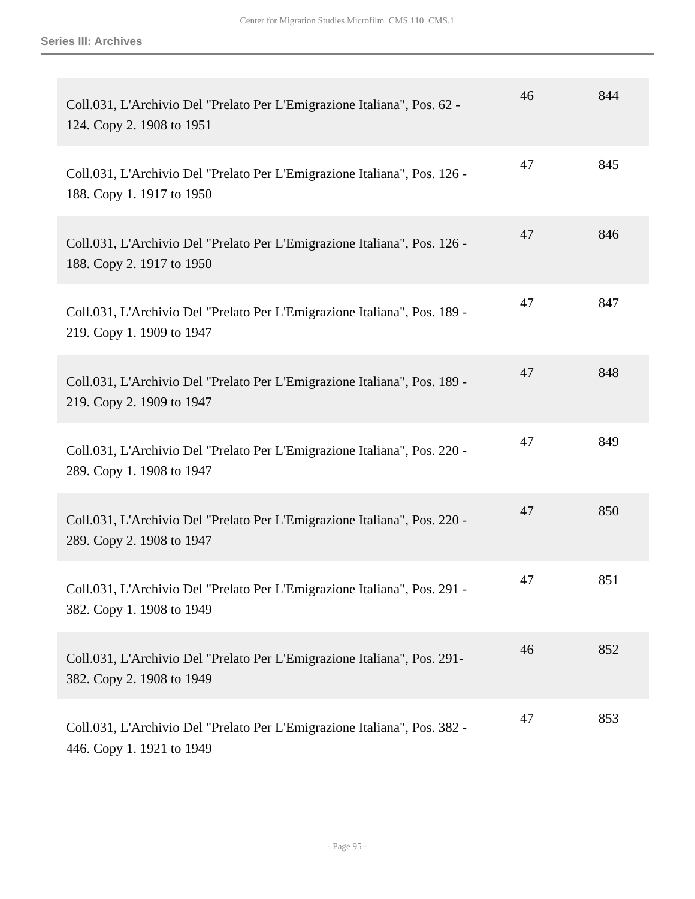| | | |
|---|---|---|
| Coll.031, L'Archivio Del "Prelato Per L'Emigrazione Italiana", Pos. 62 - 124. Copy 2. 1908 to 1951 | 46 | 844 |
| Coll.031, L'Archivio Del "Prelato Per L'Emigrazione Italiana", Pos. 126 - 188. Copy 1. 1917 to 1950 | 47 | 845 |
| Coll.031, L'Archivio Del "Prelato Per L'Emigrazione Italiana", Pos. 126 - 188. Copy 2. 1917 to 1950 | 47 | 846 |
| Coll.031, L'Archivio Del "Prelato Per L'Emigrazione Italiana", Pos. 189 - 219. Copy 1. 1909 to 1947 | 47 | 847 |
| Coll.031, L'Archivio Del "Prelato Per L'Emigrazione Italiana", Pos. 189 - 219. Copy 2. 1909 to 1947 | 47 | 848 |
| Coll.031, L'Archivio Del "Prelato Per L'Emigrazione Italiana", Pos. 220 - 289. Copy 1. 1908 to 1947 | 47 | 849 |
| Coll.031, L'Archivio Del "Prelato Per L'Emigrazione Italiana", Pos. 220 - 289. Copy 2. 1908 to 1947 | 47 | 850 |
| Coll.031, L'Archivio Del "Prelato Per L'Emigrazione Italiana", Pos. 291 - 382. Copy 1. 1908 to 1949 | 47 | 851 |
| Coll.031, L'Archivio Del "Prelato Per L'Emigrazione Italiana", Pos. 291- 382. Copy 2. 1908 to 1949 | 46 | 852 |
| Coll.031, L'Archivio Del "Prelato Per L'Emigrazione Italiana", Pos. 382 - 446. Copy 1. 1921 to 1949 | 47 | 853 |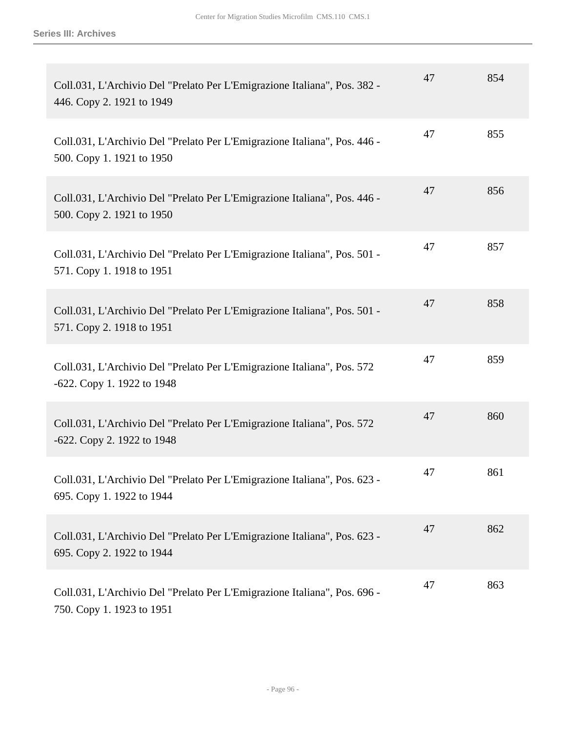| | | |
|---|---|---|
| Coll.031, L'Archivio Del "Prelato Per L'Emigrazione Italiana", Pos. 382 - 446. Copy 2. 1921 to 1949 | 47 | 854 |
| Coll.031, L'Archivio Del "Prelato Per L'Emigrazione Italiana", Pos. 446 - 500. Copy 1. 1921 to 1950 | 47 | 855 |
| Coll.031, L'Archivio Del "Prelato Per L'Emigrazione Italiana", Pos. 446 - 500. Copy 2. 1921 to 1950 | 47 | 856 |
| Coll.031, L'Archivio Del "Prelato Per L'Emigrazione Italiana", Pos. 501 - 571. Copy 1. 1918 to 1951 | 47 | 857 |
| Coll.031, L'Archivio Del "Prelato Per L'Emigrazione Italiana", Pos. 501 - 571. Copy 2. 1918 to 1951 | 47 | 858 |
| Coll.031, L'Archivio Del "Prelato Per L'Emigrazione Italiana", Pos. 572 -622. Copy 1. 1922 to 1948 | 47 | 859 |
| Coll.031, L'Archivio Del "Prelato Per L'Emigrazione Italiana", Pos. 572 -622. Copy 2. 1922 to 1948 | 47 | 860 |
| Coll.031, L'Archivio Del "Prelato Per L'Emigrazione Italiana", Pos. 623 - 695. Copy 1. 1922 to 1944 | 47 | 861 |
| Coll.031, L'Archivio Del "Prelato Per L'Emigrazione Italiana", Pos. 623 - 695. Copy 2. 1922 to 1944 | 47 | 862 |
| Coll.031, L'Archivio Del "Prelato Per L'Emigrazione Italiana", Pos. 696 - 750. Copy 1. 1923 to 1951 | 47 | 863 |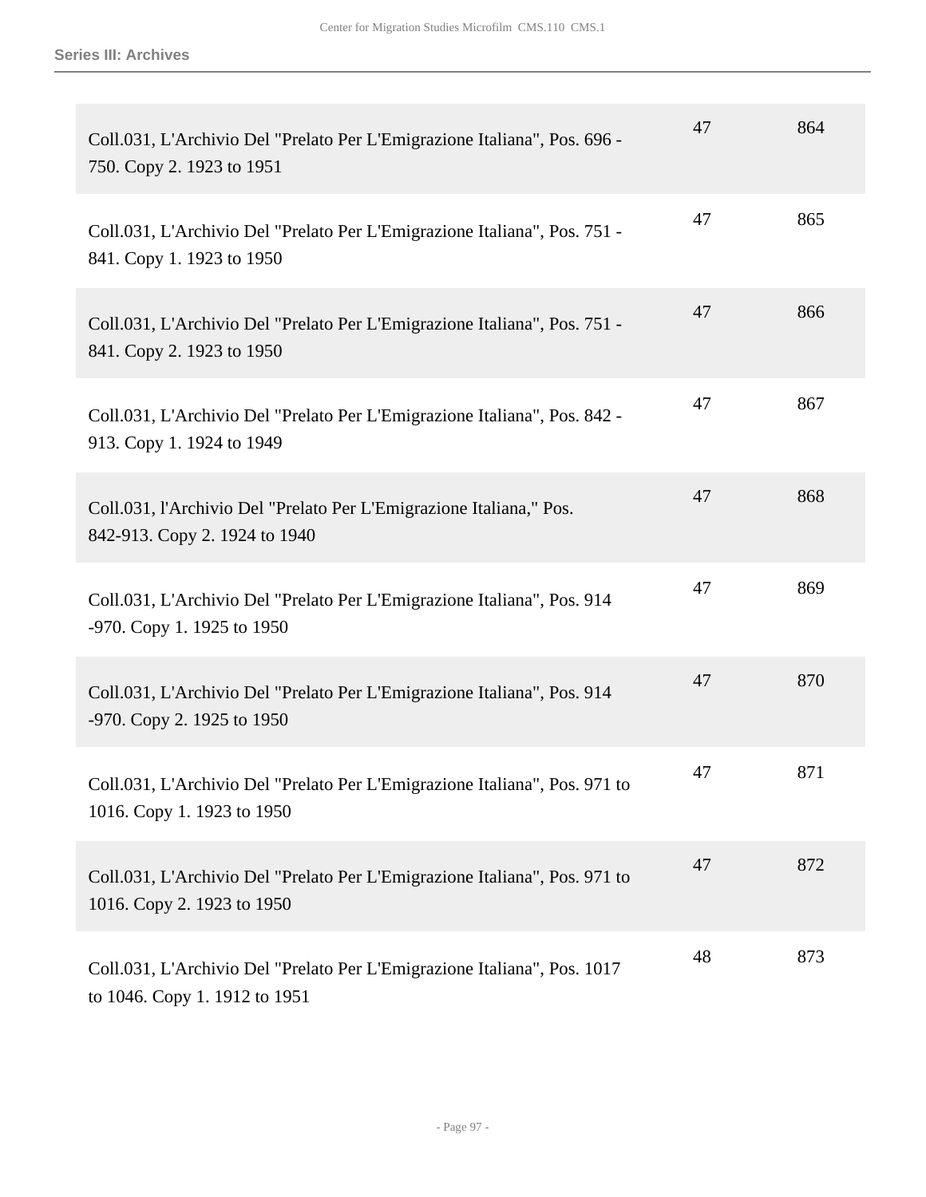| | | |
|---|---|---|
| Coll.031, L'Archivio Del "Prelato Per L'Emigrazione Italiana", Pos. 696 - 750. Copy 2. 1923 to 1951 | 47 | 864 |
| Coll.031, L'Archivio Del "Prelato Per L'Emigrazione Italiana", Pos. 751 - 841. Copy 1. 1923 to 1950 | 47 | 865 |
| Coll.031, L'Archivio Del "Prelato Per L'Emigrazione Italiana", Pos. 751 - 841. Copy 2. 1923 to 1950 | 47 | 866 |
| Coll.031, L'Archivio Del "Prelato Per L'Emigrazione Italiana", Pos. 842 - 913. Copy 1. 1924 to 1949 | 47 | 867 |
| Coll.031, l'Archivio Del "Prelato Per L'Emigrazione Italiana," Pos. 842-913. Copy 2. 1924 to 1940 | 47 | 868 |
| Coll.031, L'Archivio Del "Prelato Per L'Emigrazione Italiana", Pos. 914 -970. Copy 1. 1925 to 1950 | 47 | 869 |
| Coll.031, L'Archivio Del "Prelato Per L'Emigrazione Italiana", Pos. 914 -970. Copy 2. 1925 to 1950 | 47 | 870 |
| Coll.031, L'Archivio Del "Prelato Per L'Emigrazione Italiana", Pos. 971 to 1016. Copy 1. 1923 to 1950 | 47 | 871 |
| Coll.031, L'Archivio Del "Prelato Per L'Emigrazione Italiana", Pos. 971 to 1016. Copy 2. 1923 to 1950 | 47 | 872 |
| Coll.031, L'Archivio Del "Prelato Per L'Emigrazione Italiana", Pos. 1017 to 1046. Copy 1. 1912 to 1951 | 48 | 873 |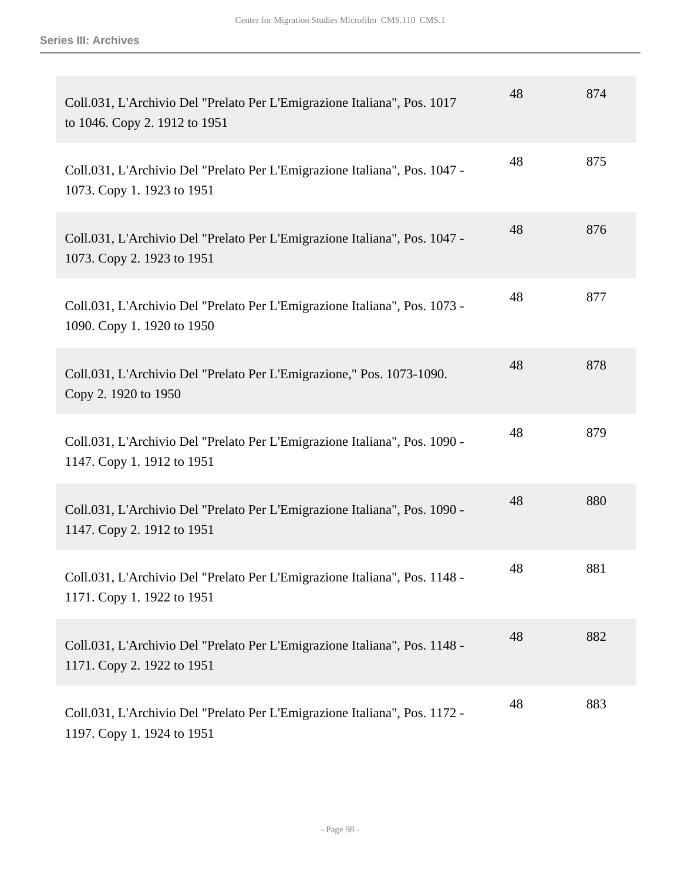| | | |
|---|---|---|
| Coll.031, L'Archivio Del "Prelato Per L'Emigrazione Italiana", Pos. 1017 to 1046. Copy 2. 1912 to 1951 | 48 | 874 |
| Coll.031, L'Archivio Del "Prelato Per L'Emigrazione Italiana", Pos. 1047 - 1073. Copy 1. 1923 to 1951 | 48 | 875 |
| Coll.031, L'Archivio Del "Prelato Per L'Emigrazione Italiana", Pos. 1047 - 1073. Copy 2. 1923 to 1951 | 48 | 876 |
| Coll.031, L'Archivio Del "Prelato Per L'Emigrazione Italiana", Pos. 1073 - 1090. Copy 1. 1920 to 1950 | 48 | 877 |
| Coll.031, L'Archivio Del "Prelato Per L'Emigrazione," Pos. 1073-1090. Copy 2. 1920 to 1950 | 48 | 878 |
| Coll.031, L'Archivio Del "Prelato Per L'Emigrazione Italiana", Pos. 1090 - 1147. Copy 1. 1912 to 1951 | 48 | 879 |
| Coll.031, L'Archivio Del "Prelato Per L'Emigrazione Italiana", Pos. 1090 - 1147. Copy 2. 1912 to 1951 | 48 | 880 |
| Coll.031, L'Archivio Del "Prelato Per L'Emigrazione Italiana", Pos. 1148 - 1171. Copy 1. 1922 to 1951 | 48 | 881 |
| Coll.031, L'Archivio Del "Prelato Per L'Emigrazione Italiana", Pos. 1148 - 1171. Copy 2. 1922 to 1951 | 48 | 882 |
| Coll.031, L'Archivio Del "Prelato Per L'Emigrazione Italiana", Pos. 1172 - 1197. Copy 1. 1924 to 1951 | 48 | 883 |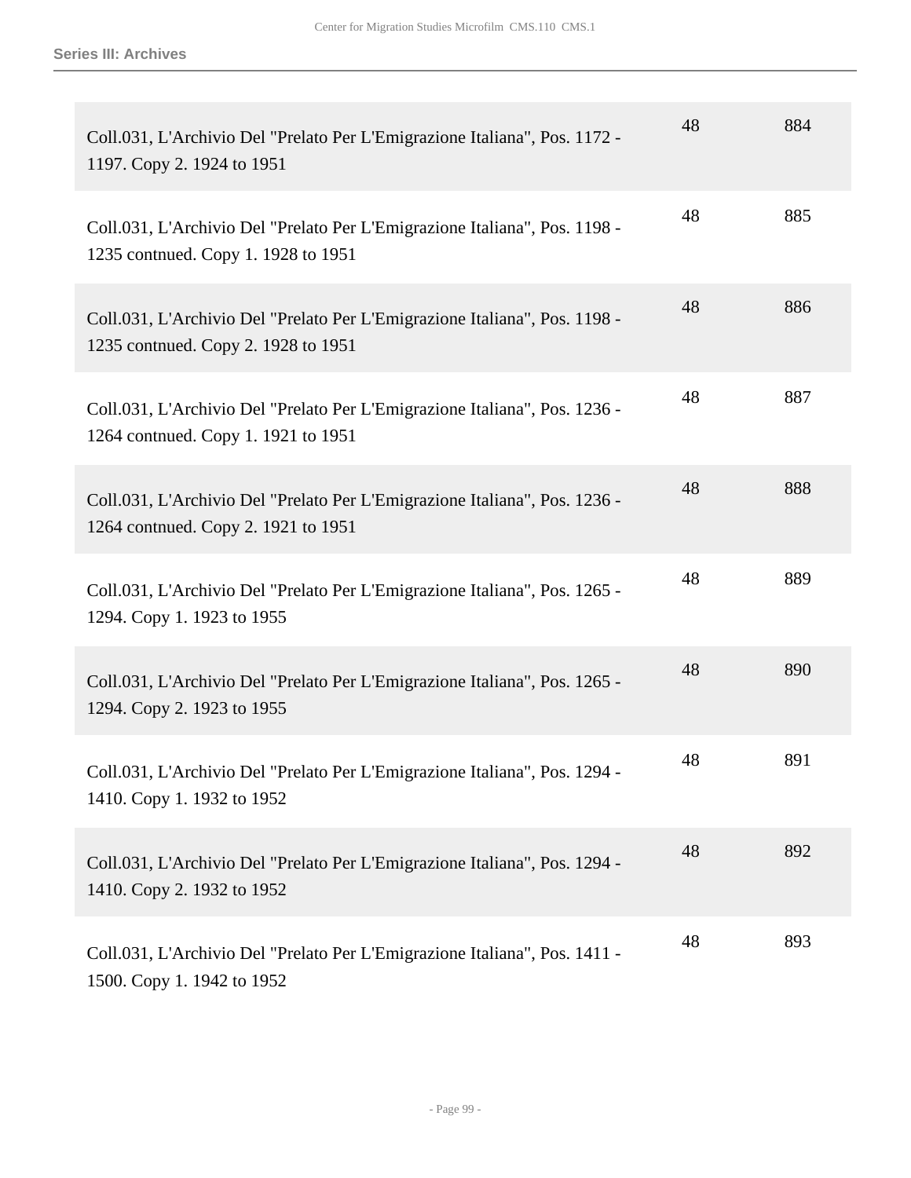| | | |
|---|---|---|
| Coll.031, L'Archivio Del "Prelato Per L'Emigrazione Italiana", Pos. 1172 - 1197. Copy 2. 1924 to 1951 | 48 | 884 |
| Coll.031, L'Archivio Del "Prelato Per L'Emigrazione Italiana", Pos. 1198 - 1235 contnued. Copy 1. 1928 to 1951 | 48 | 885 |
| Coll.031, L'Archivio Del "Prelato Per L'Emigrazione Italiana", Pos. 1198 - 1235 contnued. Copy 2. 1928 to 1951 | 48 | 886 |
| Coll.031, L'Archivio Del "Prelato Per L'Emigrazione Italiana", Pos. 1236 - 1264 contnued. Copy 1. 1921 to 1951 | 48 | 887 |
| Coll.031, L'Archivio Del "Prelato Per L'Emigrazione Italiana", Pos. 1236 - 1264 contnued. Copy 2. 1921 to 1951 | 48 | 888 |
| Coll.031, L'Archivio Del "Prelato Per L'Emigrazione Italiana", Pos. 1265 - 1294. Copy 1. 1923 to 1955 | 48 | 889 |
| Coll.031, L'Archivio Del "Prelato Per L'Emigrazione Italiana", Pos. 1265 - 1294. Copy 2. 1923 to 1955 | 48 | 890 |
| Coll.031, L'Archivio Del "Prelato Per L'Emigrazione Italiana", Pos. 1294 - 1410. Copy 1. 1932 to 1952 | 48 | 891 |
| Coll.031, L'Archivio Del "Prelato Per L'Emigrazione Italiana", Pos. 1294 - 1410. Copy 2. 1932 to 1952 | 48 | 892 |
| Coll.031, L'Archivio Del "Prelato Per L'Emigrazione Italiana", Pos. 1411 - 1500. Copy 1. 1942 to 1952 | 48 | 893 |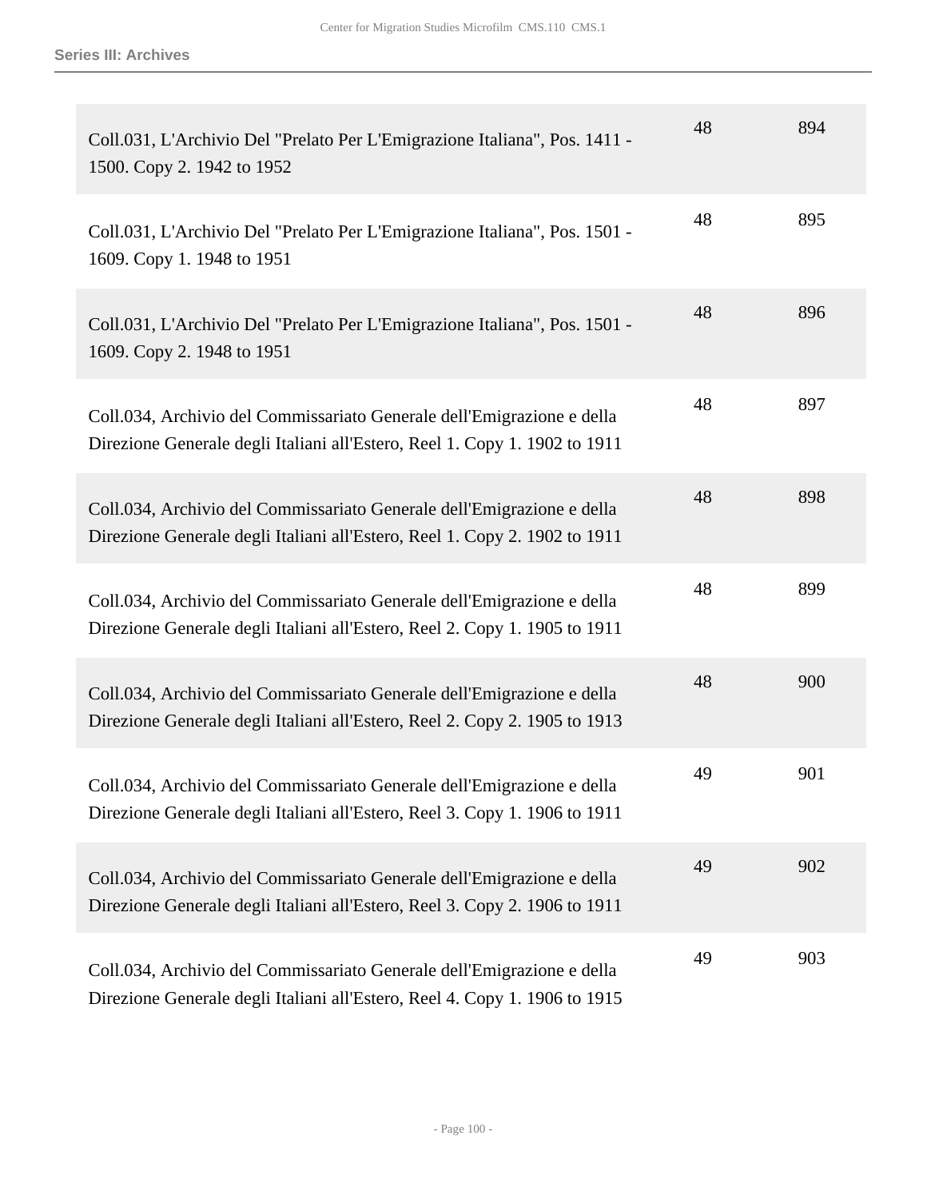| | | |
|---|---|---|
| Coll.031, L'Archivio Del "Prelato Per L'Emigrazione Italiana", Pos. 1411 - 1500. Copy 2. 1942 to 1952 | 48 | 894 |
| Coll.031, L'Archivio Del "Prelato Per L'Emigrazione Italiana", Pos. 1501 - 1609. Copy 1. 1948 to 1951 | 48 | 895 |
| Coll.031, L'Archivio Del "Prelato Per L'Emigrazione Italiana", Pos. 1501 - 1609. Copy 2. 1948 to 1951 | 48 | 896 |
| Coll.034, Archivio del Commissariato Generale dell'Emigrazione e della Direzione Generale degli Italiani all'Estero, Reel 1. Copy 1. 1902 to 1911 | 48 | 897 |
| Coll.034, Archivio del Commissariato Generale dell'Emigrazione e della Direzione Generale degli Italiani all'Estero, Reel 1. Copy 2. 1902 to 1911 | 48 | 898 |
| Coll.034, Archivio del Commissariato Generale dell'Emigrazione e della Direzione Generale degli Italiani all'Estero, Reel 2. Copy 1. 1905 to 1911 | 48 | 899 |
| Coll.034, Archivio del Commissariato Generale dell'Emigrazione e della Direzione Generale degli Italiani all'Estero, Reel 2. Copy 2. 1905 to 1913 | 48 | 900 |
| Coll.034, Archivio del Commissariato Generale dell'Emigrazione e della Direzione Generale degli Italiani all'Estero, Reel 3. Copy 1. 1906 to 1911 | 49 | 901 |
| Coll.034, Archivio del Commissariato Generale dell'Emigrazione e della Direzione Generale degli Italiani all'Estero, Reel 3. Copy 2. 1906 to 1911 | 49 | 902 |
| Coll.034, Archivio del Commissariato Generale dell'Emigrazione e della Direzione Generale degli Italiani all'Estero, Reel 4. Copy 1. 1906 to 1915 | 49 | 903 |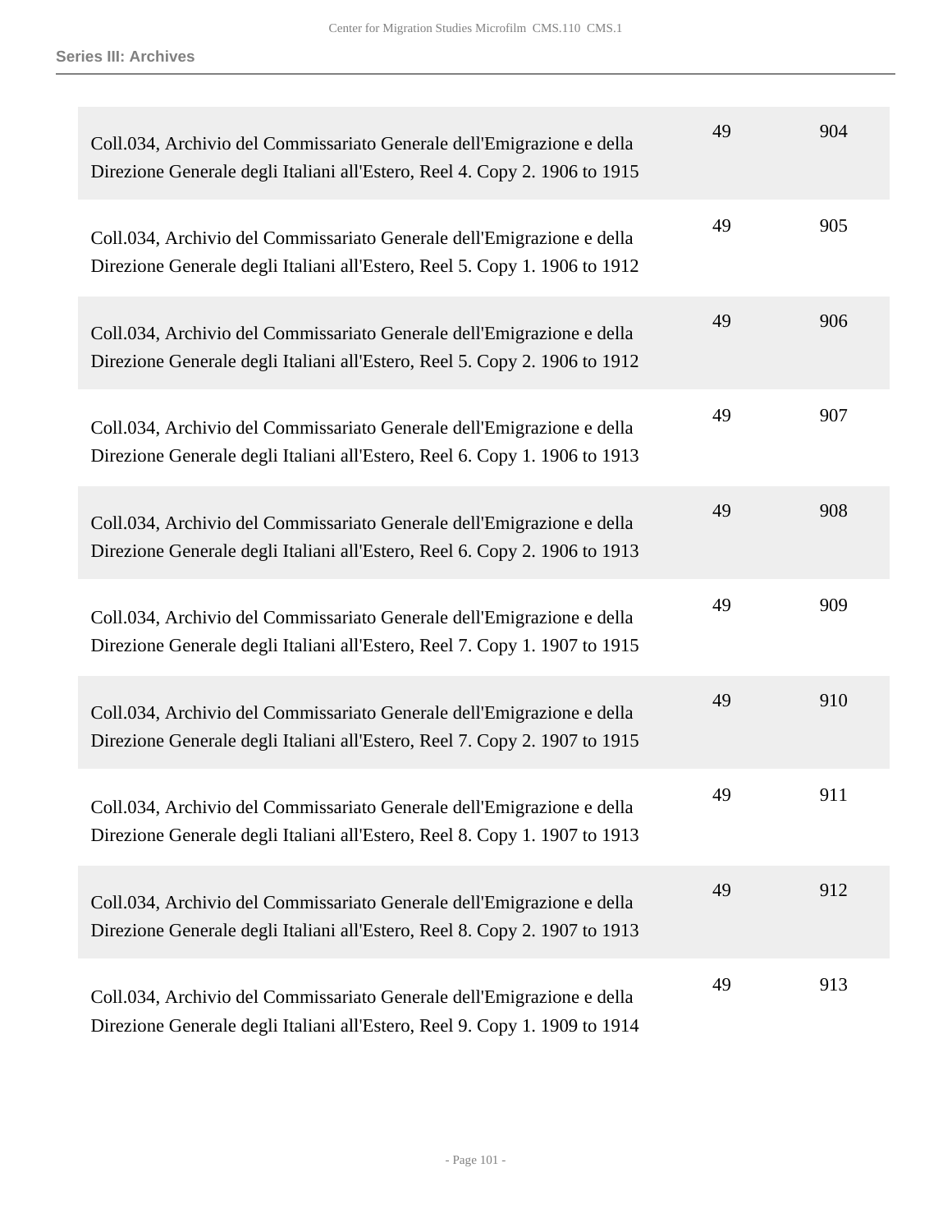| | | |
|---|---|---|
| Coll.034, Archivio del Commissariato Generale dell'Emigrazione e della Direzione Generale degli Italiani all'Estero, Reel 4. Copy 2. 1906 to 1915 | 49 | 904 |
| Coll.034, Archivio del Commissariato Generale dell'Emigrazione e della Direzione Generale degli Italiani all'Estero, Reel 5. Copy 1. 1906 to 1912 | 49 | 905 |
| Coll.034, Archivio del Commissariato Generale dell'Emigrazione e della Direzione Generale degli Italiani all'Estero, Reel 5. Copy 2. 1906 to 1912 | 49 | 906 |
| Coll.034, Archivio del Commissariato Generale dell'Emigrazione e della Direzione Generale degli Italiani all'Estero, Reel 6. Copy 1. 1906 to 1913 | 49 | 907 |
| Coll.034, Archivio del Commissariato Generale dell'Emigrazione e della Direzione Generale degli Italiani all'Estero, Reel 6. Copy 2. 1906 to 1913 | 49 | 908 |
| Coll.034, Archivio del Commissariato Generale dell'Emigrazione e della Direzione Generale degli Italiani all'Estero, Reel 7. Copy 1. 1907 to 1915 | 49 | 909 |
| Coll.034, Archivio del Commissariato Generale dell'Emigrazione e della Direzione Generale degli Italiani all'Estero, Reel 7. Copy 2. 1907 to 1915 | 49 | 910 |
| Coll.034, Archivio del Commissariato Generale dell'Emigrazione e della Direzione Generale degli Italiani all'Estero, Reel 8. Copy 1. 1907 to 1913 | 49 | 911 |
| Coll.034, Archivio del Commissariato Generale dell'Emigrazione e della Direzione Generale degli Italiani all'Estero, Reel 8. Copy 2. 1907 to 1913 | 49 | 912 |
| Coll.034, Archivio del Commissariato Generale dell'Emigrazione e della Direzione Generale degli Italiani all'Estero, Reel 9. Copy 1. 1909 to 1914 | 49 | 913 |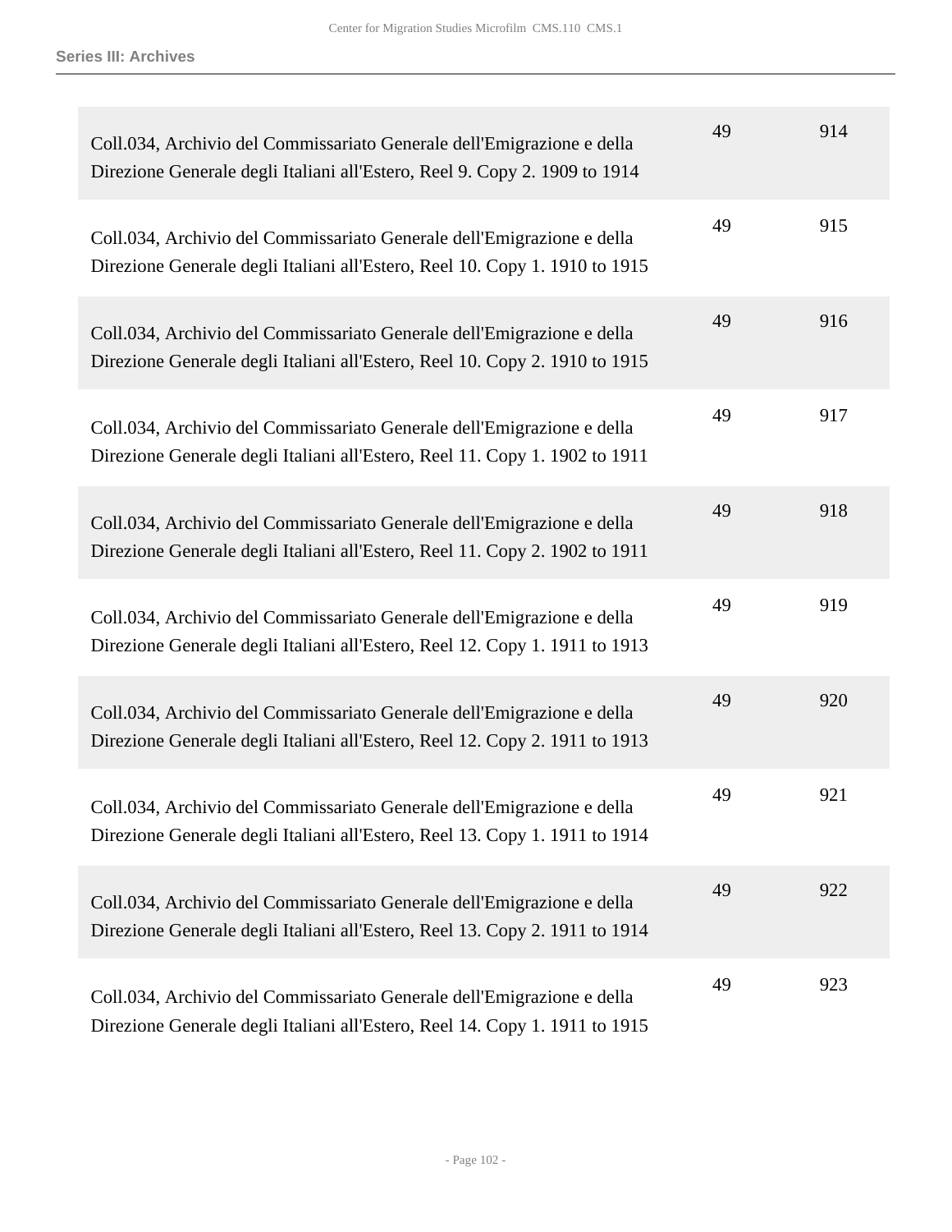| | | |
|---|---|---|
| Coll.034, Archivio del Commissariato Generale dell'Emigrazione e della Direzione Generale degli Italiani all'Estero, Reel 9. Copy 2. 1909 to 1914 | 49 | 914 |
| Coll.034, Archivio del Commissariato Generale dell'Emigrazione e della Direzione Generale degli Italiani all'Estero, Reel 10. Copy 1. 1910 to 1915 | 49 | 915 |
| Coll.034, Archivio del Commissariato Generale dell'Emigrazione e della Direzione Generale degli Italiani all'Estero, Reel 10. Copy 2. 1910 to 1915 | 49 | 916 |
| Coll.034, Archivio del Commissariato Generale dell'Emigrazione e della Direzione Generale degli Italiani all'Estero, Reel 11. Copy 1. 1902 to 1911 | 49 | 917 |
| Coll.034, Archivio del Commissariato Generale dell'Emigrazione e della Direzione Generale degli Italiani all'Estero, Reel 11. Copy 2. 1902 to 1911 | 49 | 918 |
| Coll.034, Archivio del Commissariato Generale dell'Emigrazione e della Direzione Generale degli Italiani all'Estero, Reel 12. Copy 1. 1911 to 1913 | 49 | 919 |
| Coll.034, Archivio del Commissariato Generale dell'Emigrazione e della Direzione Generale degli Italiani all'Estero, Reel 12. Copy 2. 1911 to 1913 | 49 | 920 |
| Coll.034, Archivio del Commissariato Generale dell'Emigrazione e della Direzione Generale degli Italiani all'Estero, Reel 13. Copy 1. 1911 to 1914 | 49 | 921 |
| Coll.034, Archivio del Commissariato Generale dell'Emigrazione e della Direzione Generale degli Italiani all'Estero, Reel 13. Copy 2. 1911 to 1914 | 49 | 922 |
| Coll.034, Archivio del Commissariato Generale dell'Emigrazione e della Direzione Generale degli Italiani all'Estero, Reel 14. Copy 1. 1911 to 1915 | 49 | 923 |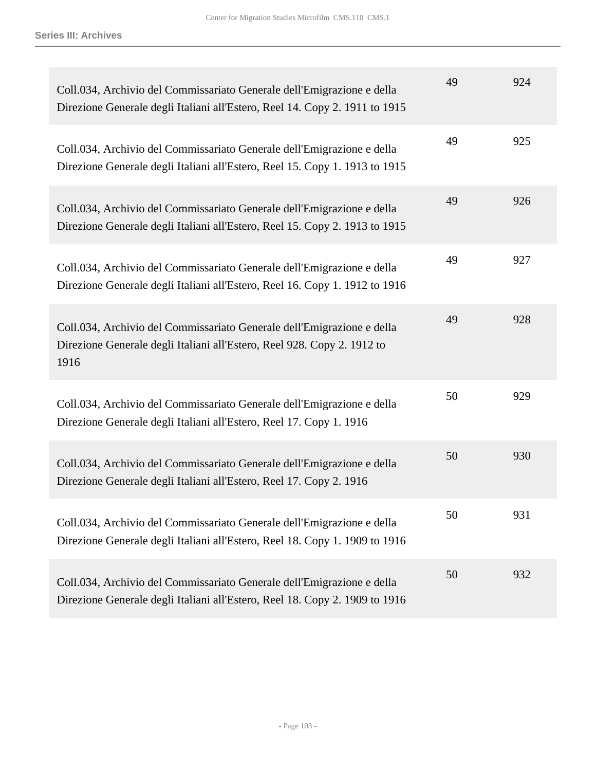| | | |
|---|---|---|
| Coll.034, Archivio del Commissariato Generale dell'Emigrazione e della Direzione Generale degli Italiani all'Estero, Reel 14. Copy 2. 1911 to 1915 | 49 | 924 |
| Coll.034, Archivio del Commissariato Generale dell'Emigrazione e della Direzione Generale degli Italiani all'Estero, Reel 15. Copy 1. 1913 to 1915 | 49 | 925 |
| Coll.034, Archivio del Commissariato Generale dell'Emigrazione e della Direzione Generale degli Italiani all'Estero, Reel 15. Copy 2. 1913 to 1915 | 49 | 926 |
| Coll.034, Archivio del Commissariato Generale dell'Emigrazione e della Direzione Generale degli Italiani all'Estero, Reel 16. Copy 1. 1912 to 1916 | 49 | 927 |
| Coll.034, Archivio del Commissariato Generale dell'Emigrazione e della Direzione Generale degli Italiani all'Estero, Reel 928. Copy 2. 1912 to 1916 | 49 | 928 |
| Coll.034, Archivio del Commissariato Generale dell'Emigrazione e della Direzione Generale degli Italiani all'Estero, Reel 17. Copy 1. 1916 | 50 | 929 |
| Coll.034, Archivio del Commissariato Generale dell'Emigrazione e della Direzione Generale degli Italiani all'Estero, Reel 17. Copy 2. 1916 | 50 | 930 |
| Coll.034, Archivio del Commissariato Generale dell'Emigrazione e della Direzione Generale degli Italiani all'Estero, Reel 18. Copy 1. 1909 to 1916 | 50 | 931 |
| Coll.034, Archivio del Commissariato Generale dell'Emigrazione e della Direzione Generale degli Italiani all'Estero, Reel 18. Copy 2. 1909 to 1916 | 50 | 932 |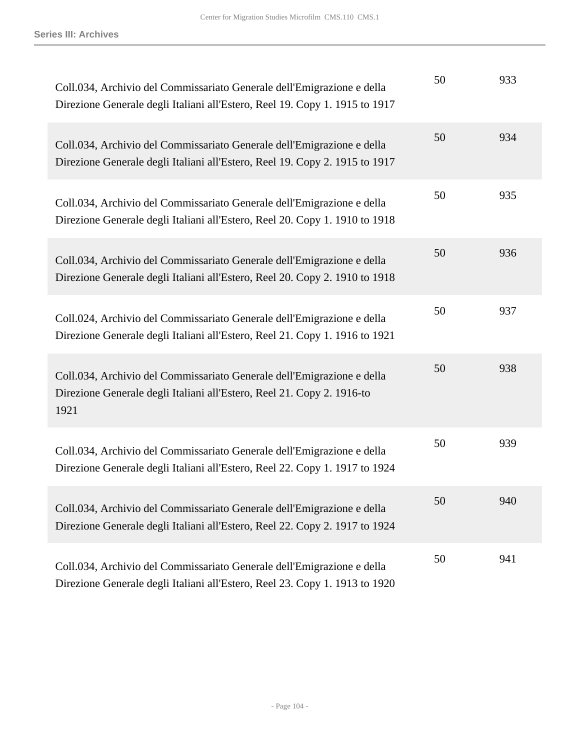| | | |
|---|---|---|
| Coll.034, Archivio del Commissariato Generale dell'Emigrazione e della Direzione Generale degli Italiani all'Estero, Reel 19. Copy 1. 1915 to 1917 | 50 | 933 |
| Coll.034, Archivio del Commissariato Generale dell'Emigrazione e della Direzione Generale degli Italiani all'Estero, Reel 19. Copy 2. 1915 to 1917 | 50 | 934 |
| Coll.034, Archivio del Commissariato Generale dell'Emigrazione e della Direzione Generale degli Italiani all'Estero, Reel 20. Copy 1. 1910 to 1918 | 50 | 935 |
| Coll.034, Archivio del Commissariato Generale dell'Emigrazione e della Direzione Generale degli Italiani all'Estero, Reel 20. Copy 2. 1910 to 1918 | 50 | 936 |
| Coll.024, Archivio del Commissariato Generale dell'Emigrazione e della Direzione Generale degli Italiani all'Estero, Reel 21. Copy 1. 1916 to 1921 | 50 | 937 |
| Coll.034, Archivio del Commissariato Generale dell'Emigrazione e della Direzione Generale degli Italiani all'Estero, Reel 21. Copy 2. 1916-to 1921 | 50 | 938 |
| Coll.034, Archivio del Commissariato Generale dell'Emigrazione e della Direzione Generale degli Italiani all'Estero, Reel 22. Copy 1. 1917 to 1924 | 50 | 939 |
| Coll.034, Archivio del Commissariato Generale dell'Emigrazione e della Direzione Generale degli Italiani all'Estero, Reel 22. Copy 2. 1917 to 1924 | 50 | 940 |
| Coll.034, Archivio del Commissariato Generale dell'Emigrazione e della Direzione Generale degli Italiani all'Estero, Reel 23. Copy 1. 1913 to 1920 | 50 | 941 |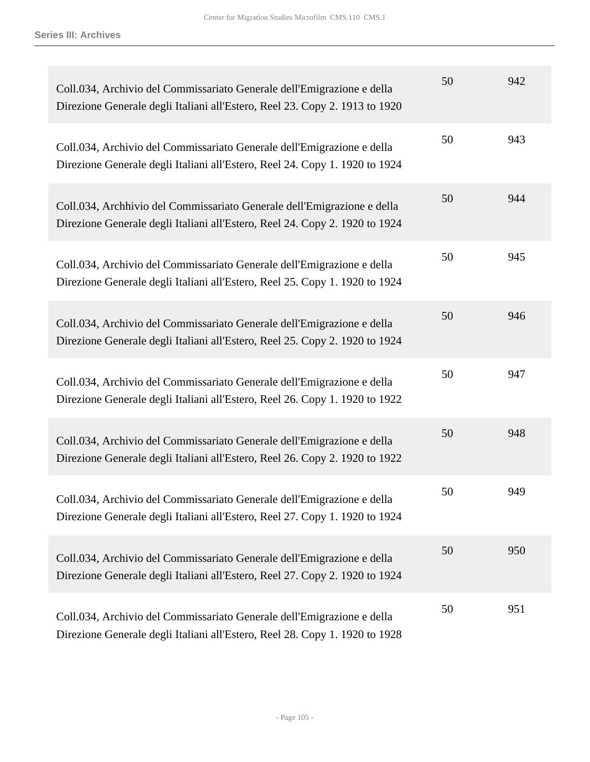| | | |
|---|---|---|
| Coll.034, Archivio del Commissariato Generale dell'Emigrazione e della Direzione Generale degli Italiani all'Estero, Reel 23. Copy 2. 1913 to 1920 | 50 | 942 |
| Coll.034, Archivio del Commissariato Generale dell'Emigrazione e della Direzione Generale degli Italiani all'Estero, Reel 24. Copy 1. 1920 to 1924 | 50 | 943 |
| Coll.034, Archhivio del Commissariato Generale dell'Emigrazione e della Direzione Generale degli Italiani all'Estero, Reel 24. Copy 2. 1920 to 1924 | 50 | 944 |
| Coll.034, Archivio del Commissariato Generale dell'Emigrazione e della Direzione Generale degli Italiani all'Estero, Reel 25. Copy 1. 1920 to 1924 | 50 | 945 |
| Coll.034, Archivio del Commissariato Generale dell'Emigrazione e della Direzione Generale degli Italiani all'Estero, Reel 25. Copy 2. 1920 to 1924 | 50 | 946 |
| Coll.034, Archivio del Commissariato Generale dell'Emigrazione e della Direzione Generale degli Italiani all'Estero, Reel 26. Copy 1. 1920 to 1922 | 50 | 947 |
| Coll.034, Archivio del Commissariato Generale dell'Emigrazione e della Direzione Generale degli Italiani all'Estero, Reel 26. Copy 2. 1920 to 1922 | 50 | 948 |
| Coll.034, Archivio del Commissariato Generale dell'Emigrazione e della Direzione Generale degli Italiani all'Estero, Reel 27. Copy 1. 1920 to 1924 | 50 | 949 |
| Coll.034, Archivio del Commissariato Generale dell'Emigrazione e della Direzione Generale degli Italiani all'Estero, Reel 27. Copy 2. 1920 to 1924 | 50 | 950 |
| Coll.034, Archivio del Commissariato Generale dell'Emigrazione e della Direzione Generale degli Italiani all'Estero, Reel 28. Copy 1. 1920 to 1928 | 50 | 951 |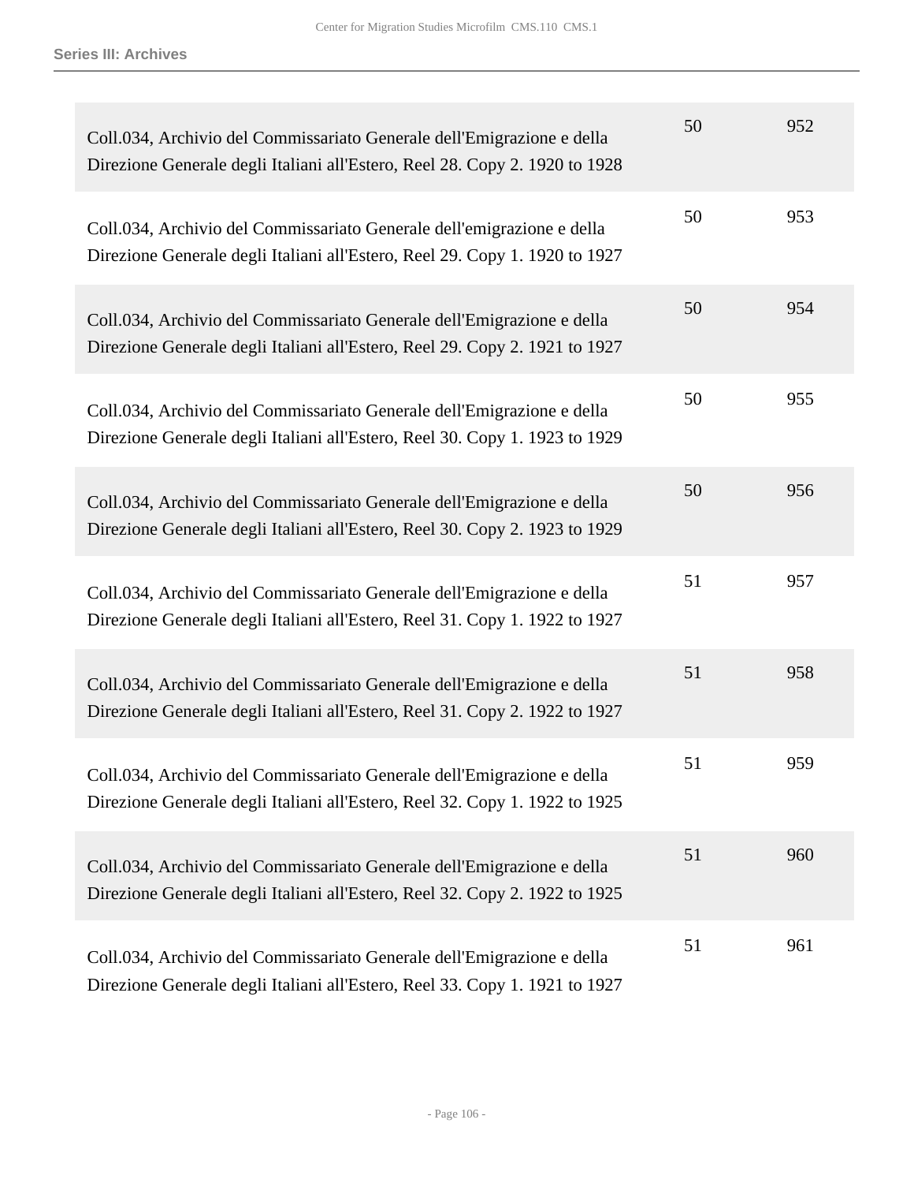| | | |
|---|---|---|
| Coll.034, Archivio del Commissariato Generale dell'Emigrazione e della Direzione Generale degli Italiani all'Estero, Reel 28. Copy 2. 1920 to 1928 | 50 | 952 |
| Coll.034, Archivio del Commissariato Generale dell'emigrazione e della Direzione Generale degli Italiani all'Estero, Reel 29. Copy 1. 1920 to 1927 | 50 | 953 |
| Coll.034, Archivio del Commissariato Generale dell'Emigrazione e della Direzione Generale degli Italiani all'Estero, Reel 29. Copy 2. 1921 to 1927 | 50 | 954 |
| Coll.034, Archivio del Commissariato Generale dell'Emigrazione e della Direzione Generale degli Italiani all'Estero, Reel 30. Copy 1. 1923 to 1929 | 50 | 955 |
| Coll.034, Archivio del Commissariato Generale dell'Emigrazione e della Direzione Generale degli Italiani all'Estero, Reel 30. Copy 2. 1923 to 1929 | 50 | 956 |
| Coll.034, Archivio del Commissariato Generale dell'Emigrazione e della Direzione Generale degli Italiani all'Estero, Reel 31. Copy 1. 1922 to 1927 | 51 | 957 |
| Coll.034, Archivio del Commissariato Generale dell'Emigrazione e della Direzione Generale degli Italiani all'Estero, Reel 31. Copy 2. 1922 to 1927 | 51 | 958 |
| Coll.034, Archivio del Commissariato Generale dell'Emigrazione e della Direzione Generale degli Italiani all'Estero, Reel 32. Copy 1. 1922 to 1925 | 51 | 959 |
| Coll.034, Archivio del Commissariato Generale dell'Emigrazione e della Direzione Generale degli Italiani all'Estero, Reel 32. Copy 2. 1922 to 1925 | 51 | 960 |
| Coll.034, Archivio del Commissariato Generale dell'Emigrazione e della Direzione Generale degli Italiani all'Estero, Reel 33. Copy 1. 1921 to 1927 | 51 | 961 |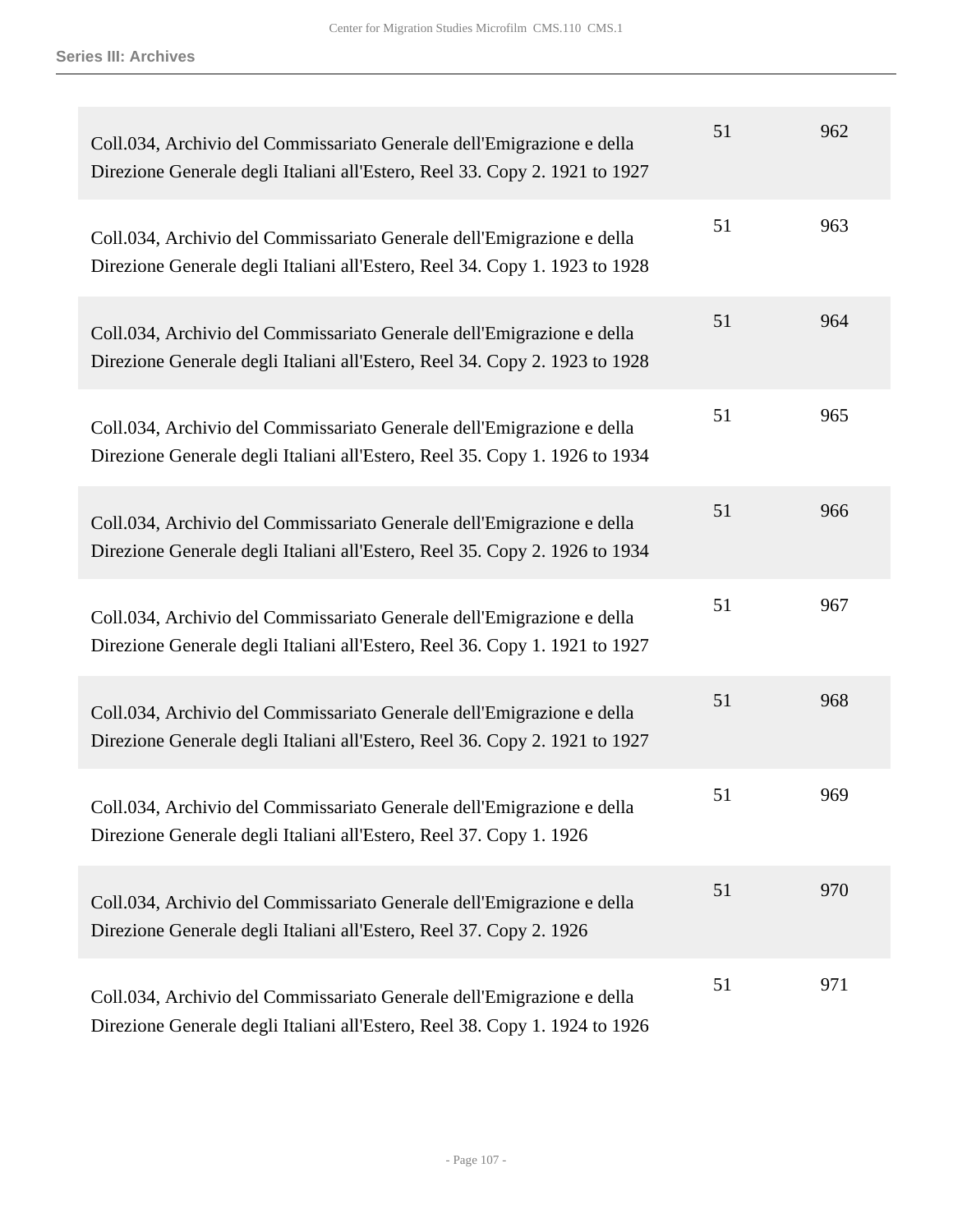| | | |
|---|---|---|
| Coll.034, Archivio del Commissariato Generale dell'Emigrazione e della Direzione Generale degli Italiani all'Estero, Reel 33. Copy 2. 1921 to 1927 | 51 | 962 |
| Coll.034, Archivio del Commissariato Generale dell'Emigrazione e della Direzione Generale degli Italiani all'Estero, Reel 34. Copy 1. 1923 to 1928 | 51 | 963 |
| Coll.034, Archivio del Commissariato Generale dell'Emigrazione e della Direzione Generale degli Italiani all'Estero, Reel 34. Copy 2. 1923 to 1928 | 51 | 964 |
| Coll.034, Archivio del Commissariato Generale dell'Emigrazione e della Direzione Generale degli Italiani all'Estero, Reel 35. Copy 1. 1926 to 1934 | 51 | 965 |
| Coll.034, Archivio del Commissariato Generale dell'Emigrazione e della Direzione Generale degli Italiani all'Estero, Reel 35. Copy 2. 1926 to 1934 | 51 | 966 |
| Coll.034, Archivio del Commissariato Generale dell'Emigrazione e della Direzione Generale degli Italiani all'Estero, Reel 36. Copy 1. 1921 to 1927 | 51 | 967 |
| Coll.034, Archivio del Commissariato Generale dell'Emigrazione e della Direzione Generale degli Italiani all'Estero, Reel 36. Copy 2. 1921 to 1927 | 51 | 968 |
| Coll.034, Archivio del Commissariato Generale dell'Emigrazione e della Direzione Generale degli Italiani all'Estero, Reel 37. Copy 1. 1926 | 51 | 969 |
| Coll.034, Archivio del Commissariato Generale dell'Emigrazione e della Direzione Generale degli Italiani all'Estero, Reel 37. Copy 2. 1926 | 51 | 970 |
| Coll.034, Archivio del Commissariato Generale dell'Emigrazione e della Direzione Generale degli Italiani all'Estero, Reel 38. Copy 1. 1924 to 1926 | 51 | 971 |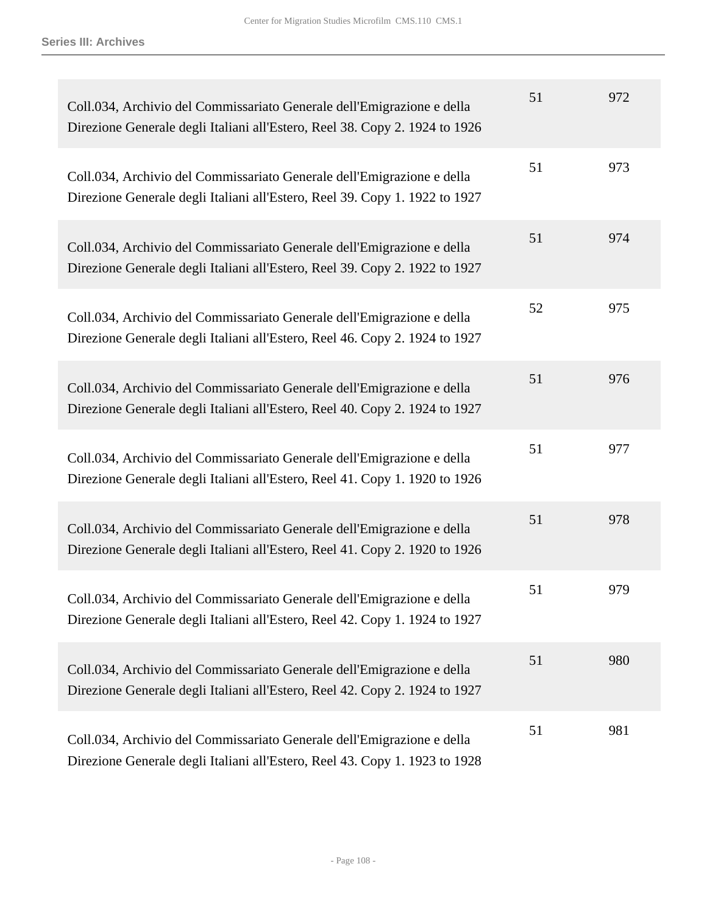| | | |
|---|---|---|
| Coll.034, Archivio del Commissariato Generale dell'Emigrazione e della Direzione Generale degli Italiani all'Estero, Reel 38. Copy 2. 1924 to 1926 | 51 | 972 |
| Coll.034, Archivio del Commissariato Generale dell'Emigrazione e della Direzione Generale degli Italiani all'Estero, Reel 39. Copy 1. 1922 to 1927 | 51 | 973 |
| Coll.034, Archivio del Commissariato Generale dell'Emigrazione e della Direzione Generale degli Italiani all'Estero, Reel 39. Copy 2. 1922 to 1927 | 51 | 974 |
| Coll.034, Archivio del Commissariato Generale dell'Emigrazione e della Direzione Generale degli Italiani all'Estero, Reel 46. Copy 2. 1924 to 1927 | 52 | 975 |
| Coll.034, Archivio del Commissariato Generale dell'Emigrazione e della Direzione Generale degli Italiani all'Estero, Reel 40. Copy 2. 1924 to 1927 | 51 | 976 |
| Coll.034, Archivio del Commissariato Generale dell'Emigrazione e della Direzione Generale degli Italiani all'Estero, Reel 41. Copy 1. 1920 to 1926 | 51 | 977 |
| Coll.034, Archivio del Commissariato Generale dell'Emigrazione e della Direzione Generale degli Italiani all'Estero, Reel 41. Copy 2. 1920 to 1926 | 51 | 978 |
| Coll.034, Archivio del Commissariato Generale dell'Emigrazione e della Direzione Generale degli Italiani all'Estero, Reel 42. Copy 1. 1924 to 1927 | 51 | 979 |
| Coll.034, Archivio del Commissariato Generale dell'Emigrazione e della Direzione Generale degli Italiani all'Estero, Reel 42. Copy 2. 1924 to 1927 | 51 | 980 |
| Coll.034, Archivio del Commissariato Generale dell'Emigrazione e della Direzione Generale degli Italiani all'Estero, Reel 43. Copy 1. 1923 to 1928 | 51 | 981 |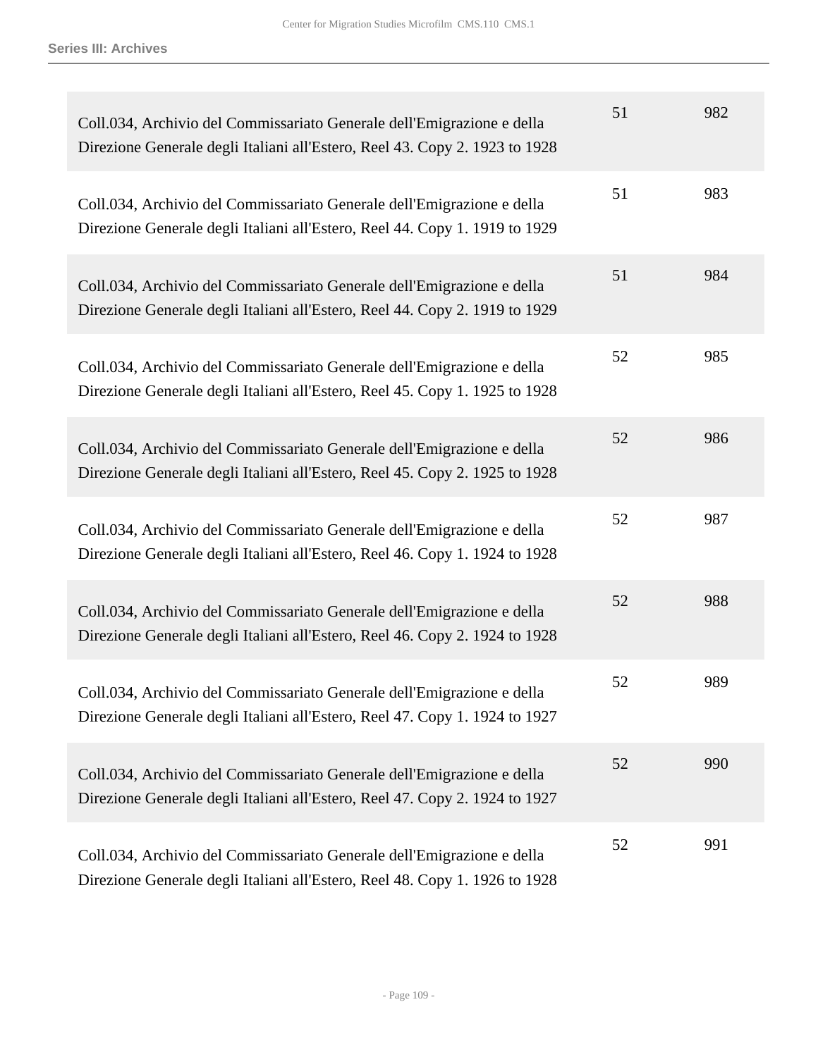| | | |
|---|---|---|
| Coll.034, Archivio del Commissariato Generale dell'Emigrazione e della Direzione Generale degli Italiani all'Estero, Reel 43. Copy 2. 1923 to 1928 | 51 | 982 |
| Coll.034, Archivio del Commissariato Generale dell'Emigrazione e della Direzione Generale degli Italiani all'Estero, Reel 44. Copy 1. 1919 to 1929 | 51 | 983 |
| Coll.034, Archivio del Commissariato Generale dell'Emigrazione e della Direzione Generale degli Italiani all'Estero, Reel 44. Copy 2. 1919 to 1929 | 51 | 984 |
| Coll.034, Archivio del Commissariato Generale dell'Emigrazione e della Direzione Generale degli Italiani all'Estero, Reel 45. Copy 1. 1925 to 1928 | 52 | 985 |
| Coll.034, Archivio del Commissariato Generale dell'Emigrazione e della Direzione Generale degli Italiani all'Estero, Reel 45. Copy 2. 1925 to 1928 | 52 | 986 |
| Coll.034, Archivio del Commissariato Generale dell'Emigrazione e della Direzione Generale degli Italiani all'Estero, Reel 46. Copy 1. 1924 to 1928 | 52 | 987 |
| Coll.034, Archivio del Commissariato Generale dell'Emigrazione e della Direzione Generale degli Italiani all'Estero, Reel 46. Copy 2. 1924 to 1928 | 52 | 988 |
| Coll.034, Archivio del Commissariato Generale dell'Emigrazione e della Direzione Generale degli Italiani all'Estero, Reel 47. Copy 1. 1924 to 1927 | 52 | 989 |
| Coll.034, Archivio del Commissariato Generale dell'Emigrazione e della Direzione Generale degli Italiani all'Estero, Reel 47. Copy 2. 1924 to 1927 | 52 | 990 |
| Coll.034, Archivio del Commissariato Generale dell'Emigrazione e della Direzione Generale degli Italiani all'Estero, Reel 48. Copy 1. 1926 to 1928 | 52 | 991 |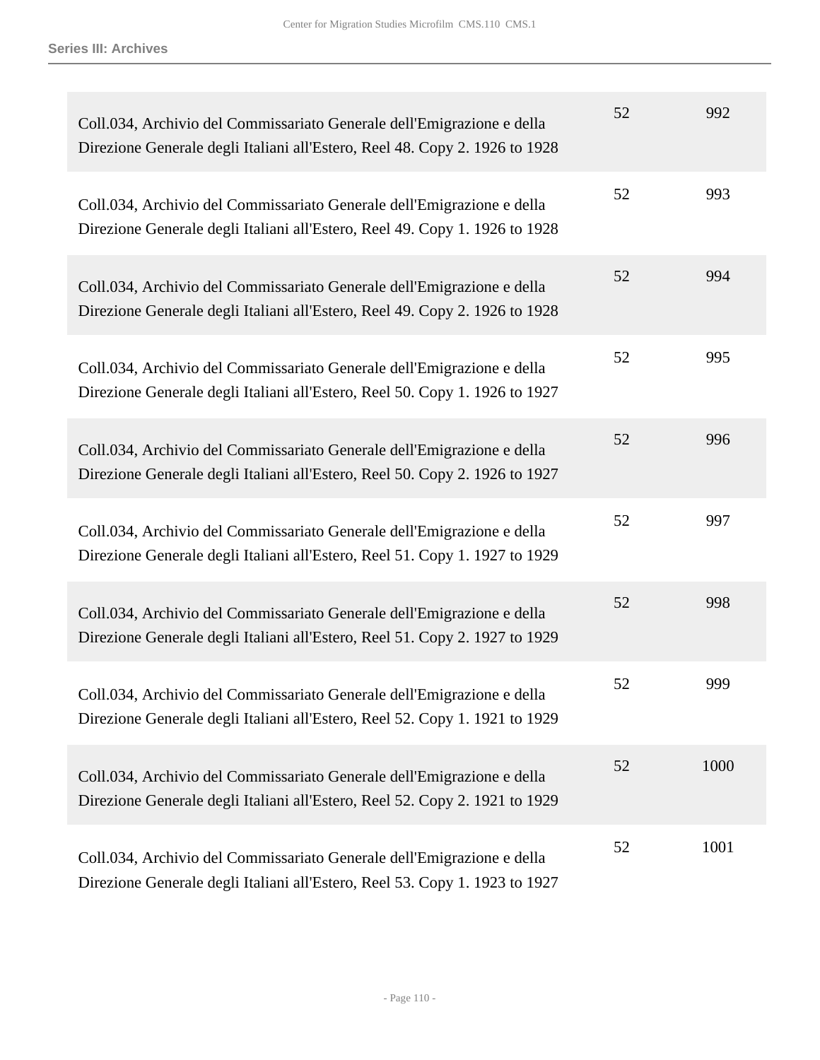| | | |
|---|---|---|
| Coll.034, Archivio del Commissariato Generale dell'Emigrazione e della Direzione Generale degli Italiani all'Estero, Reel 48. Copy 2. 1926 to 1928 | 52 | 992 |
| Coll.034, Archivio del Commissariato Generale dell'Emigrazione e della Direzione Generale degli Italiani all'Estero, Reel 49. Copy 1. 1926 to 1928 | 52 | 993 |
| Coll.034, Archivio del Commissariato Generale dell'Emigrazione e della Direzione Generale degli Italiani all'Estero, Reel 49. Copy 2. 1926 to 1928 | 52 | 994 |
| Coll.034, Archivio del Commissariato Generale dell'Emigrazione e della Direzione Generale degli Italiani all'Estero, Reel 50. Copy 1. 1926 to 1927 | 52 | 995 |
| Coll.034, Archivio del Commissariato Generale dell'Emigrazione e della Direzione Generale degli Italiani all'Estero, Reel 50. Copy 2. 1926 to 1927 | 52 | 996 |
| Coll.034, Archivio del Commissariato Generale dell'Emigrazione e della Direzione Generale degli Italiani all'Estero, Reel 51. Copy 1. 1927 to 1929 | 52 | 997 |
| Coll.034, Archivio del Commissariato Generale dell'Emigrazione e della Direzione Generale degli Italiani all'Estero, Reel 51. Copy 2. 1927 to 1929 | 52 | 998 |
| Coll.034, Archivio del Commissariato Generale dell'Emigrazione e della Direzione Generale degli Italiani all'Estero, Reel 52. Copy 1. 1921 to 1929 | 52 | 999 |
| Coll.034, Archivio del Commissariato Generale dell'Emigrazione e della Direzione Generale degli Italiani all'Estero, Reel 52. Copy 2. 1921 to 1929 | 52 | 1000 |
| Coll.034, Archivio del Commissariato Generale dell'Emigrazione e della Direzione Generale degli Italiani all'Estero, Reel 53. Copy 1. 1923 to 1927 | 52 | 1001 |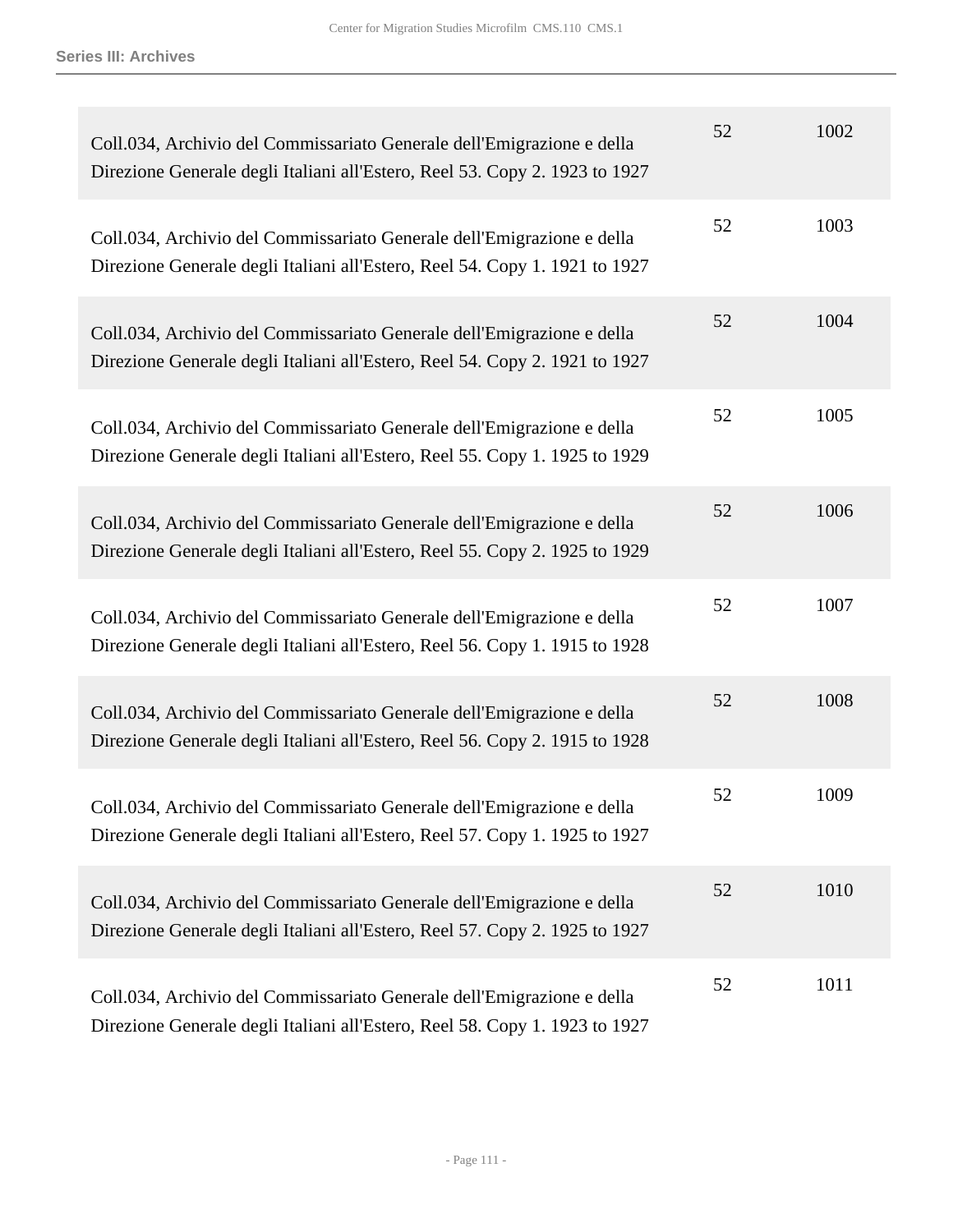| | | |
|---|---|---|
| Coll.034, Archivio del Commissariato Generale dell'Emigrazione e della Direzione Generale degli Italiani all'Estero, Reel 53. Copy 2. 1923 to 1927 | 52 | 1002 |
| Coll.034, Archivio del Commissariato Generale dell'Emigrazione e della Direzione Generale degli Italiani all'Estero, Reel 54. Copy 1. 1921 to 1927 | 52 | 1003 |
| Coll.034, Archivio del Commissariato Generale dell'Emigrazione e della Direzione Generale degli Italiani all'Estero, Reel 54. Copy 2. 1921 to 1927 | 52 | 1004 |
| Coll.034, Archivio del Commissariato Generale dell'Emigrazione e della Direzione Generale degli Italiani all'Estero, Reel 55. Copy 1. 1925 to 1929 | 52 | 1005 |
| Coll.034, Archivio del Commissariato Generale dell'Emigrazione e della Direzione Generale degli Italiani all'Estero, Reel 55. Copy 2. 1925 to 1929 | 52 | 1006 |
| Coll.034, Archivio del Commissariato Generale dell'Emigrazione e della Direzione Generale degli Italiani all'Estero, Reel 56. Copy 1. 1915 to 1928 | 52 | 1007 |
| Coll.034, Archivio del Commissariato Generale dell'Emigrazione e della Direzione Generale degli Italiani all'Estero, Reel 56. Copy 2. 1915 to 1928 | 52 | 1008 |
| Coll.034, Archivio del Commissariato Generale dell'Emigrazione e della Direzione Generale degli Italiani all'Estero, Reel 57. Copy 1. 1925 to 1927 | 52 | 1009 |
| Coll.034, Archivio del Commissariato Generale dell'Emigrazione e della Direzione Generale degli Italiani all'Estero, Reel 57. Copy 2. 1925 to 1927 | 52 | 1010 |
| Coll.034, Archivio del Commissariato Generale dell'Emigrazione e della Direzione Generale degli Italiani all'Estero, Reel 58. Copy 1. 1923 to 1927 | 52 | 1011 |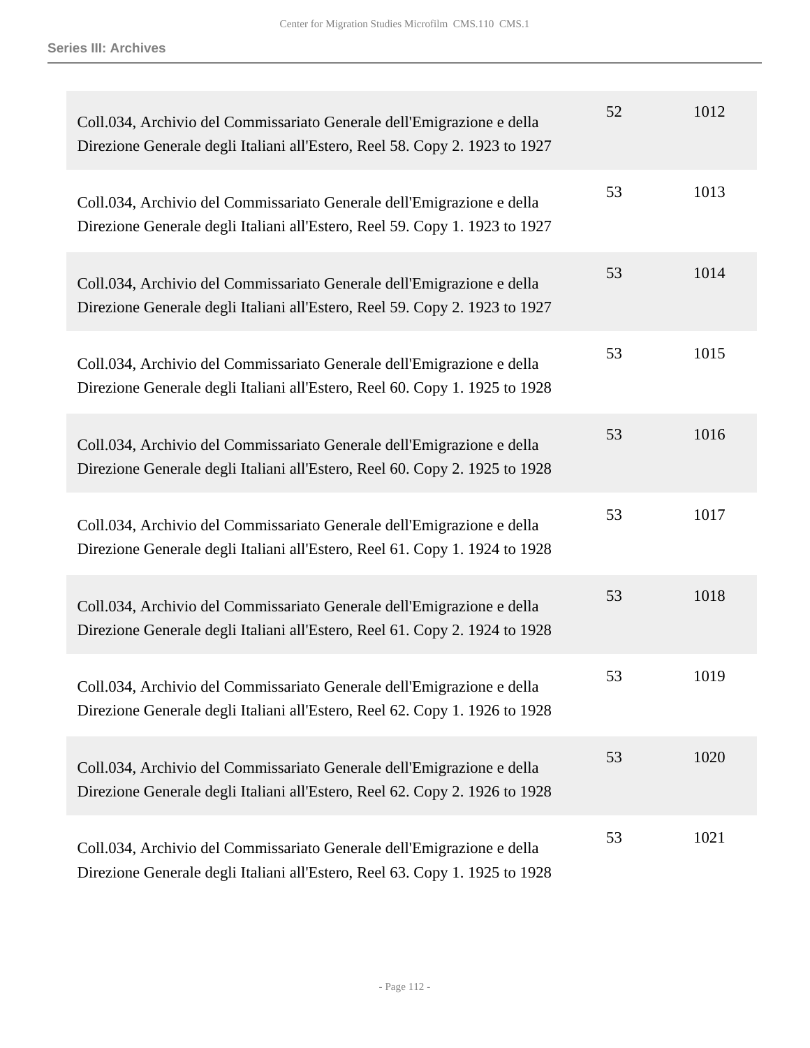| | | |
|---|---|---|
| Coll.034, Archivio del Commissariato Generale dell'Emigrazione e della Direzione Generale degli Italiani all'Estero, Reel 58. Copy 2. 1923 to 1927 | 52 | 1012 |
| Coll.034, Archivio del Commissariato Generale dell'Emigrazione e della Direzione Generale degli Italiani all'Estero, Reel 59. Copy 1. 1923 to 1927 | 53 | 1013 |
| Coll.034, Archivio del Commissariato Generale dell'Emigrazione e della Direzione Generale degli Italiani all'Estero, Reel 59. Copy 2. 1923 to 1927 | 53 | 1014 |
| Coll.034, Archivio del Commissariato Generale dell'Emigrazione e della Direzione Generale degli Italiani all'Estero, Reel 60. Copy 1. 1925 to 1928 | 53 | 1015 |
| Coll.034, Archivio del Commissariato Generale dell'Emigrazione e della Direzione Generale degli Italiani all'Estero, Reel 60. Copy 2. 1925 to 1928 | 53 | 1016 |
| Coll.034, Archivio del Commissariato Generale dell'Emigrazione e della Direzione Generale degli Italiani all'Estero, Reel 61. Copy 1. 1924 to 1928 | 53 | 1017 |
| Coll.034, Archivio del Commissariato Generale dell'Emigrazione e della Direzione Generale degli Italiani all'Estero, Reel 61. Copy 2. 1924 to 1928 | 53 | 1018 |
| Coll.034, Archivio del Commissariato Generale dell'Emigrazione e della Direzione Generale degli Italiani all'Estero, Reel 62. Copy 1. 1926 to 1928 | 53 | 1019 |
| Coll.034, Archivio del Commissariato Generale dell'Emigrazione e della Direzione Generale degli Italiani all'Estero, Reel 62. Copy 2. 1926 to 1928 | 53 | 1020 |
| Coll.034, Archivio del Commissariato Generale dell'Emigrazione e della Direzione Generale degli Italiani all'Estero, Reel 63. Copy 1. 1925 to 1928 | 53 | 1021 |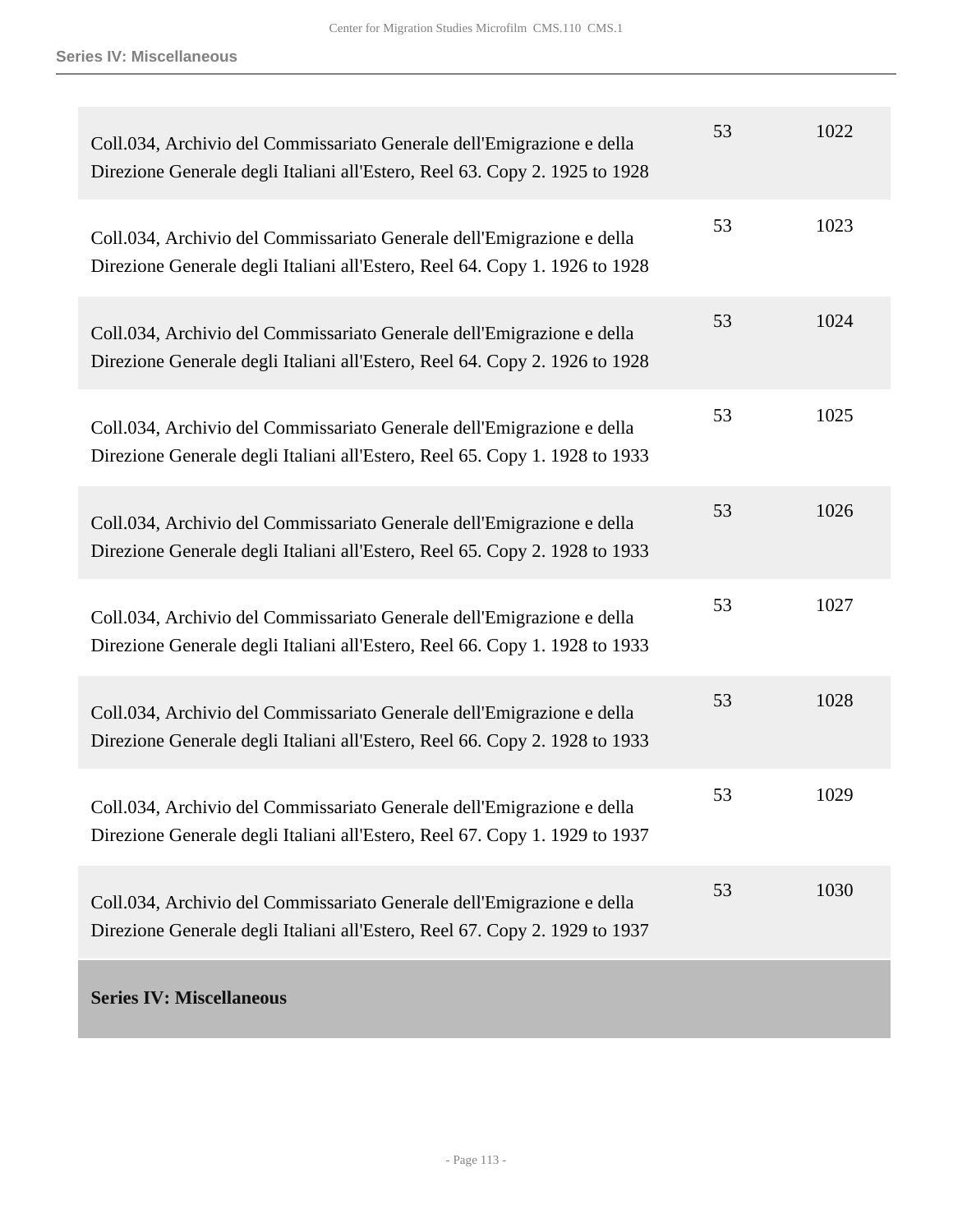| | | |
|---|---|---|
| Coll.034, Archivio del Commissariato Generale dell'Emigrazione e della Direzione Generale degli Italiani all'Estero, Reel 63. Copy 2. 1925 to 1928 | 53 | 1022 |
| Coll.034, Archivio del Commissariato Generale dell'Emigrazione e della Direzione Generale degli Italiani all'Estero, Reel 64. Copy 1. 1926 to 1928 | 53 | 1023 |
| Coll.034, Archivio del Commissariato Generale dell'Emigrazione e della Direzione Generale degli Italiani all'Estero, Reel 64. Copy 2. 1926 to 1928 | 53 | 1024 |
| Coll.034, Archivio del Commissariato Generale dell'Emigrazione e della Direzione Generale degli Italiani all'Estero, Reel 65. Copy 1. 1928 to 1933 | 53 | 1025 |
| Coll.034, Archivio del Commissariato Generale dell'Emigrazione e della Direzione Generale degli Italiani all'Estero, Reel 65. Copy 2. 1928 to 1933 | 53 | 1026 |
| Coll.034, Archivio del Commissariato Generale dell'Emigrazione e della Direzione Generale degli Italiani all'Estero, Reel 66. Copy 1. 1928 to 1933 | 53 | 1027 |
| Coll.034, Archivio del Commissariato Generale dell'Emigrazione e della Direzione Generale degli Italiani all'Estero, Reel 66. Copy 2. 1928 to 1933 | 53 | 1028 |
| Coll.034, Archivio del Commissariato Generale dell'Emigrazione e della Direzione Generale degli Italiani all'Estero, Reel 67. Copy 1. 1929 to 1937 | 53 | 1029 |
| Coll.034, Archivio del Commissariato Generale dell'Emigrazione e della Direzione Generale degli Italiani all'Estero, Reel 67. Copy 2. 1929 to 1937 | 53 | 1030 |

## Series IV: Miscellaneous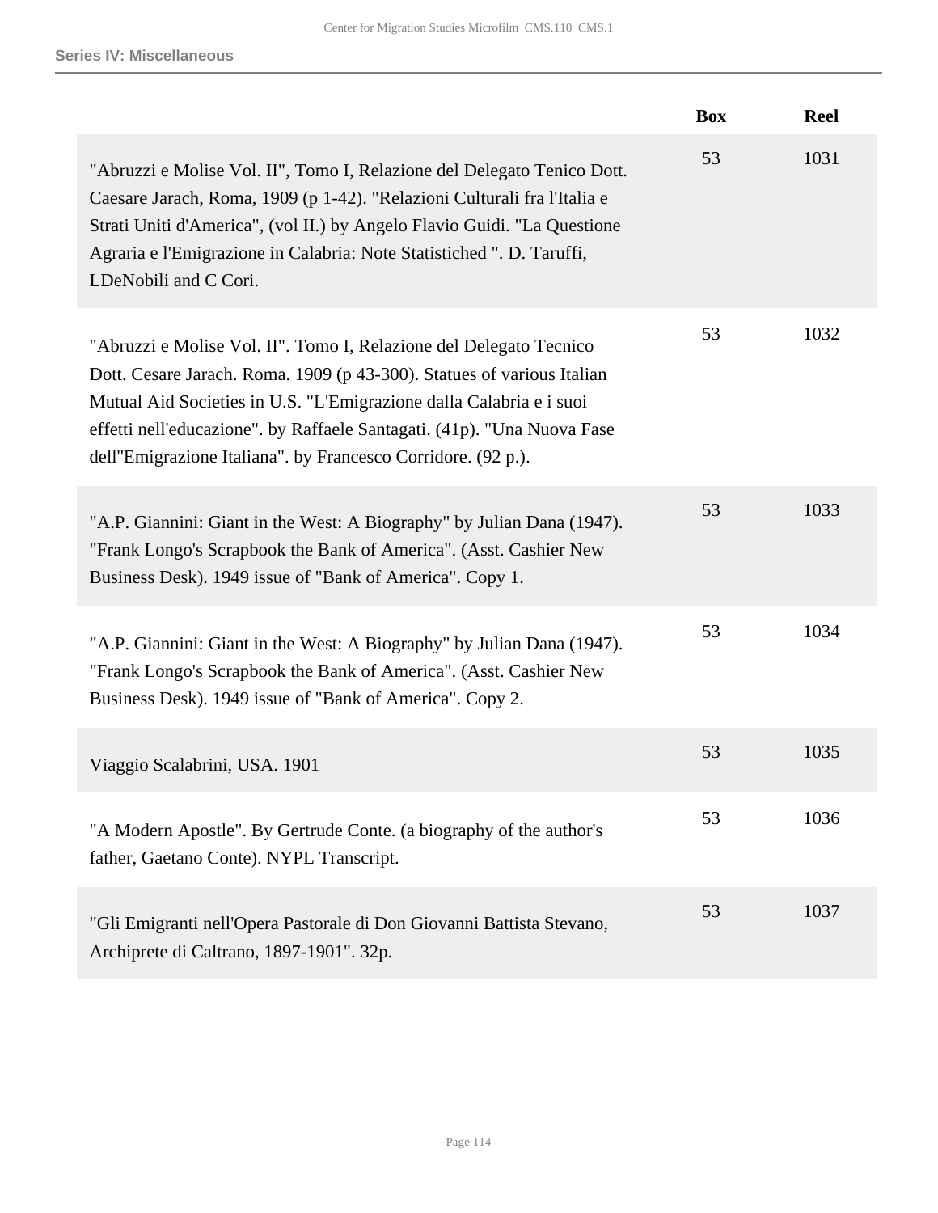## Series IV: Miscellaneous

| | Box | Reel |
|---|---|---|
| "Abruzzi e Molise Vol. II", Tomo I, Relazione del Delegato Tenico Dott. Caesare Jarach, Roma, 1909 (p 1-42). "Relazioni Culturali fra l'Italia e Strati Uniti d'America", (vol II.) by Angelo Flavio Guidi. "La Questione Agraria e l'Emigrazione in Calabria: Note Statistiched ". D. Taruffi, LDeNobili and C Cori. | 53 | 1031 |
| "Abruzzi e Molise Vol. II". Tomo I, Relazione del Delegato Tecnico Dott. Cesare Jarach. Roma. 1909 (p 43-300). Statues of various Italian Mutual Aid Societies in U.S. "L'Emigrazione dalla Calabria e i suoi effetti nell'educazione". by Raffaele Santagati. (41p). "Una Nuova Fase dell"Emigrazione Italiana". by Francesco Corridore. (92 p.). | 53 | 1032 |
| "A.P. Giannini: Giant in the West: A Biography" by Julian Dana (1947). "Frank Longo's Scrapbook the Bank of America". (Asst. Cashier New Business Desk). 1949 issue of "Bank of America". Copy 1. | 53 | 1033 |
| "A.P. Giannini: Giant in the West: A Biography" by Julian Dana (1947). "Frank Longo's Scrapbook the Bank of America". (Asst. Cashier New Business Desk). 1949 issue of "Bank of America". Copy 2. | 53 | 1034 |
| Viaggio Scalabrini, USA. 1901 | 53 | 1035 |
| "A Modern Apostle". By Gertrude Conte. (a biography of the author's father, Gaetano Conte). NYPL Transcript. | 53 | 1036 |
| "Gli Emigranti nell'Opera Pastorale di Don Giovanni Battista Stevano, Archiprete di Caltrano, 1897-1901". 32p. | 53 | 1037 |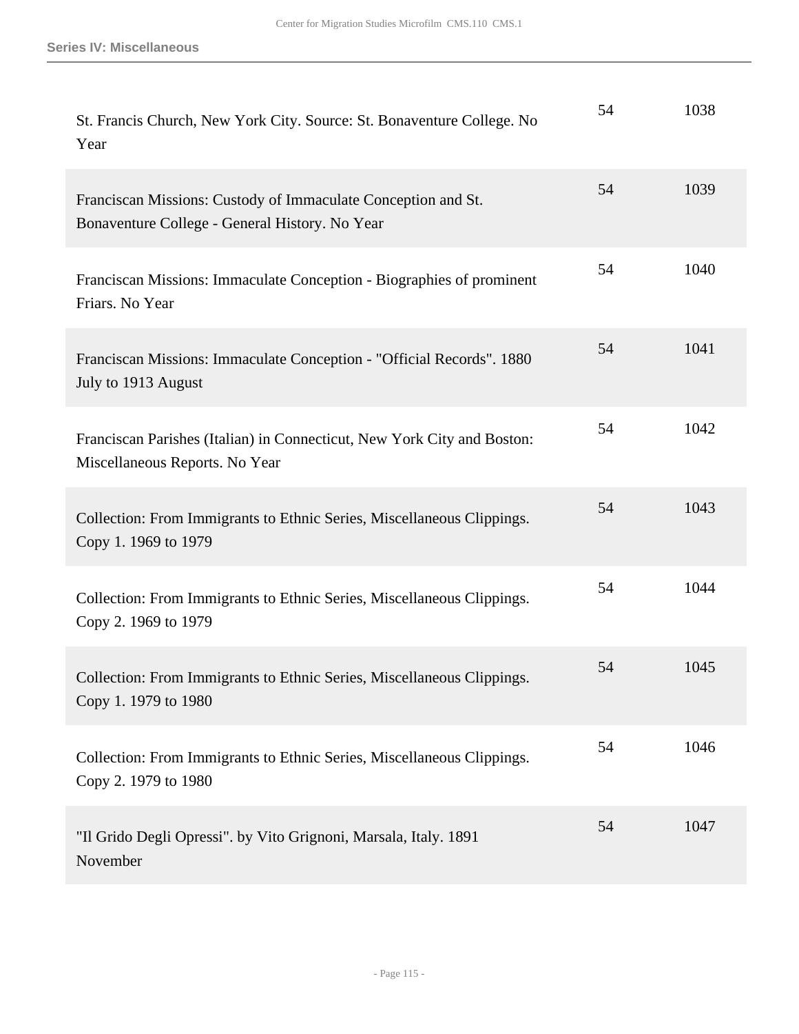| | | |
|---|---|---|
| St. Francis Church, New York City. Source: St. Bonaventure College. No Year | 54 | 1038 |
| Franciscan Missions: Custody of Immaculate Conception and St. Bonaventure College - General History. No Year | 54 | 1039 |
| Franciscan Missions: Immaculate Conception - Biographies of prominent Friars. No Year | 54 | 1040 |
| Franciscan Missions: Immaculate Conception - "Official Records". 1880 July to 1913 August | 54 | 1041 |
| Franciscan Parishes (Italian) in Connecticut, New York City and Boston: Miscellaneous Reports. No Year | 54 | 1042 |
| Collection: From Immigrants to Ethnic Series, Miscellaneous Clippings. Copy 1. 1969 to 1979 | 54 | 1043 |
| Collection: From Immigrants to Ethnic Series, Miscellaneous Clippings. Copy 2. 1969 to 1979 | 54 | 1044 |
| Collection: From Immigrants to Ethnic Series, Miscellaneous Clippings. Copy 1. 1979 to 1980 | 54 | 1045 |
| Collection: From Immigrants to Ethnic Series, Miscellaneous Clippings. Copy 2. 1979 to 1980 | 54 | 1046 |
| "Il Grido Degli Opressi". by Vito Grignoni, Marsala, Italy. 1891 November | 54 | 1047 |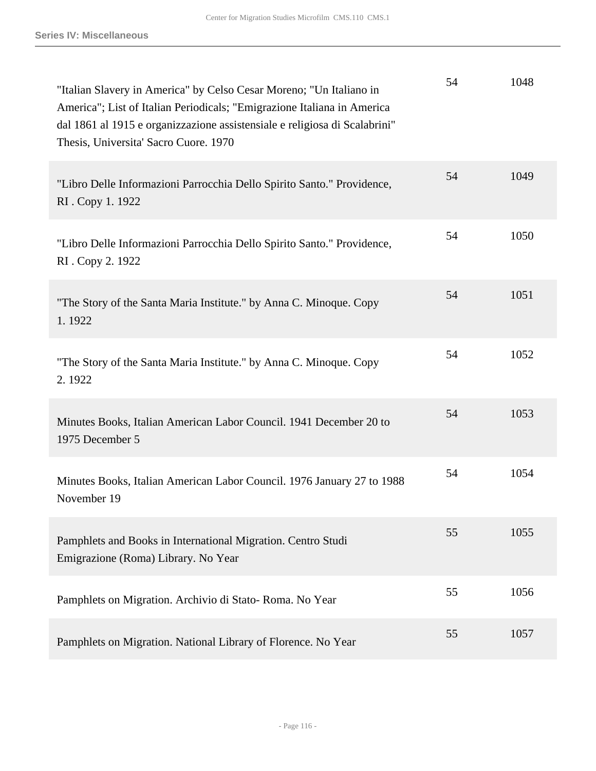| | | |
|---|---|---|
| "Italian Slavery in America" by Celso Cesar Moreno; "Un Italiano in America"; List of Italian Periodicals; "Emigrazione Italiana in America dal 1861 al 1915 e organizzazione assistensiale e religiosa di Scalabrini" Thesis, Universita' Sacro Cuore. 1970 | 54 | 1048 |
| "Libro Delle Informazioni Parrocchia Dello Spirito Santo." Providence, RI . Copy 1. 1922 | 54 | 1049 |
| "Libro Delle Informazioni Parrocchia Dello Spirito Santo." Providence, RI . Copy 2. 1922 | 54 | 1050 |
| "The Story of the Santa Maria Institute." by Anna C. Minoque. Copy 1. 1922 | 54 | 1051 |
| "The Story of the Santa Maria Institute." by Anna C. Minoque. Copy 2. 1922 | 54 | 1052 |
| Minutes Books, Italian American Labor Council. 1941 December 20 to 1975 December 5 | 54 | 1053 |
| Minutes Books, Italian American Labor Council. 1976 January 27 to 1988 November 19 | 54 | 1054 |
| Pamphlets and Books in International Migration. Centro Studi Emigrazione (Roma) Library. No Year | 55 | 1055 |
| Pamphlets on Migration. Archivio di Stato- Roma. No Year | 55 | 1056 |
| Pamphlets on Migration. National Library of Florence. No Year | 55 | 1057 |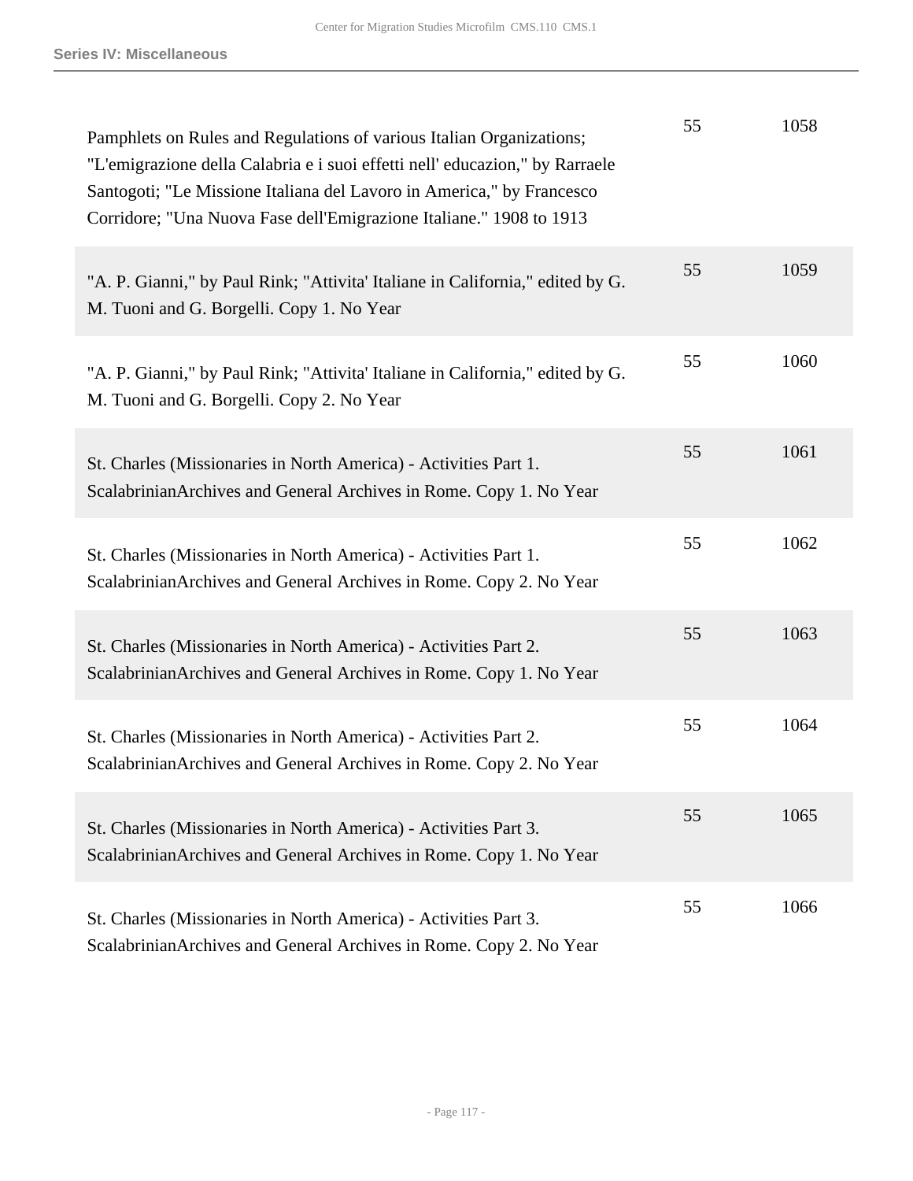| | | |
|---|---|---|
| Pamphlets on Rules and Regulations of various Italian Organizations; "L'emigrazione della Calabria e i suoi effetti nell' educazion," by Rarraele Santogoti; "Le Missione Italiana del Lavoro in America," by Francesco Corridore; "Una Nuova Fase dell'Emigrazione Italiane." 1908 to 1913 | 55 | 1058 |
| "A. P. Gianni," by Paul Rink; "Attivita' Italiane in California," edited by G. M. Tuoni and G. Borgelli. Copy 1. No Year | 55 | 1059 |
| "A. P. Gianni," by Paul Rink; "Attivita' Italiane in California," edited by G. M. Tuoni and G. Borgelli. Copy 2. No Year | 55 | 1060 |
| St. Charles (Missionaries in North America) - Activities Part 1. ScalabrinianArchives and General Archives in Rome. Copy 1. No Year | 55 | 1061 |
| St. Charles (Missionaries in North America) - Activities Part 1. ScalabrinianArchives and General Archives in Rome. Copy 2. No Year | 55 | 1062 |
| St. Charles (Missionaries in North America) - Activities Part 2. ScalabrinianArchives and General Archives in Rome. Copy 1. No Year | 55 | 1063 |
| St. Charles (Missionaries in North America) - Activities Part 2. ScalabrinianArchives and General Archives in Rome. Copy 2. No Year | 55 | 1064 |
| St. Charles (Missionaries in North America) - Activities Part 3. ScalabrinianArchives and General Archives in Rome. Copy 1. No Year | 55 | 1065 |
| St. Charles (Missionaries in North America) - Activities Part 3. ScalabrinianArchives and General Archives in Rome. Copy 2. No Year | 55 | 1066 |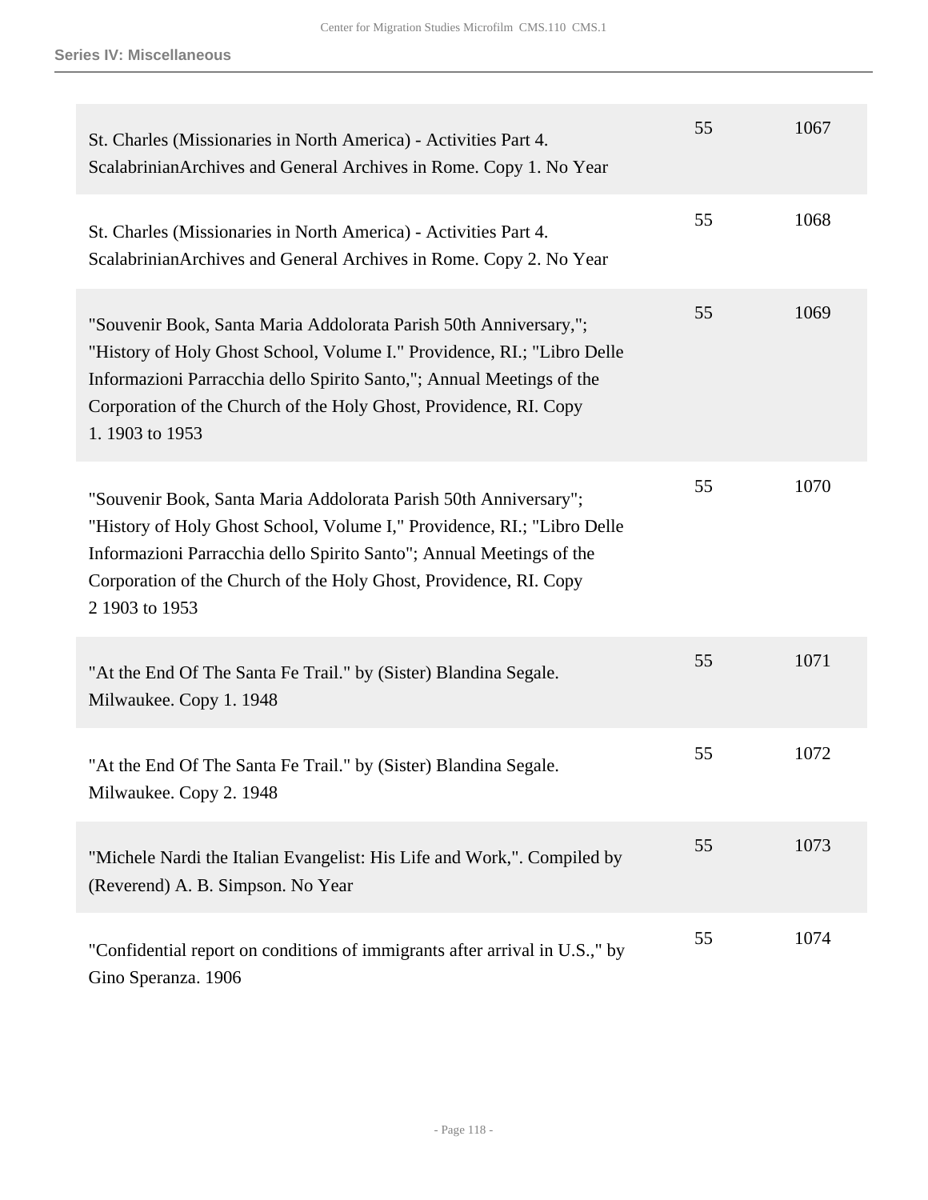## Series IV: Miscellaneous

| | | |
|---|---|---|
| St. Charles (Missionaries in North America) - Activities Part 4. ScalabrinianArchives and General Archives in Rome. Copy 1. No Year | 55 | 1067 |
| St. Charles (Missionaries in North America) - Activities Part 4. ScalabrinianArchives and General Archives in Rome. Copy 2. No Year | 55 | 1068 |
| "Souvenir Book, Santa Maria Addolorata Parish 50th Anniversary,"; "History of Holy Ghost School, Volume I." Providence, RI.; "Libro Delle Informazioni Parracchia dello Spirito Santo,"; Annual Meetings of the Corporation of the Church of the Holy Ghost, Providence, RI. Copy 1. 1903 to 1953 | 55 | 1069 |
| "Souvenir Book, Santa Maria Addolorata Parish 50th Anniversary"; "History of Holy Ghost School, Volume I," Providence, RI.; "Libro Delle Informazioni Parracchia dello Spirito Santo"; Annual Meetings of the Corporation of the Church of the Holy Ghost, Providence, RI. Copy 2 1903 to 1953 | 55 | 1070 |
| "At the End Of The Santa Fe Trail." by (Sister) Blandina Segale. Milwaukee. Copy 1. 1948 | 55 | 1071 |
| "At the End Of The Santa Fe Trail." by (Sister) Blandina Segale. Milwaukee. Copy 2. 1948 | 55 | 1072 |
| "Michele Nardi the Italian Evangelist: His Life and Work,". Compiled by (Reverend) A. B. Simpson. No Year | 55 | 1073 |
| "Confidential report on conditions of immigrants after arrival in U.S.," by Gino Speranza. 1906 | 55 | 1074 |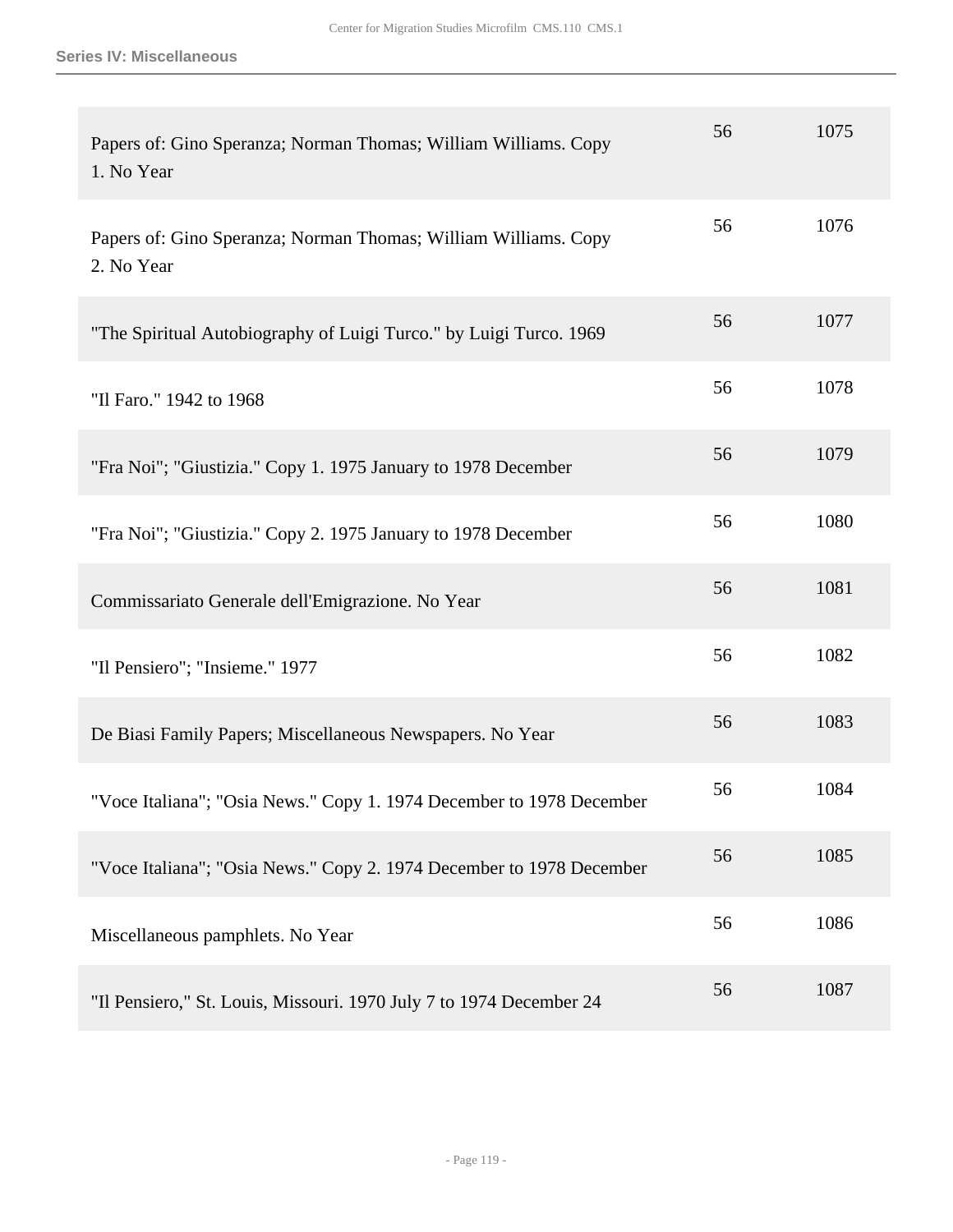| | | |
|---|---|---|
| Papers of: Gino Speranza; Norman Thomas; William Williams. Copy 1. No Year | 56 | 1075 |
| Papers of: Gino Speranza; Norman Thomas; William Williams. Copy 2. No Year | 56 | 1076 |
| "The Spiritual Autobiography of Luigi Turco." by Luigi Turco. 1969 | 56 | 1077 |
| "Il Faro." 1942 to 1968 | 56 | 1078 |
| "Fra Noi"; "Giustizia." Copy 1. 1975 January to 1978 December | 56 | 1079 |
| "Fra Noi"; "Giustizia." Copy 2. 1975 January to 1978 December | 56 | 1080 |
| Commissariato Generale dell'Emigrazione. No Year | 56 | 1081 |
| "Il Pensiero"; "Insieme." 1977 | 56 | 1082 |
| De Biasi Family Papers; Miscellaneous Newspapers. No Year | 56 | 1083 |
| "Voce Italiana"; "Osia News." Copy 1. 1974 December to 1978 December | 56 | 1084 |
| "Voce Italiana"; "Osia News." Copy 2. 1974 December to 1978 December | 56 | 1085 |
| Miscellaneous pamphlets. No Year | 56 | 1086 |
| "Il Pensiero," St. Louis, Missouri. 1970 July 7 to 1974 December 24 | 56 | 1087 |